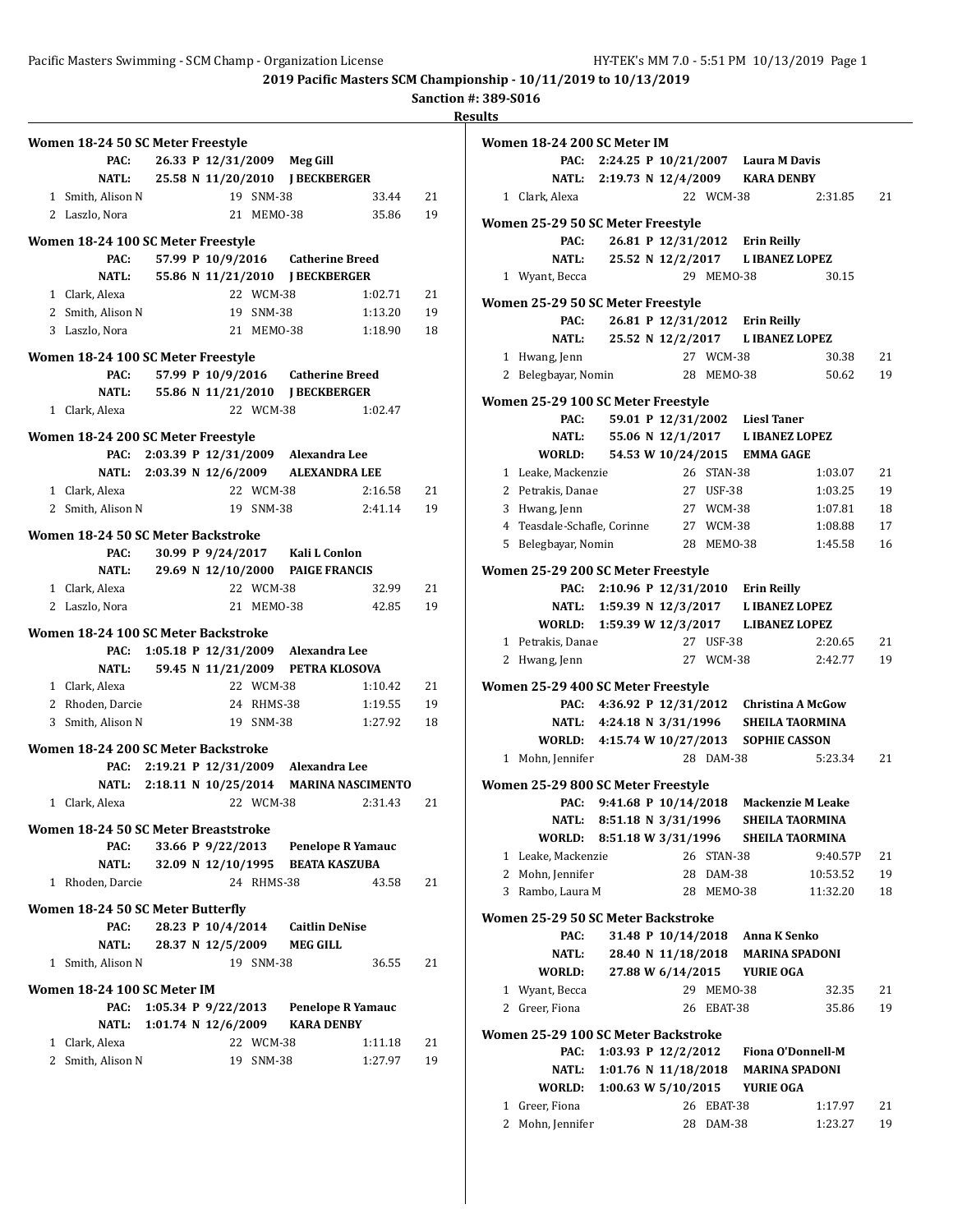## 2019 Pacific Masters SCM Championship - 10/11/2019 to 10/13/2019

**Sanction #: 389-S016**

**Results**

### Women 18-24 50 SC Meter Freestyle

PAC: 26.33 P 12/31/2009 Meg Gill
NATL: 25.58 N 11/20/2010 J BECKBERGER

| Place | Name | Age | Team | Time | Points |
|---|---|---|---|---|---|
| 1 | Smith, Alison N | 19 | SNM-38 | 33.44 | 21 |
| 2 | Laszlo, Nora | 21 | MEMO-38 | 35.86 | 19 |

### Women 18-24 100 SC Meter Freestyle

PAC: 57.99 P 10/9/2016 Catherine Breed
NATL: 55.86 N 11/21/2010 J BECKBERGER

| Place | Name | Age | Team | Time | Points |
|---|---|---|---|---|---|
| 1 | Clark, Alexa | 22 | WCM-38 | 1:02.71 | 21 |
| 2 | Smith, Alison N | 19 | SNM-38 | 1:13.20 | 19 |
| 3 | Laszlo, Nora | 21 | MEMO-38 | 1:18.90 | 18 |

### Women 18-24 100 SC Meter Freestyle

PAC: 57.99 P 10/9/2016 Catherine Breed
NATL: 55.86 N 11/21/2010 J BECKBERGER

| Place | Name | Age | Team | Time | Points |
|---|---|---|---|---|---|
| 1 | Clark, Alexa | 22 | WCM-38 | 1:02.47 | |

### Women 18-24 200 SC Meter Freestyle

PAC: 2:03.39 P 12/31/2009 Alexandra Lee
NATL: 2:03.39 N 12/6/2009 ALEXANDRA LEE

| Place | Name | Age | Team | Time | Points |
|---|---|---|---|---|---|
| 1 | Clark, Alexa | 22 | WCM-38 | 2:16.58 | 21 |
| 2 | Smith, Alison N | 19 | SNM-38 | 2:41.14 | 19 |

### Women 18-24 50 SC Meter Backstroke

PAC: 30.99 P 9/24/2017 Kali L Conlon
NATL: 29.69 N 12/10/2000 PAIGE FRANCIS

| Place | Name | Age | Team | Time | Points |
|---|---|---|---|---|---|
| 1 | Clark, Alexa | 22 | WCM-38 | 32.99 | 21 |
| 2 | Laszlo, Nora | 21 | MEMO-38 | 42.85 | 19 |

### Women 18-24 100 SC Meter Backstroke

PAC: 1:05.18 P 12/31/2009 Alexandra Lee
NATL: 59.45 N 11/21/2009 PETRA KLOSOVA

| Place | Name | Age | Team | Time | Points |
|---|---|---|---|---|---|
| 1 | Clark, Alexa | 22 | WCM-38 | 1:10.42 | 21 |
| 2 | Rhoden, Darcie | 24 | RHMS-38 | 1:19.55 | 19 |
| 3 | Smith, Alison N | 19 | SNM-38 | 1:27.92 | 18 |

### Women 18-24 200 SC Meter Backstroke

PAC: 2:19.21 P 12/31/2009 Alexandra Lee
NATL: 2:18.11 N 10/25/2014 MARINA NASCIMENTO

| Place | Name | Age | Team | Time | Points |
|---|---|---|---|---|---|
| 1 | Clark, Alexa | 22 | WCM-38 | 2:31.43 | 21 |

### Women 18-24 50 SC Meter Breaststroke

PAC: 33.66 P 9/22/2013 Penelope R Yamauc
NATL: 32.09 N 12/10/1995 BEATA KASZUBA

| Place | Name | Age | Team | Time | Points |
|---|---|---|---|---|---|
| 1 | Rhoden, Darcie | 24 | RHMS-38 | 43.58 | 21 |

### Women 18-24 50 SC Meter Butterfly

PAC: 28.23 P 10/4/2014 Caitlin DeNise
NATL: 28.37 N 12/5/2009 MEG GILL

| Place | Name | Age | Team | Time | Points |
|---|---|---|---|---|---|
| 1 | Smith, Alison N | 19 | SNM-38 | 36.55 | 21 |

### Women 18-24 100 SC Meter IM

PAC: 1:05.34 P 9/22/2013 Penelope R Yamauc
NATL: 1:01.74 N 12/6/2009 KARA DENBY

| Place | Name | Age | Team | Time | Points |
|---|---|---|---|---|---|
| 1 | Clark, Alexa | 22 | WCM-38 | 1:11.18 | 21 |
| 2 | Smith, Alison N | 19 | SNM-38 | 1:27.97 | 19 |

### Women 18-24 200 SC Meter IM

PAC: 2:24.25 P 10/21/2007 Laura M Davis
NATL: 2:19.73 N 12/4/2009 KARA DENBY

| Place | Name | Age | Team | Time | Points |
|---|---|---|---|---|---|
| 1 | Clark, Alexa | 22 | WCM-38 | 2:31.85 | 21 |

### Women 25-29 50 SC Meter Freestyle

PAC: 26.81 P 12/31/2012 Erin Reilly
NATL: 25.52 N 12/2/2017 L IBANEZ LOPEZ

| Place | Name | Age | Team | Time | Points |
|---|---|---|---|---|---|
| 1 | Wyant, Becca | 29 | MEMO-38 | 30.15 | |

### Women 25-29 50 SC Meter Freestyle

PAC: 26.81 P 12/31/2012 Erin Reilly
NATL: 25.52 N 12/2/2017 L IBANEZ LOPEZ

| Place | Name | Age | Team | Time | Points |
|---|---|---|---|---|---|
| 1 | Hwang, Jenn | 27 | WCM-38 | 30.38 | 21 |
| 2 | Belegbayar, Nomin | 28 | MEMO-38 | 50.62 | 19 |

### Women 25-29 100 SC Meter Freestyle

PAC: 59.01 P 12/31/2002 Liesl Taner
NATL: 55.06 N 12/1/2017 L IBANEZ LOPEZ
WORLD: 54.53 W 10/24/2015 EMMA GAGE

| Place | Name | Age | Team | Time | Points |
|---|---|---|---|---|---|
| 1 | Leake, Mackenzie | 26 | STAN-38 | 1:03.07 | 21 |
| 2 | Petrakis, Danae | 27 | USF-38 | 1:03.25 | 19 |
| 3 | Hwang, Jenn | 27 | WCM-38 | 1:07.81 | 18 |
| 4 | Teasdale-Schafle, Corinne | 27 | WCM-38 | 1:08.88 | 17 |
| 5 | Belegbayar, Nomin | 28 | MEMO-38 | 1:45.58 | 16 |

### Women 25-29 200 SC Meter Freestyle

PAC: 2:10.96 P 12/31/2010 Erin Reilly
NATL: 1:59.39 N 12/3/2017 L IBANEZ LOPEZ
WORLD: 1:59.39 W 12/3/2017 L.IBANEZ LOPEZ

| Place | Name | Age | Team | Time | Points |
|---|---|---|---|---|---|
| 1 | Petrakis, Danae | 27 | USF-38 | 2:20.65 | 21 |
| 2 | Hwang, Jenn | 27 | WCM-38 | 2:42.77 | 19 |

### Women 25-29 400 SC Meter Freestyle

PAC: 4:36.92 P 12/31/2012 Christina A McGow
NATL: 4:24.18 N 3/31/1996 SHEILA TAORMINA
WORLD: 4:15.74 W 10/27/2013 SOPHIE CASSON

| Place | Name | Age | Team | Time | Points |
|---|---|---|---|---|---|
| 1 | Mohn, Jennifer | 28 | DAM-38 | 5:23.34 | 21 |

### Women 25-29 800 SC Meter Freestyle

PAC: 9:41.68 P 10/14/2018 Mackenzie M Leake
NATL: 8:51.18 N 3/31/1996 SHEILA TAORMINA
WORLD: 8:51.18 W 3/31/1996 SHEILA TAORMINA

| Place | Name | Age | Team | Time | Points |
|---|---|---|---|---|---|
| 1 | Leake, Mackenzie | 26 | STAN-38 | 9:40.57P | 21 |
| 2 | Mohn, Jennifer | 28 | DAM-38 | 10:53.52 | 19 |
| 3 | Rambo, Laura M | 28 | MEMO-38 | 11:32.20 | 18 |

### Women 25-29 50 SC Meter Backstroke

PAC: 31.48 P 10/14/2018 Anna K Senko
NATL: 28.40 N 11/18/2018 MARINA SPADONI
WORLD: 27.88 W 6/14/2015 YURIE OGA

| Place | Name | Age | Team | Time | Points |
|---|---|---|---|---|---|
| 1 | Wyant, Becca | 29 | MEMO-38 | 32.35 | 21 |
| 2 | Greer, Fiona | 26 | EBAT-38 | 35.86 | 19 |

### Women 25-29 100 SC Meter Backstroke

PAC: 1:03.93 P 12/2/2012 Fiona O'Donnell-M
NATL: 1:01.76 N 11/18/2018 MARINA SPADONI
WORLD: 1:00.63 W 5/10/2015 YURIE OGA

| Place | Name | Age | Team | Time | Points |
|---|---|---|---|---|---|
| 1 | Greer, Fiona | 26 | EBAT-38 | 1:17.97 | 21 |
| 2 | Mohn, Jennifer | 28 | DAM-38 | 1:23.27 | 19 |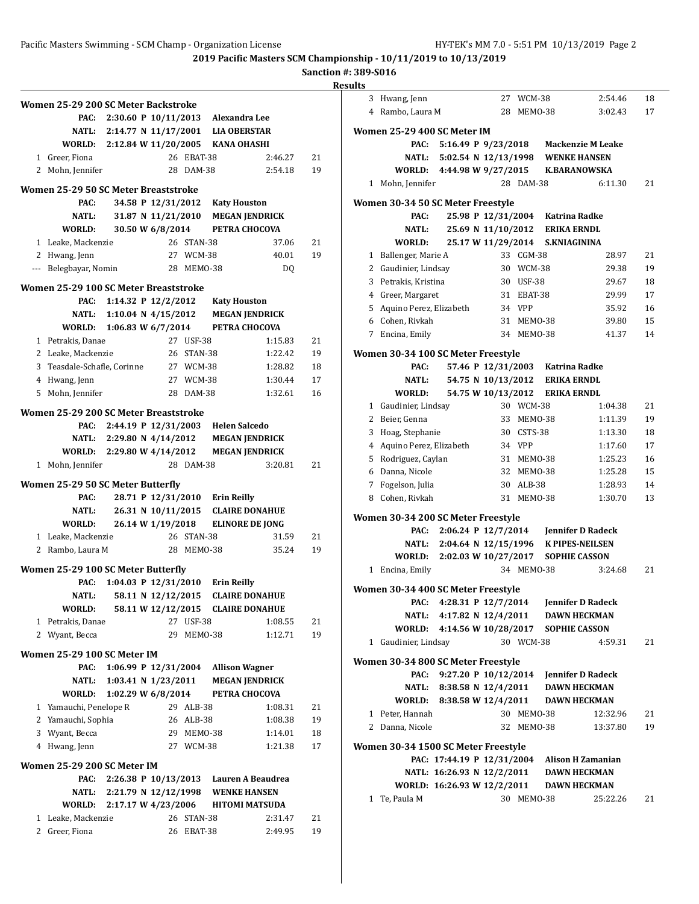2019 Pacific Masters SCM Championship - 10/11/2019 to 10/13/2019

Sanction #: 389-S016

Results

### Women 25-29 200 SC Meter Backstroke

PAC: 2:30.60 P 10/11/2013 Alexandra Lee
NATL: 2:14.77 N 11/17/2001 LIA OBERSTAR
WORLD: 2:12.84 W 11/20/2005 KANA OHASHI

| | Name | Age | Team | Time | Points |
|---|---|---|---|---|---|
| 1 | Greer, Fiona | 26 | EBAT-38 | 2:46.27 | 21 |
| 2 | Mohn, Jennifer | 28 | DAM-38 | 2:54.18 | 19 |
| 3 | Hwang, Jenn | 27 | WCM-38 | 2:54.46 | 18 |
| 4 | Rambo, Laura M | 28 | MEMO-38 | 3:02.43 | 17 |

### Women 25-29 50 SC Meter Breaststroke

PAC: 34.58 P 12/31/2012 Katy Houston
NATL: 31.87 N 11/21/2010 MEGAN JENDRICK
WORLD: 30.50 W 6/8/2014 PETRA CHOCOVA

| | Name | Age | Team | Time | Points |
|---|---|---|---|---|---|
| 1 | Leake, Mackenzie | 26 | STAN-38 | 37.06 | 21 |
| 2 | Hwang, Jenn | 27 | WCM-38 | 40.01 | 19 |
| --- | Belegbayar, Nomin | 28 | MEMO-38 | DQ | |

### Women 25-29 100 SC Meter Breaststroke

PAC: 1:14.32 P 12/2/2012 Katy Houston
NATL: 1:10.04 N 4/15/2012 MEGAN JENDRICK
WORLD: 1:06.83 W 6/7/2014 PETRA CHOCOVA

| | Name | Age | Team | Time | Points |
|---|---|---|---|---|---|
| 1 | Petrakis, Danae | 27 | USF-38 | 1:15.83 | 21 |
| 2 | Leake, Mackenzie | 26 | STAN-38 | 1:22.42 | 19 |
| 3 | Teasdale-Schafle, Corinne | 27 | WCM-38 | 1:28.82 | 18 |
| 4 | Hwang, Jenn | 27 | WCM-38 | 1:30.44 | 17 |
| 5 | Mohn, Jennifer | 28 | DAM-38 | 1:32.61 | 16 |

### Women 25-29 200 SC Meter Breaststroke

PAC: 2:44.19 P 12/31/2003 Helen Salcedo
NATL: 2:29.80 N 4/14/2012 MEGAN JENDRICK
WORLD: 2:29.80 W 4/14/2012 MEGAN JENDRICK

| | Name | Age | Team | Time | Points |
|---|---|---|---|---|---|
| 1 | Mohn, Jennifer | 28 | DAM-38 | 3:20.81 | 21 |

### Women 25-29 50 SC Meter Butterfly

PAC: 28.71 P 12/31/2010 Erin Reilly
NATL: 26.31 N 10/11/2015 CLAIRE DONAHUE
WORLD: 26.14 W 1/19/2018 ELINORE DE JONG

| | Name | Age | Team | Time | Points |
|---|---|---|---|---|---|
| 1 | Leake, Mackenzie | 26 | STAN-38 | 31.59 | 21 |
| 2 | Rambo, Laura M | 28 | MEMO-38 | 35.24 | 19 |

### Women 25-29 100 SC Meter Butterfly

PAC: 1:04.03 P 12/31/2010 Erin Reilly
NATL: 58.11 N 12/12/2015 CLAIRE DONAHUE
WORLD: 58.11 W 12/12/2015 CLAIRE DONAHUE

| | Name | Age | Team | Time | Points |
|---|---|---|---|---|---|
| 1 | Petrakis, Danae | 27 | USF-38 | 1:08.55 | 21 |
| 2 | Wyant, Becca | 29 | MEMO-38 | 1:12.71 | 19 |

### Women 25-29 100 SC Meter IM

PAC: 1:06.99 P 12/31/2004 Allison Wagner
NATL: 1:03.41 N 1/23/2011 MEGAN JENDRICK
WORLD: 1:02.29 W 6/8/2014 PETRA CHOCOVA

| | Name | Age | Team | Time | Points |
|---|---|---|---|---|---|
| 1 | Yamauchi, Penelope R | 29 | ALB-38 | 1:08.31 | 21 |
| 2 | Yamauchi, Sophia | 26 | ALB-38 | 1:08.38 | 19 |
| 3 | Wyant, Becca | 29 | MEMO-38 | 1:14.01 | 18 |
| 4 | Hwang, Jenn | 27 | WCM-38 | 1:21.38 | 17 |

### Women 25-29 200 SC Meter IM

PAC: 2:26.38 P 10/13/2013 Lauren A Beaudrea
NATL: 2:21.79 N 12/12/1998 WENKE HANSEN
WORLD: 2:17.17 W 4/23/2006 HITOMI MATSUDA

| | Name | Age | Team | Time | Points |
|---|---|---|---|---|---|
| 1 | Leake, Mackenzie | 26 | STAN-38 | 2:31.47 | 21 |
| 2 | Greer, Fiona | 26 | EBAT-38 | 2:49.95 | 19 |

### Women 25-29 400 SC Meter IM

PAC: 5:16.49 P 9/23/2018 Mackenzie M Leake
NATL: 5:02.54 N 12/13/1998 WENKE HANSEN
WORLD: 4:44.98 W 9/27/2015 K.BARANOWSKA

| | Name | Age | Team | Time | Points |
|---|---|---|---|---|---|
| 1 | Mohn, Jennifer | 28 | DAM-38 | 6:11.30 | 21 |

### Women 30-34 50 SC Meter Freestyle

PAC: 25.98 P 12/31/2004 Katrina Radke
NATL: 25.69 N 11/10/2012 ERIKA ERNDL
WORLD: 25.17 W 11/29/2014 S.KNIAGININA

| | Name | Age | Team | Time | Points |
|---|---|---|---|---|---|
| 1 | Ballenger, Marie A | 33 | CGM-38 | 28.97 | 21 |
| 2 | Gaudinier, Lindsay | 30 | WCM-38 | 29.38 | 19 |
| 3 | Petrakis, Kristina | 30 | USF-38 | 29.67 | 18 |
| 4 | Greer, Margaret | 31 | EBAT-38 | 29.99 | 17 |
| 5 | Aquino Perez, Elizabeth | 34 | VPP | 35.92 | 16 |
| 6 | Cohen, Rivkah | 31 | MEMO-38 | 39.80 | 15 |
| 7 | Encina, Emily | 34 | MEMO-38 | 41.37 | 14 |

### Women 30-34 100 SC Meter Freestyle

PAC: 57.46 P 12/31/2003 Katrina Radke
NATL: 54.75 N 10/13/2012 ERIKA ERNDL
WORLD: 54.75 W 10/13/2012 ERIKA ERNDL

| | Name | Age | Team | Time | Points |
|---|---|---|---|---|---|
| 1 | Gaudinier, Lindsay | 30 | WCM-38 | 1:04.38 | 21 |
| 2 | Beier, Genna | 33 | MEMO-38 | 1:11.39 | 19 |
| 3 | Hoag, Stephanie | 30 | CSTS-38 | 1:13.30 | 18 |
| 4 | Aquino Perez, Elizabeth | 34 | VPP | 1:17.60 | 17 |
| 5 | Rodriguez, Caylan | 31 | MEMO-38 | 1:25.23 | 16 |
| 6 | Danna, Nicole | 32 | MEMO-38 | 1:25.28 | 15 |
| 7 | Fogelson, Julia | 30 | ALB-38 | 1:28.93 | 14 |
| 8 | Cohen, Rivkah | 31 | MEMO-38 | 1:30.70 | 13 |

### Women 30-34 200 SC Meter Freestyle

PAC: 2:06.24 P 12/7/2014 Jennifer D Radeck
NATL: 2:04.64 N 12/15/1996 K PIPES-NEILSEN
WORLD: 2:02.03 W 10/27/2017 SOPHIE CASSON

| | Name | Age | Team | Time | Points |
|---|---|---|---|---|---|
| 1 | Encina, Emily | 34 | MEMO-38 | 3:24.68 | 21 |

### Women 30-34 400 SC Meter Freestyle

PAC: 4:28.31 P 12/7/2014 Jennifer D Radeck
NATL: 4:17.82 N 12/4/2011 DAWN HECKMAN
WORLD: 4:14.56 W 10/28/2017 SOPHIE CASSON

| | Name | Age | Team | Time | Points |
|---|---|---|---|---|---|
| 1 | Gaudinier, Lindsay | 30 | WCM-38 | 4:59.31 | 21 |

### Women 30-34 800 SC Meter Freestyle

PAC: 9:27.20 P 10/12/2014 Jennifer D Radeck
NATL: 8:38.58 N 12/4/2011 DAWN HECKMAN
WORLD: 8:38.58 W 12/4/2011 DAWN HECKMAN

| | Name | Age | Team | Time | Points |
|---|---|---|---|---|---|
| 1 | Peter, Hannah | 30 | MEMO-38 | 12:32.96 | 21 |
| 2 | Danna, Nicole | 32 | MEMO-38 | 13:37.80 | 19 |

### Women 30-34 1500 SC Meter Freestyle

PAC: 17:44.19 P 12/31/2004 Alison H Zamanian
NATL: 16:26.93 N 12/2/2011 DAWN HECKMAN
WORLD: 16:26.93 W 12/2/2011 DAWN HECKMAN

| | Name | Age | Team | Time | Points |
|---|---|---|---|---|---|
| 1 | Te, Paula M | 30 | MEMO-38 | 25:22.26 | 21 |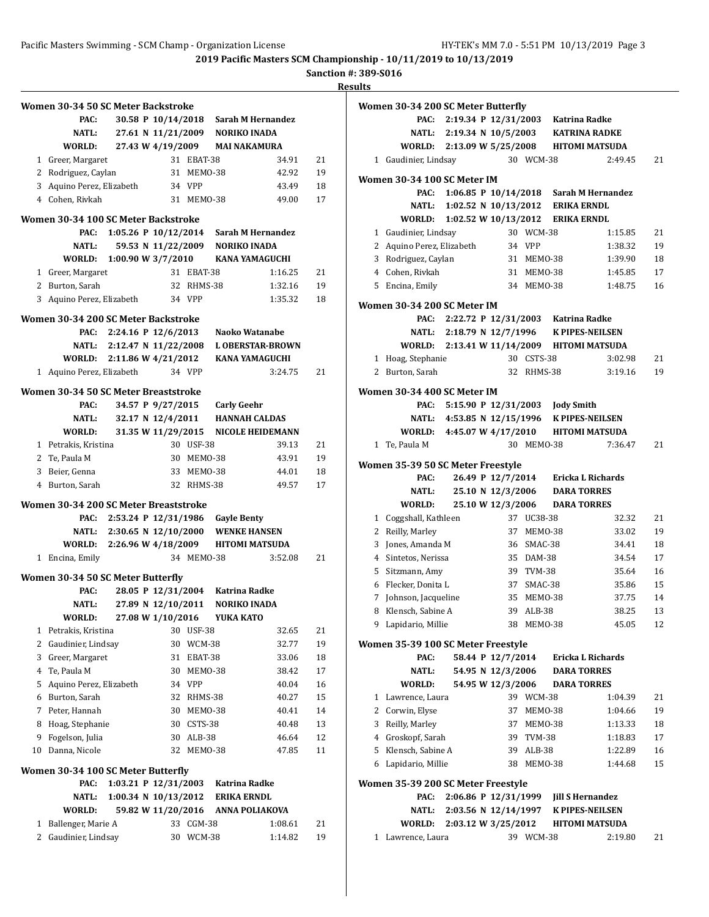2019 Pacific Masters SCM Championship - 10/11/2019 to 10/13/2019

Sanction #: 389-S016

Results

### Women 30-34 50 SC Meter Backstroke

| | | | | |
|---|---|---|---|---|
| PAC: | 30.58 P 10/14/2018 | Sarah M Hernandez | | |
| NATL: | 27.61 N 11/21/2009 | NORIKO INADA | | |
| WORLD: | 27.43 W 4/19/2009 | MAI NAKAMURA | | |

| Place | Name | Age | Team | Time | Points |
|---|---|---|---|---|---|
| 1 | Greer, Margaret | 31 | EBAT-38 | 34.91 | 21 |
| 2 | Rodriguez, Caylan | 31 | MEMO-38 | 42.92 | 19 |
| 3 | Aquino Perez, Elizabeth | 34 | VPP | 43.49 | 18 |
| 4 | Cohen, Rivkah | 31 | MEMO-38 | 49.00 | 17 |

### Women 30-34 100 SC Meter Backstroke

| | | | | |
|---|---|---|---|---|
| PAC: | 1:05.26 P 10/12/2014 | Sarah M Hernandez | | |
| NATL: | 59.53 N 11/22/2009 | NORIKO INADA | | |
| WORLD: | 1:00.90 W 3/7/2010 | KANA YAMAGUCHI | | |

| Place | Name | Age | Team | Time | Points |
|---|---|---|---|---|---|
| 1 | Greer, Margaret | 31 | EBAT-38 | 1:16.25 | 21 |
| 2 | Burton, Sarah | 32 | RHMS-38 | 1:32.16 | 19 |
| 3 | Aquino Perez, Elizabeth | 34 | VPP | 1:35.32 | 18 |

### Women 30-34 200 SC Meter Backstroke

| | | | | |
|---|---|---|---|---|
| PAC: | 2:24.16 P 12/6/2013 | Naoko Watanabe | | |
| NATL: | 2:12.47 N 11/22/2008 | L OBERSTAR-BROWN | | |
| WORLD: | 2:11.86 W 4/21/2012 | KANA YAMAGUCHI | | |

| Place | Name | Age | Team | Time | Points |
|---|---|---|---|---|---|
| 1 | Aquino Perez, Elizabeth | 34 | VPP | 3:24.75 | 21 |

### Women 30-34 50 SC Meter Breaststroke

| | | | | |
|---|---|---|---|---|
| PAC: | 34.57 P 9/27/2015 | Carly Geehr | | |
| NATL: | 32.17 N 12/4/2011 | HANNAH CALDAS | | |
| WORLD: | 31.35 W 11/29/2015 | NICOLE HEIDEMANN | | |

| Place | Name | Age | Team | Time | Points |
|---|---|---|---|---|---|
| 1 | Petrakis, Kristina | 30 | USF-38 | 39.13 | 21 |
| 2 | Te, Paula M | 30 | MEMO-38 | 43.91 | 19 |
| 3 | Beier, Genna | 33 | MEMO-38 | 44.01 | 18 |
| 4 | Burton, Sarah | 32 | RHMS-38 | 49.57 | 17 |

### Women 30-34 200 SC Meter Breaststroke

| | | | | |
|---|---|---|---|---|
| PAC: | 2:53.24 P 12/31/1986 | Gayle Benty | | |
| NATL: | 2:30.65 N 12/10/2000 | WENKE HANSEN | | |
| WORLD: | 2:26.96 W 4/18/2009 | HITOMI MATSUDA | | |

| Place | Name | Age | Team | Time | Points |
|---|---|---|---|---|---|
| 1 | Encina, Emily | 34 | MEMO-38 | 3:52.08 | 21 |

### Women 30-34 50 SC Meter Butterfly

| | | | | |
|---|---|---|---|---|
| PAC: | 28.05 P 12/31/2004 | Katrina Radke | | |
| NATL: | 27.89 N 12/10/2011 | NORIKO INADA | | |
| WORLD: | 27.08 W 1/10/2016 | YUKA KATO | | |

| Place | Name | Age | Team | Time | Points |
|---|---|---|---|---|---|
| 1 | Petrakis, Kristina | 30 | USF-38 | 32.65 | 21 |
| 2 | Gaudinier, Lindsay | 30 | WCM-38 | 32.77 | 19 |
| 3 | Greer, Margaret | 31 | EBAT-38 | 33.06 | 18 |
| 4 | Te, Paula M | 30 | MEMO-38 | 38.42 | 17 |
| 5 | Aquino Perez, Elizabeth | 34 | VPP | 40.04 | 16 |
| 6 | Burton, Sarah | 32 | RHMS-38 | 40.27 | 15 |
| 7 | Peter, Hannah | 30 | MEMO-38 | 40.41 | 14 |
| 8 | Hoag, Stephanie | 30 | CSTS-38 | 40.48 | 13 |
| 9 | Fogelson, Julia | 30 | ALB-38 | 46.64 | 12 |
| 10 | Danna, Nicole | 32 | MEMO-38 | 47.85 | 11 |

### Women 30-34 100 SC Meter Butterfly

| | | | | |
|---|---|---|---|---|
| PAC: | 1:03.21 P 12/31/2003 | Katrina Radke | | |
| NATL: | 1:00.34 N 10/13/2012 | ERIKA ERNDL | | |
| WORLD: | 59.82 W 11/20/2016 | ANNA POLIAKOVA | | |

| Place | Name | Age | Team | Time | Points |
|---|---|---|---|---|---|
| 1 | Ballenger, Marie A | 33 | CGM-38 | 1:08.61 | 21 |
| 2 | Gaudinier, Lindsay | 30 | WCM-38 | 1:14.82 | 19 |

### Women 30-34 200 SC Meter Butterfly

| | | | | |
|---|---|---|---|---|
| PAC: | 2:19.34 P 12/31/2003 | Katrina Radke | | |
| NATL: | 2:19.34 N 10/5/2003 | KATRINA RADKE | | |
| WORLD: | 2:13.09 W 5/25/2008 | HITOMI MATSUDA | | |

| Place | Name | Age | Team | Time | Points |
|---|---|---|---|---|---|
| 1 | Gaudinier, Lindsay | 30 | WCM-38 | 2:49.45 | 21 |

### Women 30-34 100 SC Meter IM

| | | | | |
|---|---|---|---|---|
| PAC: | 1:06.85 P 10/14/2018 | Sarah M Hernandez | | |
| NATL: | 1:02.52 N 10/13/2012 | ERIKA ERNDL | | |
| WORLD: | 1:02.52 W 10/13/2012 | ERIKA ERNDL | | |

| Place | Name | Age | Team | Time | Points |
|---|---|---|---|---|---|
| 1 | Gaudinier, Lindsay | 30 | WCM-38 | 1:15.85 | 21 |
| 2 | Aquino Perez, Elizabeth | 34 | VPP | 1:38.32 | 19 |
| 3 | Rodriguez, Caylan | 31 | MEMO-38 | 1:39.90 | 18 |
| 4 | Cohen, Rivkah | 31 | MEMO-38 | 1:45.85 | 17 |
| 5 | Encina, Emily | 34 | MEMO-38 | 1:48.75 | 16 |

### Women 30-34 200 SC Meter IM

| | | | | |
|---|---|---|---|---|
| PAC: | 2:22.72 P 12/31/2003 | Katrina Radke | | |
| NATL: | 2:18.79 N 12/7/1996 | K PIPES-NEILSEN | | |
| WORLD: | 2:13.41 W 11/14/2009 | HITOMI MATSUDA | | |

| Place | Name | Age | Team | Time | Points |
|---|---|---|---|---|---|
| 1 | Hoag, Stephanie | 30 | CSTS-38 | 3:02.98 | 21 |
| 2 | Burton, Sarah | 32 | RHMS-38 | 3:19.16 | 19 |

### Women 30-34 400 SC Meter IM

| | | | | |
|---|---|---|---|---|
| PAC: | 5:15.90 P 12/31/2003 | Jody Smith | | |
| NATL: | 4:53.85 N 12/15/1996 | K PIPES-NEILSEN | | |
| WORLD: | 4:45.07 W 4/17/2010 | HITOMI MATSUDA | | |

| Place | Name | Age | Team | Time | Points |
|---|---|---|---|---|---|
| 1 | Te, Paula M | 30 | MEMO-38 | 7:36.47 | 21 |

### Women 35-39 50 SC Meter Freestyle

| | | | | |
|---|---|---|---|---|
| PAC: | 26.49 P 12/7/2014 | Ericka L Richards | | |
| NATL: | 25.10 N 12/3/2006 | DARA TORRES | | |
| WORLD: | 25.10 W 12/3/2006 | DARA TORRES | | |

| Place | Name | Age | Team | Time | Points |
|---|---|---|---|---|---|
| 1 | Coggshall, Kathleen | 37 | UC38-38 | 32.32 | 21 |
| 2 | Reilly, Marley | 37 | MEMO-38 | 33.02 | 19 |
| 3 | Jones, Amanda M | 36 | SMAC-38 | 34.41 | 18 |
| 4 | Sintetos, Nerissa | 35 | DAM-38 | 34.54 | 17 |
| 5 | Sitzmann, Amy | 39 | TVM-38 | 35.64 | 16 |
| 6 | Flecker, Donita L | 37 | SMAC-38 | 35.86 | 15 |
| 7 | Johnson, Jacqueline | 35 | MEMO-38 | 37.75 | 14 |
| 8 | Klensch, Sabine A | 39 | ALB-38 | 38.25 | 13 |
| 9 | Lapidario, Millie | 38 | MEMO-38 | 45.05 | 12 |

### Women 35-39 100 SC Meter Freestyle

| | | | | |
|---|---|---|---|---|
| PAC: | 58.44 P 12/7/2014 | Ericka L Richards | | |
| NATL: | 54.95 N 12/3/2006 | DARA TORRES | | |
| WORLD: | 54.95 W 12/3/2006 | DARA TORRES | | |

| Place | Name | Age | Team | Time | Points |
|---|---|---|---|---|---|
| 1 | Lawrence, Laura | 39 | WCM-38 | 1:04.39 | 21 |
| 2 | Corwin, Elyse | 37 | MEMO-38 | 1:04.66 | 19 |
| 3 | Reilly, Marley | 37 | MEMO-38 | 1:13.33 | 18 |
| 4 | Groskopf, Sarah | 39 | TVM-38 | 1:18.83 | 17 |
| 5 | Klensch, Sabine A | 39 | ALB-38 | 1:22.89 | 16 |
| 6 | Lapidario, Millie | 38 | MEMO-38 | 1:44.68 | 15 |

### Women 35-39 200 SC Meter Freestyle

| | | | | |
|---|---|---|---|---|
| PAC: | 2:06.86 P 12/31/1999 | Jill S Hernandez | | |
| NATL: | 2:03.56 N 12/14/1997 | K PIPES-NEILSEN | | |
| WORLD: | 2:03.12 W 3/25/2012 | HITOMI MATSUDA | | |

| Place | Name | Age | Team | Time | Points |
|---|---|---|---|---|---|
| 1 | Lawrence, Laura | 39 | WCM-38 | 2:19.80 | 21 |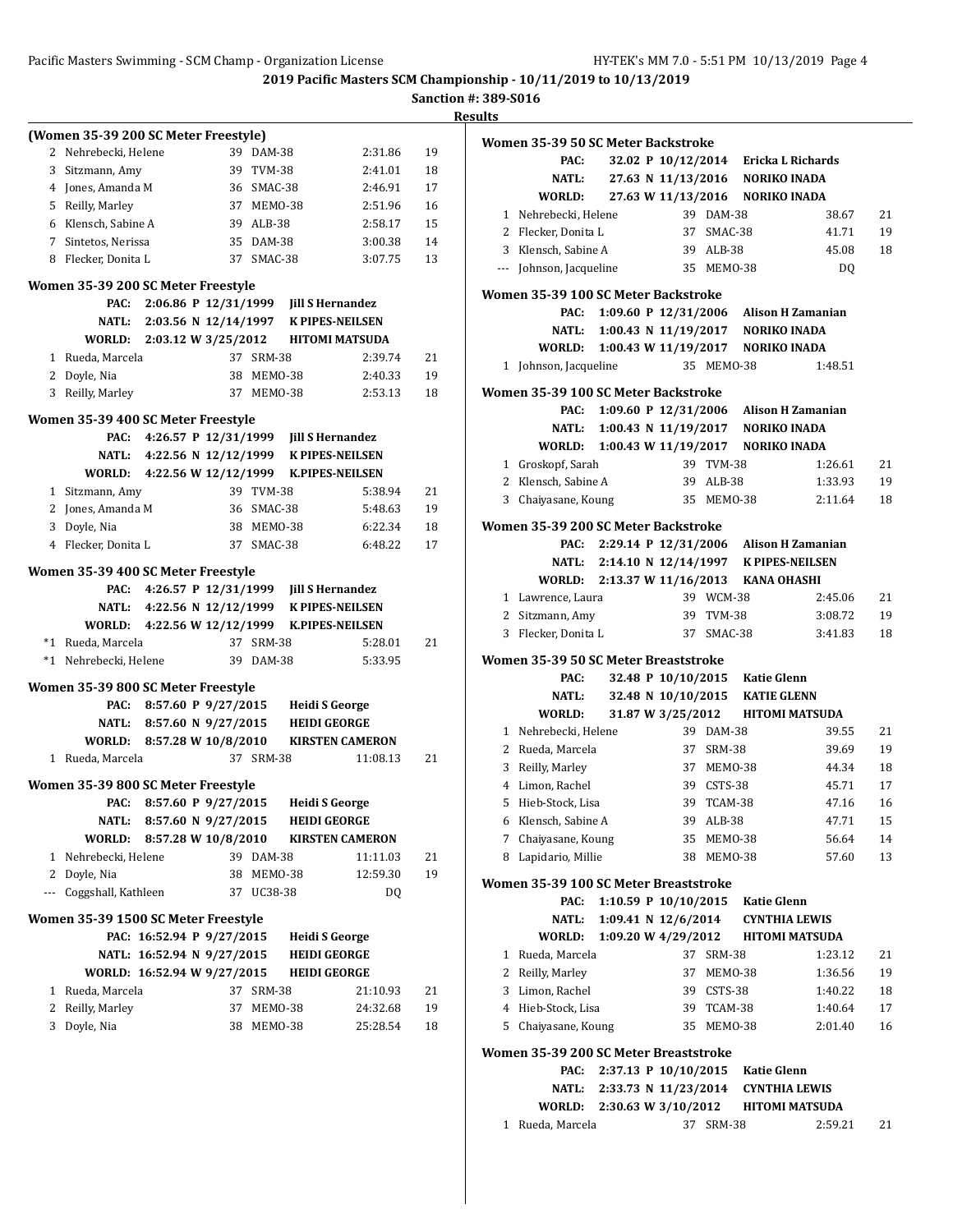**2019 Pacific Masters SCM Championship - 10/11/2019 to 10/13/2019**

**Sanction #: 389-S016**

**Results**

### (Women 35-39 200 SC Meter Freestyle)

| Place | Name | Age | Team | Time | Points |
|---|---|---|---|---|---|
| 2 | Nehrebecki, Helene | 39 | DAM-38 | 2:31.86 | 19 |
| 3 | Sitzmann, Amy | 39 | TVM-38 | 2:41.01 | 18 |
| 4 | Jones, Amanda M | 36 | SMAC-38 | 2:46.91 | 17 |
| 5 | Reilly, Marley | 37 | MEMO-38 | 2:51.96 | 16 |
| 6 | Klensch, Sabine A | 39 | ALB-38 | 2:58.17 | 15 |
| 7 | Sintetos, Nerissa | 35 | DAM-38 | 3:00.38 | 14 |
| 8 | Flecker, Donita L | 37 | SMAC-38 | 3:07.75 | 13 |

### Women 35-39 200 SC Meter Freestyle

PAC: 2:06.86 P 12/31/1999 Jill S Hernandez
NATL: 2:03.56 N 12/14/1997 K PIPES-NEILSEN
WORLD: 2:03.12 W 3/25/2012 HITOMI MATSUDA

| Place | Name | Age | Team | Time | Points |
|---|---|---|---|---|---|
| 1 | Rueda, Marcela | 37 | SRM-38 | 2:39.74 | 21 |
| 2 | Doyle, Nia | 38 | MEMO-38 | 2:40.33 | 19 |
| 3 | Reilly, Marley | 37 | MEMO-38 | 2:53.13 | 18 |

### Women 35-39 400 SC Meter Freestyle

PAC: 4:26.57 P 12/31/1999 Jill S Hernandez
NATL: 4:22.56 N 12/12/1999 K PIPES-NEILSEN
WORLD: 4:22.56 W 12/12/1999 K.PIPES-NEILSEN

| Place | Name | Age | Team | Time | Points |
|---|---|---|---|---|---|
| 1 | Sitzmann, Amy | 39 | TVM-38 | 5:38.94 | 21 |
| 2 | Jones, Amanda M | 36 | SMAC-38 | 5:48.63 | 19 |
| 3 | Doyle, Nia | 38 | MEMO-38 | 6:22.34 | 18 |
| 4 | Flecker, Donita L | 37 | SMAC-38 | 6:48.22 | 17 |

### Women 35-39 400 SC Meter Freestyle

PAC: 4:26.57 P 12/31/1999 Jill S Hernandez
NATL: 4:22.56 N 12/12/1999 K PIPES-NEILSEN
WORLD: 4:22.56 W 12/12/1999 K.PIPES-NEILSEN

| Place | Name | Age | Team | Time | Points |
|---|---|---|---|---|---|
| *1 | Rueda, Marcela | 37 | SRM-38 | 5:28.01 | 21 |
| *1 | Nehrebecki, Helene | 39 | DAM-38 | 5:33.95 | |

### Women 35-39 800 SC Meter Freestyle

PAC: 8:57.60 P 9/27/2015 Heidi S George
NATL: 8:57.60 N 9/27/2015 HEIDI GEORGE
WORLD: 8:57.28 W 10/8/2010 KIRSTEN CAMERON

| Place | Name | Age | Team | Time | Points |
|---|---|---|---|---|---|
| 1 | Rueda, Marcela | 37 | SRM-38 | 11:08.13 | 21 |

### Women 35-39 800 SC Meter Freestyle

PAC: 8:57.60 P 9/27/2015 Heidi S George
NATL: 8:57.60 N 9/27/2015 HEIDI GEORGE
WORLD: 8:57.28 W 10/8/2010 KIRSTEN CAMERON

| Place | Name | Age | Team | Time | Points |
|---|---|---|---|---|---|
| 1 | Nehrebecki, Helene | 39 | DAM-38 | 11:11.03 | 21 |
| 2 | Doyle, Nia | 38 | MEMO-38 | 12:59.30 | 19 |
| --- | Coggshall, Kathleen | 37 | UC38-38 | DQ | |

### Women 35-39 1500 SC Meter Freestyle

PAC: 16:52.94 P 9/27/2015 Heidi S George
NATL: 16:52.94 N 9/27/2015 HEIDI GEORGE
WORLD: 16:52.94 W 9/27/2015 HEIDI GEORGE

| Place | Name | Age | Team | Time | Points |
|---|---|---|---|---|---|
| 1 | Rueda, Marcela | 37 | SRM-38 | 21:10.93 | 21 |
| 2 | Reilly, Marley | 37 | MEMO-38 | 24:32.68 | 19 |
| 3 | Doyle, Nia | 38 | MEMO-38 | 25:28.54 | 18 |

### Women 35-39 50 SC Meter Backstroke

PAC: 32.02 P 10/12/2014 Ericka L Richards
NATL: 27.63 N 11/13/2016 NORIKO INADA
WORLD: 27.63 W 11/13/2016 NORIKO INADA

| Place | Name | Age | Team | Time | Points |
|---|---|---|---|---|---|
| 1 | Nehrebecki, Helene | 39 | DAM-38 | 38.67 | 21 |
| 2 | Flecker, Donita L | 37 | SMAC-38 | 41.71 | 19 |
| 3 | Klensch, Sabine A | 39 | ALB-38 | 45.08 | 18 |
| --- | Johnson, Jacqueline | 35 | MEMO-38 | DQ | |

### Women 35-39 100 SC Meter Backstroke

PAC: 1:09.60 P 12/31/2006 Alison H Zamanian
NATL: 1:00.43 N 11/19/2017 NORIKO INADA
WORLD: 1:00.43 W 11/19/2017 NORIKO INADA

| Place | Name | Age | Team | Time | Points |
|---|---|---|---|---|---|
| 1 | Johnson, Jacqueline | 35 | MEMO-38 | 1:48.51 | |

### Women 35-39 100 SC Meter Backstroke

PAC: 1:09.60 P 12/31/2006 Alison H Zamanian
NATL: 1:00.43 N 11/19/2017 NORIKO INADA
WORLD: 1:00.43 W 11/19/2017 NORIKO INADA

| Place | Name | Age | Team | Time | Points |
|---|---|---|---|---|---|
| 1 | Groskopf, Sarah | 39 | TVM-38 | 1:26.61 | 21 |
| 2 | Klensch, Sabine A | 39 | ALB-38 | 1:33.93 | 19 |
| 3 | Chaiyasane, Koung | 35 | MEMO-38 | 2:11.64 | 18 |

### Women 35-39 200 SC Meter Backstroke

PAC: 2:29.14 P 12/31/2006 Alison H Zamanian
NATL: 2:14.10 N 12/14/1997 K PIPES-NEILSEN
WORLD: 2:13.37 W 11/16/2013 KANA OHASHI

| Place | Name | Age | Team | Time | Points |
|---|---|---|---|---|---|
| 1 | Lawrence, Laura | 39 | WCM-38 | 2:45.06 | 21 |
| 2 | Sitzmann, Amy | 39 | TVM-38 | 3:08.72 | 19 |
| 3 | Flecker, Donita L | 37 | SMAC-38 | 3:41.83 | 18 |

### Women 35-39 50 SC Meter Breaststroke

PAC: 32.48 P 10/10/2015 Katie Glenn
NATL: 32.48 N 10/10/2015 KATIE GLENN
WORLD: 31.87 W 3/25/2012 HITOMI MATSUDA

| Place | Name | Age | Team | Time | Points |
|---|---|---|---|---|---|
| 1 | Nehrebecki, Helene | 39 | DAM-38 | 39.55 | 21 |
| 2 | Rueda, Marcela | 37 | SRM-38 | 39.69 | 19 |
| 3 | Reilly, Marley | 37 | MEMO-38 | 44.34 | 18 |
| 4 | Limon, Rachel | 39 | CSTS-38 | 45.71 | 17 |
| 5 | Hieb-Stock, Lisa | 39 | TCAM-38 | 47.16 | 16 |
| 6 | Klensch, Sabine A | 39 | ALB-38 | 47.71 | 15 |
| 7 | Chaiyasane, Koung | 35 | MEMO-38 | 56.64 | 14 |
| 8 | Lapidario, Millie | 38 | MEMO-38 | 57.60 | 13 |

### Women 35-39 100 SC Meter Breaststroke

PAC: 1:10.59 P 10/10/2015 Katie Glenn
NATL: 1:09.41 N 12/6/2014 CYNTHIA LEWIS
WORLD: 1:09.20 W 4/29/2012 HITOMI MATSUDA

| Place | Name | Age | Team | Time | Points |
|---|---|---|---|---|---|
| 1 | Rueda, Marcela | 37 | SRM-38 | 1:23.12 | 21 |
| 2 | Reilly, Marley | 37 | MEMO-38 | 1:36.56 | 19 |
| 3 | Limon, Rachel | 39 | CSTS-38 | 1:40.22 | 18 |
| 4 | Hieb-Stock, Lisa | 39 | TCAM-38 | 1:40.64 | 17 |
| 5 | Chaiyasane, Koung | 35 | MEMO-38 | 2:01.40 | 16 |

### Women 35-39 200 SC Meter Breaststroke

PAC: 2:37.13 P 10/10/2015 Katie Glenn
NATL: 2:33.73 N 11/23/2014 CYNTHIA LEWIS
WORLD: 2:30.63 W 3/10/2012 HITOMI MATSUDA

| Place | Name | Age | Team | Time | Points |
|---|---|---|---|---|---|
| 1 | Rueda, Marcela | 37 | SRM-38 | 2:59.21 | 21 |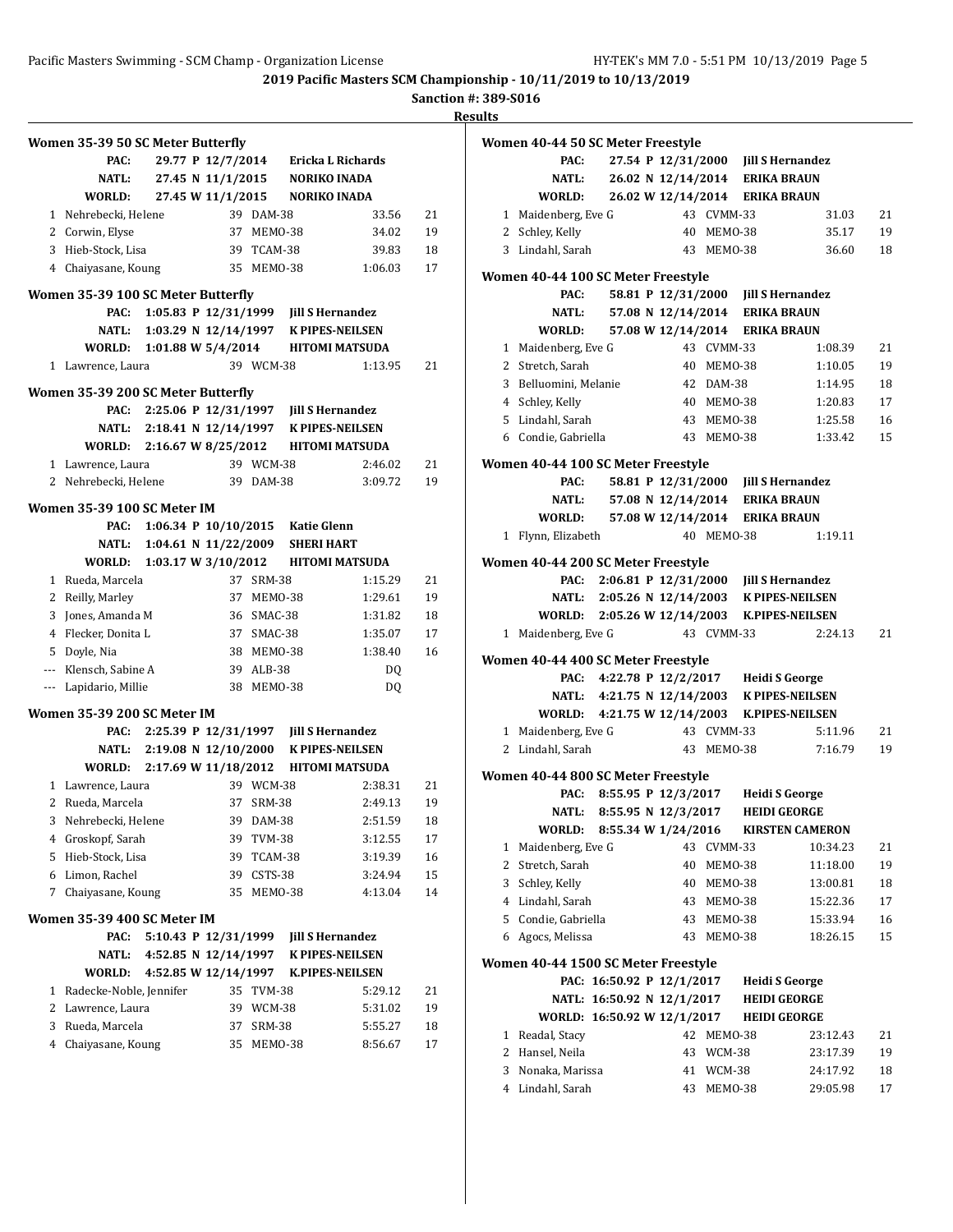# 2019 Pacific Masters SCM Championship - 10/11/2019 to 10/13/2019

**Sanction #: 389-S016**

**Results**

### Women 35-39 50 SC Meter Butterfly

| | Record | Date | Holder | | |
|---|---|---|---|---|---|
| PAC: | 29.77 P | 12/7/2014 | Ericka L Richards | | |
| NATL: | 27.45 N | 11/1/2015 | NORIKO INADA | | |
| WORLD: | 27.45 W | 11/1/2015 | NORIKO INADA | | |

| Place | Name | Age | Team | Time | Points |
|---|---|---|---|---|---|
| 1 | Nehrebecki, Helene | 39 | DAM-38 | 33.56 | 21 |
| 2 | Corwin, Elyse | 37 | MEMO-38 | 34.02 | 19 |
| 3 | Hieb-Stock, Lisa | 39 | TCAM-38 | 39.83 | 18 |
| 4 | Chaiyasane, Koung | 35 | MEMO-38 | 1:06.03 | 17 |

### Women 35-39 100 SC Meter Butterfly

| | Record | Date | Holder |
|---|---|---|---|
| PAC: | 1:05.83 P | 12/31/1999 | Jill S Hernandez |
| NATL: | 1:03.29 N | 12/14/1997 | K PIPES-NEILSEN |
| WORLD: | 1:01.88 W | 5/4/2014 | HITOMI MATSUDA |

| Place | Name | Age | Team | Time | Points |
|---|---|---|---|---|---|
| 1 | Lawrence, Laura | 39 | WCM-38 | 1:13.95 | 21 |

### Women 35-39 200 SC Meter Butterfly

| | Record | Date | Holder |
|---|---|---|---|
| PAC: | 2:25.06 P | 12/31/1997 | Jill S Hernandez |
| NATL: | 2:18.41 N | 12/14/1997 | K PIPES-NEILSEN |
| WORLD: | 2:16.67 W | 8/25/2012 | HITOMI MATSUDA |

| Place | Name | Age | Team | Time | Points |
|---|---|---|---|---|---|
| 1 | Lawrence, Laura | 39 | WCM-38 | 2:46.02 | 21 |
| 2 | Nehrebecki, Helene | 39 | DAM-38 | 3:09.72 | 19 |

### Women 35-39 100 SC Meter IM

| | Record | Date | Holder |
|---|---|---|---|
| PAC: | 1:06.34 P | 10/10/2015 | Katie Glenn |
| NATL: | 1:04.61 N | 11/22/2009 | SHERI HART |
| WORLD: | 1:03.17 W | 3/10/2012 | HITOMI MATSUDA |

| Place | Name | Age | Team | Time | Points |
|---|---|---|---|---|---|
| 1 | Rueda, Marcela | 37 | SRM-38 | 1:15.29 | 21 |
| 2 | Reilly, Marley | 37 | MEMO-38 | 1:29.61 | 19 |
| 3 | Jones, Amanda M | 36 | SMAC-38 | 1:31.82 | 18 |
| 4 | Flecker, Donita L | 37 | SMAC-38 | 1:35.07 | 17 |
| 5 | Doyle, Nia | 38 | MEMO-38 | 1:38.40 | 16 |
| --- | Klensch, Sabine A | 39 | ALB-38 | DQ | |
| --- | Lapidario, Millie | 38 | MEMO-38 | DQ | |

### Women 35-39 200 SC Meter IM

| | Record | Date | Holder |
|---|---|---|---|
| PAC: | 2:25.39 P | 12/31/1997 | Jill S Hernandez |
| NATL: | 2:19.08 N | 12/10/2000 | K PIPES-NEILSEN |
| WORLD: | 2:17.69 W | 11/18/2012 | HITOMI MATSUDA |

| Place | Name | Age | Team | Time | Points |
|---|---|---|---|---|---|
| 1 | Lawrence, Laura | 39 | WCM-38 | 2:38.31 | 21 |
| 2 | Rueda, Marcela | 37 | SRM-38 | 2:49.13 | 19 |
| 3 | Nehrebecki, Helene | 39 | DAM-38 | 2:51.59 | 18 |
| 4 | Groskopf, Sarah | 39 | TVM-38 | 3:12.55 | 17 |
| 5 | Hieb-Stock, Lisa | 39 | TCAM-38 | 3:19.39 | 16 |
| 6 | Limon, Rachel | 39 | CSTS-38 | 3:24.94 | 15 |
| 7 | Chaiyasane, Koung | 35 | MEMO-38 | 4:13.04 | 14 |

### Women 35-39 400 SC Meter IM

| | Record | Date | Holder |
|---|---|---|---|
| PAC: | 5:10.43 P | 12/31/1999 | Jill S Hernandez |
| NATL: | 4:52.85 N | 12/14/1997 | K PIPES-NEILSEN |
| WORLD: | 4:52.85 W | 12/14/1997 | K.PIPES-NEILSEN |

| Place | Name | Age | Team | Time | Points |
|---|---|---|---|---|---|
| 1 | Radecke-Noble, Jennifer | 35 | TVM-38 | 5:29.12 | 21 |
| 2 | Lawrence, Laura | 39 | WCM-38 | 5:31.02 | 19 |
| 3 | Rueda, Marcela | 37 | SRM-38 | 5:55.27 | 18 |
| 4 | Chaiyasane, Koung | 35 | MEMO-38 | 8:56.67 | 17 |

### Women 40-44 50 SC Meter Freestyle

| | Record | Date | Holder |
|---|---|---|---|
| PAC: | 27.54 P | 12/31/2000 | Jill S Hernandez |
| NATL: | 26.02 N | 12/14/2014 | ERIKA BRAUN |
| WORLD: | 26.02 W | 12/14/2014 | ERIKA BRAUN |

| Place | Name | Age | Team | Time | Points |
|---|---|---|---|---|---|
| 1 | Maidenberg, Eve G | 43 | CVMM-33 | 31.03 | 21 |
| 2 | Schley, Kelly | 40 | MEMO-38 | 35.17 | 19 |
| 3 | Lindahl, Sarah | 43 | MEMO-38 | 36.60 | 18 |

### Women 40-44 100 SC Meter Freestyle

| | Record | Date | Holder |
|---|---|---|---|
| PAC: | 58.81 P | 12/31/2000 | Jill S Hernandez |
| NATL: | 57.08 N | 12/14/2014 | ERIKA BRAUN |
| WORLD: | 57.08 W | 12/14/2014 | ERIKA BRAUN |

| Place | Name | Age | Team | Time | Points |
|---|---|---|---|---|---|
| 1 | Maidenberg, Eve G | 43 | CVMM-33 | 1:08.39 | 21 |
| 2 | Stretch, Sarah | 40 | MEMO-38 | 1:10.05 | 19 |
| 3 | Belluomini, Melanie | 42 | DAM-38 | 1:14.95 | 18 |
| 4 | Schley, Kelly | 40 | MEMO-38 | 1:20.83 | 17 |
| 5 | Lindahl, Sarah | 43 | MEMO-38 | 1:25.58 | 16 |
| 6 | Condie, Gabriella | 43 | MEMO-38 | 1:33.42 | 15 |

### Women 40-44 100 SC Meter Freestyle

| | Record | Date | Holder |
|---|---|---|---|
| PAC: | 58.81 P | 12/31/2000 | Jill S Hernandez |
| NATL: | 57.08 N | 12/14/2014 | ERIKA BRAUN |
| WORLD: | 57.08 W | 12/14/2014 | ERIKA BRAUN |

| Place | Name | Age | Team | Time | Points |
|---|---|---|---|---|---|
| 1 | Flynn, Elizabeth | 40 | MEMO-38 | 1:19.11 | |

### Women 40-44 200 SC Meter Freestyle

| | Record | Date | Holder |
|---|---|---|---|
| PAC: | 2:06.81 P | 12/31/2000 | Jill S Hernandez |
| NATL: | 2:05.26 N | 12/14/2003 | K PIPES-NEILSEN |
| WORLD: | 2:05.26 W | 12/14/2003 | K.PIPES-NEILSEN |

| Place | Name | Age | Team | Time | Points |
|---|---|---|---|---|---|
| 1 | Maidenberg, Eve G | 43 | CVMM-33 | 2:24.13 | 21 |

### Women 40-44 400 SC Meter Freestyle

| | Record | Date | Holder |
|---|---|---|---|
| PAC: | 4:22.78 P | 12/2/2017 | Heidi S George |
| NATL: | 4:21.75 N | 12/14/2003 | K PIPES-NEILSEN |
| WORLD: | 4:21.75 W | 12/14/2003 | K.PIPES-NEILSEN |

| Place | Name | Age | Team | Time | Points |
|---|---|---|---|---|---|
| 1 | Maidenberg, Eve G | 43 | CVMM-33 | 5:11.96 | 21 |
| 2 | Lindahl, Sarah | 43 | MEMO-38 | 7:16.79 | 19 |

### Women 40-44 800 SC Meter Freestyle

| | Record | Date | Holder |
|---|---|---|---|
| PAC: | 8:55.95 P | 12/3/2017 | Heidi S George |
| NATL: | 8:55.95 N | 12/3/2017 | HEIDI GEORGE |
| WORLD: | 8:55.34 W | 1/24/2016 | KIRSTEN CAMERON |

| Place | Name | Age | Team | Time | Points |
|---|---|---|---|---|---|
| 1 | Maidenberg, Eve G | 43 | CVMM-33 | 10:34.23 | 21 |
| 2 | Stretch, Sarah | 40 | MEMO-38 | 11:18.00 | 19 |
| 3 | Schley, Kelly | 40 | MEMO-38 | 13:00.81 | 18 |
| 4 | Lindahl, Sarah | 43 | MEMO-38 | 15:22.36 | 17 |
| 5 | Condie, Gabriella | 43 | MEMO-38 | 15:33.94 | 16 |
| 6 | Agocs, Melissa | 43 | MEMO-38 | 18:26.15 | 15 |

### Women 40-44 1500 SC Meter Freestyle

| | Record | Date | Holder |
|---|---|---|---|
| PAC: | 16:50.92 P | 12/1/2017 | Heidi S George |
| NATL: | 16:50.92 N | 12/1/2017 | HEIDI GEORGE |
| WORLD: | 16:50.92 W | 12/1/2017 | HEIDI GEORGE |

| Place | Name | Age | Team | Time | Points |
|---|---|---|---|---|---|
| 1 | Readal, Stacy | 42 | MEMO-38 | 23:12.43 | 21 |
| 2 | Hansel, Neila | 43 | WCM-38 | 23:17.39 | 19 |
| 3 | Nonaka, Marissa | 41 | WCM-38 | 24:17.92 | 18 |
| 4 | Lindahl, Sarah | 43 | MEMO-38 | 29:05.98 | 17 |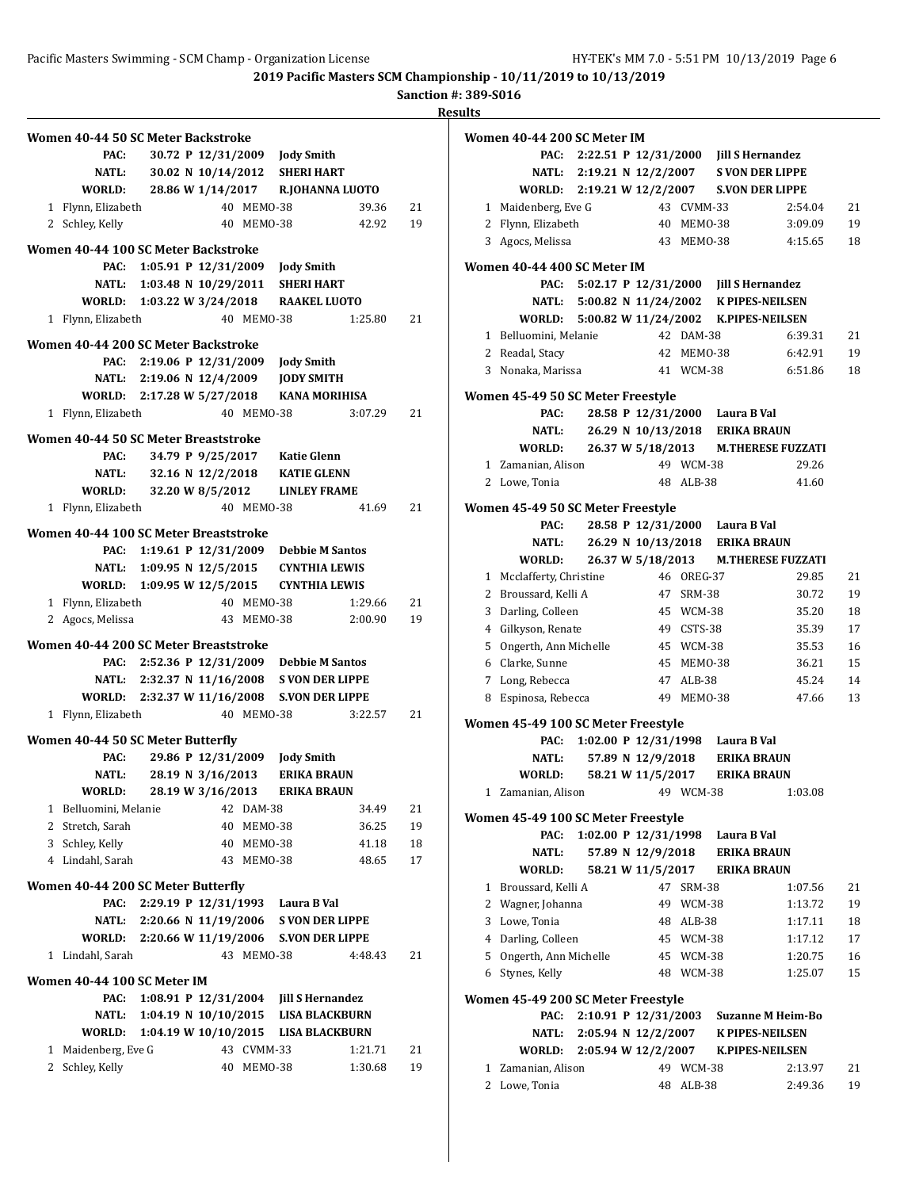## 2019 Pacific Masters SCM Championship - 10/11/2019 to 10/13/2019

**Sanction #: 389-S016**

**Results**

### Women 40-44 50 SC Meter Backstroke

| | | | | |
|---|---|---|---|---|
| PAC: | 30.72 P 12/31/2009 | Jody Smith | | |
| NATL: | 30.02 N 10/14/2012 | SHERI HART | | |
| WORLD: | 28.86 W 1/14/2017 | R.JOHANNA LUOTO | | |

| Place | Name | Age | Team | Time | Points |
|---|---|---|---|---|---|
| 1 | Flynn, Elizabeth | 40 | MEMO-38 | 39.36 | 21 |
| 2 | Schley, Kelly | 40 | MEMO-38 | 42.92 | 19 |

### Women 40-44 100 SC Meter Backstroke

| | | |
|---|---|---|
| PAC: | 1:05.91 P 12/31/2009 | Jody Smith |
| NATL: | 1:03.48 N 10/29/2011 | SHERI HART |
| WORLD: | 1:03.22 W 3/24/2018 | RAAKEL LUOTO |

| Place | Name | Age | Team | Time | Points |
|---|---|---|---|---|---|
| 1 | Flynn, Elizabeth | 40 | MEMO-38 | 1:25.80 | 21 |

### Women 40-44 200 SC Meter Backstroke

| | | |
|---|---|---|
| PAC: | 2:19.06 P 12/31/2009 | Jody Smith |
| NATL: | 2:19.06 N 12/4/2009 | JODY SMITH |
| WORLD: | 2:17.28 W 5/27/2018 | KANA MORIHISA |

| Place | Name | Age | Team | Time | Points |
|---|---|---|---|---|---|
| 1 | Flynn, Elizabeth | 40 | MEMO-38 | 3:07.29 | 21 |

### Women 40-44 50 SC Meter Breaststroke

| | | |
|---|---|---|
| PAC: | 34.79 P 9/25/2017 | Katie Glenn |
| NATL: | 32.16 N 12/2/2018 | KATIE GLENN |
| WORLD: | 32.20 W 8/5/2012 | LINLEY FRAME |

| Place | Name | Age | Team | Time | Points |
|---|---|---|---|---|---|
| 1 | Flynn, Elizabeth | 40 | MEMO-38 | 41.69 | 21 |

### Women 40-44 100 SC Meter Breaststroke

| | | |
|---|---|---|
| PAC: | 1:19.61 P 12/31/2009 | Debbie M Santos |
| NATL: | 1:09.95 N 12/5/2015 | CYNTHIA LEWIS |
| WORLD: | 1:09.95 W 12/5/2015 | CYNTHIA LEWIS |

| Place | Name | Age | Team | Time | Points |
|---|---|---|---|---|---|
| 1 | Flynn, Elizabeth | 40 | MEMO-38 | 1:29.66 | 21 |
| 2 | Agocs, Melissa | 43 | MEMO-38 | 2:00.90 | 19 |

### Women 40-44 200 SC Meter Breaststroke

| | | |
|---|---|---|
| PAC: | 2:52.36 P 12/31/2009 | Debbie M Santos |
| NATL: | 2:32.37 N 11/16/2008 | S VON DER LIPPE |
| WORLD: | 2:32.37 W 11/16/2008 | S.VON DER LIPPE |

| Place | Name | Age | Team | Time | Points |
|---|---|---|---|---|---|
| 1 | Flynn, Elizabeth | 40 | MEMO-38 | 3:22.57 | 21 |

### Women 40-44 50 SC Meter Butterfly

| | | |
|---|---|---|
| PAC: | 29.86 P 12/31/2009 | Jody Smith |
| NATL: | 28.19 N 3/16/2013 | ERIKA BRAUN |
| WORLD: | 28.19 W 3/16/2013 | ERIKA BRAUN |

| Place | Name | Age | Team | Time | Points |
|---|---|---|---|---|---|
| 1 | Belluomini, Melanie | 42 | DAM-38 | 34.49 | 21 |
| 2 | Stretch, Sarah | 40 | MEMO-38 | 36.25 | 19 |
| 3 | Schley, Kelly | 40 | MEMO-38 | 41.18 | 18 |
| 4 | Lindahl, Sarah | 43 | MEMO-38 | 48.65 | 17 |

### Women 40-44 200 SC Meter Butterfly

| | | |
|---|---|---|
| PAC: | 2:29.19 P 12/31/1993 | Laura B Val |
| NATL: | 2:20.66 N 11/19/2006 | S VON DER LIPPE |
| WORLD: | 2:20.66 W 11/19/2006 | S.VON DER LIPPE |

| Place | Name | Age | Team | Time | Points |
|---|---|---|---|---|---|
| 1 | Lindahl, Sarah | 43 | MEMO-38 | 4:48.43 | 21 |

### Women 40-44 100 SC Meter IM

| | | |
|---|---|---|
| PAC: | 1:08.91 P 12/31/2004 | Jill S Hernandez |
| NATL: | 1:04.19 N 10/10/2015 | LISA BLACKBURN |
| WORLD: | 1:04.19 W 10/10/2015 | LISA BLACKBURN |

| Place | Name | Age | Team | Time | Points |
|---|---|---|---|---|---|
| 1 | Maidenberg, Eve G | 43 | CVMM-33 | 1:21.71 | 21 |
| 2 | Schley, Kelly | 40 | MEMO-38 | 1:30.68 | 19 |

### Women 40-44 200 SC Meter IM

| | | |
|---|---|---|
| PAC: | 2:22.51 P 12/31/2000 | Jill S Hernandez |
| NATL: | 2:19.21 N 12/2/2007 | S VON DER LIPPE |
| WORLD: | 2:19.21 W 12/2/2007 | S.VON DER LIPPE |

| Place | Name | Age | Team | Time | Points |
|---|---|---|---|---|---|
| 1 | Maidenberg, Eve G | 43 | CVMM-33 | 2:54.04 | 21 |
| 2 | Flynn, Elizabeth | 40 | MEMO-38 | 3:09.09 | 19 |
| 3 | Agocs, Melissa | 43 | MEMO-38 | 4:15.65 | 18 |

### Women 40-44 400 SC Meter IM

| | | |
|---|---|---|
| PAC: | 5:02.17 P 12/31/2000 | Jill S Hernandez |
| NATL: | 5:00.82 N 11/24/2002 | K PIPES-NEILSEN |
| WORLD: | 5:00.82 W 11/24/2002 | K.PIPES-NEILSEN |

| Place | Name | Age | Team | Time | Points |
|---|---|---|---|---|---|
| 1 | Belluomini, Melanie | 42 | DAM-38 | 6:39.31 | 21 |
| 2 | Readal, Stacy | 42 | MEMO-38 | 6:42.91 | 19 |
| 3 | Nonaka, Marissa | 41 | WCM-38 | 6:51.86 | 18 |

### Women 45-49 50 SC Meter Freestyle

| | | |
|---|---|---|
| PAC: | 28.58 P 12/31/2000 | Laura B Val |
| NATL: | 26.29 N 10/13/2018 | ERIKA BRAUN |
| WORLD: | 26.37 W 5/18/2013 | M.THERESE FUZZATI |

| Place | Name | Age | Team | Time | Points |
|---|---|---|---|---|---|
| 1 | Zamanian, Alison | 49 | WCM-38 | 29.26 | |
| 2 | Lowe, Tonia | 48 | ALB-38 | 41.60 | |

### Women 45-49 50 SC Meter Freestyle

| | | |
|---|---|---|
| PAC: | 28.58 P 12/31/2000 | Laura B Val |
| NATL: | 26.29 N 10/13/2018 | ERIKA BRAUN |
| WORLD: | 26.37 W 5/18/2013 | M.THERESE FUZZATI |

| Place | Name | Age | Team | Time | Points |
|---|---|---|---|---|---|
| 1 | Mcclafferty, Christine | 46 | OREG-37 | 29.85 | 21 |
| 2 | Broussard, Kelli A | 47 | SRM-38 | 30.72 | 19 |
| 3 | Darling, Colleen | 45 | WCM-38 | 35.20 | 18 |
| 4 | Gilkyson, Renate | 49 | CSTS-38 | 35.39 | 17 |
| 5 | Ongerth, Ann Michelle | 45 | WCM-38 | 35.53 | 16 |
| 6 | Clarke, Sunne | 45 | MEMO-38 | 36.21 | 15 |
| 7 | Long, Rebecca | 47 | ALB-38 | 45.24 | 14 |
| 8 | Espinosa, Rebecca | 49 | MEMO-38 | 47.66 | 13 |

### Women 45-49 100 SC Meter Freestyle

| | | |
|---|---|---|
| PAC: | 1:02.00 P 12/31/1998 | Laura B Val |
| NATL: | 57.89 N 12/9/2018 | ERIKA BRAUN |
| WORLD: | 58.21 W 11/5/2017 | ERIKA BRAUN |

| Place | Name | Age | Team | Time | Points |
|---|---|---|---|---|---|
| 1 | Zamanian, Alison | 49 | WCM-38 | 1:03.08 | |

### Women 45-49 100 SC Meter Freestyle

| | | |
|---|---|---|
| PAC: | 1:02.00 P 12/31/1998 | Laura B Val |
| NATL: | 57.89 N 12/9/2018 | ERIKA BRAUN |
| WORLD: | 58.21 W 11/5/2017 | ERIKA BRAUN |

| Place | Name | Age | Team | Time | Points |
|---|---|---|---|---|---|
| 1 | Broussard, Kelli A | 47 | SRM-38 | 1:07.56 | 21 |
| 2 | Wagner, Johanna | 49 | WCM-38 | 1:13.72 | 19 |
| 3 | Lowe, Tonia | 48 | ALB-38 | 1:17.11 | 18 |
| 4 | Darling, Colleen | 45 | WCM-38 | 1:17.12 | 17 |
| 5 | Ongerth, Ann Michelle | 45 | WCM-38 | 1:20.75 | 16 |
| 6 | Stynes, Kelly | 48 | WCM-38 | 1:25.07 | 15 |

### Women 45-49 200 SC Meter Freestyle

| | | |
|---|---|---|
| PAC: | 2:10.91 P 12/31/2003 | Suzanne M Heim-Bo |
| NATL: | 2:05.94 N 12/2/2007 | K PIPES-NEILSEN |
| WORLD: | 2:05.94 W 12/2/2007 | K.PIPES-NEILSEN |

| Place | Name | Age | Team | Time | Points |
|---|---|---|---|---|---|
| 1 | Zamanian, Alison | 49 | WCM-38 | 2:13.97 | 21 |
| 2 | Lowe, Tonia | 48 | ALB-38 | 2:49.36 | 19 |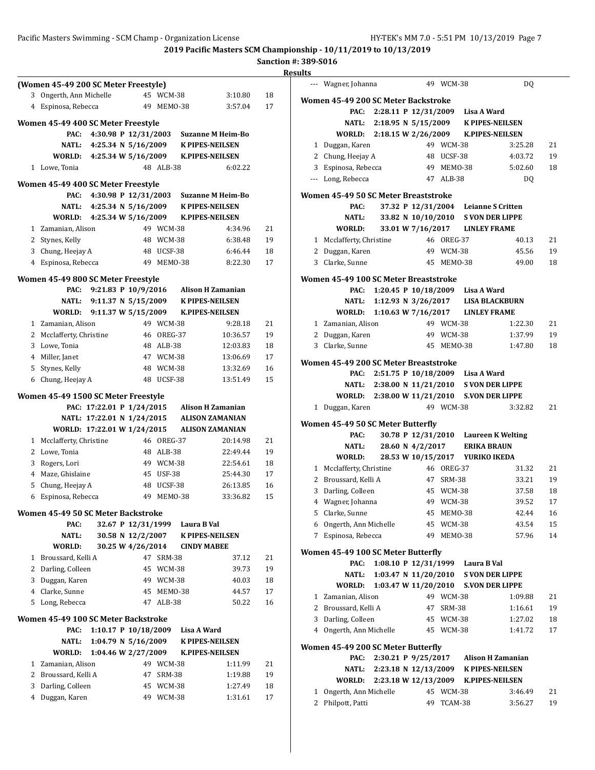**2019 Pacific Masters SCM Championship - 10/11/2019 to 10/13/2019**

**Sanction #: 389-S016**

**Results**

### (Women 45-49 200 SC Meter Freestyle)

| | Name | Age | Team | Time | Points |
|---|---|---|---|---|---|
| 3 | Ongerth, Ann Michelle | 45 | WCM-38 | 3:10.80 | 18 |
| 4 | Espinosa, Rebecca | 49 | MEMO-38 | 3:57.04 | 17 |

### Women 45-49 400 SC Meter Freestyle

PAC: 4:30.98 P 12/31/2003 Suzanne M Heim-Bo
NATL: 4:25.34 N 5/16/2009 K PIPES-NEILSEN
WORLD: 4:25.34 W 5/16/2009 K.PIPES-NEILSEN

| | Name | Age | Team | Time | Points |
|---|---|---|---|---|---|
| 1 | Lowe, Tonia | 48 | ALB-38 | 6:02.22 | |

### Women 45-49 400 SC Meter Freestyle

PAC: 4:30.98 P 12/31/2003 Suzanne M Heim-Bo
NATL: 4:25.34 N 5/16/2009 K PIPES-NEILSEN
WORLD: 4:25.34 W 5/16/2009 K.PIPES-NEILSEN

| | Name | Age | Team | Time | Points |
|---|---|---|---|---|---|
| 1 | Zamanian, Alison | 49 | WCM-38 | 4:34.96 | 21 |
| 2 | Stynes, Kelly | 48 | WCM-38 | 6:38.48 | 19 |
| 3 | Chung, Heejay A | 48 | UCSF-38 | 6:46.44 | 18 |
| 4 | Espinosa, Rebecca | 49 | MEMO-38 | 8:22.30 | 17 |

### Women 45-49 800 SC Meter Freestyle

PAC: 9:21.83 P 10/9/2016 Alison H Zamanian
NATL: 9:11.37 N 5/15/2009 K PIPES-NEILSEN
WORLD: 9:11.37 W 5/15/2009 K.PIPES-NEILSEN

| | Name | Age | Team | Time | Points |
|---|---|---|---|---|---|
| 1 | Zamanian, Alison | 49 | WCM-38 | 9:28.18 | 21 |
| 2 | Mcclafferty, Christine | 46 | OREG-37 | 10:36.57 | 19 |
| 3 | Lowe, Tonia | 48 | ALB-38 | 12:03.83 | 18 |
| 4 | Miller, Janet | 47 | WCM-38 | 13:06.69 | 17 |
| 5 | Stynes, Kelly | 48 | WCM-38 | 13:32.69 | 16 |
| 6 | Chung, Heejay A | 48 | UCSF-38 | 13:51.49 | 15 |

### Women 45-49 1500 SC Meter Freestyle

PAC: 17:22.01 P 1/24/2015 Alison H Zamanian
NATL: 17:22.01 N 1/24/2015 ALISON ZAMANIAN
WORLD: 17:22.01 W 1/24/2015 ALISON ZAMANIAN

| | Name | Age | Team | Time | Points |
|---|---|---|---|---|---|
| 1 | Mcclafferty, Christine | 46 | OREG-37 | 20:14.98 | 21 |
| 2 | Lowe, Tonia | 48 | ALB-38 | 22:49.44 | 19 |
| 3 | Rogers, Lori | 49 | WCM-38 | 22:54.61 | 18 |
| 4 | Maze, Ghislaine | 45 | USF-38 | 25:44.30 | 17 |
| 5 | Chung, Heejay A | 48 | UCSF-38 | 26:13.85 | 16 |
| 6 | Espinosa, Rebecca | 49 | MEMO-38 | 33:36.82 | 15 |

### Women 45-49 50 SC Meter Backstroke

PAC: 32.67 P 12/31/1999 Laura B Val
NATL: 30.58 N 12/2/2007 K PIPES-NEILSEN
WORLD: 30.25 W 4/26/2014 CINDY MABEE

| | Name | Age | Team | Time | Points |
|---|---|---|---|---|---|
| 1 | Broussard, Kelli A | 47 | SRM-38 | 37.12 | 21 |
| 2 | Darling, Colleen | 45 | WCM-38 | 39.73 | 19 |
| 3 | Duggan, Karen | 49 | WCM-38 | 40.03 | 18 |
| 4 | Clarke, Sunne | 45 | MEMO-38 | 44.57 | 17 |
| 5 | Long, Rebecca | 47 | ALB-38 | 50.22 | 16 |

### Women 45-49 100 SC Meter Backstroke

PAC: 1:10.17 P 10/18/2009 Lisa A Ward
NATL: 1:04.79 N 5/16/2009 K PIPES-NEILSEN
WORLD: 1:04.46 W 2/27/2009 K.PIPES-NEILSEN

| | Name | Age | Team | Time | Points |
|---|---|---|---|---|---|
| 1 | Zamanian, Alison | 49 | WCM-38 | 1:11.99 | 21 |
| 2 | Broussard, Kelli A | 47 | SRM-38 | 1:19.88 | 19 |
| 3 | Darling, Colleen | 45 | WCM-38 | 1:27.49 | 18 |
| 4 | Duggan, Karen | 49 | WCM-38 | 1:31.61 | 17 |
| --- | Wagner, Johanna | 49 | WCM-38 | DQ | |

### Women 45-49 200 SC Meter Backstroke

PAC: 2:28.11 P 12/31/2009 Lisa A Ward
NATL: 2:18.95 N 5/15/2009 K PIPES-NEILSEN
WORLD: 2:18.15 W 2/26/2009 K.PIPES-NEILSEN

| | Name | Age | Team | Time | Points |
|---|---|---|---|---|---|
| 1 | Duggan, Karen | 49 | WCM-38 | 3:25.28 | 21 |
| 2 | Chung, Heejay A | 48 | UCSF-38 | 4:03.72 | 19 |
| 3 | Espinosa, Rebecca | 49 | MEMO-38 | 5:02.60 | 18 |
| --- | Long, Rebecca | 47 | ALB-38 | DQ | |

### Women 45-49 50 SC Meter Breaststroke

PAC: 37.32 P 12/31/2004 Leianne S Critten
NATL: 33.82 N 10/10/2010 S VON DER LIPPE
WORLD: 33.01 W 7/16/2017 LINLEY FRAME

| | Name | Age | Team | Time | Points |
|---|---|---|---|---|---|
| 1 | Mcclafferty, Christine | 46 | OREG-37 | 40.13 | 21 |
| 2 | Duggan, Karen | 49 | WCM-38 | 45.56 | 19 |
| 3 | Clarke, Sunne | 45 | MEMO-38 | 49.00 | 18 |

### Women 45-49 100 SC Meter Breaststroke

PAC: 1:20.45 P 10/18/2009 Lisa A Ward
NATL: 1:12.93 N 3/26/2017 LISA BLACKBURN
WORLD: 1:10.63 W 7/16/2017 LINLEY FRAME

| | Name | Age | Team | Time | Points |
|---|---|---|---|---|---|
| 1 | Zamanian, Alison | 49 | WCM-38 | 1:22.30 | 21 |
| 2 | Duggan, Karen | 49 | WCM-38 | 1:37.99 | 19 |
| 3 | Clarke, Sunne | 45 | MEMO-38 | 1:47.80 | 18 |

### Women 45-49 200 SC Meter Breaststroke

PAC: 2:51.75 P 10/18/2009 Lisa A Ward
NATL: 2:38.00 N 11/21/2010 S VON DER LIPPE
WORLD: 2:38.00 W 11/21/2010 S.VON DER LIPPE

| | Name | Age | Team | Time | Points |
|---|---|---|---|---|---|
| 1 | Duggan, Karen | 49 | WCM-38 | 3:32.82 | 21 |

### Women 45-49 50 SC Meter Butterfly

PAC: 30.78 P 12/31/2010 Laureen K Welting
NATL: 28.60 N 4/2/2017 ERIKA BRAUN
WORLD: 28.53 W 10/15/2017 YURIKO IKEDA

| | Name | Age | Team | Time | Points |
|---|---|---|---|---|---|
| 1 | Mcclafferty, Christine | 46 | OREG-37 | 31.32 | 21 |
| 2 | Broussard, Kelli A | 47 | SRM-38 | 33.21 | 19 |
| 3 | Darling, Colleen | 45 | WCM-38 | 37.58 | 18 |
| 4 | Wagner, Johanna | 49 | WCM-38 | 39.52 | 17 |
| 5 | Clarke, Sunne | 45 | MEMO-38 | 42.44 | 16 |
| 6 | Ongerth, Ann Michelle | 45 | WCM-38 | 43.54 | 15 |
| 7 | Espinosa, Rebecca | 49 | MEMO-38 | 57.96 | 14 |

### Women 45-49 100 SC Meter Butterfly

PAC: 1:08.10 P 12/31/1999 Laura B Val
NATL: 1:03.47 N 11/20/2010 S VON DER LIPPE
WORLD: 1:03.47 W 11/20/2010 S.VON DER LIPPE

| | Name | Age | Team | Time | Points |
|---|---|---|---|---|---|
| 1 | Zamanian, Alison | 49 | WCM-38 | 1:09.88 | 21 |
| 2 | Broussard, Kelli A | 47 | SRM-38 | 1:16.61 | 19 |
| 3 | Darling, Colleen | 45 | WCM-38 | 1:27.02 | 18 |
| 4 | Ongerth, Ann Michelle | 45 | WCM-38 | 1:41.72 | 17 |

### Women 45-49 200 SC Meter Butterfly

PAC: 2:30.21 P 9/25/2017 Alison H Zamanian
NATL: 2:23.18 N 12/13/2009 K PIPES-NEILSEN
WORLD: 2:23.18 W 12/13/2009 K.PIPES-NEILSEN

| | Name | Age | Team | Time | Points |
|---|---|---|---|---|---|
| 1 | Ongerth, Ann Michelle | 45 | WCM-38 | 3:46.49 | 21 |
| 2 | Philpott, Patti | 49 | TCAM-38 | 3:56.27 | 19 |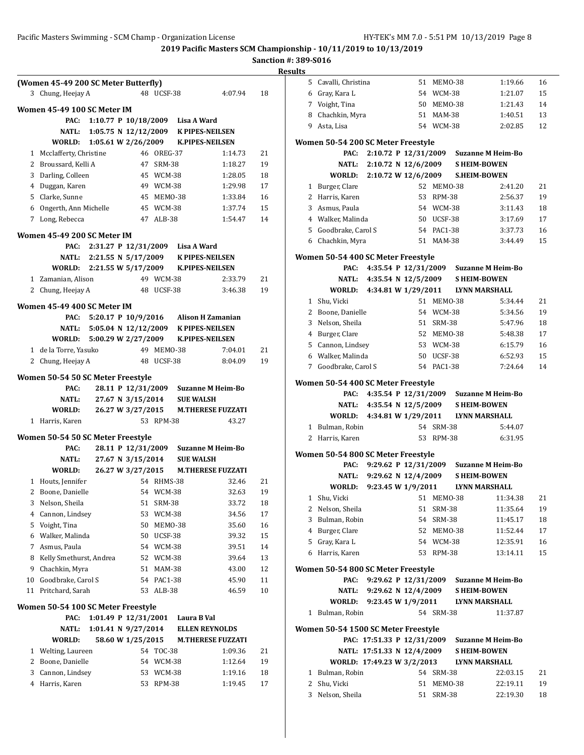**2019 Pacific Masters SCM Championship - 10/11/2019 to 10/13/2019**

**Sanction #: 389-S016**

**Results**

### (Women 45-49 200 SC Meter Butterfly)

| Place | Name | Age | Team | Time | Points |
|---|---|---|---|---|---|
| 3 | Chung, Heejay A | 48 | UCSF-38 | 4:07.94 | 18 |

### Women 45-49 100 SC Meter IM

PAC: 1:10.77 P 10/18/2009 Lisa A Ward
NATL: 1:05.75 N 12/12/2009 K PIPES-NEILSEN
WORLD: 1:05.61 W 2/26/2009 K.PIPES-NEILSEN

| Place | Name | Age | Team | Time | Points |
|---|---|---|---|---|---|
| 1 | Mcclafferty, Christine | 46 | OREG-37 | 1:14.73 | 21 |
| 2 | Broussard, Kelli A | 47 | SRM-38 | 1:18.27 | 19 |
| 3 | Darling, Colleen | 45 | WCM-38 | 1:28.05 | 18 |
| 4 | Duggan, Karen | 49 | WCM-38 | 1:29.98 | 17 |
| 5 | Clarke, Sunne | 45 | MEMO-38 | 1:33.84 | 16 |
| 6 | Ongerth, Ann Michelle | 45 | WCM-38 | 1:37.74 | 15 |
| 7 | Long, Rebecca | 47 | ALB-38 | 1:54.47 | 14 |

### Women 45-49 200 SC Meter IM

PAC: 2:31.27 P 12/31/2009 Lisa A Ward
NATL: 2:21.55 N 5/17/2009 K PIPES-NEILSEN
WORLD: 2:21.55 W 5/17/2009 K.PIPES-NEILSEN

| Place | Name | Age | Team | Time | Points |
|---|---|---|---|---|---|
| 1 | Zamanian, Alison | 49 | WCM-38 | 2:33.79 | 21 |
| 2 | Chung, Heejay A | 48 | UCSF-38 | 3:46.38 | 19 |

### Women 45-49 400 SC Meter IM

PAC: 5:20.17 P 10/9/2016 Alison H Zamanian
NATL: 5:05.04 N 12/12/2009 K PIPES-NEILSEN
WORLD: 5:00.29 W 2/27/2009 K.PIPES-NEILSEN

| Place | Name | Age | Team | Time | Points |
|---|---|---|---|---|---|
| 1 | de la Torre, Yasuko | 49 | MEMO-38 | 7:04.01 | 21 |
| 2 | Chung, Heejay A | 48 | UCSF-38 | 8:04.09 | 19 |

### Women 50-54 50 SC Meter Freestyle

PAC: 28.11 P 12/31/2009 Suzanne M Heim-Bo
NATL: 27.67 N 3/15/2014 SUE WALSH
WORLD: 26.27 W 3/27/2015 M.THERESE FUZZATI

| Place | Name | Age | Team | Time | Points |
|---|---|---|---|---|---|
| 1 | Harris, Karen | 53 | RPM-38 | 43.27 | |

### Women 50-54 50 SC Meter Freestyle

PAC: 28.11 P 12/31/2009 Suzanne M Heim-Bo
NATL: 27.67 N 3/15/2014 SUE WALSH
WORLD: 26.27 W 3/27/2015 M.THERESE FUZZATI

| Place | Name | Age | Team | Time | Points |
|---|---|---|---|---|---|
| 1 | Houts, Jennifer | 54 | RHMS-38 | 32.46 | 21 |
| 2 | Boone, Danielle | 54 | WCM-38 | 32.63 | 19 |
| 3 | Nelson, Sheila | 51 | SRM-38 | 33.72 | 18 |
| 4 | Cannon, Lindsey | 53 | WCM-38 | 34.56 | 17 |
| 5 | Voight, Tina | 50 | MEMO-38 | 35.60 | 16 |
| 6 | Walker, Malinda | 50 | UCSF-38 | 39.32 | 15 |
| 7 | Asmus, Paula | 54 | WCM-38 | 39.51 | 14 |
| 8 | Kelly Smethurst, Andrea | 52 | WCM-38 | 39.64 | 13 |
| 9 | Chachkin, Myra | 51 | MAM-38 | 43.00 | 12 |
| 10 | Goodbrake, Carol S | 54 | PAC1-38 | 45.90 | 11 |
| 11 | Pritchard, Sarah | 53 | ALB-38 | 46.59 | 10 |

### Women 50-54 100 SC Meter Freestyle

PAC: 1:01.49 P 12/31/2001 Laura B Val
NATL: 1:01.41 N 9/27/2014 ELLEN REYNOLDS
WORLD: 58.60 W 1/25/2015 M.THERESE FUZZATI

| Place | Name | Age | Team | Time | Points |
|---|---|---|---|---|---|
| 1 | Welting, Laureen | 54 | TOC-38 | 1:09.36 | 21 |
| 2 | Boone, Danielle | 54 | WCM-38 | 1:12.64 | 19 |
| 3 | Cannon, Lindsey | 53 | WCM-38 | 1:19.16 | 18 |
| 4 | Harris, Karen | 53 | RPM-38 | 1:19.45 | 17 |
| 5 | Cavalli, Christina | 51 | MEMO-38 | 1:19.66 | 16 |
| 6 | Gray, Kara L | 54 | WCM-38 | 1:21.07 | 15 |
| 7 | Voight, Tina | 50 | MEMO-38 | 1:21.43 | 14 |
| 8 | Chachkin, Myra | 51 | MAM-38 | 1:40.51 | 13 |
| 9 | Asta, Lisa | 54 | WCM-38 | 2:02.85 | 12 |

### Women 50-54 200 SC Meter Freestyle

PAC: 2:10.72 P 12/31/2009 Suzanne M Heim-Bo
NATL: 2:10.72 N 12/6/2009 S HEIM-BOWEN
WORLD: 2:10.72 W 12/6/2009 S.HEIM-BOWEN

| Place | Name | Age | Team | Time | Points |
|---|---|---|---|---|---|
| 1 | Burger, Clare | 52 | MEMO-38 | 2:41.20 | 21 |
| 2 | Harris, Karen | 53 | RPM-38 | 2:56.37 | 19 |
| 3 | Asmus, Paula | 54 | WCM-38 | 3:11.43 | 18 |
| 4 | Walker, Malinda | 50 | UCSF-38 | 3:17.69 | 17 |
| 5 | Goodbrake, Carol S | 54 | PAC1-38 | 3:37.73 | 16 |
| 6 | Chachkin, Myra | 51 | MAM-38 | 3:44.49 | 15 |

### Women 50-54 400 SC Meter Freestyle

PAC: 4:35.54 P 12/31/2009 Suzanne M Heim-Bo
NATL: 4:35.54 N 12/5/2009 S HEIM-BOWEN
WORLD: 4:34.81 W 1/29/2011 LYNN MARSHALL

| Place | Name | Age | Team | Time | Points |
|---|---|---|---|---|---|
| 1 | Shu, Vicki | 51 | MEMO-38 | 5:34.44 | 21 |
| 2 | Boone, Danielle | 54 | WCM-38 | 5:34.56 | 19 |
| 3 | Nelson, Sheila | 51 | SRM-38 | 5:47.96 | 18 |
| 4 | Burger, Clare | 52 | MEMO-38 | 5:48.38 | 17 |
| 5 | Cannon, Lindsey | 53 | WCM-38 | 6:15.79 | 16 |
| 6 | Walker, Malinda | 50 | UCSF-38 | 6:52.93 | 15 |
| 7 | Goodbrake, Carol S | 54 | PAC1-38 | 7:24.64 | 14 |

### Women 50-54 400 SC Meter Freestyle

PAC: 4:35.54 P 12/31/2009 Suzanne M Heim-Bo
NATL: 4:35.54 N 12/5/2009 S HEIM-BOWEN
WORLD: 4:34.81 W 1/29/2011 LYNN MARSHALL

| Place | Name | Age | Team | Time | Points |
|---|---|---|---|---|---|
| 1 | Bulman, Robin | 54 | SRM-38 | 5:44.07 | |
| 2 | Harris, Karen | 53 | RPM-38 | 6:31.95 | |

### Women 50-54 800 SC Meter Freestyle

PAC: 9:29.62 P 12/31/2009 Suzanne M Heim-Bo
NATL: 9:29.62 N 12/4/2009 S HEIM-BOWEN
WORLD: 9:23.45 W 1/9/2011 LYNN MARSHALL

| Place | Name | Age | Team | Time | Points |
|---|---|---|---|---|---|
| 1 | Shu, Vicki | 51 | MEMO-38 | 11:34.38 | 21 |
| 2 | Nelson, Sheila | 51 | SRM-38 | 11:35.64 | 19 |
| 3 | Bulman, Robin | 54 | SRM-38 | 11:45.17 | 18 |
| 4 | Burger, Clare | 52 | MEMO-38 | 11:52.44 | 17 |
| 5 | Gray, Kara L | 54 | WCM-38 | 12:35.91 | 16 |
| 6 | Harris, Karen | 53 | RPM-38 | 13:14.11 | 15 |

### Women 50-54 800 SC Meter Freestyle

PAC: 9:29.62 P 12/31/2009 Suzanne M Heim-Bo
NATL: 9:29.62 N 12/4/2009 S HEIM-BOWEN
WORLD: 9:23.45 W 1/9/2011 LYNN MARSHALL

| Place | Name | Age | Team | Time | Points |
|---|---|---|---|---|---|
| 1 | Bulman, Robin | 54 | SRM-38 | 11:37.87 | |

### Women 50-54 1500 SC Meter Freestyle

PAC: 17:51.33 P 12/31/2009 Suzanne M Heim-Bo
NATL: 17:51.33 N 12/4/2009 S HEIM-BOWEN
WORLD: 17:49.23 W 3/2/2013 LYNN MARSHALL

| Place | Name | Age | Team | Time | Points |
|---|---|---|---|---|---|
| 1 | Bulman, Robin | 54 | SRM-38 | 22:03.15 | 21 |
| 2 | Shu, Vicki | 51 | MEMO-38 | 22:19.11 | 19 |
| 3 | Nelson, Sheila | 51 | SRM-38 | 22:19.30 | 18 |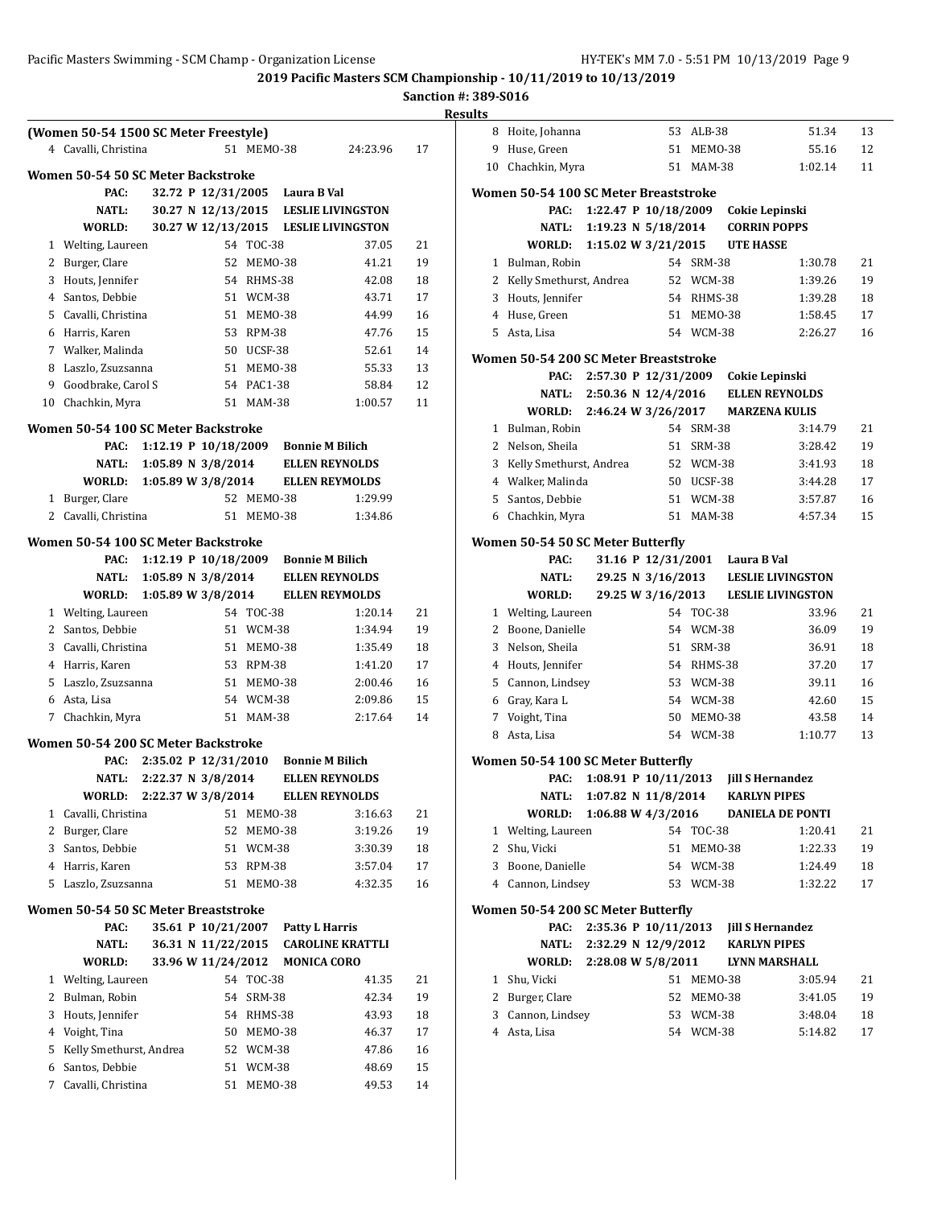## 2019 Pacific Masters SCM Championship - 10/11/2019 to 10/13/2019

**Sanction #: 389-S016**

**Results**

### (Women 50-54 1500 SC Meter Freestyle)

| | Name | Age | Team | Time | Points |
|---|---|---|---|---|---|
| 4 | Cavalli, Christina | 51 | MEMO-38 | 24:23.96 | 17 |

### Women 50-54 50 SC Meter Backstroke

| | | | |
|---|---|---|---|
| PAC: | 32.72 P 12/31/2005 | Laura B Val | |
| NATL: | 30.27 N 12/13/2015 | LESLIE LIVINGSTON | |
| WORLD: | 30.27 W 12/13/2015 | LESLIE LIVINGSTON | |

| | Name | Age | Team | Time | Points |
|---|---|---|---|---|---|
| 1 | Welting, Laureen | 54 | TOC-38 | 37.05 | 21 |
| 2 | Burger, Clare | 52 | MEMO-38 | 41.21 | 19 |
| 3 | Houts, Jennifer | 54 | RHMS-38 | 42.08 | 18 |
| 4 | Santos, Debbie | 51 | WCM-38 | 43.71 | 17 |
| 5 | Cavalli, Christina | 51 | MEMO-38 | 44.99 | 16 |
| 6 | Harris, Karen | 53 | RPM-38 | 47.76 | 15 |
| 7 | Walker, Malinda | 50 | UCSF-38 | 52.61 | 14 |
| 8 | Laszlo, Zsuzsanna | 51 | MEMO-38 | 55.33 | 13 |
| 9 | Goodbrake, Carol S | 54 | PAC1-38 | 58.84 | 12 |
| 10 | Chachkin, Myra | 51 | MAM-38 | 1:00.57 | 11 |

### Women 50-54 100 SC Meter Backstroke

| | | |
|---|---|---|
| PAC: | 1:12.19 P 10/18/2009 | Bonnie M Bilich |
| NATL: | 1:05.89 N 3/8/2014 | ELLEN REYNOLDS |
| WORLD: | 1:05.89 W 3/8/2014 | ELLEN REYMOLDS |

| | Name | Age | Team | Time | Points |
|---|---|---|---|---|---|
| 1 | Burger, Clare | 52 | MEMO-38 | 1:29.99 | |
| 2 | Cavalli, Christina | 51 | MEMO-38 | 1:34.86 | |

### Women 50-54 100 SC Meter Backstroke

| | | |
|---|---|---|
| PAC: | 1:12.19 P 10/18/2009 | Bonnie M Bilich |
| NATL: | 1:05.89 N 3/8/2014 | ELLEN REYNOLDS |
| WORLD: | 1:05.89 W 3/8/2014 | ELLEN REYMOLDS |

| | Name | Age | Team | Time | Points |
|---|---|---|---|---|---|
| 1 | Welting, Laureen | 54 | TOC-38 | 1:20.14 | 21 |
| 2 | Santos, Debbie | 51 | WCM-38 | 1:34.94 | 19 |
| 3 | Cavalli, Christina | 51 | MEMO-38 | 1:35.49 | 18 |
| 4 | Harris, Karen | 53 | RPM-38 | 1:41.20 | 17 |
| 5 | Laszlo, Zsuzsanna | 51 | MEMO-38 | 2:00.46 | 16 |
| 6 | Asta, Lisa | 54 | WCM-38 | 2:09.86 | 15 |
| 7 | Chachkin, Myra | 51 | MAM-38 | 2:17.64 | 14 |

### Women 50-54 200 SC Meter Backstroke

| | | |
|---|---|---|
| PAC: | 2:35.02 P 12/31/2010 | Bonnie M Bilich |
| NATL: | 2:22.37 N 3/8/2014 | ELLEN REYNOLDS |
| WORLD: | 2:22.37 W 3/8/2014 | ELLEN REYNOLDS |

| | Name | Age | Team | Time | Points |
|---|---|---|---|---|---|
| 1 | Cavalli, Christina | 51 | MEMO-38 | 3:16.63 | 21 |
| 2 | Burger, Clare | 52 | MEMO-38 | 3:19.26 | 19 |
| 3 | Santos, Debbie | 51 | WCM-38 | 3:30.39 | 18 |
| 4 | Harris, Karen | 53 | RPM-38 | 3:57.04 | 17 |
| 5 | Laszlo, Zsuzsanna | 51 | MEMO-38 | 4:32.35 | 16 |

### Women 50-54 50 SC Meter Breaststroke

| | | |
|---|---|---|
| PAC: | 35.61 P 10/21/2007 | Patty L Harris |
| NATL: | 36.31 N 11/22/2015 | CAROLINE KRATTLI |
| WORLD: | 33.96 W 11/24/2012 | MONICA CORO |

| | Name | Age | Team | Time | Points |
|---|---|---|---|---|---|
| 1 | Welting, Laureen | 54 | TOC-38 | 41.35 | 21 |
| 2 | Bulman, Robin | 54 | SRM-38 | 42.34 | 19 |
| 3 | Houts, Jennifer | 54 | RHMS-38 | 43.93 | 18 |
| 4 | Voight, Tina | 50 | MEMO-38 | 46.37 | 17 |
| 5 | Kelly Smethurst, Andrea | 52 | WCM-38 | 47.86 | 16 |
| 6 | Santos, Debbie | 51 | WCM-38 | 48.69 | 15 |
| 7 | Cavalli, Christina | 51 | MEMO-38 | 49.53 | 14 |
| 8 | Hoite, Johanna | 53 | ALB-38 | 51.34 | 13 |
| 9 | Huse, Green | 51 | MEMO-38 | 55.16 | 12 |
| 10 | Chachkin, Myra | 51 | MAM-38 | 1:02.14 | 11 |

### Women 50-54 100 SC Meter Breaststroke

| | | |
|---|---|---|
| PAC: | 1:22.47 P 10/18/2009 | Cokie Lepinski |
| NATL: | 1:19.23 N 5/18/2014 | CORRIN POPPS |
| WORLD: | 1:15.02 W 3/21/2015 | UTE HASSE |

| | Name | Age | Team | Time | Points |
|---|---|---|---|---|---|
| 1 | Bulman, Robin | 54 | SRM-38 | 1:30.78 | 21 |
| 2 | Kelly Smethurst, Andrea | 52 | WCM-38 | 1:39.26 | 19 |
| 3 | Houts, Jennifer | 54 | RHMS-38 | 1:39.28 | 18 |
| 4 | Huse, Green | 51 | MEMO-38 | 1:58.45 | 17 |
| 5 | Asta, Lisa | 54 | WCM-38 | 2:26.27 | 16 |

### Women 50-54 200 SC Meter Breaststroke

| | | |
|---|---|---|
| PAC: | 2:57.30 P 12/31/2009 | Cokie Lepinski |
| NATL: | 2:50.36 N 12/4/2016 | ELLEN REYNOLDS |
| WORLD: | 2:46.24 W 3/26/2017 | MARZENA KULIS |

| | Name | Age | Team | Time | Points |
|---|---|---|---|---|---|
| 1 | Bulman, Robin | 54 | SRM-38 | 3:14.79 | 21 |
| 2 | Nelson, Sheila | 51 | SRM-38 | 3:28.42 | 19 |
| 3 | Kelly Smethurst, Andrea | 52 | WCM-38 | 3:41.93 | 18 |
| 4 | Walker, Malinda | 50 | UCSF-38 | 3:44.28 | 17 |
| 5 | Santos, Debbie | 51 | WCM-38 | 3:57.87 | 16 |
| 6 | Chachkin, Myra | 51 | MAM-38 | 4:57.34 | 15 |

### Women 50-54 50 SC Meter Butterfly

| | | |
|---|---|---|
| PAC: | 31.16 P 12/31/2001 | Laura B Val |
| NATL: | 29.25 N 3/16/2013 | LESLIE LIVINGSTON |
| WORLD: | 29.25 W 3/16/2013 | LESLIE LIVINGSTON |

| | Name | Age | Team | Time | Points |
|---|---|---|---|---|---|
| 1 | Welting, Laureen | 54 | TOC-38 | 33.96 | 21 |
| 2 | Boone, Danielle | 54 | WCM-38 | 36.09 | 19 |
| 3 | Nelson, Sheila | 51 | SRM-38 | 36.91 | 18 |
| 4 | Houts, Jennifer | 54 | RHMS-38 | 37.20 | 17 |
| 5 | Cannon, Lindsey | 53 | WCM-38 | 39.11 | 16 |
| 6 | Gray, Kara L | 54 | WCM-38 | 42.60 | 15 |
| 7 | Voight, Tina | 50 | MEMO-38 | 43.58 | 14 |
| 8 | Asta, Lisa | 54 | WCM-38 | 1:10.77 | 13 |

### Women 50-54 100 SC Meter Butterfly

| | | |
|---|---|---|
| PAC: | 1:08.91 P 10/11/2013 | Jill S Hernandez |
| NATL: | 1:07.82 N 11/8/2014 | KARLYN PIPES |
| WORLD: | 1:06.88 W 4/3/2016 | DANIELA DE PONTI |

| | Name | Age | Team | Time | Points |
|---|---|---|---|---|---|
| 1 | Welting, Laureen | 54 | TOC-38 | 1:20.41 | 21 |
| 2 | Shu, Vicki | 51 | MEMO-38 | 1:22.33 | 19 |
| 3 | Boone, Danielle | 54 | WCM-38 | 1:24.49 | 18 |
| 4 | Cannon, Lindsey | 53 | WCM-38 | 1:32.22 | 17 |

### Women 50-54 200 SC Meter Butterfly

| | | |
|---|---|---|
| PAC: | 2:35.36 P 10/11/2013 | Jill S Hernandez |
| NATL: | 2:32.29 N 12/9/2012 | KARLYN PIPES |
| WORLD: | 2:28.08 W 5/8/2011 | LYNN MARSHALL |

| | Name | Age | Team | Time | Points |
|---|---|---|---|---|---|
| 1 | Shu, Vicki | 51 | MEMO-38 | 3:05.94 | 21 |
| 2 | Burger, Clare | 52 | MEMO-38 | 3:41.05 | 19 |
| 3 | Cannon, Lindsey | 53 | WCM-38 | 3:48.04 | 18 |
| 4 | Asta, Lisa | 54 | WCM-38 | 5:14.82 | 17 |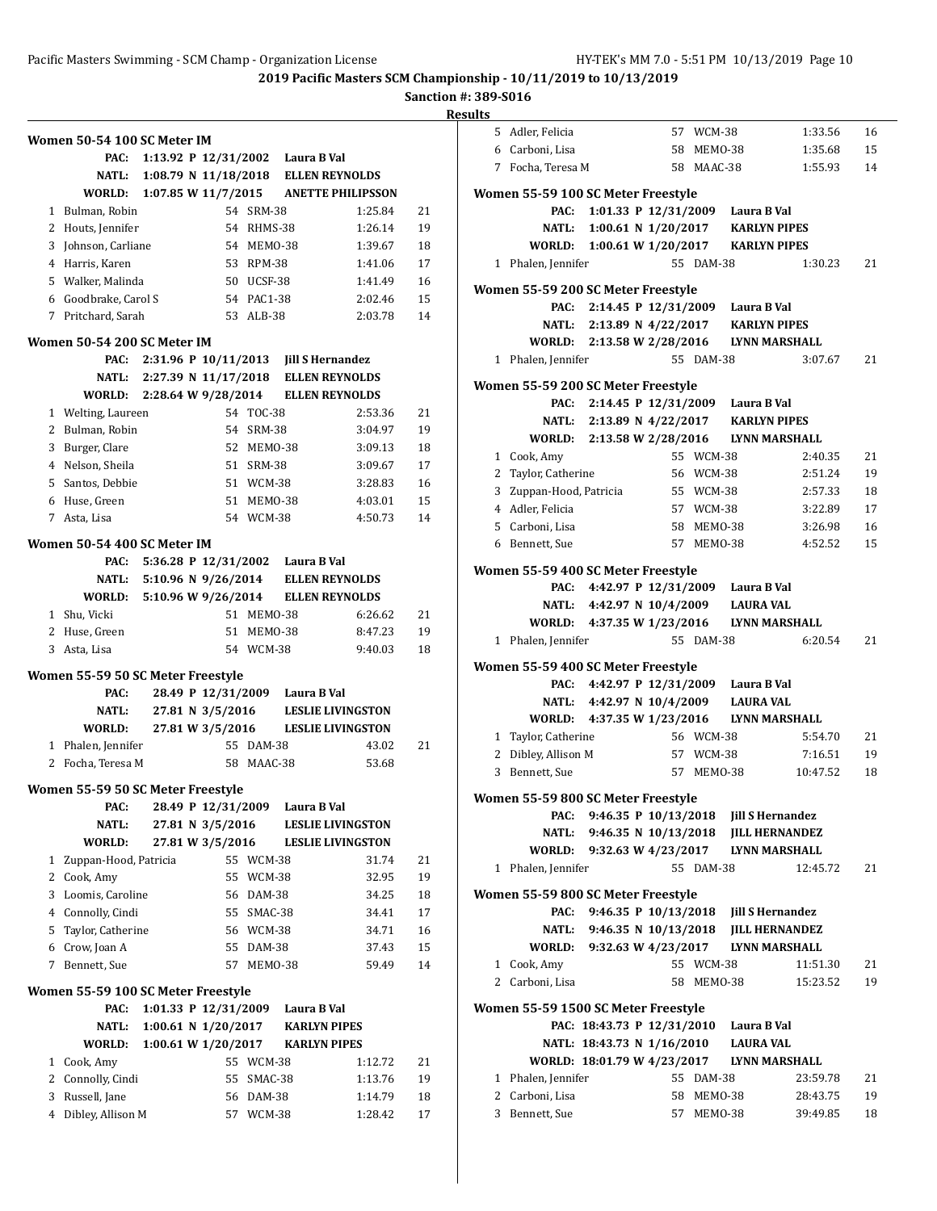**2019 Pacific Masters SCM Championship - 10/11/2019 to 10/13/2019**

**Sanction #: 389-S016**

**Results**

### Women 50-54 100 SC Meter IM

PAC: 1:13.92 P 12/31/2002 Laura B Val
NATL: 1:08.79 N 11/18/2018 ELLEN REYNOLDS
WORLD: 1:07.85 W 11/7/2015 ANETTE PHILIPSSON

| | Name | Age | Team | Time | Points |
|---|---|---|---|---|---|
| 1 | Bulman, Robin | 54 | SRM-38 | 1:25.84 | 21 |
| 2 | Houts, Jennifer | 54 | RHMS-38 | 1:26.14 | 19 |
| 3 | Johnson, Carliane | 54 | MEMO-38 | 1:39.67 | 18 |
| 4 | Harris, Karen | 53 | RPM-38 | 1:41.06 | 17 |
| 5 | Walker, Malinda | 50 | UCSF-38 | 1:41.49 | 16 |
| 6 | Goodbrake, Carol S | 54 | PAC1-38 | 2:02.46 | 15 |
| 7 | Pritchard, Sarah | 53 | ALB-38 | 2:03.78 | 14 |

### Women 50-54 200 SC Meter IM

PAC: 2:31.96 P 10/11/2013 Jill S Hernandez
NATL: 2:27.39 N 11/17/2018 ELLEN REYNOLDS
WORLD: 2:28.64 W 9/28/2014 ELLEN REYNOLDS

| | Name | Age | Team | Time | Points |
|---|---|---|---|---|---|
| 1 | Welting, Laureen | 54 | TOC-38 | 2:53.36 | 21 |
| 2 | Bulman, Robin | 54 | SRM-38 | 3:04.97 | 19 |
| 3 | Burger, Clare | 52 | MEMO-38 | 3:09.13 | 18 |
| 4 | Nelson, Sheila | 51 | SRM-38 | 3:09.67 | 17 |
| 5 | Santos, Debbie | 51 | WCM-38 | 3:28.83 | 16 |
| 6 | Huse, Green | 51 | MEMO-38 | 4:03.01 | 15 |
| 7 | Asta, Lisa | 54 | WCM-38 | 4:50.73 | 14 |

### Women 50-54 400 SC Meter IM

PAC: 5:36.28 P 12/31/2002 Laura B Val
NATL: 5:10.96 N 9/26/2014 ELLEN REYNOLDS
WORLD: 5:10.96 W 9/26/2014 ELLEN REYNOLDS

| | Name | Age | Team | Time | Points |
|---|---|---|---|---|---|
| 1 | Shu, Vicki | 51 | MEMO-38 | 6:26.62 | 21 |
| 2 | Huse, Green | 51 | MEMO-38 | 8:47.23 | 19 |
| 3 | Asta, Lisa | 54 | WCM-38 | 9:40.03 | 18 |

### Women 55-59 50 SC Meter Freestyle

PAC: 28.49 P 12/31/2009 Laura B Val
NATL: 27.81 N 3/5/2016 LESLIE LIVINGSTON
WORLD: 27.81 W 3/5/2016 LESLIE LIVINGSTON

| | Name | Age | Team | Time | Points |
|---|---|---|---|---|---|
| 1 | Phalen, Jennifer | 55 | DAM-38 | 43.02 | 21 |
| 2 | Focha, Teresa M | 58 | MAAC-38 | 53.68 | |

### Women 55-59 50 SC Meter Freestyle

PAC: 28.49 P 12/31/2009 Laura B Val
NATL: 27.81 N 3/5/2016 LESLIE LIVINGSTON
WORLD: 27.81 W 3/5/2016 LESLIE LIVINGSTON

| | Name | Age | Team | Time | Points |
|---|---|---|---|---|---|
| 1 | Zuppan-Hood, Patricia | 55 | WCM-38 | 31.74 | 21 |
| 2 | Cook, Amy | 55 | WCM-38 | 32.95 | 19 |
| 3 | Loomis, Caroline | 56 | DAM-38 | 34.25 | 18 |
| 4 | Connolly, Cindi | 55 | SMAC-38 | 34.41 | 17 |
| 5 | Taylor, Catherine | 56 | WCM-38 | 34.71 | 16 |
| 6 | Crow, Joan A | 55 | DAM-38 | 37.43 | 15 |
| 7 | Bennett, Sue | 57 | MEMO-38 | 59.49 | 14 |

### Women 55-59 100 SC Meter Freestyle

PAC: 1:01.33 P 12/31/2009 Laura B Val
NATL: 1:00.61 N 1/20/2017 KARLYN PIPES
WORLD: 1:00.61 W 1/20/2017 KARLYN PIPES

| | Name | Age | Team | Time | Points |
|---|---|---|---|---|---|
| 1 | Cook, Amy | 55 | WCM-38 | 1:12.72 | 21 |
| 2 | Connolly, Cindi | 55 | SMAC-38 | 1:13.76 | 19 |
| 3 | Russell, Jane | 56 | DAM-38 | 1:14.79 | 18 |
| 4 | Dibley, Allison M | 57 | WCM-38 | 1:28.42 | 17 |
| 5 | Adler, Felicia | 57 | WCM-38 | 1:33.56 | 16 |
| 6 | Carboni, Lisa | 58 | MEMO-38 | 1:35.68 | 15 |
| 7 | Focha, Teresa M | 58 | MAAC-38 | 1:55.93 | 14 |

### Women 55-59 100 SC Meter Freestyle

PAC: 1:01.33 P 12/31/2009 Laura B Val
NATL: 1:00.61 N 1/20/2017 KARLYN PIPES
WORLD: 1:00.61 W 1/20/2017 KARLYN PIPES

| | Name | Age | Team | Time | Points |
|---|---|---|---|---|---|
| 1 | Phalen, Jennifer | 55 | DAM-38 | 1:30.23 | 21 |

### Women 55-59 200 SC Meter Freestyle

PAC: 2:14.45 P 12/31/2009 Laura B Val
NATL: 2:13.89 N 4/22/2017 KARLYN PIPES
WORLD: 2:13.58 W 2/28/2016 LYNN MARSHALL

| | Name | Age | Team | Time | Points |
|---|---|---|---|---|---|
| 1 | Phalen, Jennifer | 55 | DAM-38 | 3:07.67 | 21 |

### Women 55-59 200 SC Meter Freestyle

PAC: 2:14.45 P 12/31/2009 Laura B Val
NATL: 2:13.89 N 4/22/2017 KARLYN PIPES
WORLD: 2:13.58 W 2/28/2016 LYNN MARSHALL

| | Name | Age | Team | Time | Points |
|---|---|---|---|---|---|
| 1 | Cook, Amy | 55 | WCM-38 | 2:40.35 | 21 |
| 2 | Taylor, Catherine | 56 | WCM-38 | 2:51.24 | 19 |
| 3 | Zuppan-Hood, Patricia | 55 | WCM-38 | 2:57.33 | 18 |
| 4 | Adler, Felicia | 57 | WCM-38 | 3:22.89 | 17 |
| 5 | Carboni, Lisa | 58 | MEMO-38 | 3:26.98 | 16 |
| 6 | Bennett, Sue | 57 | MEMO-38 | 4:52.52 | 15 |

### Women 55-59 400 SC Meter Freestyle

PAC: 4:42.97 P 12/31/2009 Laura B Val
NATL: 4:42.97 N 10/4/2009 LAURA VAL
WORLD: 4:37.35 W 1/23/2016 LYNN MARSHALL

| | Name | Age | Team | Time | Points |
|---|---|---|---|---|---|
| 1 | Phalen, Jennifer | 55 | DAM-38 | 6:20.54 | 21 |

### Women 55-59 400 SC Meter Freestyle

PAC: 4:42.97 P 12/31/2009 Laura B Val
NATL: 4:42.97 N 10/4/2009 LAURA VAL
WORLD: 4:37.35 W 1/23/2016 LYNN MARSHALL

| | Name | Age | Team | Time | Points |
|---|---|---|---|---|---|
| 1 | Taylor, Catherine | 56 | WCM-38 | 5:54.70 | 21 |
| 2 | Dibley, Allison M | 57 | WCM-38 | 7:16.51 | 19 |
| 3 | Bennett, Sue | 57 | MEMO-38 | 10:47.52 | 18 |

### Women 55-59 800 SC Meter Freestyle

PAC: 9:46.35 P 10/13/2018 Jill S Hernandez
NATL: 9:46.35 N 10/13/2018 JILL HERNANDEZ
WORLD: 9:32.63 W 4/23/2017 LYNN MARSHALL

| | Name | Age | Team | Time | Points |
|---|---|---|---|---|---|
| 1 | Phalen, Jennifer | 55 | DAM-38 | 12:45.72 | 21 |

### Women 55-59 800 SC Meter Freestyle

PAC: 9:46.35 P 10/13/2018 Jill S Hernandez
NATL: 9:46.35 N 10/13/2018 JILL HERNANDEZ
WORLD: 9:32.63 W 4/23/2017 LYNN MARSHALL

| | Name | Age | Team | Time | Points |
|---|---|---|---|---|---|
| 1 | Cook, Amy | 55 | WCM-38 | 11:51.30 | 21 |
| 2 | Carboni, Lisa | 58 | MEMO-38 | 15:23.52 | 19 |

### Women 55-59 1500 SC Meter Freestyle

PAC: 18:43.73 P 12/31/2010 Laura B Val
NATL: 18:43.73 N 1/16/2010 LAURA VAL
WORLD: 18:01.79 W 4/23/2017 LYNN MARSHALL

| | Name | Age | Team | Time | Points |
|---|---|---|---|---|---|
| 1 | Phalen, Jennifer | 55 | DAM-38 | 23:59.78 | 21 |
| 2 | Carboni, Lisa | 58 | MEMO-38 | 28:43.75 | 19 |
| 3 | Bennett, Sue | 57 | MEMO-38 | 39:49.85 | 18 |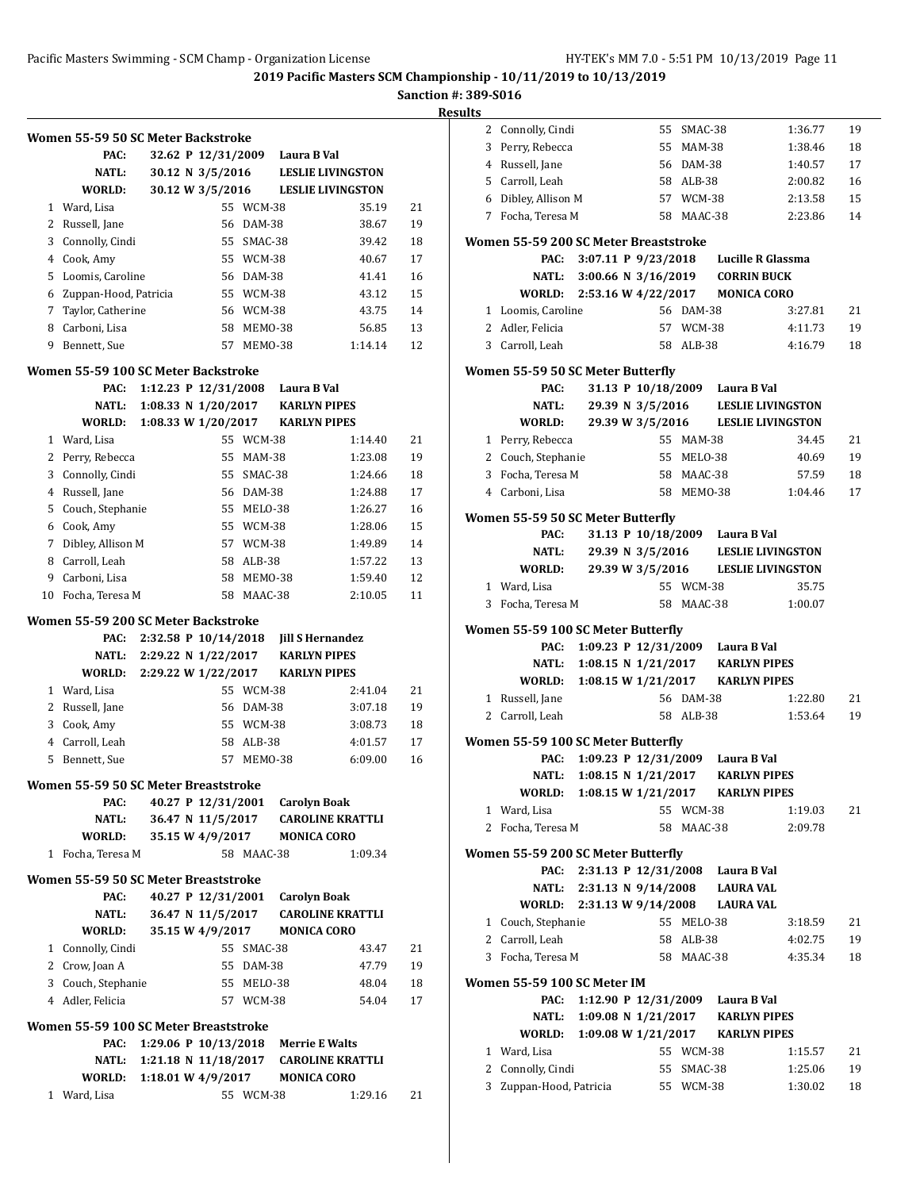**2019 Pacific Masters SCM Championship - 10/11/2019 to 10/13/2019**

**Sanction #: 389-S016**

**Results**

### Women 55-59 50 SC Meter Backstroke

| | | | |
|---|---|---|---|
| PAC: | 32.62 P 12/31/2009 | Laura B Val | |
| NATL: | 30.12 N 3/5/2016 | LESLIE LIVINGSTON | |
| WORLD: | 30.12 W 3/5/2016 | LESLIE LIVINGSTON | |

| Place | Name | Age | Team | Time | Points |
|---|---|---|---|---|---|
| 1 | Ward, Lisa | 55 | WCM-38 | 35.19 | 21 |
| 2 | Russell, Jane | 56 | DAM-38 | 38.67 | 19 |
| 3 | Connolly, Cindi | 55 | SMAC-38 | 39.42 | 18 |
| 4 | Cook, Amy | 55 | WCM-38 | 40.67 | 17 |
| 5 | Loomis, Caroline | 56 | DAM-38 | 41.41 | 16 |
| 6 | Zuppan-Hood, Patricia | 55 | WCM-38 | 43.12 | 15 |
| 7 | Taylor, Catherine | 56 | WCM-38 | 43.75 | 14 |
| 8 | Carboni, Lisa | 58 | MEMO-38 | 56.85 | 13 |
| 9 | Bennett, Sue | 57 | MEMO-38 | 1:14.14 | 12 |

### Women 55-59 100 SC Meter Backstroke

| | | | |
|---|---|---|---|
| PAC: | 1:12.23 P 12/31/2008 | Laura B Val | |
| NATL: | 1:08.33 N 1/20/2017 | KARLYN PIPES | |
| WORLD: | 1:08.33 W 1/20/2017 | KARLYN PIPES | |

| Place | Name | Age | Team | Time | Points |
|---|---|---|---|---|---|
| 1 | Ward, Lisa | 55 | WCM-38 | 1:14.40 | 21 |
| 2 | Perry, Rebecca | 55 | MAM-38 | 1:23.08 | 19 |
| 3 | Connolly, Cindi | 55 | SMAC-38 | 1:24.66 | 18 |
| 4 | Russell, Jane | 56 | DAM-38 | 1:24.88 | 17 |
| 5 | Couch, Stephanie | 55 | MELO-38 | 1:26.27 | 16 |
| 6 | Cook, Amy | 55 | WCM-38 | 1:28.06 | 15 |
| 7 | Dibley, Allison M | 57 | WCM-38 | 1:49.89 | 14 |
| 8 | Carroll, Leah | 58 | ALB-38 | 1:57.22 | 13 |
| 9 | Carboni, Lisa | 58 | MEMO-38 | 1:59.40 | 12 |
| 10 | Focha, Teresa M | 58 | MAAC-38 | 2:10.05 | 11 |

### Women 55-59 200 SC Meter Backstroke

| | | | |
|---|---|---|---|
| PAC: | 2:32.58 P 10/14/2018 | Jill S Hernandez | |
| NATL: | 2:29.22 N 1/22/2017 | KARLYN PIPES | |
| WORLD: | 2:29.22 W 1/22/2017 | KARLYN PIPES | |

| Place | Name | Age | Team | Time | Points |
|---|---|---|---|---|---|
| 1 | Ward, Lisa | 55 | WCM-38 | 2:41.04 | 21 |
| 2 | Russell, Jane | 56 | DAM-38 | 3:07.18 | 19 |
| 3 | Cook, Amy | 55 | WCM-38 | 3:08.73 | 18 |
| 4 | Carroll, Leah | 58 | ALB-38 | 4:01.57 | 17 |
| 5 | Bennett, Sue | 57 | MEMO-38 | 6:09.00 | 16 |

### Women 55-59 50 SC Meter Breaststroke

| | | | |
|---|---|---|---|
| PAC: | 40.27 P 12/31/2001 | Carolyn Boak | |
| NATL: | 36.47 N 11/5/2017 | CAROLINE KRATTLI | |
| WORLD: | 35.15 W 4/9/2017 | MONICA CORO | |

| Place | Name | Age | Team | Time | Points |
|---|---|---|---|---|---|
| 1 | Focha, Teresa M | 58 | MAAC-38 | 1:09.34 | |

### Women 55-59 50 SC Meter Breaststroke

| | | | |
|---|---|---|---|
| PAC: | 40.27 P 12/31/2001 | Carolyn Boak | |
| NATL: | 36.47 N 11/5/2017 | CAROLINE KRATTLI | |
| WORLD: | 35.15 W 4/9/2017 | MONICA CORO | |

| Place | Name | Age | Team | Time | Points |
|---|---|---|---|---|---|
| 1 | Connolly, Cindi | 55 | SMAC-38 | 43.47 | 21 |
| 2 | Crow, Joan A | 55 | DAM-38 | 47.79 | 19 |
| 3 | Couch, Stephanie | 55 | MELO-38 | 48.04 | 18 |
| 4 | Adler, Felicia | 57 | WCM-38 | 54.04 | 17 |

### Women 55-59 100 SC Meter Breaststroke

| | | | |
|---|---|---|---|
| PAC: | 1:29.06 P 10/13/2018 | Merrie E Walts | |
| NATL: | 1:21.18 N 11/18/2017 | CAROLINE KRATTLI | |
| WORLD: | 1:18.01 W 4/9/2017 | MONICA CORO | |

| Place | Name | Age | Team | Time | Points |
|---|---|---|---|---|---|
| 1 | Ward, Lisa | 55 | WCM-38 | 1:29.16 | 21 |
| 2 | Connolly, Cindi | 55 | SMAC-38 | 1:36.77 | 19 |
| 3 | Perry, Rebecca | 55 | MAM-38 | 1:38.46 | 18 |
| 4 | Russell, Jane | 56 | DAM-38 | 1:40.57 | 17 |
| 5 | Carroll, Leah | 58 | ALB-38 | 2:00.82 | 16 |
| 6 | Dibley, Allison M | 57 | WCM-38 | 2:13.58 | 15 |
| 7 | Focha, Teresa M | 58 | MAAC-38 | 2:23.86 | 14 |

### Women 55-59 200 SC Meter Breaststroke

| | | | |
|---|---|---|---|
| PAC: | 3:07.11 P 9/23/2018 | Lucille R Glassma | |
| NATL: | 3:00.66 N 3/16/2019 | CORRIN BUCK | |
| WORLD: | 2:53.16 W 4/22/2017 | MONICA CORO | |

| Place | Name | Age | Team | Time | Points |
|---|---|---|---|---|---|
| 1 | Loomis, Caroline | 56 | DAM-38 | 3:27.81 | 21 |
| 2 | Adler, Felicia | 57 | WCM-38 | 4:11.73 | 19 |
| 3 | Carroll, Leah | 58 | ALB-38 | 4:16.79 | 18 |

### Women 55-59 50 SC Meter Butterfly

| | | | |
|---|---|---|---|
| PAC: | 31.13 P 10/18/2009 | Laura B Val | |
| NATL: | 29.39 N 3/5/2016 | LESLIE LIVINGSTON | |
| WORLD: | 29.39 W 3/5/2016 | LESLIE LIVINGSTON | |

| Place | Name | Age | Team | Time | Points |
|---|---|---|---|---|---|
| 1 | Perry, Rebecca | 55 | MAM-38 | 34.45 | 21 |
| 2 | Couch, Stephanie | 55 | MELO-38 | 40.69 | 19 |
| 3 | Focha, Teresa M | 58 | MAAC-38 | 57.59 | 18 |
| 4 | Carboni, Lisa | 58 | MEMO-38 | 1:04.46 | 17 |

### Women 55-59 50 SC Meter Butterfly

| | | | |
|---|---|---|---|
| PAC: | 31.13 P 10/18/2009 | Laura B Val | |
| NATL: | 29.39 N 3/5/2016 | LESLIE LIVINGSTON | |
| WORLD: | 29.39 W 3/5/2016 | LESLIE LIVINGSTON | |

| Place | Name | Age | Team | Time | Points |
|---|---|---|---|---|---|
| 1 | Ward, Lisa | 55 | WCM-38 | 35.75 | |
| 3 | Focha, Teresa M | 58 | MAAC-38 | 1:00.07 | |

### Women 55-59 100 SC Meter Butterfly

| | | | |
|---|---|---|---|
| PAC: | 1:09.23 P 12/31/2009 | Laura B Val | |
| NATL: | 1:08.15 N 1/21/2017 | KARLYN PIPES | |
| WORLD: | 1:08.15 W 1/21/2017 | KARLYN PIPES | |

| Place | Name | Age | Team | Time | Points |
|---|---|---|---|---|---|
| 1 | Russell, Jane | 56 | DAM-38 | 1:22.80 | 21 |
| 2 | Carroll, Leah | 58 | ALB-38 | 1:53.64 | 19 |

### Women 55-59 100 SC Meter Butterfly

| | | | |
|---|---|---|---|
| PAC: | 1:09.23 P 12/31/2009 | Laura B Val | |
| NATL: | 1:08.15 N 1/21/2017 | KARLYN PIPES | |
| WORLD: | 1:08.15 W 1/21/2017 | KARLYN PIPES | |

| Place | Name | Age | Team | Time | Points |
|---|---|---|---|---|---|
| 1 | Ward, Lisa | 55 | WCM-38 | 1:19.03 | 21 |
| 2 | Focha, Teresa M | 58 | MAAC-38 | 2:09.78 | |

### Women 55-59 200 SC Meter Butterfly

| | | | |
|---|---|---|---|
| PAC: | 2:31.13 P 12/31/2008 | Laura B Val | |
| NATL: | 2:31.13 N 9/14/2008 | LAURA VAL | |
| WORLD: | 2:31.13 W 9/14/2008 | LAURA VAL | |

| Place | Name | Age | Team | Time | Points |
|---|---|---|---|---|---|
| 1 | Couch, Stephanie | 55 | MELO-38 | 3:18.59 | 21 |
| 2 | Carroll, Leah | 58 | ALB-38 | 4:02.75 | 19 |
| 3 | Focha, Teresa M | 58 | MAAC-38 | 4:35.34 | 18 |

### Women 55-59 100 SC Meter IM

| | | | |
|---|---|---|---|
| PAC: | 1:12.90 P 12/31/2009 | Laura B Val | |
| NATL: | 1:09.08 N 1/21/2017 | KARLYN PIPES | |
| WORLD: | 1:09.08 W 1/21/2017 | KARLYN PIPES | |

| Place | Name | Age | Team | Time | Points |
|---|---|---|---|---|---|
| 1 | Ward, Lisa | 55 | WCM-38 | 1:15.57 | 21 |
| 2 | Connolly, Cindi | 55 | SMAC-38 | 1:25.06 | 19 |
| 3 | Zuppan-Hood, Patricia | 55 | WCM-38 | 1:30.02 | 18 |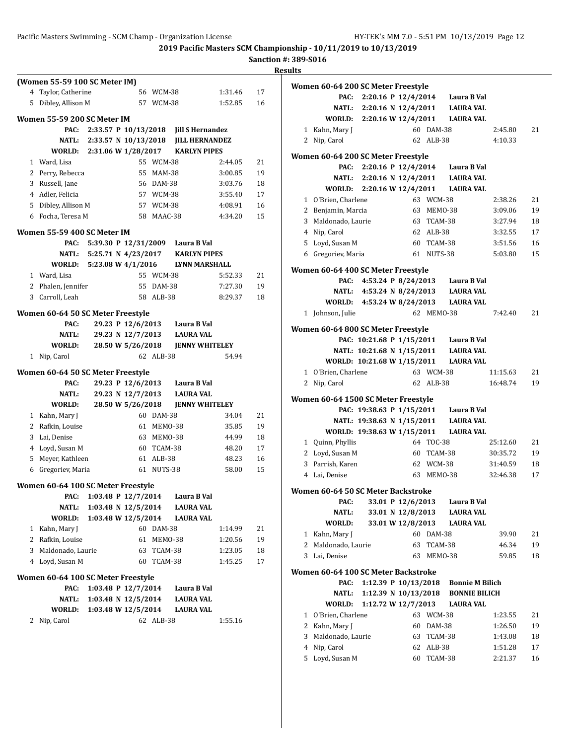2019 Pacific Masters SCM Championship - 10/11/2019 to 10/13/2019

Sanction #: 389-S016

Results

### (Women 55-59 100 SC Meter IM)

| Place | Name | Age | Team | Time | Points |
|---|---|---|---|---|---|
| 4 | Taylor, Catherine | 56 | WCM-38 | 1:31.46 | 17 |
| 5 | Dibley, Allison M | 57 | WCM-38 | 1:52.85 | 16 |

### Women 55-59 200 SC Meter IM

| Record | Time | Date | Holder |
|---|---|---|---|
| PAC: | 2:33.57 P | 10/13/2018 | Jill S Hernandez |
| NATL: | 2:33.57 N | 10/13/2018 | JILL HERNANDEZ |
| WORLD: | 2:31.06 W | 1/28/2017 | KARLYN PIPES |

| Place | Name | Age | Team | Time | Points |
|---|---|---|---|---|---|
| 1 | Ward, Lisa | 55 | WCM-38 | 2:44.05 | 21 |
| 2 | Perry, Rebecca | 55 | MAM-38 | 3:00.85 | 19 |
| 3 | Russell, Jane | 56 | DAM-38 | 3:03.76 | 18 |
| 4 | Adler, Felicia | 57 | WCM-38 | 3:55.40 | 17 |
| 5 | Dibley, Allison M | 57 | WCM-38 | 4:08.91 | 16 |
| 6 | Focha, Teresa M | 58 | MAAC-38 | 4:34.20 | 15 |

### Women 55-59 400 SC Meter IM

| Record | Time | Date | Holder |
|---|---|---|---|
| PAC: | 5:39.30 P | 12/31/2009 | Laura B Val |
| NATL: | 5:25.71 N | 4/23/2017 | KARLYN PIPES |
| WORLD: | 5:23.08 W | 4/1/2016 | LYNN MARSHALL |

| Place | Name | Age | Team | Time | Points |
|---|---|---|---|---|---|
| 1 | Ward, Lisa | 55 | WCM-38 | 5:52.33 | 21 |
| 2 | Phalen, Jennifer | 55 | DAM-38 | 7:27.30 | 19 |
| 3 | Carroll, Leah | 58 | ALB-38 | 8:29.37 | 18 |

### Women 60-64 50 SC Meter Freestyle

| Record | Time | Date | Holder |
|---|---|---|---|
| PAC: | 29.23 P | 12/6/2013 | Laura B Val |
| NATL: | 29.23 N | 12/7/2013 | LAURA VAL |
| WORLD: | 28.50 W | 5/26/2018 | JENNY WHITELEY |

| Place | Name | Age | Team | Time | Points |
|---|---|---|---|---|---|
| 1 | Nip, Carol | 62 | ALB-38 | 54.94 | |

### Women 60-64 50 SC Meter Freestyle

| Record | Time | Date | Holder |
|---|---|---|---|
| PAC: | 29.23 P | 12/6/2013 | Laura B Val |
| NATL: | 29.23 N | 12/7/2013 | LAURA VAL |
| WORLD: | 28.50 W | 5/26/2018 | JENNY WHITELEY |

| Place | Name | Age | Team | Time | Points |
|---|---|---|---|---|---|
| 1 | Kahn, Mary J | 60 | DAM-38 | 34.04 | 21 |
| 2 | Rafkin, Louise | 61 | MEMO-38 | 35.85 | 19 |
| 3 | Lai, Denise | 63 | MEMO-38 | 44.99 | 18 |
| 4 | Loyd, Susan M | 60 | TCAM-38 | 48.20 | 17 |
| 5 | Meyer, Kathleen | 61 | ALB-38 | 48.23 | 16 |
| 6 | Gregoriev, Maria | 61 | NUTS-38 | 58.00 | 15 |

### Women 60-64 100 SC Meter Freestyle

| Record | Time | Date | Holder |
|---|---|---|---|
| PAC: | 1:03.48 P | 12/7/2014 | Laura B Val |
| NATL: | 1:03.48 N | 12/5/2014 | LAURA VAL |
| WORLD: | 1:03.48 W | 12/5/2014 | LAURA VAL |

| Place | Name | Age | Team | Time | Points |
|---|---|---|---|---|---|
| 1 | Kahn, Mary J | 60 | DAM-38 | 1:14.99 | 21 |
| 2 | Rafkin, Louise | 61 | MEMO-38 | 1:20.56 | 19 |
| 3 | Maldonado, Laurie | 63 | TCAM-38 | 1:23.05 | 18 |
| 4 | Loyd, Susan M | 60 | TCAM-38 | 1:45.25 | 17 |

### Women 60-64 100 SC Meter Freestyle

| Record | Time | Date | Holder |
|---|---|---|---|
| PAC: | 1:03.48 P | 12/7/2014 | Laura B Val |
| NATL: | 1:03.48 N | 12/5/2014 | LAURA VAL |
| WORLD: | 1:03.48 W | 12/5/2014 | LAURA VAL |

| Place | Name | Age | Team | Time | Points |
|---|---|---|---|---|---|
| 2 | Nip, Carol | 62 | ALB-38 | 1:55.16 | |

### Women 60-64 200 SC Meter Freestyle

| Record | Time | Date | Holder |
|---|---|---|---|
| PAC: | 2:20.16 P | 12/4/2014 | Laura B Val |
| NATL: | 2:20.16 N | 12/4/2011 | LAURA VAL |
| WORLD: | 2:20.16 W | 12/4/2011 | LAURA VAL |

| Place | Name | Age | Team | Time | Points |
|---|---|---|---|---|---|
| 1 | Kahn, Mary J | 60 | DAM-38 | 2:45.80 | 21 |
| 2 | Nip, Carol | 62 | ALB-38 | 4:10.33 | |

### Women 60-64 200 SC Meter Freestyle

| Record | Time | Date | Holder |
|---|---|---|---|
| PAC: | 2:20.16 P | 12/4/2014 | Laura B Val |
| NATL: | 2:20.16 N | 12/4/2011 | LAURA VAL |
| WORLD: | 2:20.16 W | 12/4/2011 | LAURA VAL |

| Place | Name | Age | Team | Time | Points |
|---|---|---|---|---|---|
| 1 | O'Brien, Charlene | 63 | WCM-38 | 2:38.26 | 21 |
| 2 | Benjamin, Marcia | 63 | MEMO-38 | 3:09.06 | 19 |
| 3 | Maldonado, Laurie | 63 | TCAM-38 | 3:27.94 | 18 |
| 4 | Nip, Carol | 62 | ALB-38 | 3:32.55 | 17 |
| 5 | Loyd, Susan M | 60 | TCAM-38 | 3:51.56 | 16 |
| 6 | Gregoriev, Maria | 61 | NUTS-38 | 5:03.80 | 15 |

### Women 60-64 400 SC Meter Freestyle

| Record | Time | Date | Holder |
|---|---|---|---|
| PAC: | 4:53.24 P | 8/24/2013 | Laura B Val |
| NATL: | 4:53.24 N | 8/24/2013 | LAURA VAL |
| WORLD: | 4:53.24 W | 8/24/2013 | LAURA VAL |

| Place | Name | Age | Team | Time | Points |
|---|---|---|---|---|---|
| 1 | Johnson, Julie | 62 | MEMO-38 | 7:42.40 | 21 |

### Women 60-64 800 SC Meter Freestyle

| Record | Time | Date | Holder |
|---|---|---|---|
| PAC: | 10:21.68 P | 1/15/2011 | Laura B Val |
| NATL: | 10:21.68 N | 1/15/2011 | LAURA VAL |
| WORLD: | 10:21.68 W | 1/15/2011 | LAURA VAL |

| Place | Name | Age | Team | Time | Points |
|---|---|---|---|---|---|
| 1 | O'Brien, Charlene | 63 | WCM-38 | 11:15.63 | 21 |
| 2 | Nip, Carol | 62 | ALB-38 | 16:48.74 | 19 |

### Women 60-64 1500 SC Meter Freestyle

| Record | Time | Date | Holder |
|---|---|---|---|
| PAC: | 19:38.63 P | 1/15/2011 | Laura B Val |
| NATL: | 19:38.63 N | 1/15/2011 | LAURA VAL |
| WORLD: | 19:38.63 W | 1/15/2011 | LAURA VAL |

| Place | Name | Age | Team | Time | Points |
|---|---|---|---|---|---|
| 1 | Quinn, Phyllis | 64 | TOC-38 | 25:12.60 | 21 |
| 2 | Loyd, Susan M | 60 | TCAM-38 | 30:35.72 | 19 |
| 3 | Parrish, Karen | 62 | WCM-38 | 31:40.59 | 18 |
| 4 | Lai, Denise | 63 | MEMO-38 | 32:46.38 | 17 |

### Women 60-64 50 SC Meter Backstroke

| Record | Time | Date | Holder |
|---|---|---|---|
| PAC: | 33.01 P | 12/6/2013 | Laura B Val |
| NATL: | 33.01 N | 12/8/2013 | LAURA VAL |
| WORLD: | 33.01 W | 12/8/2013 | LAURA VAL |

| Place | Name | Age | Team | Time | Points |
|---|---|---|---|---|---|
| 1 | Kahn, Mary J | 60 | DAM-38 | 39.90 | 21 |
| 2 | Maldonado, Laurie | 63 | TCAM-38 | 46.34 | 19 |
| 3 | Lai, Denise | 63 | MEMO-38 | 59.85 | 18 |

### Women 60-64 100 SC Meter Backstroke

| Record | Time | Date | Holder |
|---|---|---|---|
| PAC: | 1:12.39 P | 10/13/2018 | Bonnie M Bilich |
| NATL: | 1:12.39 N | 10/13/2018 | BONNIE BILICH |
| WORLD: | 1:12.72 W | 12/7/2013 | LAURA VAL |

| Place | Name | Age | Team | Time | Points |
|---|---|---|---|---|---|
| 1 | O'Brien, Charlene | 63 | WCM-38 | 1:23.55 | 21 |
| 2 | Kahn, Mary J | 60 | DAM-38 | 1:26.50 | 19 |
| 3 | Maldonado, Laurie | 63 | TCAM-38 | 1:43.08 | 18 |
| 4 | Nip, Carol | 62 | ALB-38 | 1:51.28 | 17 |
| 5 | Loyd, Susan M | 60 | TCAM-38 | 2:21.37 | 16 |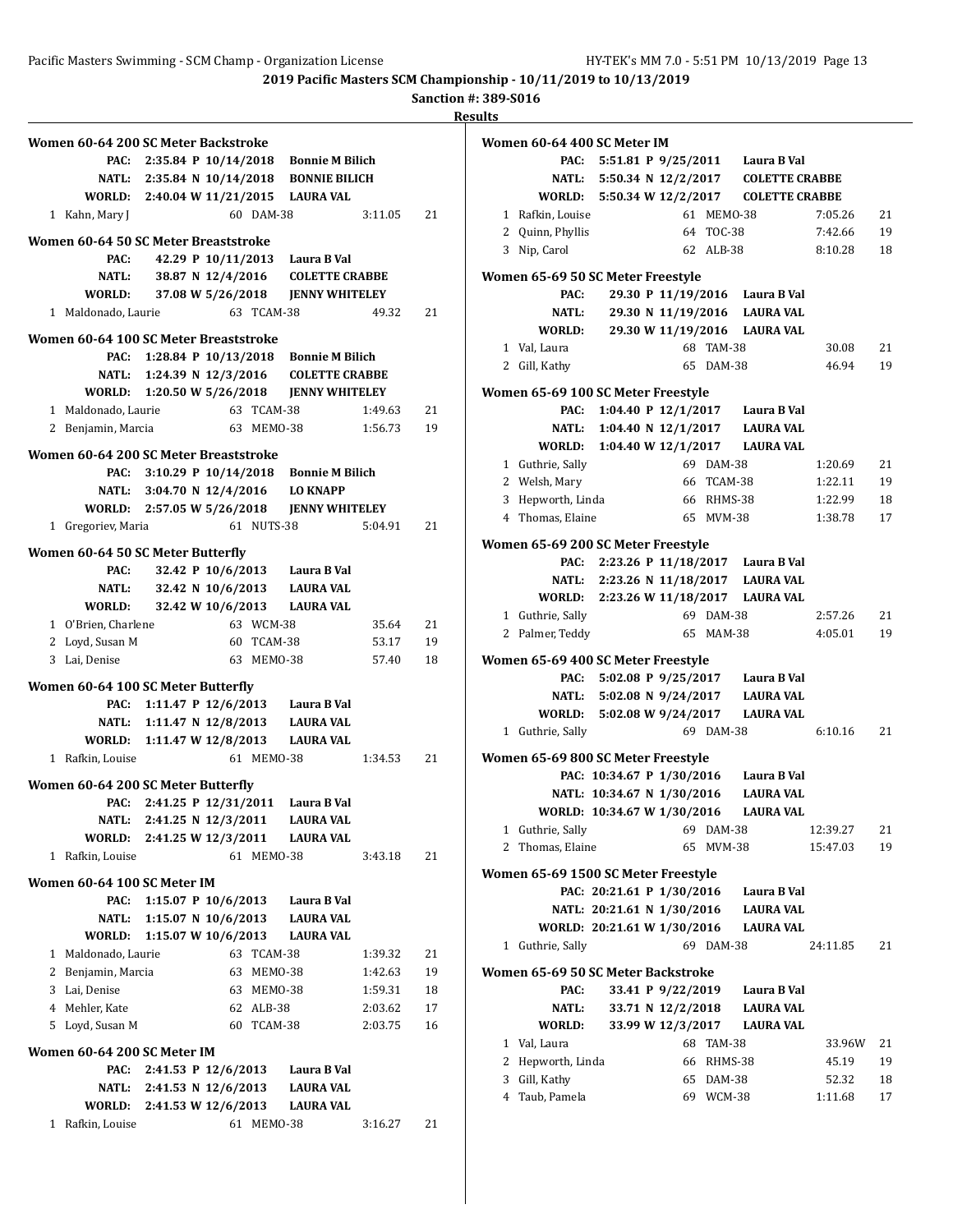# 2019 Pacific Masters SCM Championship - 10/11/2019 to 10/13/2019

**Sanction #: 389-S016**

**Results**

### Women 60-64 200 SC Meter Backstroke

| | | | | | |
|---|---|---|---|---|---|
| PAC: | 2:35.84 P 10/14/2018 | Bonnie M Bilich | | | |
| NATL: | 2:35.84 N 10/14/2018 | BONNIE BILICH | | | |
| WORLD: | 2:40.04 W 11/21/2015 | LAURA VAL | | | |
| 1 | Kahn, Mary J | 60 | DAM-38 | 3:11.05 | 21 |

### Women 60-64 50 SC Meter Breaststroke

| | | | | | |
|---|---|---|---|---|---|
| PAC: | 42.29 P 10/11/2013 | Laura B Val | | | |
| NATL: | 38.87 N 12/4/2016 | COLETTE CRABBE | | | |
| WORLD: | 37.08 W 5/26/2018 | JENNY WHITELEY | | | |
| 1 | Maldonado, Laurie | 63 | TCAM-38 | 49.32 | 21 |

### Women 60-64 100 SC Meter Breaststroke

| | | | | | |
|---|---|---|---|---|---|
| PAC: | 1:28.84 P 10/13/2018 | Bonnie M Bilich | | | |
| NATL: | 1:24.39 N 12/3/2016 | COLETTE CRABBE | | | |
| WORLD: | 1:20.50 W 5/26/2018 | JENNY WHITELEY | | | |
| 1 | Maldonado, Laurie | 63 | TCAM-38 | 1:49.63 | 21 |
| 2 | Benjamin, Marcia | 63 | MEMO-38 | 1:56.73 | 19 |

### Women 60-64 200 SC Meter Breaststroke

| | | | | | |
|---|---|---|---|---|---|
| PAC: | 3:10.29 P 10/14/2018 | Bonnie M Bilich | | | |
| NATL: | 3:04.70 N 12/4/2016 | LO KNAPP | | | |
| WORLD: | 2:57.05 W 5/26/2018 | JENNY WHITELEY | | | |
| 1 | Gregoriev, Maria | 61 | NUTS-38 | 5:04.91 | 21 |

### Women 60-64 50 SC Meter Butterfly

| | | | | | |
|---|---|---|---|---|---|
| PAC: | 32.42 P 10/6/2013 | Laura B Val | | | |
| NATL: | 32.42 N 10/6/2013 | LAURA VAL | | | |
| WORLD: | 32.42 W 10/6/2013 | LAURA VAL | | | |
| 1 | O'Brien, Charlene | 63 | WCM-38 | 35.64 | 21 |
| 2 | Loyd, Susan M | 60 | TCAM-38 | 53.17 | 19 |
| 3 | Lai, Denise | 63 | MEMO-38 | 57.40 | 18 |

### Women 60-64 100 SC Meter Butterfly

| | | | | | |
|---|---|---|---|---|---|
| PAC: | 1:11.47 P 12/6/2013 | Laura B Val | | | |
| NATL: | 1:11.47 N 12/8/2013 | LAURA VAL | | | |
| WORLD: | 1:11.47 W 12/8/2013 | LAURA VAL | | | |
| 1 | Rafkin, Louise | 61 | MEMO-38 | 1:34.53 | 21 |

### Women 60-64 200 SC Meter Butterfly

| | | | | | |
|---|---|---|---|---|---|
| PAC: | 2:41.25 P 12/31/2011 | Laura B Val | | | |
| NATL: | 2:41.25 N 12/3/2011 | LAURA VAL | | | |
| WORLD: | 2:41.25 W 12/3/2011 | LAURA VAL | | | |
| 1 | Rafkin, Louise | 61 | MEMO-38 | 3:43.18 | 21 |

### Women 60-64 100 SC Meter IM

| | | | | | |
|---|---|---|---|---|---|
| PAC: | 1:15.07 P 10/6/2013 | Laura B Val | | | |
| NATL: | 1:15.07 N 10/6/2013 | LAURA VAL | | | |
| WORLD: | 1:15.07 W 10/6/2013 | LAURA VAL | | | |
| 1 | Maldonado, Laurie | 63 | TCAM-38 | 1:39.32 | 21 |
| 2 | Benjamin, Marcia | 63 | MEMO-38 | 1:42.63 | 19 |
| 3 | Lai, Denise | 63 | MEMO-38 | 1:59.31 | 18 |
| 4 | Mehler, Kate | 62 | ALB-38 | 2:03.62 | 17 |
| 5 | Loyd, Susan M | 60 | TCAM-38 | 2:03.75 | 16 |

### Women 60-64 200 SC Meter IM

| | | | | | |
|---|---|---|---|---|---|
| PAC: | 2:41.53 P 12/6/2013 | Laura B Val | | | |
| NATL: | 2:41.53 N 12/6/2013 | LAURA VAL | | | |
| WORLD: | 2:41.53 W 12/6/2013 | LAURA VAL | | | |
| 1 | Rafkin, Louise | 61 | MEMO-38 | 3:16.27 | 21 |

### Women 60-64 400 SC Meter IM

| | | | | | |
|---|---|---|---|---|---|
| PAC: | 5:51.81 P 9/25/2011 | Laura B Val | | | |
| NATL: | 5:50.34 N 12/2/2017 | COLETTE CRABBE | | | |
| WORLD: | 5:50.34 W 12/2/2017 | COLETTE CRABBE | | | |
| 1 | Rafkin, Louise | 61 | MEMO-38 | 7:05.26 | 21 |
| 2 | Quinn, Phyllis | 64 | TOC-38 | 7:42.66 | 19 |
| 3 | Nip, Carol | 62 | ALB-38 | 8:10.28 | 18 |

### Women 65-69 50 SC Meter Freestyle

| | | | | | |
|---|---|---|---|---|---|
| PAC: | 29.30 P 11/19/2016 | Laura B Val | | | |
| NATL: | 29.30 N 11/19/2016 | LAURA VAL | | | |
| WORLD: | 29.30 W 11/19/2016 | LAURA VAL | | | |
| 1 | Val, Laura | 68 | TAM-38 | 30.08 | 21 |
| 2 | Gill, Kathy | 65 | DAM-38 | 46.94 | 19 |

### Women 65-69 100 SC Meter Freestyle

| | | | | | |
|---|---|---|---|---|---|
| PAC: | 1:04.40 P 12/1/2017 | Laura B Val | | | |
| NATL: | 1:04.40 N 12/1/2017 | LAURA VAL | | | |
| WORLD: | 1:04.40 W 12/1/2017 | LAURA VAL | | | |
| 1 | Guthrie, Sally | 69 | DAM-38 | 1:20.69 | 21 |
| 2 | Welsh, Mary | 66 | TCAM-38 | 1:22.11 | 19 |
| 3 | Hepworth, Linda | 66 | RHMS-38 | 1:22.99 | 18 |
| 4 | Thomas, Elaine | 65 | MVM-38 | 1:38.78 | 17 |

### Women 65-69 200 SC Meter Freestyle

| | | | | | |
|---|---|---|---|---|---|
| PAC: | 2:23.26 P 11/18/2017 | Laura B Val | | | |
| NATL: | 2:23.26 N 11/18/2017 | LAURA VAL | | | |
| WORLD: | 2:23.26 W 11/18/2017 | LAURA VAL | | | |
| 1 | Guthrie, Sally | 69 | DAM-38 | 2:57.26 | 21 |
| 2 | Palmer, Teddy | 65 | MAM-38 | 4:05.01 | 19 |

### Women 65-69 400 SC Meter Freestyle

| | | | | | |
|---|---|---|---|---|---|
| PAC: | 5:02.08 P 9/25/2017 | Laura B Val | | | |
| NATL: | 5:02.08 N 9/24/2017 | LAURA VAL | | | |
| WORLD: | 5:02.08 W 9/24/2017 | LAURA VAL | | | |
| 1 | Guthrie, Sally | 69 | DAM-38 | 6:10.16 | 21 |

### Women 65-69 800 SC Meter Freestyle

| | | | | | |
|---|---|---|---|---|---|
| PAC: | 10:34.67 P 1/30/2016 | Laura B Val | | | |
| NATL: | 10:34.67 N 1/30/2016 | LAURA VAL | | | |
| WORLD: | 10:34.67 W 1/30/2016 | LAURA VAL | | | |
| 1 | Guthrie, Sally | 69 | DAM-38 | 12:39.27 | 21 |
| 2 | Thomas, Elaine | 65 | MVM-38 | 15:47.03 | 19 |

### Women 65-69 1500 SC Meter Freestyle

| | | | | | |
|---|---|---|---|---|---|
| PAC: | 20:21.61 P 1/30/2016 | Laura B Val | | | |
| NATL: | 20:21.61 N 1/30/2016 | LAURA VAL | | | |
| WORLD: | 20:21.61 W 1/30/2016 | LAURA VAL | | | |
| 1 | Guthrie, Sally | 69 | DAM-38 | 24:11.85 | 21 |

### Women 65-69 50 SC Meter Backstroke

| | | | | | |
|---|---|---|---|---|---|
| PAC: | 33.41 P 9/22/2019 | Laura B Val | | | |
| NATL: | 33.71 N 12/2/2018 | LAURA VAL | | | |
| WORLD: | 33.99 W 12/3/2017 | LAURA VAL | | | |
| 1 | Val, Laura | 68 | TAM-38 | 33.96W | 21 |
| 2 | Hepworth, Linda | 66 | RHMS-38 | 45.19 | 19 |
| 3 | Gill, Kathy | 65 | DAM-38 | 52.32 | 18 |
| 4 | Taub, Pamela | 69 | WCM-38 | 1:11.68 | 17 |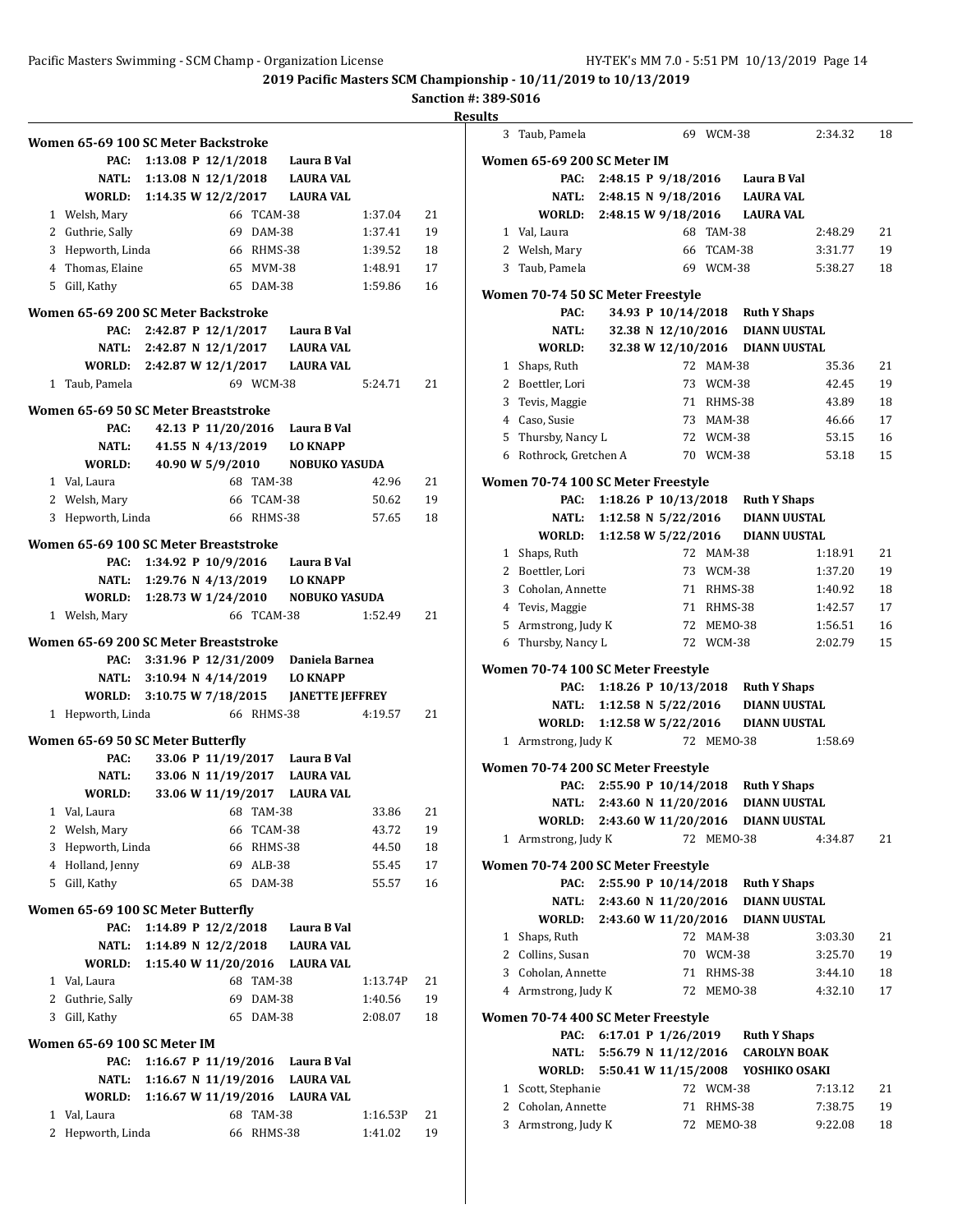# 2019 Pacific Masters SCM Championship - 10/11/2019 to 10/13/2019

**Sanction #: 389-S016**

**Results**

### Women 65-69 100 SC Meter Backstroke

| | | | | | |
|---|---|---|---|---|---|
| PAC: | 1:13.08 P 12/1/2018 | Laura B Val | | | |
| NATL: | 1:13.08 N 12/1/2018 | LAURA VAL | | | |
| WORLD: | 1:14.35 W 12/2/2017 | LAURA VAL | | | |
| 1 | Welsh, Mary | 66 | TCAM-38 | 1:37.04 | 21 |
| 2 | Guthrie, Sally | 69 | DAM-38 | 1:37.41 | 19 |
| 3 | Hepworth, Linda | 66 | RHMS-38 | 1:39.52 | 18 |
| 4 | Thomas, Elaine | 65 | MVM-38 | 1:48.91 | 17 |
| 5 | Gill, Kathy | 65 | DAM-38 | 1:59.86 | 16 |

### Women 65-69 200 SC Meter Backstroke

| | | | | | |
|---|---|---|---|---|---|
| PAC: | 2:42.87 P 12/1/2017 | Laura B Val | | | |
| NATL: | 2:42.87 N 12/1/2017 | LAURA VAL | | | |
| WORLD: | 2:42.87 W 12/1/2017 | LAURA VAL | | | |
| 1 | Taub, Pamela | 69 | WCM-38 | 5:24.71 | 21 |

### Women 65-69 50 SC Meter Breaststroke

| | | | | | |
|---|---|---|---|---|---|
| PAC: | 42.13 P 11/20/2016 | Laura B Val | | | |
| NATL: | 41.55 N 4/13/2019 | LO KNAPP | | | |
| WORLD: | 40.90 W 5/9/2010 | NOBUKO YASUDA | | | |
| 1 | Val, Laura | 68 | TAM-38 | 42.96 | 21 |
| 2 | Welsh, Mary | 66 | TCAM-38 | 50.62 | 19 |
| 3 | Hepworth, Linda | 66 | RHMS-38 | 57.65 | 18 |

### Women 65-69 100 SC Meter Breaststroke

| | | | | | |
|---|---|---|---|---|---|
| PAC: | 1:34.92 P 10/9/2016 | Laura B Val | | | |
| NATL: | 1:29.76 N 4/13/2019 | LO KNAPP | | | |
| WORLD: | 1:28.73 W 1/24/2010 | NOBUKO YASUDA | | | |
| 1 | Welsh, Mary | 66 | TCAM-38 | 1:52.49 | 21 |

### Women 65-69 200 SC Meter Breaststroke

| | | | | | |
|---|---|---|---|---|---|
| PAC: | 3:31.96 P 12/31/2009 | Daniela Barnea | | | |
| NATL: | 3:10.94 N 4/14/2019 | LO KNAPP | | | |
| WORLD: | 3:10.75 W 7/18/2015 | JANETTE JEFFREY | | | |
| 1 | Hepworth, Linda | 66 | RHMS-38 | 4:19.57 | 21 |

### Women 65-69 50 SC Meter Butterfly

| | | | | | |
|---|---|---|---|---|---|
| PAC: | 33.06 P 11/19/2017 | Laura B Val | | | |
| NATL: | 33.06 N 11/19/2017 | LAURA VAL | | | |
| WORLD: | 33.06 W 11/19/2017 | LAURA VAL | | | |
| 1 | Val, Laura | 68 | TAM-38 | 33.86 | 21 |
| 2 | Welsh, Mary | 66 | TCAM-38 | 43.72 | 19 |
| 3 | Hepworth, Linda | 66 | RHMS-38 | 44.50 | 18 |
| 4 | Holland, Jenny | 69 | ALB-38 | 55.45 | 17 |
| 5 | Gill, Kathy | 65 | DAM-38 | 55.57 | 16 |

### Women 65-69 100 SC Meter Butterfly

| | | | | | |
|---|---|---|---|---|---|
| PAC: | 1:14.89 P 12/2/2018 | Laura B Val | | | |
| NATL: | 1:14.89 N 12/2/2018 | LAURA VAL | | | |
| WORLD: | 1:15.40 W 11/20/2016 | LAURA VAL | | | |
| 1 | Val, Laura | 68 | TAM-38 | 1:13.74P | 21 |
| 2 | Guthrie, Sally | 69 | DAM-38 | 1:40.56 | 19 |
| 3 | Gill, Kathy | 65 | DAM-38 | 2:08.07 | 18 |

### Women 65-69 100 SC Meter IM

| | | | | | |
|---|---|---|---|---|---|
| PAC: | 1:16.67 P 11/19/2016 | Laura B Val | | | |
| NATL: | 1:16.67 N 11/19/2016 | LAURA VAL | | | |
| WORLD: | 1:16.67 W 11/19/2016 | LAURA VAL | | | |
| 1 | Val, Laura | 68 | TAM-38 | 1:16.53P | 21 |
| 2 | Hepworth, Linda | 66 | RHMS-38 | 1:41.02 | 19 |
| 3 | Taub, Pamela | 69 | WCM-38 | 2:34.32 | 18 |

### Women 65-69 200 SC Meter IM

| | | | | | |
|---|---|---|---|---|---|
| PAC: | 2:48.15 P 9/18/2016 | Laura B Val | | | |
| NATL: | 2:48.15 N 9/18/2016 | LAURA VAL | | | |
| WORLD: | 2:48.15 W 9/18/2016 | LAURA VAL | | | |
| 1 | Val, Laura | 68 | TAM-38 | 2:48.29 | 21 |
| 2 | Welsh, Mary | 66 | TCAM-38 | 3:31.77 | 19 |
| 3 | Taub, Pamela | 69 | WCM-38 | 5:38.27 | 18 |

### Women 70-74 50 SC Meter Freestyle

| | | | | | |
|---|---|---|---|---|---|
| PAC: | 34.93 P 10/14/2018 | Ruth Y Shaps | | | |
| NATL: | 32.38 N 12/10/2016 | DIANN UUSTAL | | | |
| WORLD: | 32.38 W 12/10/2016 | DIANN UUSTAL | | | |
| 1 | Shaps, Ruth | 72 | MAM-38 | 35.36 | 21 |
| 2 | Boettler, Lori | 73 | WCM-38 | 42.45 | 19 |
| 3 | Tevis, Maggie | 71 | RHMS-38 | 43.89 | 18 |
| 4 | Caso, Susie | 73 | MAM-38 | 46.66 | 17 |
| 5 | Thursby, Nancy L | 72 | WCM-38 | 53.15 | 16 |
| 6 | Rothrock, Gretchen A | 70 | WCM-38 | 53.18 | 15 |

### Women 70-74 100 SC Meter Freestyle

| | | | | | |
|---|---|---|---|---|---|
| PAC: | 1:18.26 P 10/13/2018 | Ruth Y Shaps | | | |
| NATL: | 1:12.58 N 5/22/2016 | DIANN UUSTAL | | | |
| WORLD: | 1:12.58 W 5/22/2016 | DIANN UUSTAL | | | |
| 1 | Shaps, Ruth | 72 | MAM-38 | 1:18.91 | 21 |
| 2 | Boettler, Lori | 73 | WCM-38 | 1:37.20 | 19 |
| 3 | Coholan, Annette | 71 | RHMS-38 | 1:40.92 | 18 |
| 4 | Tevis, Maggie | 71 | RHMS-38 | 1:42.57 | 17 |
| 5 | Armstrong, Judy K | 72 | MEMO-38 | 1:56.51 | 16 |
| 6 | Thursby, Nancy L | 72 | WCM-38 | 2:02.79 | 15 |

### Women 70-74 100 SC Meter Freestyle

| | | | | | |
|---|---|---|---|---|---|
| PAC: | 1:18.26 P 10/13/2018 | Ruth Y Shaps | | | |
| NATL: | 1:12.58 N 5/22/2016 | DIANN UUSTAL | | | |
| WORLD: | 1:12.58 W 5/22/2016 | DIANN UUSTAL | | | |
| 1 | Armstrong, Judy K | 72 | MEMO-38 | 1:58.69 | |

### Women 70-74 200 SC Meter Freestyle

| | | | | | |
|---|---|---|---|---|---|
| PAC: | 2:55.90 P 10/14/2018 | Ruth Y Shaps | | | |
| NATL: | 2:43.60 N 11/20/2016 | DIANN UUSTAL | | | |
| WORLD: | 2:43.60 W 11/20/2016 | DIANN UUSTAL | | | |
| 1 | Armstrong, Judy K | 72 | MEMO-38 | 4:34.87 | 21 |

### Women 70-74 200 SC Meter Freestyle

| | | | | | |
|---|---|---|---|---|---|
| PAC: | 2:55.90 P 10/14/2018 | Ruth Y Shaps | | | |
| NATL: | 2:43.60 N 11/20/2016 | DIANN UUSTAL | | | |
| WORLD: | 2:43.60 W 11/20/2016 | DIANN UUSTAL | | | |
| 1 | Shaps, Ruth | 72 | MAM-38 | 3:03.30 | 21 |
| 2 | Collins, Susan | 70 | WCM-38 | 3:25.70 | 19 |
| 3 | Coholan, Annette | 71 | RHMS-38 | 3:44.10 | 18 |
| 4 | Armstrong, Judy K | 72 | MEMO-38 | 4:32.10 | 17 |

### Women 70-74 400 SC Meter Freestyle

| | | | | | |
|---|---|---|---|---|---|
| PAC: | 6:17.01 P 1/26/2019 | Ruth Y Shaps | | | |
| NATL: | 5:56.79 N 11/12/2016 | CAROLYN BOAK | | | |
| WORLD: | 5:50.41 W 11/15/2008 | YOSHIKO OSAKI | | | |
| 1 | Scott, Stephanie | 72 | WCM-38 | 7:13.12 | 21 |
| 2 | Coholan, Annette | 71 | RHMS-38 | 7:38.75 | 19 |
| 3 | Armstrong, Judy K | 72 | MEMO-38 | 9:22.08 | 18 |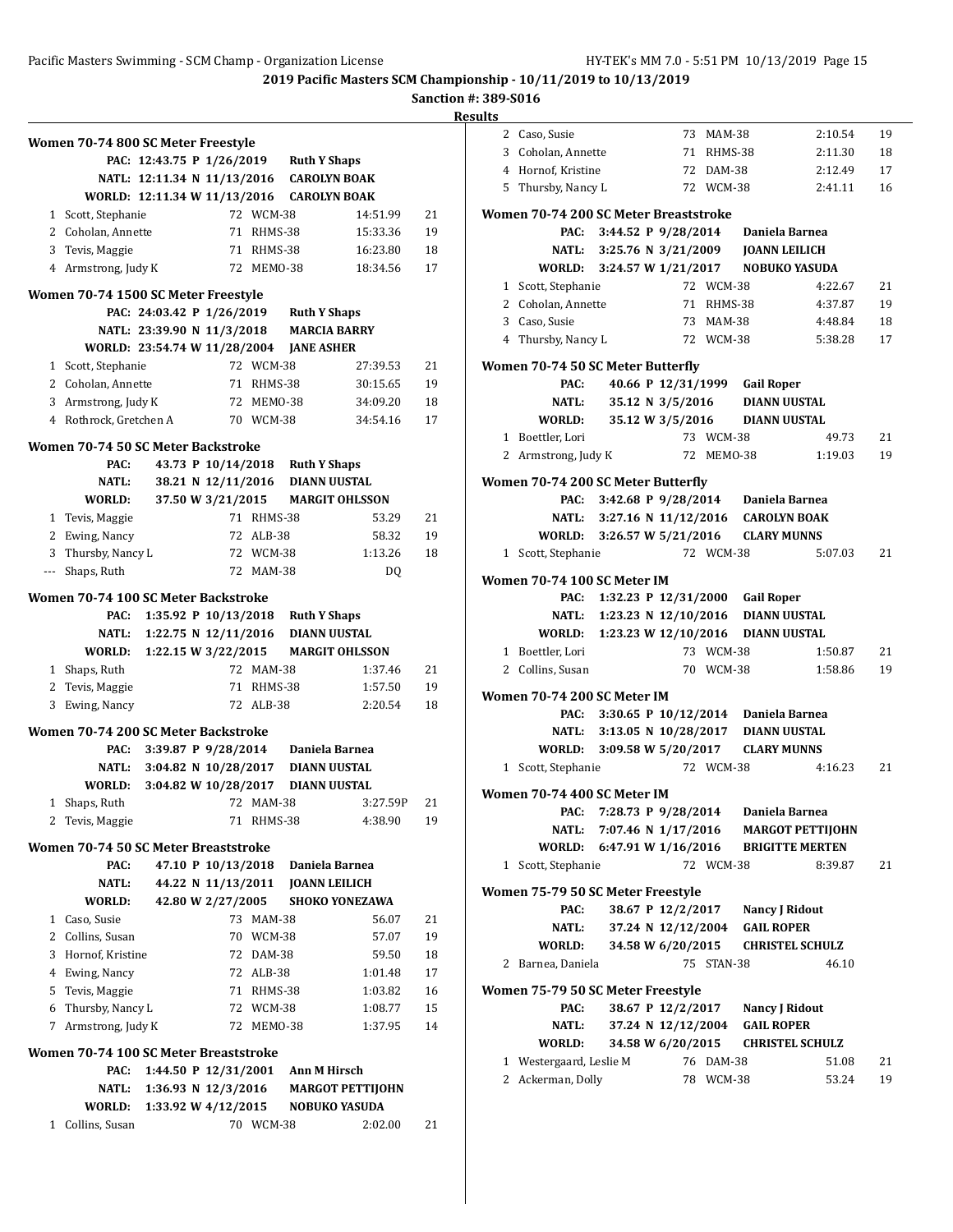# 2019 Pacific Masters SCM Championship - 10/11/2019 to 10/13/2019

**Sanction #: 389-S016**

**Results**

### Women 70-74 800 SC Meter Freestyle

PAC: 12:43.75 P 1/26/2019 Ruth Y Shaps
NATL: 12:11.34 N 11/13/2016 CAROLYN BOAK
WORLD: 12:11.34 W 11/13/2016 CAROLYN BOAK

| Place | Name | Age | Team | Time | Points |
|---|---|---|---|---|---|
| 1 | Scott, Stephanie | 72 | WCM-38 | 14:51.99 | 21 |
| 2 | Coholan, Annette | 71 | RHMS-38 | 15:33.36 | 19 |
| 3 | Tevis, Maggie | 71 | RHMS-38 | 16:23.80 | 18 |
| 4 | Armstrong, Judy K | 72 | MEMO-38 | 18:34.56 | 17 |

### Women 70-74 1500 SC Meter Freestyle

PAC: 24:03.42 P 1/26/2019 Ruth Y Shaps
NATL: 23:39.90 N 11/3/2018 MARCIA BARRY
WORLD: 23:54.74 W 11/28/2004 JANE ASHER

| Place | Name | Age | Team | Time | Points |
|---|---|---|---|---|---|
| 1 | Scott, Stephanie | 72 | WCM-38 | 27:39.53 | 21 |
| 2 | Coholan, Annette | 71 | RHMS-38 | 30:15.65 | 19 |
| 3 | Armstrong, Judy K | 72 | MEMO-38 | 34:09.20 | 18 |
| 4 | Rothrock, Gretchen A | 70 | WCM-38 | 34:54.16 | 17 |

### Women 70-74 50 SC Meter Backstroke

PAC: 43.73 P 10/14/2018 Ruth Y Shaps
NATL: 38.21 N 12/11/2016 DIANN UUSTAL
WORLD: 37.50 W 3/21/2015 MARGIT OHLSSON

| Place | Name | Age | Team | Time | Points |
|---|---|---|---|---|---|
| 1 | Tevis, Maggie | 71 | RHMS-38 | 53.29 | 21 |
| 2 | Ewing, Nancy | 72 | ALB-38 | 58.32 | 19 |
| 3 | Thursby, Nancy L | 72 | WCM-38 | 1:13.26 | 18 |
| --- | Shaps, Ruth | 72 | MAM-38 | DQ | |

### Women 70-74 100 SC Meter Backstroke

PAC: 1:35.92 P 10/13/2018 Ruth Y Shaps
NATL: 1:22.75 N 12/11/2016 DIANN UUSTAL
WORLD: 1:22.15 W 3/22/2015 MARGIT OHLSSON

| Place | Name | Age | Team | Time | Points |
|---|---|---|---|---|---|
| 1 | Shaps, Ruth | 72 | MAM-38 | 1:37.46 | 21 |
| 2 | Tevis, Maggie | 71 | RHMS-38 | 1:57.50 | 19 |
| 3 | Ewing, Nancy | 72 | ALB-38 | 2:20.54 | 18 |

### Women 70-74 200 SC Meter Backstroke

PAC: 3:39.87 P 9/28/2014 Daniela Barnea
NATL: 3:04.82 N 10/28/2017 DIANN UUSTAL
WORLD: 3:04.82 W 10/28/2017 DIANN UUSTAL

| Place | Name | Age | Team | Time | Points |
|---|---|---|---|---|---|
| 1 | Shaps, Ruth | 72 | MAM-38 | 3:27.59P | 21 |
| 2 | Tevis, Maggie | 71 | RHMS-38 | 4:38.90 | 19 |

### Women 70-74 50 SC Meter Breaststroke

PAC: 47.10 P 10/13/2018 Daniela Barnea
NATL: 44.22 N 11/13/2011 JOANN LEILICH
WORLD: 42.80 W 2/27/2005 SHOKO YONEZAWA

| Place | Name | Age | Team | Time | Points |
|---|---|---|---|---|---|
| 1 | Caso, Susie | 73 | MAM-38 | 56.07 | 21 |
| 2 | Collins, Susan | 70 | WCM-38 | 57.07 | 19 |
| 3 | Hornof, Kristine | 72 | DAM-38 | 59.50 | 18 |
| 4 | Ewing, Nancy | 72 | ALB-38 | 1:01.48 | 17 |
| 5 | Tevis, Maggie | 71 | RHMS-38 | 1:03.82 | 16 |
| 6 | Thursby, Nancy L | 72 | WCM-38 | 1:08.77 | 15 |
| 7 | Armstrong, Judy K | 72 | MEMO-38 | 1:37.95 | 14 |

### Women 70-74 100 SC Meter Breaststroke

PAC: 1:44.50 P 12/31/2001 Ann M Hirsch
NATL: 1:36.93 N 12/3/2016 MARGOT PETTIJOHN
WORLD: 1:33.92 W 4/12/2015 NOBUKO YASUDA

| Place | Name | Age | Team | Time | Points |
|---|---|---|---|---|---|
| 1 | Collins, Susan | 70 | WCM-38 | 2:02.00 | 21 |
| 2 | Caso, Susie | 73 | MAM-38 | 2:10.54 | 19 |
| 3 | Coholan, Annette | 71 | RHMS-38 | 2:11.30 | 18 |
| 4 | Hornof, Kristine | 72 | DAM-38 | 2:12.49 | 17 |
| 5 | Thursby, Nancy L | 72 | WCM-38 | 2:41.11 | 16 |

### Women 70-74 200 SC Meter Breaststroke

PAC: 3:44.52 P 9/28/2014 Daniela Barnea
NATL: 3:25.76 N 3/21/2009 JOANN LEILICH
WORLD: 3:24.57 W 1/21/2017 NOBUKO YASUDA

| Place | Name | Age | Team | Time | Points |
|---|---|---|---|---|---|
| 1 | Scott, Stephanie | 72 | WCM-38 | 4:22.67 | 21 |
| 2 | Coholan, Annette | 71 | RHMS-38 | 4:37.87 | 19 |
| 3 | Caso, Susie | 73 | MAM-38 | 4:48.84 | 18 |
| 4 | Thursby, Nancy L | 72 | WCM-38 | 5:38.28 | 17 |

### Women 70-74 50 SC Meter Butterfly

PAC: 40.66 P 12/31/1999 Gail Roper
NATL: 35.12 N 3/5/2016 DIANN UUSTAL
WORLD: 35.12 W 3/5/2016 DIANN UUSTAL

| Place | Name | Age | Team | Time | Points |
|---|---|---|---|---|---|
| 1 | Boettler, Lori | 73 | WCM-38 | 49.73 | 21 |
| 2 | Armstrong, Judy K | 72 | MEMO-38 | 1:19.03 | 19 |

### Women 70-74 200 SC Meter Butterfly

PAC: 3:42.68 P 9/28/2014 Daniela Barnea
NATL: 3:27.16 N 11/12/2016 CAROLYN BOAK
WORLD: 3:26.57 W 5/21/2016 CLARY MUNNS

| Place | Name | Age | Team | Time | Points |
|---|---|---|---|---|---|
| 1 | Scott, Stephanie | 72 | WCM-38 | 5:07.03 | 21 |

### Women 70-74 100 SC Meter IM

PAC: 1:32.23 P 12/31/2000 Gail Roper
NATL: 1:23.23 N 12/10/2016 DIANN UUSTAL
WORLD: 1:23.23 W 12/10/2016 DIANN UUSTAL

| Place | Name | Age | Team | Time | Points |
|---|---|---|---|---|---|
| 1 | Boettler, Lori | 73 | WCM-38 | 1:50.87 | 21 |
| 2 | Collins, Susan | 70 | WCM-38 | 1:58.86 | 19 |

### Women 70-74 200 SC Meter IM

PAC: 3:30.65 P 10/12/2014 Daniela Barnea
NATL: 3:13.05 N 10/28/2017 DIANN UUSTAL
WORLD: 3:09.58 W 5/20/2017 CLARY MUNNS

| Place | Name | Age | Team | Time | Points |
|---|---|---|---|---|---|
| 1 | Scott, Stephanie | 72 | WCM-38 | 4:16.23 | 21 |

### Women 70-74 400 SC Meter IM

PAC: 7:28.73 P 9/28/2014 Daniela Barnea
NATL: 7:07.46 N 1/17/2016 MARGOT PETTIJOHN
WORLD: 6:47.91 W 1/16/2016 BRIGITTE MERTEN

| Place | Name | Age | Team | Time | Points |
|---|---|---|---|---|---|
| 1 | Scott, Stephanie | 72 | WCM-38 | 8:39.87 | 21 |

### Women 75-79 50 SC Meter Freestyle

PAC: 38.67 P 12/2/2017 Nancy J Ridout
NATL: 37.24 N 12/12/2004 GAIL ROPER
WORLD: 34.58 W 6/20/2015 CHRISTEL SCHULZ

| Place | Name | Age | Team | Time | Points |
|---|---|---|---|---|---|
| 2 | Barnea, Daniela | 75 | STAN-38 | 46.10 | |

### Women 75-79 50 SC Meter Freestyle

PAC: 38.67 P 12/2/2017 Nancy J Ridout
NATL: 37.24 N 12/12/2004 GAIL ROPER
WORLD: 34.58 W 6/20/2015 CHRISTEL SCHULZ

| Place | Name | Age | Team | Time | Points |
|---|---|---|---|---|---|
| 1 | Westergaard, Leslie M | 76 | DAM-38 | 51.08 | 21 |
| 2 | Ackerman, Dolly | 78 | WCM-38 | 53.24 | 19 |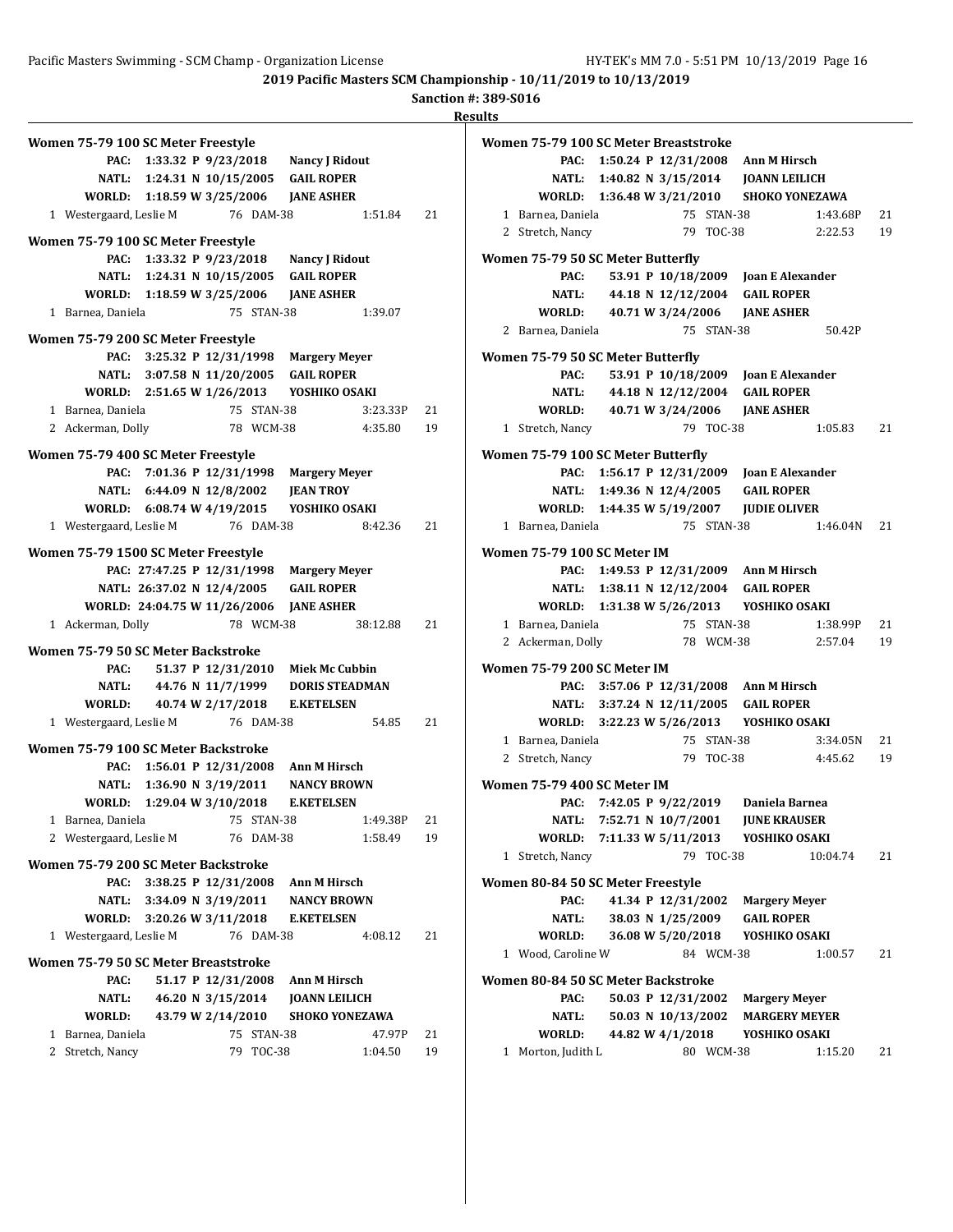# 2019 Pacific Masters SCM Championship - 10/11/2019 to 10/13/2019

**Sanction #: 389-S016**

## Results

### Women 75-79 100 SC Meter Freestyle

| | | | |
|---|---|---|---|
| PAC: | 1:33.32 P 9/23/2018 | Nancy J Ridout | |
| NATL: | 1:24.31 N 10/15/2005 | GAIL ROPER | |
| WORLD: | 1:18.59 W 3/25/2006 | JANE ASHER | |

| Place | Name | Age | Team | Time | Points |
|---|---|---|---|---|---|
| 1 | Westergaard, Leslie M | 76 | DAM-38 | 1:51.84 | 21 |

### Women 75-79 100 SC Meter Freestyle

| | | | |
|---|---|---|---|
| PAC: | 1:33.32 P 9/23/2018 | Nancy J Ridout | |
| NATL: | 1:24.31 N 10/15/2005 | GAIL ROPER | |
| WORLD: | 1:18.59 W 3/25/2006 | JANE ASHER | |

| Place | Name | Age | Team | Time | Points |
|---|---|---|---|---|---|
| 1 | Barnea, Daniela | 75 | STAN-38 | 1:39.07 | |

### Women 75-79 200 SC Meter Freestyle

| | | | |
|---|---|---|---|
| PAC: | 3:25.32 P 12/31/1998 | Margery Meyer | |
| NATL: | 3:07.58 N 11/20/2005 | GAIL ROPER | |
| WORLD: | 2:51.65 W 1/26/2013 | YOSHIKO OSAKI | |

| Place | Name | Age | Team | Time | Points |
|---|---|---|---|---|---|
| 1 | Barnea, Daniela | 75 | STAN-38 | 3:23.33P | 21 |
| 2 | Ackerman, Dolly | 78 | WCM-38 | 4:35.80 | 19 |

### Women 75-79 400 SC Meter Freestyle

| | | | |
|---|---|---|---|
| PAC: | 7:01.36 P 12/31/1998 | Margery Meyer | |
| NATL: | 6:44.09 N 12/8/2002 | JEAN TROY | |
| WORLD: | 6:08.74 W 4/19/2015 | YOSHIKO OSAKI | |

| Place | Name | Age | Team | Time | Points |
|---|---|---|---|---|---|
| 1 | Westergaard, Leslie M | 76 | DAM-38 | 8:42.36 | 21 |

### Women 75-79 1500 SC Meter Freestyle

| | | | |
|---|---|---|---|
| PAC: | 27:47.25 P 12/31/1998 | Margery Meyer | |
| NATL: | 26:37.02 N 12/4/2005 | GAIL ROPER | |
| WORLD: | 24:04.75 W 11/26/2006 | JANE ASHER | |

| Place | Name | Age | Team | Time | Points |
|---|---|---|---|---|---|
| 1 | Ackerman, Dolly | 78 | WCM-38 | 38:12.88 | 21 |

### Women 75-79 50 SC Meter Backstroke

| | | | |
|---|---|---|---|
| PAC: | 51.37 P 12/31/2010 | Miek Mc Cubbin | |
| NATL: | 44.76 N 11/7/1999 | DORIS STEADMAN | |
| WORLD: | 40.74 W 2/17/2018 | E.KETELSEN | |

| Place | Name | Age | Team | Time | Points |
|---|---|---|---|---|---|
| 1 | Westergaard, Leslie M | 76 | DAM-38 | 54.85 | 21 |

### Women 75-79 100 SC Meter Backstroke

| | | | |
|---|---|---|---|
| PAC: | 1:56.01 P 12/31/2008 | Ann M Hirsch | |
| NATL: | 1:36.90 N 3/19/2011 | NANCY BROWN | |
| WORLD: | 1:29.04 W 3/10/2018 | E.KETELSEN | |

| Place | Name | Age | Team | Time | Points |
|---|---|---|---|---|---|
| 1 | Barnea, Daniela | 75 | STAN-38 | 1:49.38P | 21 |
| 2 | Westergaard, Leslie M | 76 | DAM-38 | 1:58.49 | 19 |

### Women 75-79 200 SC Meter Backstroke

| | | | |
|---|---|---|---|
| PAC: | 3:38.25 P 12/31/2008 | Ann M Hirsch | |
| NATL: | 3:34.09 N 3/19/2011 | NANCY BROWN | |
| WORLD: | 3:20.26 W 3/11/2018 | E.KETELSEN | |

| Place | Name | Age | Team | Time | Points |
|---|---|---|---|---|---|
| 1 | Westergaard, Leslie M | 76 | DAM-38 | 4:08.12 | 21 |

### Women 75-79 50 SC Meter Breaststroke

| | | | |
|---|---|---|---|
| PAC: | 51.17 P 12/31/2008 | Ann M Hirsch | |
| NATL: | 46.20 N 3/15/2014 | JOANN LEILICH | |
| WORLD: | 43.79 W 2/14/2010 | SHOKO YONEZAWA | |

| Place | Name | Age | Team | Time | Points |
|---|---|---|---|---|---|
| 1 | Barnea, Daniela | 75 | STAN-38 | 47.97P | 21 |
| 2 | Stretch, Nancy | 79 | TOC-38 | 1:04.50 | 19 |

### Women 75-79 100 SC Meter Breaststroke

| | | | |
|---|---|---|---|
| PAC: | 1:50.24 P 12/31/2008 | Ann M Hirsch | |
| NATL: | 1:40.82 N 3/15/2014 | JOANN LEILICH | |
| WORLD: | 1:36.48 W 3/21/2010 | SHOKO YONEZAWA | |

| Place | Name | Age | Team | Time | Points |
|---|---|---|---|---|---|
| 1 | Barnea, Daniela | 75 | STAN-38 | 1:43.68P | 21 |
| 2 | Stretch, Nancy | 79 | TOC-38 | 2:22.53 | 19 |

### Women 75-79 50 SC Meter Butterfly

| | | | |
|---|---|---|---|
| PAC: | 53.91 P 10/18/2009 | Joan E Alexander | |
| NATL: | 44.18 N 12/12/2004 | GAIL ROPER | |
| WORLD: | 40.71 W 3/24/2006 | JANE ASHER | |

| Place | Name | Age | Team | Time | Points |
|---|---|---|---|---|---|
| 2 | Barnea, Daniela | 75 | STAN-38 | 50.42P | |

### Women 75-79 50 SC Meter Butterfly

| | | | |
|---|---|---|---|
| PAC: | 53.91 P 10/18/2009 | Joan E Alexander | |
| NATL: | 44.18 N 12/12/2004 | GAIL ROPER | |
| WORLD: | 40.71 W 3/24/2006 | JANE ASHER | |

| Place | Name | Age | Team | Time | Points |
|---|---|---|---|---|---|
| 1 | Stretch, Nancy | 79 | TOC-38 | 1:05.83 | 21 |

### Women 75-79 100 SC Meter Butterfly

| | | | |
|---|---|---|---|
| PAC: | 1:56.17 P 12/31/2009 | Joan E Alexander | |
| NATL: | 1:49.36 N 12/4/2005 | GAIL ROPER | |
| WORLD: | 1:44.35 W 5/19/2007 | JUDIE OLIVER | |

| Place | Name | Age | Team | Time | Points |
|---|---|---|---|---|---|
| 1 | Barnea, Daniela | 75 | STAN-38 | 1:46.04N | 21 |

### Women 75-79 100 SC Meter IM

| | | | |
|---|---|---|---|
| PAC: | 1:49.53 P 12/31/2009 | Ann M Hirsch | |
| NATL: | 1:38.11 N 12/12/2004 | GAIL ROPER | |
| WORLD: | 1:31.38 W 5/26/2013 | YOSHIKO OSAKI | |

| Place | Name | Age | Team | Time | Points |
|---|---|---|---|---|---|
| 1 | Barnea, Daniela | 75 | STAN-38 | 1:38.99P | 21 |
| 2 | Ackerman, Dolly | 78 | WCM-38 | 2:57.04 | 19 |

### Women 75-79 200 SC Meter IM

| | | | |
|---|---|---|---|
| PAC: | 3:57.06 P 12/31/2008 | Ann M Hirsch | |
| NATL: | 3:37.24 N 12/11/2005 | GAIL ROPER | |
| WORLD: | 3:22.23 W 5/26/2013 | YOSHIKO OSAKI | |

| Place | Name | Age | Team | Time | Points |
|---|---|---|---|---|---|
| 1 | Barnea, Daniela | 75 | STAN-38 | 3:34.05N | 21 |
| 2 | Stretch, Nancy | 79 | TOC-38 | 4:45.62 | 19 |

### Women 75-79 400 SC Meter IM

| | | | |
|---|---|---|---|
| PAC: | 7:42.05 P 9/22/2019 | Daniela Barnea | |
| NATL: | 7:52.71 N 10/7/2001 | JUNE KRAUSER | |
| WORLD: | 7:11.33 W 5/11/2013 | YOSHIKO OSAKI | |

| Place | Name | Age | Team | Time | Points |
|---|---|---|---|---|---|
| 1 | Stretch, Nancy | 79 | TOC-38 | 10:04.74 | 21 |

### Women 80-84 50 SC Meter Freestyle

| | | | |
|---|---|---|---|
| PAC: | 41.34 P 12/31/2002 | Margery Meyer | |
| NATL: | 38.03 N 1/25/2009 | GAIL ROPER | |
| WORLD: | 36.08 W 5/20/2018 | YOSHIKO OSAKI | |

| Place | Name | Age | Team | Time | Points |
|---|---|---|---|---|---|
| 1 | Wood, Caroline W | 84 | WCM-38 | 1:00.57 | 21 |

### Women 80-84 50 SC Meter Backstroke

| | | | |
|---|---|---|---|
| PAC: | 50.03 P 12/31/2002 | Margery Meyer | |
| NATL: | 50.03 N 10/13/2002 | MARGERY MEYER | |
| WORLD: | 44.82 W 4/1/2018 | YOSHIKO OSAKI | |

| Place | Name | Age | Team | Time | Points |
|---|---|---|---|---|---|
| 1 | Morton, Judith L | 80 | WCM-38 | 1:15.20 | 21 |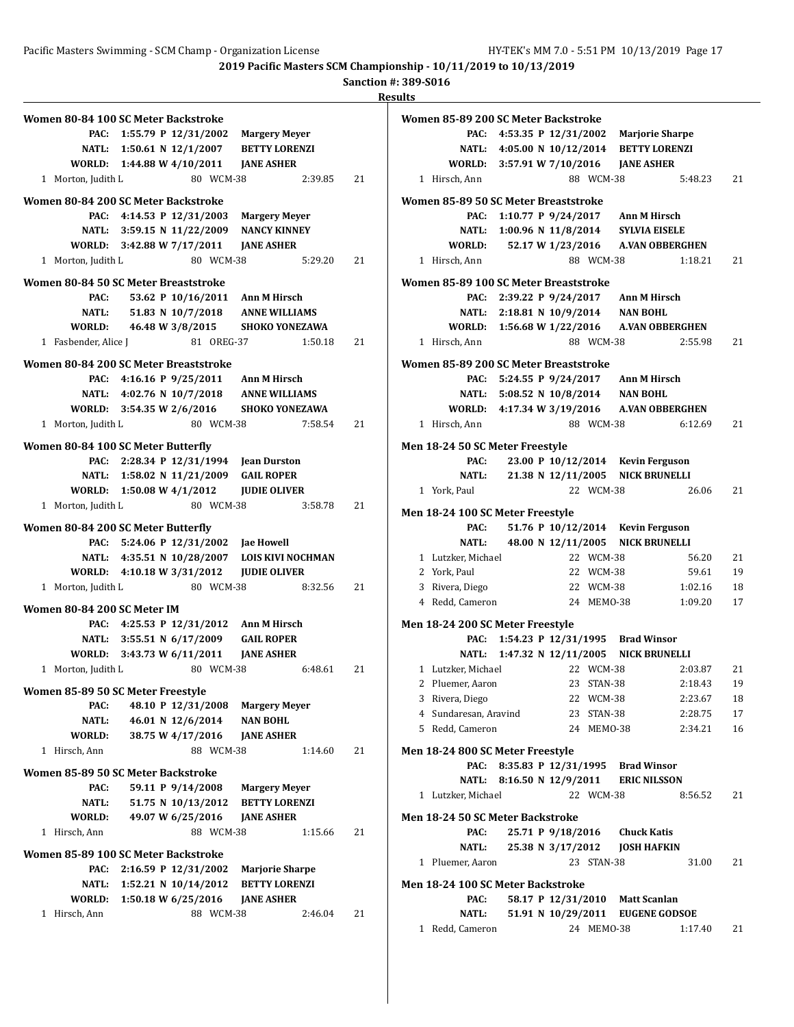2019 Pacific Masters SCM Championship - 10/11/2019 to 10/13/2019

Sanction #: 389-S016

## Results

### Women 80-84 100 SC Meter Backstroke

PAC: 1:55.79 P 12/31/2002 Margery Meyer
NATL: 1:50.61 N 12/1/2007 BETTY LORENZI
WORLD: 1:44.88 W 4/10/2011 JANE ASHER

| Place | Name | Age | Team | Time | Points |
|---|---|---|---|---|---|
| 1 | Morton, Judith L | 80 | WCM-38 | 2:39.85 | 21 |

### Women 80-84 200 SC Meter Backstroke

PAC: 4:14.53 P 12/31/2003 Margery Meyer
NATL: 3:59.15 N 11/22/2009 NANCY KINNEY
WORLD: 3:42.88 W 7/17/2011 JANE ASHER

| Place | Name | Age | Team | Time | Points |
|---|---|---|---|---|---|
| 1 | Morton, Judith L | 80 | WCM-38 | 5:29.20 | 21 |

### Women 80-84 50 SC Meter Breaststroke

PAC: 53.62 P 10/16/2011 Ann M Hirsch
NATL: 51.83 N 10/7/2018 ANNE WILLIAMS
WORLD: 46.48 W 3/8/2015 SHOKO YONEZAWA

| Place | Name | Age | Team | Time | Points |
|---|---|---|---|---|---|
| 1 | Fasbender, Alice J | 81 | OREG-37 | 1:50.18 | 21 |

### Women 80-84 200 SC Meter Breaststroke

PAC: 4:16.16 P 9/25/2011 Ann M Hirsch
NATL: 4:02.76 N 10/7/2018 ANNE WILLIAMS
WORLD: 3:54.35 W 2/6/2016 SHOKO YONEZAWA

| Place | Name | Age | Team | Time | Points |
|---|---|---|---|---|---|
| 1 | Morton, Judith L | 80 | WCM-38 | 7:58.54 | 21 |

### Women 80-84 100 SC Meter Butterfly

PAC: 2:28.34 P 12/31/1994 Jean Durston
NATL: 1:58.02 N 11/21/2009 GAIL ROPER
WORLD: 1:50.08 W 4/1/2012 JUDIE OLIVER

| Place | Name | Age | Team | Time | Points |
|---|---|---|---|---|---|
| 1 | Morton, Judith L | 80 | WCM-38 | 3:58.78 | 21 |

### Women 80-84 200 SC Meter Butterfly

PAC: 5:24.06 P 12/31/2002 Jae Howell
NATL: 4:35.51 N 10/28/2007 LOIS KIVI NOCHMAN
WORLD: 4:10.18 W 3/31/2012 JUDIE OLIVER

| Place | Name | Age | Team | Time | Points |
|---|---|---|---|---|---|
| 1 | Morton, Judith L | 80 | WCM-38 | 8:32.56 | 21 |

### Women 80-84 200 SC Meter IM

PAC: 4:25.53 P 12/31/2012 Ann M Hirsch
NATL: 3:55.51 N 6/17/2009 GAIL ROPER
WORLD: 3:43.73 W 6/11/2011 JANE ASHER

| Place | Name | Age | Team | Time | Points |
|---|---|---|---|---|---|
| 1 | Morton, Judith L | 80 | WCM-38 | 6:48.61 | 21 |

### Women 85-89 50 SC Meter Freestyle

PAC: 48.10 P 12/31/2008 Margery Meyer
NATL: 46.01 N 12/6/2014 NAN BOHL
WORLD: 38.75 W 4/17/2016 JANE ASHER

| Place | Name | Age | Team | Time | Points |
|---|---|---|---|---|---|
| 1 | Hirsch, Ann | 88 | WCM-38 | 1:14.60 | 21 |

### Women 85-89 50 SC Meter Backstroke

PAC: 59.11 P 9/14/2008 Margery Meyer
NATL: 51.75 N 10/13/2012 BETTY LORENZI
WORLD: 49.07 W 6/25/2016 JANE ASHER

| Place | Name | Age | Team | Time | Points |
|---|---|---|---|---|---|
| 1 | Hirsch, Ann | 88 | WCM-38 | 1:15.66 | 21 |

### Women 85-89 100 SC Meter Backstroke

PAC: 2:16.59 P 12/31/2002 Marjorie Sharpe
NATL: 1:52.21 N 10/14/2012 BETTY LORENZI
WORLD: 1:50.18 W 6/25/2016 JANE ASHER

| Place | Name | Age | Team | Time | Points |
|---|---|---|---|---|---|
| 1 | Hirsch, Ann | 88 | WCM-38 | 2:46.04 | 21 |

### Women 85-89 200 SC Meter Backstroke

PAC: 4:53.35 P 12/31/2002 Marjorie Sharpe
NATL: 4:05.00 N 10/12/2014 BETTY LORENZI
WORLD: 3:57.91 W 7/10/2016 JANE ASHER

| Place | Name | Age | Team | Time | Points |
|---|---|---|---|---|---|
| 1 | Hirsch, Ann | 88 | WCM-38 | 5:48.23 | 21 |

### Women 85-89 50 SC Meter Breaststroke

PAC: 1:10.77 P 9/24/2017 Ann M Hirsch
NATL: 1:00.96 N 11/8/2014 SYLVIA EISELE
WORLD: 52.17 W 1/23/2016 A.VAN OBBERGHEN

| Place | Name | Age | Team | Time | Points |
|---|---|---|---|---|---|
| 1 | Hirsch, Ann | 88 | WCM-38 | 1:18.21 | 21 |

### Women 85-89 100 SC Meter Breaststroke

PAC: 2:39.22 P 9/24/2017 Ann M Hirsch
NATL: 2:18.81 N 10/9/2014 NAN BOHL
WORLD: 1:56.68 W 1/22/2016 A.VAN OBBERGHEN

| Place | Name | Age | Team | Time | Points |
|---|---|---|---|---|---|
| 1 | Hirsch, Ann | 88 | WCM-38 | 2:55.98 | 21 |

### Women 85-89 200 SC Meter Breaststroke

PAC: 5:24.55 P 9/24/2017 Ann M Hirsch
NATL: 5:08.52 N 10/8/2014 NAN BOHL
WORLD: 4:17.34 W 3/19/2016 A.VAN OBBERGHEN

| Place | Name | Age | Team | Time | Points |
|---|---|---|---|---|---|
| 1 | Hirsch, Ann | 88 | WCM-38 | 6:12.69 | 21 |

### Men 18-24 50 SC Meter Freestyle

PAC: 23.00 P 10/12/2014 Kevin Ferguson
NATL: 21.38 N 12/11/2005 NICK BRUNELLI

| Place | Name | Age | Team | Time | Points |
|---|---|---|---|---|---|
| 1 | York, Paul | 22 | WCM-38 | 26.06 | 21 |

### Men 18-24 100 SC Meter Freestyle

PAC: 51.76 P 10/12/2014 Kevin Ferguson
NATL: 48.00 N 12/11/2005 NICK BRUNELLI

| Place | Name | Age | Team | Time | Points |
|---|---|---|---|---|---|
| 1 | Lutzker, Michael | 22 | WCM-38 | 56.20 | 21 |
| 2 | York, Paul | 22 | WCM-38 | 59.61 | 19 |
| 3 | Rivera, Diego | 22 | WCM-38 | 1:02.16 | 18 |
| 4 | Redd, Cameron | 24 | MEMO-38 | 1:09.20 | 17 |

### Men 18-24 200 SC Meter Freestyle

PAC: 1:54.23 P 12/31/1995 Brad Winsor
NATL: 1:47.32 N 12/11/2005 NICK BRUNELLI

| Place | Name | Age | Team | Time | Points |
|---|---|---|---|---|---|
| 1 | Lutzker, Michael | 22 | WCM-38 | 2:03.87 | 21 |
| 2 | Pluemer, Aaron | 23 | STAN-38 | 2:18.43 | 19 |
| 3 | Rivera, Diego | 22 | WCM-38 | 2:23.67 | 18 |
| 4 | Sundaresan, Aravind | 23 | STAN-38 | 2:28.75 | 17 |
| 5 | Redd, Cameron | 24 | MEMO-38 | 2:34.21 | 16 |

### Men 18-24 800 SC Meter Freestyle

PAC: 8:35.83 P 12/31/1995 Brad Winsor
NATL: 8:16.50 N 12/9/2011 ERIC NILSSON

| Place | Name | Age | Team | Time | Points |
|---|---|---|---|---|---|
| 1 | Lutzker, Michael | 22 | WCM-38 | 8:56.52 | 21 |

### Men 18-24 50 SC Meter Backstroke

PAC: 25.71 P 9/18/2016 Chuck Katis
NATL: 25.38 N 3/17/2012 JOSH HAFKIN

| Place | Name | Age | Team | Time | Points |
|---|---|---|---|---|---|
| 1 | Pluemer, Aaron | 23 | STAN-38 | 31.00 | 21 |

### Men 18-24 100 SC Meter Backstroke

PAC: 58.17 P 12/31/2010 Matt Scanlan
NATL: 51.91 N 10/29/2011 EUGENE GODSOE

| Place | Name | Age | Team | Time | Points |
|---|---|---|---|---|---|
| 1 | Redd, Cameron | 24 | MEMO-38 | 1:17.40 | 21 |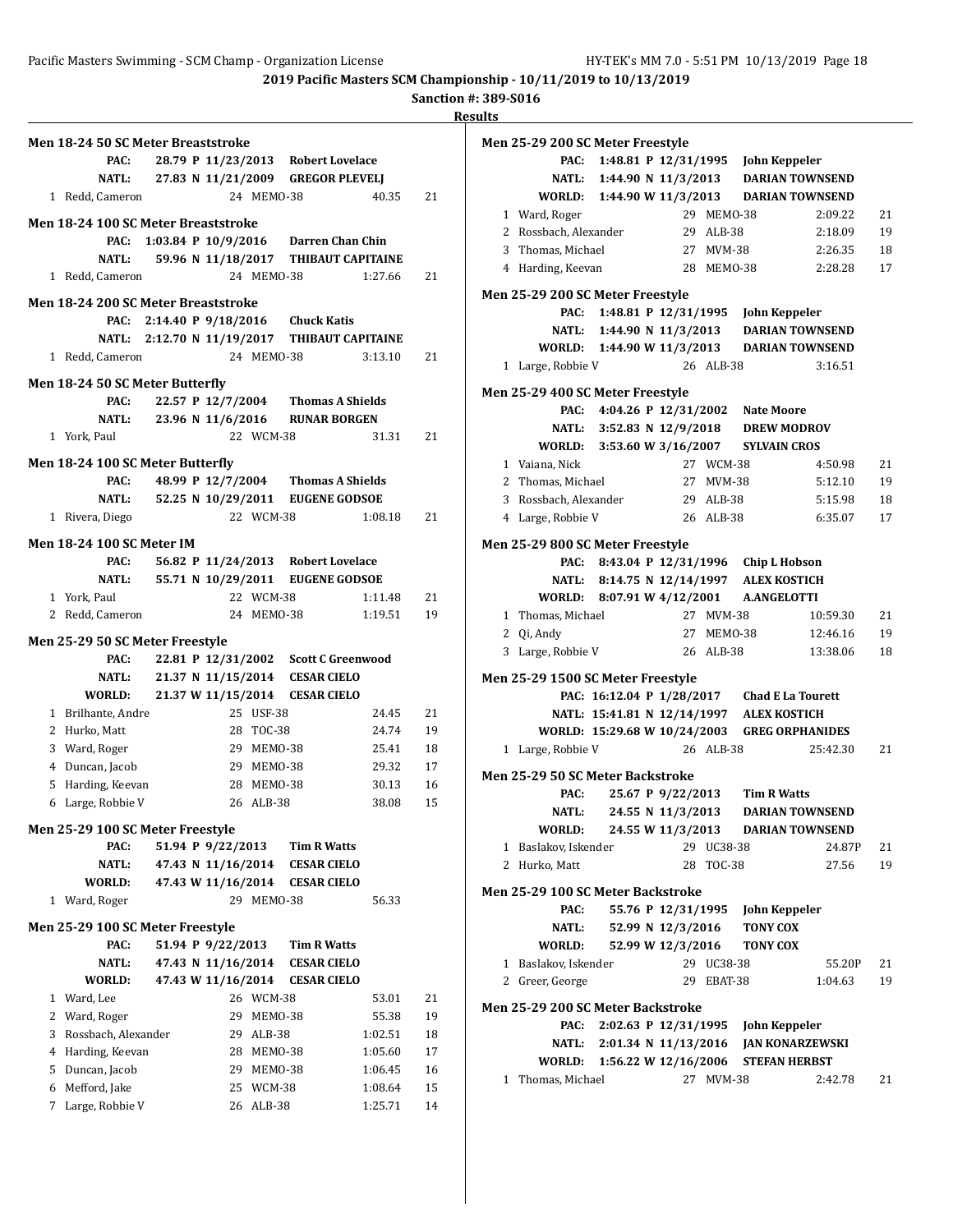## 2019 Pacific Masters SCM Championship - 10/11/2019 to 10/13/2019

**Sanction #: 389-S016**

**Results**

### Men 18-24 50 SC Meter Breaststroke

| | | | | | |
|---|---|---|---|---|---|
| PAC: | 28.79 P 11/23/2013 | Robert Lovelace | | | |
| NATL: | 27.83 N 11/21/2009 | GREGOR PLEVELJ | | | |
| 1 | Redd, Cameron | 24 | MEMO-38 | 40.35 | 21 |

### Men 18-24 100 SC Meter Breaststroke

| | | | | | |
|---|---|---|---|---|---|
| PAC: | 1:03.84 P 10/9/2016 | Darren Chan Chin | | | |
| NATL: | 59.96 N 11/18/2017 | THIBAUT CAPITAINE | | | |
| 1 | Redd, Cameron | 24 | MEMO-38 | 1:27.66 | 21 |

### Men 18-24 200 SC Meter Breaststroke

| | | | | | |
|---|---|---|---|---|---|
| PAC: | 2:14.40 P 9/18/2016 | Chuck Katis | | | |
| NATL: | 2:12.70 N 11/19/2017 | THIBAUT CAPITAINE | | | |
| 1 | Redd, Cameron | 24 | MEMO-38 | 3:13.10 | 21 |

### Men 18-24 50 SC Meter Butterfly

| | | | | | |
|---|---|---|---|---|---|
| PAC: | 22.57 P 12/7/2004 | Thomas A Shields | | | |
| NATL: | 23.96 N 11/6/2016 | RUNAR BORGEN | | | |
| 1 | York, Paul | 22 | WCM-38 | 31.31 | 21 |

### Men 18-24 100 SC Meter Butterfly

| | | | | | |
|---|---|---|---|---|---|
| PAC: | 48.99 P 12/7/2004 | Thomas A Shields | | | |
| NATL: | 52.25 N 10/29/2011 | EUGENE GODSOE | | | |
| 1 | Rivera, Diego | 22 | WCM-38 | 1:08.18 | 21 |

### Men 18-24 100 SC Meter IM

| | | | | | |
|---|---|---|---|---|---|
| PAC: | 56.82 P 11/24/2013 | Robert Lovelace | | | |
| NATL: | 55.71 N 10/29/2011 | EUGENE GODSOE | | | |
| 1 | York, Paul | 22 | WCM-38 | 1:11.48 | 21 |
| 2 | Redd, Cameron | 24 | MEMO-38 | 1:19.51 | 19 |

### Men 25-29 50 SC Meter Freestyle

| | | | | | |
|---|---|---|---|---|---|
| PAC: | 22.81 P 12/31/2002 | Scott C Greenwood | | | |
| NATL: | 21.37 N 11/15/2014 | CESAR CIELO | | | |
| WORLD: | 21.37 W 11/15/2014 | CESAR CIELO | | | |
| 1 | Brilhante, Andre | 25 | USF-38 | 24.45 | 21 |
| 2 | Hurko, Matt | 28 | TOC-38 | 24.74 | 19 |
| 3 | Ward, Roger | 29 | MEMO-38 | 25.41 | 18 |
| 4 | Duncan, Jacob | 29 | MEMO-38 | 29.32 | 17 |
| 5 | Harding, Keevan | 28 | MEMO-38 | 30.13 | 16 |
| 6 | Large, Robbie V | 26 | ALB-38 | 38.08 | 15 |

### Men 25-29 100 SC Meter Freestyle

| | | | | | |
|---|---|---|---|---|---|
| PAC: | 51.94 P 9/22/2013 | Tim R Watts | | | |
| NATL: | 47.43 N 11/16/2014 | CESAR CIELO | | | |
| WORLD: | 47.43 W 11/16/2014 | CESAR CIELO | | | |
| 1 | Ward, Roger | 29 | MEMO-38 | 56.33 | |

### Men 25-29 100 SC Meter Freestyle

| | | | | | |
|---|---|---|---|---|---|
| PAC: | 51.94 P 9/22/2013 | Tim R Watts | | | |
| NATL: | 47.43 N 11/16/2014 | CESAR CIELO | | | |
| WORLD: | 47.43 W 11/16/2014 | CESAR CIELO | | | |
| 1 | Ward, Lee | 26 | WCM-38 | 53.01 | 21 |
| 2 | Ward, Roger | 29 | MEMO-38 | 55.38 | 19 |
| 3 | Rossbach, Alexander | 29 | ALB-38 | 1:02.51 | 18 |
| 4 | Harding, Keevan | 28 | MEMO-38 | 1:05.60 | 17 |
| 5 | Duncan, Jacob | 29 | MEMO-38 | 1:06.45 | 16 |
| 6 | Mefford, Jake | 25 | WCM-38 | 1:08.64 | 15 |
| 7 | Large, Robbie V | 26 | ALB-38 | 1:25.71 | 14 |

### Men 25-29 200 SC Meter Freestyle

| | | | | | |
|---|---|---|---|---|---|
| PAC: | 1:48.81 P 12/31/1995 | John Keppeler | | | |
| NATL: | 1:44.90 N 11/3/2013 | DARIAN TOWNSEND | | | |
| WORLD: | 1:44.90 W 11/3/2013 | DARIAN TOWNSEND | | | |
| 1 | Ward, Roger | 29 | MEMO-38 | 2:09.22 | 21 |
| 2 | Rossbach, Alexander | 29 | ALB-38 | 2:18.09 | 19 |
| 3 | Thomas, Michael | 27 | MVM-38 | 2:26.35 | 18 |
| 4 | Harding, Keevan | 28 | MEMO-38 | 2:28.28 | 17 |

### Men 25-29 200 SC Meter Freestyle

| | | | | | |
|---|---|---|---|---|---|
| PAC: | 1:48.81 P 12/31/1995 | John Keppeler | | | |
| NATL: | 1:44.90 N 11/3/2013 | DARIAN TOWNSEND | | | |
| WORLD: | 1:44.90 W 11/3/2013 | DARIAN TOWNSEND | | | |
| 1 | Large, Robbie V | 26 | ALB-38 | 3:16.51 | |

### Men 25-29 400 SC Meter Freestyle

| | | | | | |
|---|---|---|---|---|---|
| PAC: | 4:04.26 P 12/31/2002 | Nate Moore | | | |
| NATL: | 3:52.83 N 12/9/2018 | DREW MODROV | | | |
| WORLD: | 3:53.60 W 3/16/2007 | SYLVAIN CROS | | | |
| 1 | Vaiana, Nick | 27 | WCM-38 | 4:50.98 | 21 |
| 2 | Thomas, Michael | 27 | MVM-38 | 5:12.10 | 19 |
| 3 | Rossbach, Alexander | 29 | ALB-38 | 5:15.98 | 18 |
| 4 | Large, Robbie V | 26 | ALB-38 | 6:35.07 | 17 |

### Men 25-29 800 SC Meter Freestyle

| | | | | | |
|---|---|---|---|---|---|
| PAC: | 8:43.04 P 12/31/1996 | Chip L Hobson | | | |
| NATL: | 8:14.75 N 12/14/1997 | ALEX KOSTICH | | | |
| WORLD: | 8:07.91 W 4/12/2001 | A.ANGELOTTI | | | |
| 1 | Thomas, Michael | 27 | MVM-38 | 10:59.30 | 21 |
| 2 | Qi, Andy | 27 | MEMO-38 | 12:46.16 | 19 |
| 3 | Large, Robbie V | 26 | ALB-38 | 13:38.06 | 18 |

### Men 25-29 1500 SC Meter Freestyle

| | | | | | |
|---|---|---|---|---|---|
| PAC: | 16:12.04 P 1/28/2017 | Chad E La Tourett | | | |
| NATL: | 15:41.81 N 12/14/1997 | ALEX KOSTICH | | | |
| WORLD: | 15:29.68 W 10/24/2003 | GREG ORPHANIDES | | | |
| 1 | Large, Robbie V | 26 | ALB-38 | 25:42.30 | 21 |

### Men 25-29 50 SC Meter Backstroke

| | | | | | |
|---|---|---|---|---|---|
| PAC: | 25.67 P 9/22/2013 | Tim R Watts | | | |
| NATL: | 24.55 N 11/3/2013 | DARIAN TOWNSEND | | | |
| WORLD: | 24.55 W 11/3/2013 | DARIAN TOWNSEND | | | |
| 1 | Baslakov, Iskender | 29 | UC38-38 | 24.87P | 21 |
| 2 | Hurko, Matt | 28 | TOC-38 | 27.56 | 19 |

### Men 25-29 100 SC Meter Backstroke

| | | | | | |
|---|---|---|---|---|---|
| PAC: | 55.76 P 12/31/1995 | John Keppeler | | | |
| NATL: | 52.99 N 12/3/2016 | TONY COX | | | |
| WORLD: | 52.99 W 12/3/2016 | TONY COX | | | |
| 1 | Baslakov, Iskender | 29 | UC38-38 | 55.20P | 21 |
| 2 | Greer, George | 29 | EBAT-38 | 1:04.63 | 19 |

### Men 25-29 200 SC Meter Backstroke

| | | | | | |
|---|---|---|---|---|---|
| PAC: | 2:02.63 P 12/31/1995 | John Keppeler | | | |
| NATL: | 2:01.34 N 11/13/2016 | JAN KONARZEWSKI | | | |
| WORLD: | 1:56.22 W 12/16/2006 | STEFAN HERBST | | | |
| 1 | Thomas, Michael | 27 | MVM-38 | 2:42.78 | 21 |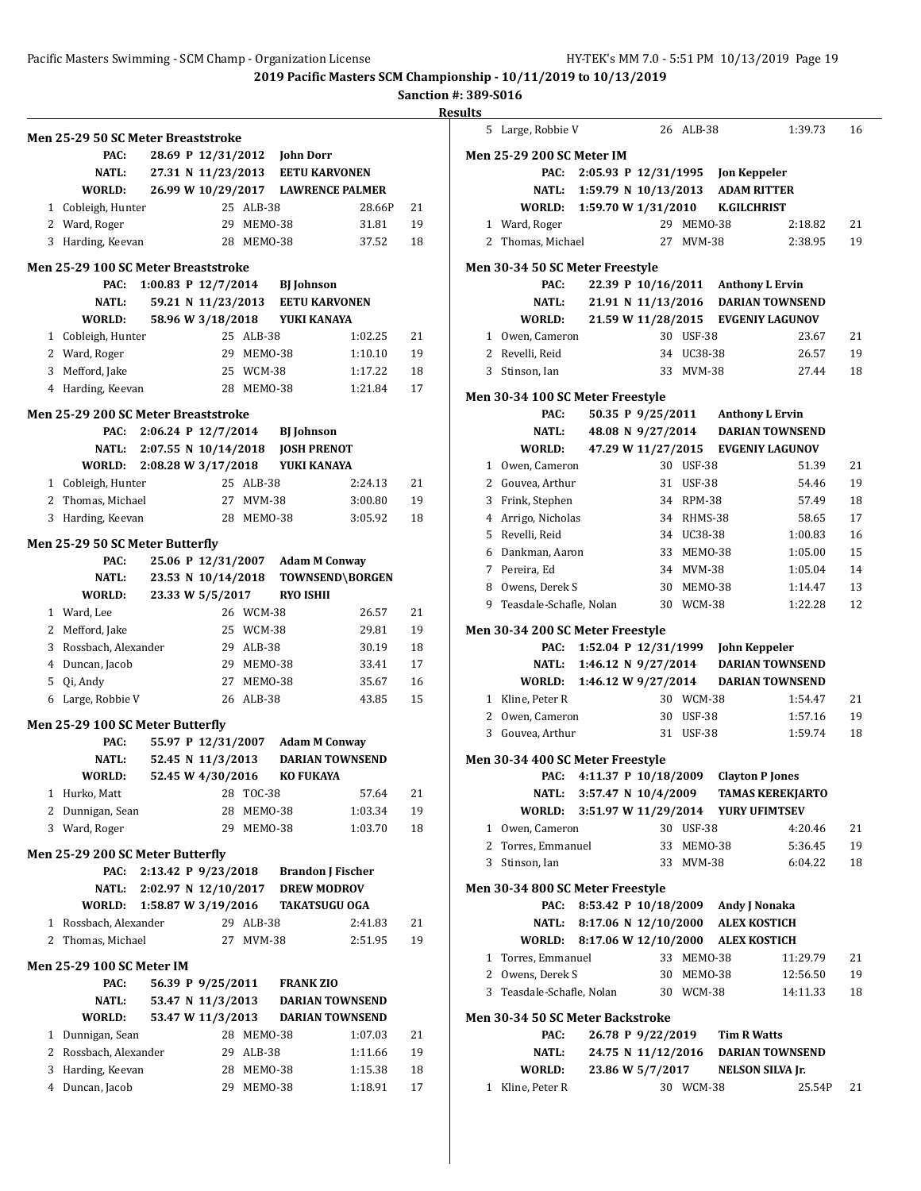**2019 Pacific Masters SCM Championship - 10/11/2019 to 10/13/2019**

**Sanction #: 389-S016**

**Results**

### Men 25-29 50 SC Meter Breaststroke

| | | | |
|---|---|---|---|
| PAC: | 28.69 P 12/31/2012 | John Dorr | |
| NATL: | 27.31 N 11/23/2013 | EETU KARVONEN | |
| WORLD: | 26.99 W 10/29/2017 | LAWRENCE PALMER | |

| Place | Name | Age | Team | Time | Points |
|---|---|---|---|---|---|
| 1 | Cobleigh, Hunter | 25 | ALB-38 | 28.66P | 21 |
| 2 | Ward, Roger | 29 | MEMO-38 | 31.81 | 19 |
| 3 | Harding, Keevan | 28 | MEMO-38 | 37.52 | 18 |

### Men 25-29 100 SC Meter Breaststroke

| | | | |
|---|---|---|---|
| PAC: | 1:00.83 P 12/7/2014 | BJ Johnson | |
| NATL: | 59.21 N 11/23/2013 | EETU KARVONEN | |
| WORLD: | 58.96 W 3/18/2018 | YUKI KANAYA | |

| Place | Name | Age | Team | Time | Points |
|---|---|---|---|---|---|
| 1 | Cobleigh, Hunter | 25 | ALB-38 | 1:02.25 | 21 |
| 2 | Ward, Roger | 29 | MEMO-38 | 1:10.10 | 19 |
| 3 | Mefford, Jake | 25 | WCM-38 | 1:17.22 | 18 |
| 4 | Harding, Keevan | 28 | MEMO-38 | 1:21.84 | 17 |

### Men 25-29 200 SC Meter Breaststroke

| | | | |
|---|---|---|---|
| PAC: | 2:06.24 P 12/7/2014 | BJ Johnson | |
| NATL: | 2:07.55 N 10/14/2018 | JOSH PRENOT | |
| WORLD: | 2:08.28 W 3/17/2018 | YUKI KANAYA | |

| Place | Name | Age | Team | Time | Points |
|---|---|---|---|---|---|
| 1 | Cobleigh, Hunter | 25 | ALB-38 | 2:24.13 | 21 |
| 2 | Thomas, Michael | 27 | MVM-38 | 3:00.80 | 19 |
| 3 | Harding, Keevan | 28 | MEMO-38 | 3:05.92 | 18 |

### Men 25-29 50 SC Meter Butterfly

| | | | |
|---|---|---|---|
| PAC: | 25.06 P 12/31/2007 | Adam M Conway | |
| NATL: | 23.53 N 10/14/2018 | TOWNSEND\BORGEN | |
| WORLD: | 23.33 W 5/5/2017 | RYO ISHII | |

| Place | Name | Age | Team | Time | Points |
|---|---|---|---|---|---|
| 1 | Ward, Lee | 26 | WCM-38 | 26.57 | 21 |
| 2 | Mefford, Jake | 25 | WCM-38 | 29.81 | 19 |
| 3 | Rossbach, Alexander | 29 | ALB-38 | 30.19 | 18 |
| 4 | Duncan, Jacob | 29 | MEMO-38 | 33.41 | 17 |
| 5 | Qi, Andy | 27 | MEMO-38 | 35.67 | 16 |
| 6 | Large, Robbie V | 26 | ALB-38 | 43.85 | 15 |

### Men 25-29 100 SC Meter Butterfly

| | | | |
|---|---|---|---|
| PAC: | 55.97 P 12/31/2007 | Adam M Conway | |
| NATL: | 52.45 N 11/3/2013 | DARIAN TOWNSEND | |
| WORLD: | 52.45 W 4/30/2016 | KO FUKAYA | |

| Place | Name | Age | Team | Time | Points |
|---|---|---|---|---|---|
| 1 | Hurko, Matt | 28 | TOC-38 | 57.64 | 21 |
| 2 | Dunnigan, Sean | 28 | MEMO-38 | 1:03.34 | 19 |
| 3 | Ward, Roger | 29 | MEMO-38 | 1:03.70 | 18 |

### Men 25-29 200 SC Meter Butterfly

| | | | |
|---|---|---|---|
| PAC: | 2:13.42 P 9/23/2018 | Brandon J Fischer | |
| NATL: | 2:02.97 N 12/10/2017 | DREW MODROV | |
| WORLD: | 1:58.87 W 3/19/2016 | TAKATSUGU OGA | |

| Place | Name | Age | Team | Time | Points |
|---|---|---|---|---|---|
| 1 | Rossbach, Alexander | 29 | ALB-38 | 2:41.83 | 21 |
| 2 | Thomas, Michael | 27 | MVM-38 | 2:51.95 | 19 |

### Men 25-29 100 SC Meter IM

| | | | |
|---|---|---|---|
| PAC: | 56.39 P 9/25/2011 | FRANK ZIO | |
| NATL: | 53.47 N 11/3/2013 | DARIAN TOWNSEND | |
| WORLD: | 53.47 W 11/3/2013 | DARIAN TOWNSEND | |

| Place | Name | Age | Team | Time | Points |
|---|---|---|---|---|---|
| 1 | Dunnigan, Sean | 28 | MEMO-38 | 1:07.03 | 21 |
| 2 | Rossbach, Alexander | 29 | ALB-38 | 1:11.66 | 19 |
| 3 | Harding, Keevan | 28 | MEMO-38 | 1:15.38 | 18 |
| 4 | Duncan, Jacob | 29 | MEMO-38 | 1:18.91 | 17 |
| 5 | Large, Robbie V | 26 | ALB-38 | 1:39.73 | 16 |

### Men 25-29 200 SC Meter IM

| | | | |
|---|---|---|---|
| PAC: | 2:05.93 P 12/31/1995 | Jon Keppeler | |
| NATL: | 1:59.79 N 10/13/2013 | ADAM RITTER | |
| WORLD: | 1:59.70 W 1/31/2010 | K.GILCHRIST | |

| Place | Name | Age | Team | Time | Points |
|---|---|---|---|---|---|
| 1 | Ward, Roger | 29 | MEMO-38 | 2:18.82 | 21 |
| 2 | Thomas, Michael | 27 | MVM-38 | 2:38.95 | 19 |

### Men 30-34 50 SC Meter Freestyle

| | | | |
|---|---|---|---|
| PAC: | 22.39 P 10/16/2011 | Anthony L Ervin | |
| NATL: | 21.91 N 11/13/2016 | DARIAN TOWNSEND | |
| WORLD: | 21.59 W 11/28/2015 | EVGENIY LAGUNOV | |

| Place | Name | Age | Team | Time | Points |
|---|---|---|---|---|---|
| 1 | Owen, Cameron | 30 | USF-38 | 23.67 | 21 |
| 2 | Revelli, Reid | 34 | UC38-38 | 26.57 | 19 |
| 3 | Stinson, Ian | 33 | MVM-38 | 27.44 | 18 |

### Men 30-34 100 SC Meter Freestyle

| | | | |
|---|---|---|---|
| PAC: | 50.35 P 9/25/2011 | Anthony L Ervin | |
| NATL: | 48.08 N 9/27/2014 | DARIAN TOWNSEND | |
| WORLD: | 47.29 W 11/27/2015 | EVGENIY LAGUNOV | |

| Place | Name | Age | Team | Time | Points |
|---|---|---|---|---|---|
| 1 | Owen, Cameron | 30 | USF-38 | 51.39 | 21 |
| 2 | Gouvea, Arthur | 31 | USF-38 | 54.46 | 19 |
| 3 | Frink, Stephen | 34 | RPM-38 | 57.49 | 18 |
| 4 | Arrigo, Nicholas | 34 | RHMS-38 | 58.65 | 17 |
| 5 | Revelli, Reid | 34 | UC38-38 | 1:00.83 | 16 |
| 6 | Dankman, Aaron | 33 | MEMO-38 | 1:05.00 | 15 |
| 7 | Pereira, Ed | 34 | MVM-38 | 1:05.04 | 14 |
| 8 | Owens, Derek S | 30 | MEMO-38 | 1:14.47 | 13 |
| 9 | Teasdale-Schafle, Nolan | 30 | WCM-38 | 1:22.28 | 12 |

### Men 30-34 200 SC Meter Freestyle

| | | | |
|---|---|---|---|
| PAC: | 1:52.04 P 12/31/1999 | John Keppeler | |
| NATL: | 1:46.12 N 9/27/2014 | DARIAN TOWNSEND | |
| WORLD: | 1:46.12 W 9/27/2014 | DARIAN TOWNSEND | |

| Place | Name | Age | Team | Time | Points |
|---|---|---|---|---|---|
| 1 | Kline, Peter R | 30 | WCM-38 | 1:54.47 | 21 |
| 2 | Owen, Cameron | 30 | USF-38 | 1:57.16 | 19 |
| 3 | Gouvea, Arthur | 31 | USF-38 | 1:59.74 | 18 |

### Men 30-34 400 SC Meter Freestyle

| | | | |
|---|---|---|---|
| PAC: | 4:11.37 P 10/18/2009 | Clayton P Jones | |
| NATL: | 3:57.47 N 10/4/2009 | TAMAS KEREKJARTO | |
| WORLD: | 3:51.97 W 11/29/2014 | YURY UFIMTSEV | |

| Place | Name | Age | Team | Time | Points |
|---|---|---|---|---|---|
| 1 | Owen, Cameron | 30 | USF-38 | 4:20.46 | 21 |
| 2 | Torres, Emmanuel | 33 | MEMO-38 | 5:36.45 | 19 |
| 3 | Stinson, Ian | 33 | MVM-38 | 6:04.22 | 18 |

### Men 30-34 800 SC Meter Freestyle

| | | | |
|---|---|---|---|
| PAC: | 8:53.42 P 10/18/2009 | Andy J Nonaka | |
| NATL: | 8:17.06 N 12/10/2000 | ALEX KOSTICH | |
| WORLD: | 8:17.06 W 12/10/2000 | ALEX KOSTICH | |

| Place | Name | Age | Team | Time | Points |
|---|---|---|---|---|---|
| 1 | Torres, Emmanuel | 33 | MEMO-38 | 11:29.79 | 21 |
| 2 | Owens, Derek S | 30 | MEMO-38 | 12:56.50 | 19 |
| 3 | Teasdale-Schafle, Nolan | 30 | WCM-38 | 14:11.33 | 18 |

### Men 30-34 50 SC Meter Backstroke

| | | | |
|---|---|---|---|
| PAC: | 26.78 P 9/22/2019 | Tim R Watts | |
| NATL: | 24.75 N 11/12/2016 | DARIAN TOWNSEND | |
| WORLD: | 23.86 W 5/7/2017 | NELSON SILVA Jr. | |

| Place | Name | Age | Team | Time | Points |
|---|---|---|---|---|---|
| 1 | Kline, Peter R | 30 | WCM-38 | 25.54P | 21 |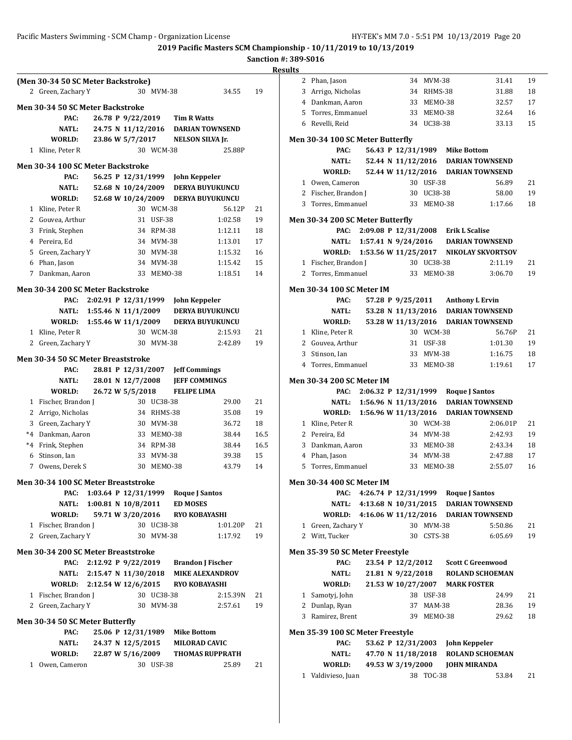## 2019 Pacific Masters SCM Championship - 10/11/2019 to 10/13/2019

**Sanction #: 389-S016**

**Results**

### (Men 30-34 50 SC Meter Backstroke)

| Place | Name | Age | Team | Time | Points |
|---|---|---|---|---|---|
| 2 | Green, Zachary Y | 30 | MVM-38 | 34.55 | 19 |

### Men 30-34 50 SC Meter Backstroke

| Record | Time | Date | Holder |
|---|---|---|---|
| PAC: | 26.78 P | 9/22/2019 | Tim R Watts |
| NATL: | 24.75 N | 11/12/2016 | DARIAN TOWNSEND |
| WORLD: | 23.86 W | 5/7/2017 | NELSON SILVA Jr. |

| Place | Name | Age | Team | Time | Points |
|---|---|---|---|---|---|
| 1 | Kline, Peter R | 30 | WCM-38 | 25.88P | |

### Men 30-34 100 SC Meter Backstroke

| Record | Time | Date | Holder |
|---|---|---|---|
| PAC: | 56.25 P | 12/31/1999 | John Keppeler |
| NATL: | 52.68 N | 10/24/2009 | DERYA BUYUKUNCU |
| WORLD: | 52.68 W | 10/24/2009 | DERYA BUYUKUNCU |

| Place | Name | Age | Team | Time | Points |
|---|---|---|---|---|---|
| 1 | Kline, Peter R | 30 | WCM-38 | 56.12P | 21 |
| 2 | Gouvea, Arthur | 31 | USF-38 | 1:02.58 | 19 |
| 3 | Frink, Stephen | 34 | RPM-38 | 1:12.11 | 18 |
| 4 | Pereira, Ed | 34 | MVM-38 | 1:13.01 | 17 |
| 5 | Green, Zachary Y | 30 | MVM-38 | 1:15.32 | 16 |
| 6 | Phan, Jason | 34 | MVM-38 | 1:15.42 | 15 |
| 7 | Dankman, Aaron | 33 | MEMO-38 | 1:18.51 | 14 |

### Men 30-34 200 SC Meter Backstroke

| Record | Time | Date | Holder |
|---|---|---|---|
| PAC: | 2:02.91 P | 12/31/1999 | John Keppeler |
| NATL: | 1:55.46 N | 11/1/2009 | DERYA BUYUKUNCU |
| WORLD: | 1:55.46 W | 11/1/2009 | DERYA BUYUKUNCU |

| Place | Name | Age | Team | Time | Points |
|---|---|---|---|---|---|
| 1 | Kline, Peter R | 30 | WCM-38 | 2:15.93 | 21 |
| 2 | Green, Zachary Y | 30 | MVM-38 | 2:42.89 | 19 |

### Men 30-34 50 SC Meter Breaststroke

| Record | Time | Date | Holder |
|---|---|---|---|
| PAC: | 28.81 P | 12/31/2007 | Jeff Commings |
| NATL: | 28.01 N | 12/7/2008 | JEFF COMMINGS |
| WORLD: | 26.72 W | 5/5/2018 | FELIPE LIMA |

| Place | Name | Age | Team | Time | Points |
|---|---|---|---|---|---|
| 1 | Fischer, Brandon J | 30 | UC38-38 | 29.00 | 21 |
| 2 | Arrigo, Nicholas | 34 | RHMS-38 | 35.08 | 19 |
| 3 | Green, Zachary Y | 30 | MVM-38 | 36.72 | 18 |
| *4 | Dankman, Aaron | 33 | MEMO-38 | 38.44 | 16.5 |
| *4 | Frink, Stephen | 34 | RPM-38 | 38.44 | 16.5 |
| 6 | Stinson, Ian | 33 | MVM-38 | 39.38 | 15 |
| 7 | Owens, Derek S | 30 | MEMO-38 | 43.79 | 14 |

### Men 30-34 100 SC Meter Breaststroke

| Record | Time | Date | Holder |
|---|---|---|---|
| PAC: | 1:03.64 P | 12/31/1999 | Roque J Santos |
| NATL: | 1:00.81 N | 10/8/2011 | ED MOSES |
| WORLD: | 59.71 W | 3/20/2016 | RYO KOBAYASHI |

| Place | Name | Age | Team | Time | Points |
|---|---|---|---|---|---|
| 1 | Fischer, Brandon J | 30 | UC38-38 | 1:01.20P | 21 |
| 2 | Green, Zachary Y | 30 | MVM-38 | 1:17.92 | 19 |

### Men 30-34 200 SC Meter Breaststroke

| Record | Time | Date | Holder |
|---|---|---|---|
| PAC: | 2:12.92 P | 9/22/2019 | Brandon J Fischer |
| NATL: | 2:15.47 N | 11/30/2018 | MIKE ALEXANDROV |
| WORLD: | 2:12.54 W | 12/6/2015 | RYO KOBAYASHI |

| Place | Name | Age | Team | Time | Points |
|---|---|---|---|---|---|
| 1 | Fischer, Brandon J | 30 | UC38-38 | 2:15.39N | 21 |
| 2 | Green, Zachary Y | 30 | MVM-38 | 2:57.61 | 19 |

### Men 30-34 50 SC Meter Butterfly

| Record | Time | Date | Holder |
|---|---|---|---|
| PAC: | 25.06 P | 12/31/1989 | Mike Bottom |
| NATL: | 24.37 N | 12/5/2015 | MILORAD CAVIC |
| WORLD: | 22.87 W | 5/16/2009 | THOMAS RUPPRATH |

| Place | Name | Age | Team | Time | Points |
|---|---|---|---|---|---|
| 1 | Owen, Cameron | 30 | USF-38 | 25.89 | 21 |
| 2 | Phan, Jason | 34 | MVM-38 | 31.41 | 19 |
| 3 | Arrigo, Nicholas | 34 | RHMS-38 | 31.88 | 18 |
| 4 | Dankman, Aaron | 33 | MEMO-38 | 32.57 | 17 |
| 5 | Torres, Emmanuel | 33 | MEMO-38 | 32.64 | 16 |
| 6 | Revelli, Reid | 34 | UC38-38 | 33.13 | 15 |

### Men 30-34 100 SC Meter Butterfly

| Record | Time | Date | Holder |
|---|---|---|---|
| PAC: | 56.43 P | 12/31/1989 | Mike Bottom |
| NATL: | 52.44 N | 11/12/2016 | DARIAN TOWNSEND |
| WORLD: | 52.44 W | 11/12/2016 | DARIAN TOWNSEND |

| Place | Name | Age | Team | Time | Points |
|---|---|---|---|---|---|
| 1 | Owen, Cameron | 30 | USF-38 | 56.89 | 21 |
| 2 | Fischer, Brandon J | 30 | UC38-38 | 58.00 | 19 |
| 3 | Torres, Emmanuel | 33 | MEMO-38 | 1:17.66 | 18 |

### Men 30-34 200 SC Meter Butterfly

| Record | Time | Date | Holder |
|---|---|---|---|
| PAC: | 2:09.08 P | 12/31/2008 | Erik L Scalise |
| NATL: | 1:57.41 N | 9/24/2016 | DARIAN TOWNSEND |
| WORLD: | 1:53.56 W | 11/25/2017 | NIKOLAY SKVORTSOV |

| Place | Name | Age | Team | Time | Points |
|---|---|---|---|---|---|
| 1 | Fischer, Brandon J | 30 | UC38-38 | 2:11.19 | 21 |
| 2 | Torres, Emmanuel | 33 | MEMO-38 | 3:06.70 | 19 |

### Men 30-34 100 SC Meter IM

| Record | Time | Date | Holder |
|---|---|---|---|
| PAC: | 57.28 P | 9/25/2011 | Anthony L Ervin |
| NATL: | 53.28 N | 11/13/2016 | DARIAN TOWNSEND |
| WORLD: | 53.28 W | 11/13/2016 | DARIAN TOWNSEND |

| Place | Name | Age | Team | Time | Points |
|---|---|---|---|---|---|
| 1 | Kline, Peter R | 30 | WCM-38 | 56.76P | 21 |
| 2 | Gouvea, Arthur | 31 | USF-38 | 1:01.30 | 19 |
| 3 | Stinson, Ian | 33 | MVM-38 | 1:16.75 | 18 |
| 4 | Torres, Emmanuel | 33 | MEMO-38 | 1:19.61 | 17 |

### Men 30-34 200 SC Meter IM

| Record | Time | Date | Holder |
|---|---|---|---|
| PAC: | 2:06.32 P | 12/31/1999 | Roque J Santos |
| NATL: | 1:56.96 N | 11/13/2016 | DARIAN TOWNSEND |
| WORLD: | 1:56.96 W | 11/13/2016 | DARIAN TOWNSEND |

| Place | Name | Age | Team | Time | Points |
|---|---|---|---|---|---|
| 1 | Kline, Peter R | 30 | WCM-38 | 2:06.01P | 21 |
| 2 | Pereira, Ed | 34 | MVM-38 | 2:42.93 | 19 |
| 3 | Dankman, Aaron | 33 | MEMO-38 | 2:43.34 | 18 |
| 4 | Phan, Jason | 34 | MVM-38 | 2:47.88 | 17 |
| 5 | Torres, Emmanuel | 33 | MEMO-38 | 2:55.07 | 16 |

### Men 30-34 400 SC Meter IM

| Record | Time | Date | Holder |
|---|---|---|---|
| PAC: | 4:26.74 P | 12/31/1999 | Roque J Santos |
| NATL: | 4:13.68 N | 10/31/2015 | DARIAN TOWNSEND |
| WORLD: | 4:16.06 W | 11/12/2016 | DARIAN TOWNSEND |

| Place | Name | Age | Team | Time | Points |
|---|---|---|---|---|---|
| 1 | Green, Zachary Y | 30 | MVM-38 | 5:50.86 | 21 |
| 2 | Witt, Tucker | 30 | CSTS-38 | 6:05.69 | 19 |

### Men 35-39 50 SC Meter Freestyle

| Record | Time | Date | Holder |
|---|---|---|---|
| PAC: | 23.54 P | 12/2/2012 | Scott C Greenwood |
| NATL: | 21.81 N | 9/22/2018 | ROLAND SCHOEMAN |
| WORLD: | 21.53 W | 10/27/2007 | MARK FOSTER |

| Place | Name | Age | Team | Time | Points |
|---|---|---|---|---|---|
| 1 | Samotyj, John | 38 | USF-38 | 24.99 | 21 |
| 2 | Dunlap, Ryan | 37 | MAM-38 | 28.36 | 19 |
| 3 | Ramirez, Brent | 39 | MEMO-38 | 29.62 | 18 |

### Men 35-39 100 SC Meter Freestyle

| Record | Time | Date | Holder |
|---|---|---|---|
| PAC: | 53.62 P | 12/31/2003 | John Keppeler |
| NATL: | 47.70 N | 11/18/2018 | ROLAND SCHOEMAN |
| WORLD: | 49.53 W | 3/19/2000 | JOHN MIRANDA |

| Place | Name | Age | Team | Time | Points |
|---|---|---|---|---|---|
| 1 | Valdivieso, Juan | 38 | TOC-38 | 53.84 | 21 |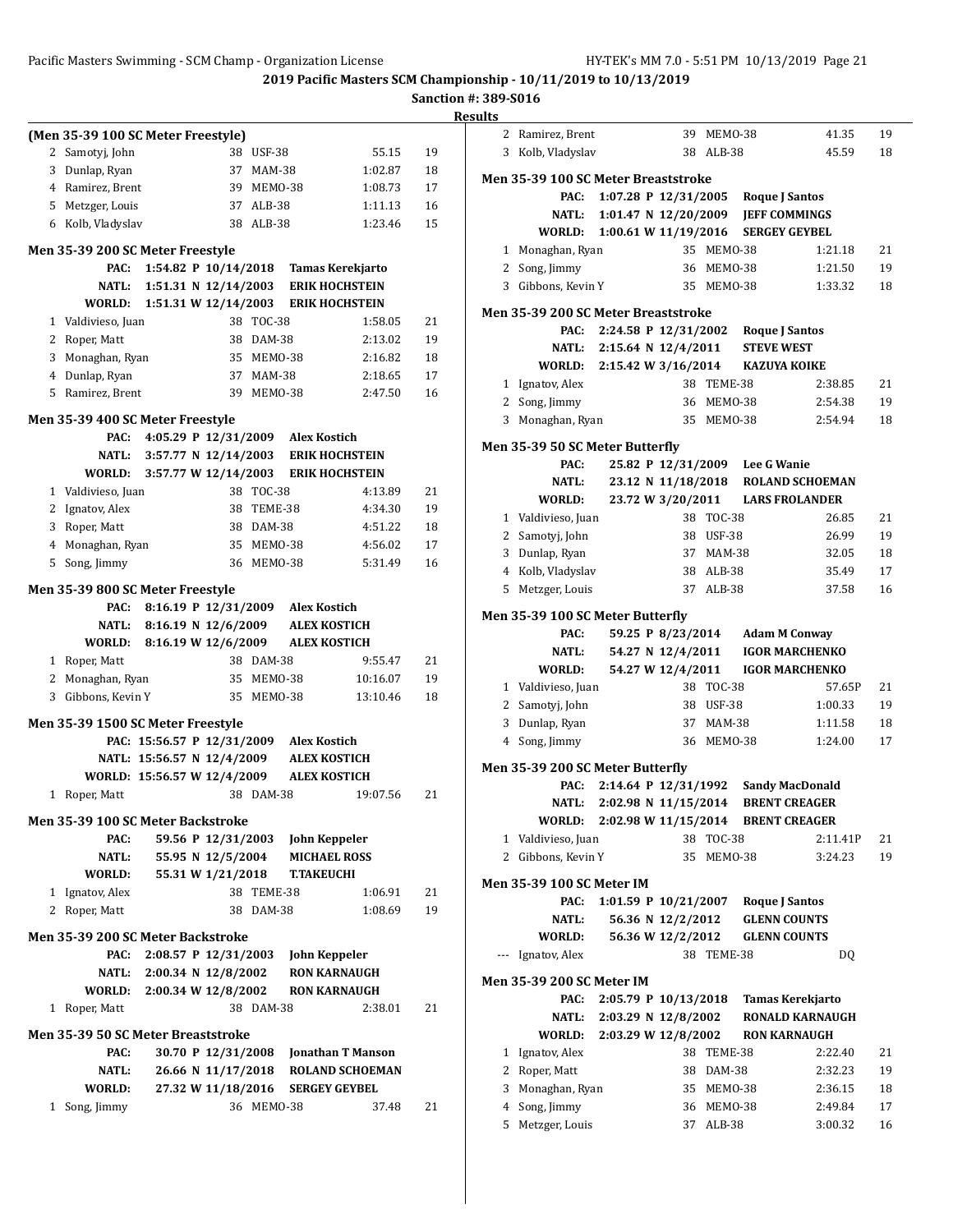**2019 Pacific Masters SCM Championship - 10/11/2019 to 10/13/2019**

**Sanction #: 389-S016**

**Results**

### (Men 35-39 100 SC Meter Freestyle)

| Place | Name | Age | Team | Time | Points |
|---|---|---|---|---|---|
| 2 | Samotyj, John | 38 | USF-38 | 55.15 | 19 |
| 3 | Dunlap, Ryan | 37 | MAM-38 | 1:02.87 | 18 |
| 4 | Ramirez, Brent | 39 | MEMO-38 | 1:08.73 | 17 |
| 5 | Metzger, Louis | 37 | ALB-38 | 1:11.13 | 16 |
| 6 | Kolb, Vladyslav | 38 | ALB-38 | 1:23.46 | 15 |

### Men 35-39 200 SC Meter Freestyle

PAC: 1:54.82 P 10/14/2018 Tamas Kerekjarto
NATL: 1:51.31 N 12/14/2003 ERIK HOCHSTEIN
WORLD: 1:51.31 W 12/14/2003 ERIK HOCHSTEIN

| Place | Name | Age | Team | Time | Points |
|---|---|---|---|---|---|
| 1 | Valdivieso, Juan | 38 | TOC-38 | 1:58.05 | 21 |
| 2 | Roper, Matt | 38 | DAM-38 | 2:13.02 | 19 |
| 3 | Monaghan, Ryan | 35 | MEMO-38 | 2:16.82 | 18 |
| 4 | Dunlap, Ryan | 37 | MAM-38 | 2:18.65 | 17 |
| 5 | Ramirez, Brent | 39 | MEMO-38 | 2:47.50 | 16 |

### Men 35-39 400 SC Meter Freestyle

PAC: 4:05.29 P 12/31/2009 Alex Kostich
NATL: 3:57.77 N 12/14/2003 ERIK HOCHSTEIN
WORLD: 3:57.77 W 12/14/2003 ERIK HOCHSTEIN

| Place | Name | Age | Team | Time | Points |
|---|---|---|---|---|---|
| 1 | Valdivieso, Juan | 38 | TOC-38 | 4:13.89 | 21 |
| 2 | Ignatov, Alex | 38 | TEME-38 | 4:34.30 | 19 |
| 3 | Roper, Matt | 38 | DAM-38 | 4:51.22 | 18 |
| 4 | Monaghan, Ryan | 35 | MEMO-38 | 4:56.02 | 17 |
| 5 | Song, Jimmy | 36 | MEMO-38 | 5:31.49 | 16 |

### Men 35-39 800 SC Meter Freestyle

PAC: 8:16.19 P 12/31/2009 Alex Kostich
NATL: 8:16.19 N 12/6/2009 ALEX KOSTICH
WORLD: 8:16.19 W 12/6/2009 ALEX KOSTICH

| Place | Name | Age | Team | Time | Points |
|---|---|---|---|---|---|
| 1 | Roper, Matt | 38 | DAM-38 | 9:55.47 | 21 |
| 2 | Monaghan, Ryan | 35 | MEMO-38 | 10:16.07 | 19 |
| 3 | Gibbons, Kevin Y | 35 | MEMO-38 | 13:10.46 | 18 |

### Men 35-39 1500 SC Meter Freestyle

PAC: 15:56.57 P 12/31/2009 Alex Kostich
NATL: 15:56.57 N 12/4/2009 ALEX KOSTICH
WORLD: 15:56.57 W 12/4/2009 ALEX KOSTICH

| Place | Name | Age | Team | Time | Points |
|---|---|---|---|---|---|
| 1 | Roper, Matt | 38 | DAM-38 | 19:07.56 | 21 |

### Men 35-39 100 SC Meter Backstroke

PAC: 59.56 P 12/31/2003 John Keppeler
NATL: 55.95 N 12/5/2004 MICHAEL ROSS
WORLD: 55.31 W 1/21/2018 T.TAKEUCHI

| Place | Name | Age | Team | Time | Points |
|---|---|---|---|---|---|
| 1 | Ignatov, Alex | 38 | TEME-38 | 1:06.91 | 21 |
| 2 | Roper, Matt | 38 | DAM-38 | 1:08.69 | 19 |

### Men 35-39 200 SC Meter Backstroke

PAC: 2:08.57 P 12/31/2003 John Keppeler
NATL: 2:00.34 N 12/8/2002 RON KARNAUGH
WORLD: 2:00.34 W 12/8/2002 RON KARNAUGH

| Place | Name | Age | Team | Time | Points |
|---|---|---|---|---|---|
| 1 | Roper, Matt | 38 | DAM-38 | 2:38.01 | 21 |

### Men 35-39 50 SC Meter Breaststroke

PAC: 30.70 P 12/31/2008 Jonathan T Manson
NATL: 26.66 N 11/17/2018 ROLAND SCHOEMAN
WORLD: 27.32 W 11/18/2016 SERGEY GEYBEL

| Place | Name | Age | Team | Time | Points |
|---|---|---|---|---|---|
| 1 | Song, Jimmy | 36 | MEMO-38 | 37.48 | 21 |
| 2 | Ramirez, Brent | 39 | MEMO-38 | 41.35 | 19 |
| 3 | Kolb, Vladyslav | 38 | ALB-38 | 45.59 | 18 |

### Men 35-39 100 SC Meter Breaststroke

PAC: 1:07.28 P 12/31/2005 Roque J Santos
NATL: 1:01.47 N 12/20/2009 JEFF COMMINGS
WORLD: 1:00.61 W 11/19/2016 SERGEY GEYBEL

| Place | Name | Age | Team | Time | Points |
|---|---|---|---|---|---|
| 1 | Monaghan, Ryan | 35 | MEMO-38 | 1:21.18 | 21 |
| 2 | Song, Jimmy | 36 | MEMO-38 | 1:21.50 | 19 |
| 3 | Gibbons, Kevin Y | 35 | MEMO-38 | 1:33.32 | 18 |

### Men 35-39 200 SC Meter Breaststroke

PAC: 2:24.58 P 12/31/2002 Roque J Santos
NATL: 2:15.64 N 12/4/2011 STEVE WEST
WORLD: 2:15.42 W 3/16/2014 KAZUYA KOIKE

| Place | Name | Age | Team | Time | Points |
|---|---|---|---|---|---|
| 1 | Ignatov, Alex | 38 | TEME-38 | 2:38.85 | 21 |
| 2 | Song, Jimmy | 36 | MEMO-38 | 2:54.38 | 19 |
| 3 | Monaghan, Ryan | 35 | MEMO-38 | 2:54.94 | 18 |

### Men 35-39 50 SC Meter Butterfly

PAC: 25.82 P 12/31/2009 Lee G Wanie
NATL: 23.12 N 11/18/2018 ROLAND SCHOEMAN
WORLD: 23.72 W 3/20/2011 LARS FROLANDER

| Place | Name | Age | Team | Time | Points |
|---|---|---|---|---|---|
| 1 | Valdivieso, Juan | 38 | TOC-38 | 26.85 | 21 |
| 2 | Samotyj, John | 38 | USF-38 | 26.99 | 19 |
| 3 | Dunlap, Ryan | 37 | MAM-38 | 32.05 | 18 |
| 4 | Kolb, Vladyslav | 38 | ALB-38 | 35.49 | 17 |
| 5 | Metzger, Louis | 37 | ALB-38 | 37.58 | 16 |

### Men 35-39 100 SC Meter Butterfly

PAC: 59.25 P 8/23/2014 Adam M Conway
NATL: 54.27 N 12/4/2011 IGOR MARCHENKO
WORLD: 54.27 W 12/4/2011 IGOR MARCHENKO

| Place | Name | Age | Team | Time | Points |
|---|---|---|---|---|---|
| 1 | Valdivieso, Juan | 38 | TOC-38 | 57.65P | 21 |
| 2 | Samotyj, John | 38 | USF-38 | 1:00.33 | 19 |
| 3 | Dunlap, Ryan | 37 | MAM-38 | 1:11.58 | 18 |
| 4 | Song, Jimmy | 36 | MEMO-38 | 1:24.00 | 17 |

### Men 35-39 200 SC Meter Butterfly

PAC: 2:14.64 P 12/31/1992 Sandy MacDonald
NATL: 2:02.98 N 11/15/2014 BRENT CREAGER
WORLD: 2:02.98 W 11/15/2014 BRENT CREAGER

| Place | Name | Age | Team | Time | Points |
|---|---|---|---|---|---|
| 1 | Valdivieso, Juan | 38 | TOC-38 | 2:11.41P | 21 |
| 2 | Gibbons, Kevin Y | 35 | MEMO-38 | 3:24.23 | 19 |

### Men 35-39 100 SC Meter IM

PAC: 1:01.59 P 10/21/2007 Roque J Santos
NATL: 56.36 N 12/2/2012 GLENN COUNTS
WORLD: 56.36 W 12/2/2012 GLENN COUNTS

| Place | Name | Age | Team | Time | Points |
|---|---|---|---|---|---|
| --- | Ignatov, Alex | 38 | TEME-38 | DQ | |

### Men 35-39 200 SC Meter IM

PAC: 2:05.79 P 10/13/2018 Tamas Kerekjarto
NATL: 2:03.29 N 12/8/2002 RONALD KARNAUGH
WORLD: 2:03.29 W 12/8/2002 RON KARNAUGH

| Place | Name | Age | Team | Time | Points |
|---|---|---|---|---|---|
| 1 | Ignatov, Alex | 38 | TEME-38 | 2:22.40 | 21 |
| 2 | Roper, Matt | 38 | DAM-38 | 2:32.23 | 19 |
| 3 | Monaghan, Ryan | 35 | MEMO-38 | 2:36.15 | 18 |
| 4 | Song, Jimmy | 36 | MEMO-38 | 2:49.84 | 17 |
| 5 | Metzger, Louis | 37 | ALB-38 | 3:00.32 | 16 |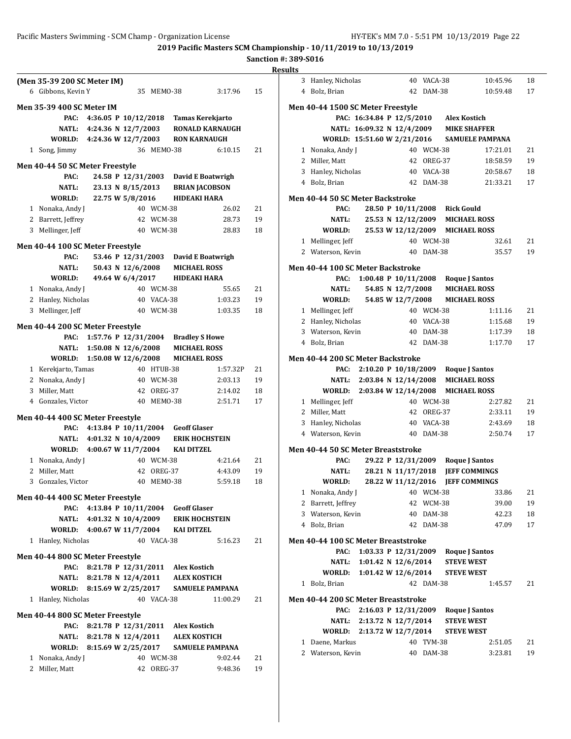2019 Pacific Masters SCM Championship - 10/11/2019 to 10/13/2019

Sanction #: 389-S016

Results

**(Men 35-39 200 SC Meter IM)**

| | Name | Age | Team | Time | Points |
|---|---|---|---|---|---|
| 6 | Gibbons, Kevin Y | 35 | MEMO-38 | 3:17.96 | 15 |

**Men 35-39 400 SC Meter IM**

| | | | |
|---|---|---|---|
| PAC: | 4:36.05 P 10/12/2018 | Tamas Kerekjarto | |
| NATL: | 4:24.36 N 12/7/2003 | RONALD KARNAUGH | |
| WORLD: | 4:24.36 W 12/7/2003 | RON KARNAUGH | |

| | Name | Age | Team | Time | Points |
|---|---|---|---|---|---|
| 1 | Song, Jimmy | 36 | MEMO-38 | 6:10.15 | 21 |

**Men 40-44 50 SC Meter Freestyle**

| | | |
|---|---|---|
| PAC: | 24.58 P 12/31/2003 | David E Boatwrigh |
| NATL: | 23.13 N 8/15/2013 | BRIAN JACOBSON |
| WORLD: | 22.75 W 5/8/2016 | HIDEAKI HARA |

| | Name | Age | Team | Time | Points |
|---|---|---|---|---|---|
| 1 | Nonaka, Andy J | 40 | WCM-38 | 26.02 | 21 |
| 2 | Barrett, Jeffrey | 42 | WCM-38 | 28.73 | 19 |
| 3 | Mellinger, Jeff | 40 | WCM-38 | 28.83 | 18 |

**Men 40-44 100 SC Meter Freestyle**

| | | |
|---|---|---|
| PAC: | 53.46 P 12/31/2003 | David E Boatwrigh |
| NATL: | 50.43 N 12/6/2008 | MICHAEL ROSS |
| WORLD: | 49.64 W 6/4/2017 | HIDEAKI HARA |

| | Name | Age | Team | Time | Points |
|---|---|---|---|---|---|
| 1 | Nonaka, Andy J | 40 | WCM-38 | 55.65 | 21 |
| 2 | Hanley, Nicholas | 40 | VACA-38 | 1:03.23 | 19 |
| 3 | Mellinger, Jeff | 40 | WCM-38 | 1:03.35 | 18 |

**Men 40-44 200 SC Meter Freestyle**

| | | |
|---|---|---|
| PAC: | 1:57.76 P 12/31/2004 | Bradley S Howe |
| NATL: | 1:50.08 N 12/6/2008 | MICHAEL ROSS |
| WORLD: | 1:50.08 W 12/6/2008 | MICHAEL ROSS |

| | Name | Age | Team | Time | Points |
|---|---|---|---|---|---|
| 1 | Kerekjarto, Tamas | 40 | HTUB-38 | 1:57.32P | 21 |
| 2 | Nonaka, Andy J | 40 | WCM-38 | 2:03.13 | 19 |
| 3 | Miller, Matt | 42 | OREG-37 | 2:14.02 | 18 |
| 4 | Gonzales, Victor | 40 | MEMO-38 | 2:51.71 | 17 |

**Men 40-44 400 SC Meter Freestyle**

| | | |
|---|---|---|
| PAC: | 4:13.84 P 10/11/2004 | Geoff Glaser |
| NATL: | 4:01.32 N 10/4/2009 | ERIK HOCHSTEIN |
| WORLD: | 4:00.67 W 11/7/2004 | KAI DITZEL |

| | Name | Age | Team | Time | Points |
|---|---|---|---|---|---|
| 1 | Nonaka, Andy J | 40 | WCM-38 | 4:21.64 | 21 |
| 2 | Miller, Matt | 42 | OREG-37 | 4:43.09 | 19 |
| 3 | Gonzales, Victor | 40 | MEMO-38 | 5:59.18 | 18 |

**Men 40-44 400 SC Meter Freestyle**

| | | |
|---|---|---|
| PAC: | 4:13.84 P 10/11/2004 | Geoff Glaser |
| NATL: | 4:01.32 N 10/4/2009 | ERIK HOCHSTEIN |
| WORLD: | 4:00.67 W 11/7/2004 | KAI DITZEL |

| | Name | Age | Team | Time | Points |
|---|---|---|---|---|---|
| 1 | Hanley, Nicholas | 40 | VACA-38 | 5:16.23 | 21 |

**Men 40-44 800 SC Meter Freestyle**

| | | |
|---|---|---|
| PAC: | 8:21.78 P 12/31/2011 | Alex Kostich |
| NATL: | 8:21.78 N 12/4/2011 | ALEX KOSTICH |
| WORLD: | 8:15.69 W 2/25/2017 | SAMUELE PAMPANA |

| | Name | Age | Team | Time | Points |
|---|---|---|---|---|---|
| 1 | Hanley, Nicholas | 40 | VACA-38 | 11:00.29 | 21 |

**Men 40-44 800 SC Meter Freestyle**

| | | |
|---|---|---|
| PAC: | 8:21.78 P 12/31/2011 | Alex Kostich |
| NATL: | 8:21.78 N 12/4/2011 | ALEX KOSTICH |
| WORLD: | 8:15.69 W 2/25/2017 | SAMUELE PAMPANA |

| | Name | Age | Team | Time | Points |
|---|---|---|---|---|---|
| 1 | Nonaka, Andy J | 40 | WCM-38 | 9:02.44 | 21 |
| 2 | Miller, Matt | 42 | OREG-37 | 9:48.36 | 19 |
| 3 | Hanley, Nicholas | 40 | VACA-38 | 10:45.96 | 18 |
| 4 | Bolz, Brian | 42 | DAM-38 | 10:59.48 | 17 |

**Men 40-44 1500 SC Meter Freestyle**

| | | |
|---|---|---|
| PAC: | 16:34.84 P 12/5/2010 | Alex Kostich |
| NATL: | 16:09.32 N 12/4/2009 | MIKE SHAFFER |
| WORLD: | 15:51.60 W 2/21/2016 | SAMUELE PAMPANA |

| | Name | Age | Team | Time | Points |
|---|---|---|---|---|---|
| 1 | Nonaka, Andy J | 40 | WCM-38 | 17:21.01 | 21 |
| 2 | Miller, Matt | 42 | OREG-37 | 18:58.59 | 19 |
| 3 | Hanley, Nicholas | 40 | VACA-38 | 20:58.67 | 18 |
| 4 | Bolz, Brian | 42 | DAM-38 | 21:33.21 | 17 |

**Men 40-44 50 SC Meter Backstroke**

| | | |
|---|---|---|
| PAC: | 28.50 P 10/11/2008 | Rick Gould |
| NATL: | 25.53 N 12/12/2009 | MICHAEL ROSS |
| WORLD: | 25.53 W 12/12/2009 | MICHAEL ROSS |

| | Name | Age | Team | Time | Points |
|---|---|---|---|---|---|
| 1 | Mellinger, Jeff | 40 | WCM-38 | 32.61 | 21 |
| 2 | Waterson, Kevin | 40 | DAM-38 | 35.57 | 19 |

**Men 40-44 100 SC Meter Backstroke**

| | | |
|---|---|---|
| PAC: | 1:00.48 P 10/11/2008 | Roque J Santos |
| NATL: | 54.85 N 12/7/2008 | MICHAEL ROSS |
| WORLD: | 54.85 W 12/7/2008 | MICHAEL ROSS |

| | Name | Age | Team | Time | Points |
|---|---|---|---|---|---|
| 1 | Mellinger, Jeff | 40 | WCM-38 | 1:11.16 | 21 |
| 2 | Hanley, Nicholas | 40 | VACA-38 | 1:15.68 | 19 |
| 3 | Waterson, Kevin | 40 | DAM-38 | 1:17.39 | 18 |
| 4 | Bolz, Brian | 42 | DAM-38 | 1:17.70 | 17 |

**Men 40-44 200 SC Meter Backstroke**

| | | |
|---|---|---|
| PAC: | 2:10.20 P 10/18/2009 | Roque J Santos |
| NATL: | 2:03.84 N 12/14/2008 | MICHAEL ROSS |
| WORLD: | 2:03.84 W 12/14/2008 | MICHAEL ROSS |

| | Name | Age | Team | Time | Points |
|---|---|---|---|---|---|
| 1 | Mellinger, Jeff | 40 | WCM-38 | 2:27.82 | 21 |
| 2 | Miller, Matt | 42 | OREG-37 | 2:33.11 | 19 |
| 3 | Hanley, Nicholas | 40 | VACA-38 | 2:43.69 | 18 |
| 4 | Waterson, Kevin | 40 | DAM-38 | 2:50.74 | 17 |

**Men 40-44 50 SC Meter Breaststroke**

| | | |
|---|---|---|
| PAC: | 29.22 P 12/31/2009 | Roque J Santos |
| NATL: | 28.21 N 11/17/2018 | JEFF COMMINGS |
| WORLD: | 28.22 W 11/12/2016 | JEFF COMMINGS |

| | Name | Age | Team | Time | Points |
|---|---|---|---|---|---|
| 1 | Nonaka, Andy J | 40 | WCM-38 | 33.86 | 21 |
| 2 | Barrett, Jeffrey | 42 | WCM-38 | 39.00 | 19 |
| 3 | Waterson, Kevin | 40 | DAM-38 | 42.23 | 18 |
| 4 | Bolz, Brian | 42 | DAM-38 | 47.09 | 17 |

**Men 40-44 100 SC Meter Breaststroke**

| | | |
|---|---|---|
| PAC: | 1:03.33 P 12/31/2009 | Roque J Santos |
| NATL: | 1:01.42 N 12/6/2014 | STEVE WEST |
| WORLD: | 1:01.42 W 12/6/2014 | STEVE WEST |

| | Name | Age | Team | Time | Points |
|---|---|---|---|---|---|
| 1 | Bolz, Brian | 42 | DAM-38 | 1:45.57 | 21 |

**Men 40-44 200 SC Meter Breaststroke**

| | | |
|---|---|---|
| PAC: | 2:16.03 P 12/31/2009 | Roque J Santos |
| NATL: | 2:13.72 N 12/7/2014 | STEVE WEST |
| WORLD: | 2:13.72 W 12/7/2014 | STEVE WEST |

| | Name | Age | Team | Time | Points |
|---|---|---|---|---|---|
| 1 | Daene, Markus | 40 | TVM-38 | 2:51.05 | 21 |
| 2 | Waterson, Kevin | 40 | DAM-38 | 3:23.81 | 19 |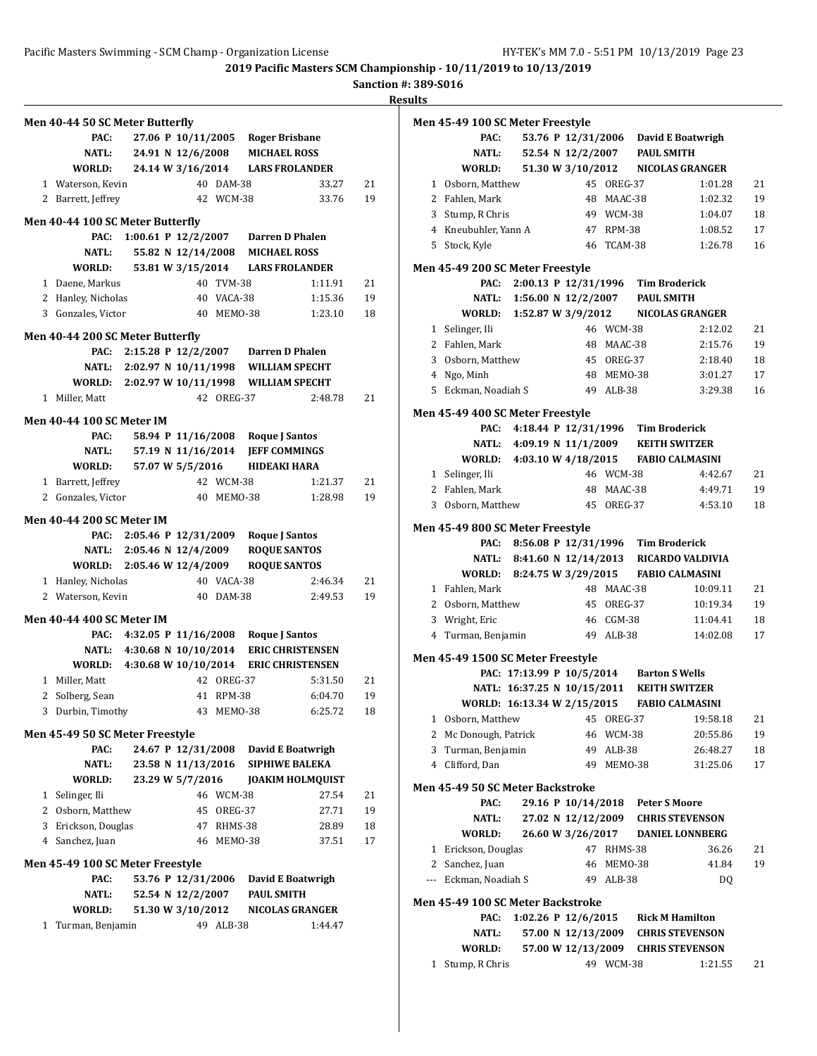**2019 Pacific Masters SCM Championship - 10/11/2019 to 10/13/2019**

**Sanction #: 389-S016**

**Results**

### Men 40-44 50 SC Meter Butterfly

| | | | | |
|---|---|---|---|---|
| PAC: | 27.06 | P 10/11/2005 | Roger Brisbane | |
| NATL: | 24.91 | N 12/6/2008 | MICHAEL ROSS | |
| WORLD: | 24.14 | W 3/16/2014 | LARS FROLANDER | |

| Place | Name | Age | Team | Time | Points |
|---|---|---|---|---|---|
| 1 | Waterson, Kevin | 40 | DAM-38 | 33.27 | 21 |
| 2 | Barrett, Jeffrey | 42 | WCM-38 | 33.76 | 19 |

### Men 40-44 100 SC Meter Butterfly

| | | | | |
|---|---|---|---|---|
| PAC: | 1:00.61 | P 12/2/2007 | Darren D Phalen | |
| NATL: | 55.82 | N 12/14/2008 | MICHAEL ROSS | |
| WORLD: | 53.81 | W 3/15/2014 | LARS FROLANDER | |

| Place | Name | Age | Team | Time | Points |
|---|---|---|---|---|---|
| 1 | Daene, Markus | 40 | TVM-38 | 1:11.91 | 21 |
| 2 | Hanley, Nicholas | 40 | VACA-38 | 1:15.36 | 19 |
| 3 | Gonzales, Victor | 40 | MEMO-38 | 1:23.10 | 18 |

### Men 40-44 200 SC Meter Butterfly

| | | | | |
|---|---|---|---|---|
| PAC: | 2:15.28 | P 12/2/2007 | Darren D Phalen | |
| NATL: | 2:02.97 | N 10/11/1998 | WILLIAM SPECHT | |
| WORLD: | 2:02.97 | W 10/11/1998 | WILLIAM SPECHT | |

| Place | Name | Age | Team | Time | Points |
|---|---|---|---|---|---|
| 1 | Miller, Matt | 42 | OREG-37 | 2:48.78 | 21 |

### Men 40-44 100 SC Meter IM

| | | | | |
|---|---|---|---|---|
| PAC: | 58.94 | P 11/16/2008 | Roque J Santos | |
| NATL: | 57.19 | N 11/16/2014 | JEFF COMMINGS | |
| WORLD: | 57.07 | W 5/5/2016 | HIDEAKI HARA | |

| Place | Name | Age | Team | Time | Points |
|---|---|---|---|---|---|
| 1 | Barrett, Jeffrey | 42 | WCM-38 | 1:21.37 | 21 |
| 2 | Gonzales, Victor | 40 | MEMO-38 | 1:28.98 | 19 |

### Men 40-44 200 SC Meter IM

| | | | | |
|---|---|---|---|---|
| PAC: | 2:05.46 | P 12/31/2009 | Roque J Santos | |
| NATL: | 2:05.46 | N 12/4/2009 | ROQUE SANTOS | |
| WORLD: | 2:05.46 | W 12/4/2009 | ROQUE SANTOS | |

| Place | Name | Age | Team | Time | Points |
|---|---|---|---|---|---|
| 1 | Hanley, Nicholas | 40 | VACA-38 | 2:46.34 | 21 |
| 2 | Waterson, Kevin | 40 | DAM-38 | 2:49.53 | 19 |

### Men 40-44 400 SC Meter IM

| | | | | |
|---|---|---|---|---|
| PAC: | 4:32.05 | P 11/16/2008 | Roque J Santos | |
| NATL: | 4:30.68 | N 10/10/2014 | ERIC CHRISTENSEN | |
| WORLD: | 4:30.68 | W 10/10/2014 | ERIC CHRISTENSEN | |

| Place | Name | Age | Team | Time | Points |
|---|---|---|---|---|---|
| 1 | Miller, Matt | 42 | OREG-37 | 5:31.50 | 21 |
| 2 | Solberg, Sean | 41 | RPM-38 | 6:04.70 | 19 |
| 3 | Durbin, Timothy | 43 | MEMO-38 | 6:25.72 | 18 |

### Men 45-49 50 SC Meter Freestyle

| | | | | |
|---|---|---|---|---|
| PAC: | 24.67 | P 12/31/2008 | David E Boatwrigh | |
| NATL: | 23.58 | N 11/13/2016 | SIPHIWE BALEKA | |
| WORLD: | 23.29 | W 5/7/2016 | JOAKIM HOLMQUIST | |

| Place | Name | Age | Team | Time | Points |
|---|---|---|---|---|---|
| 1 | Selinger, Ili | 46 | WCM-38 | 27.54 | 21 |
| 2 | Osborn, Matthew | 45 | OREG-37 | 27.71 | 19 |
| 3 | Erickson, Douglas | 47 | RHMS-38 | 28.89 | 18 |
| 4 | Sanchez, Juan | 46 | MEMO-38 | 37.51 | 17 |

### Men 45-49 100 SC Meter Freestyle

| | | | | |
|---|---|---|---|---|
| PAC: | 53.76 | P 12/31/2006 | David E Boatwrigh | |
| NATL: | 52.54 | N 12/2/2007 | PAUL SMITH | |
| WORLD: | 51.30 | W 3/10/2012 | NICOLAS GRANGER | |

| Place | Name | Age | Team | Time | Points |
|---|---|---|---|---|---|
| 1 | Turman, Benjamin | 49 | ALB-38 | 1:44.47 | |

### Men 45-49 100 SC Meter Freestyle

| | | | | |
|---|---|---|---|---|
| PAC: | 53.76 | P 12/31/2006 | David E Boatwrigh | |
| NATL: | 52.54 | N 12/2/2007 | PAUL SMITH | |
| WORLD: | 51.30 | W 3/10/2012 | NICOLAS GRANGER | |

| Place | Name | Age | Team | Time | Points |
|---|---|---|---|---|---|
| 1 | Osborn, Matthew | 45 | OREG-37 | 1:01.28 | 21 |
| 2 | Fahlen, Mark | 48 | MAAC-38 | 1:02.32 | 19 |
| 3 | Stump, R Chris | 49 | WCM-38 | 1:04.07 | 18 |
| 4 | Kneubuhler, Yann A | 47 | RPM-38 | 1:08.52 | 17 |
| 5 | Stock, Kyle | 46 | TCAM-38 | 1:26.78 | 16 |

### Men 45-49 200 SC Meter Freestyle

| | | | | |
|---|---|---|---|---|
| PAC: | 2:00.13 | P 12/31/1996 | Tim Broderick | |
| NATL: | 1:56.00 | N 12/2/2007 | PAUL SMITH | |
| WORLD: | 1:52.87 | W 3/9/2012 | NICOLAS GRANGER | |

| Place | Name | Age | Team | Time | Points |
|---|---|---|---|---|---|
| 1 | Selinger, Ili | 46 | WCM-38 | 2:12.02 | 21 |
| 2 | Fahlen, Mark | 48 | MAAC-38 | 2:15.76 | 19 |
| 3 | Osborn, Matthew | 45 | OREG-37 | 2:18.40 | 18 |
| 4 | Ngo, Minh | 48 | MEMO-38 | 3:01.27 | 17 |
| 5 | Eckman, Noadiah S | 49 | ALB-38 | 3:29.38 | 16 |

### Men 45-49 400 SC Meter Freestyle

| | | | | |
|---|---|---|---|---|
| PAC: | 4:18.44 | P 12/31/1996 | Tim Broderick | |
| NATL: | 4:09.19 | N 11/1/2009 | KEITH SWITZER | |
| WORLD: | 4:03.10 | W 4/18/2015 | FABIO CALMASINI | |

| Place | Name | Age | Team | Time | Points |
|---|---|---|---|---|---|
| 1 | Selinger, Ili | 46 | WCM-38 | 4:42.67 | 21 |
| 2 | Fahlen, Mark | 48 | MAAC-38 | 4:49.71 | 19 |
| 3 | Osborn, Matthew | 45 | OREG-37 | 4:53.10 | 18 |

### Men 45-49 800 SC Meter Freestyle

| | | | | |
|---|---|---|---|---|
| PAC: | 8:56.08 | P 12/31/1996 | Tim Broderick | |
| NATL: | 8:41.60 | N 12/14/2013 | RICARDO VALDIVIA | |
| WORLD: | 8:24.75 | W 3/29/2015 | FABIO CALMASINI | |

| Place | Name | Age | Team | Time | Points |
|---|---|---|---|---|---|
| 1 | Fahlen, Mark | 48 | MAAC-38 | 10:09.11 | 21 |
| 2 | Osborn, Matthew | 45 | OREG-37 | 10:19.34 | 19 |
| 3 | Wright, Eric | 46 | CGM-38 | 11:04.41 | 18 |
| 4 | Turman, Benjamin | 49 | ALB-38 | 14:02.08 | 17 |

### Men 45-49 1500 SC Meter Freestyle

| | | | | |
|---|---|---|---|---|
| PAC: | 17:13.99 | P 10/5/2014 | Barton S Wells | |
| NATL: | 16:37.25 | N 10/15/2011 | KEITH SWITZER | |
| WORLD: | 16:13.34 | W 2/15/2015 | FABIO CALMASINI | |

| Place | Name | Age | Team | Time | Points |
|---|---|---|---|---|---|
| 1 | Osborn, Matthew | 45 | OREG-37 | 19:58.18 | 21 |
| 2 | Mc Donough, Patrick | 46 | WCM-38 | 20:55.86 | 19 |
| 3 | Turman, Benjamin | 49 | ALB-38 | 26:48.27 | 18 |
| 4 | Clifford, Dan | 49 | MEMO-38 | 31:25.06 | 17 |

### Men 45-49 50 SC Meter Backstroke

| | | | | |
|---|---|---|---|---|
| PAC: | 29.16 | P 10/14/2018 | Peter S Moore | |
| NATL: | 27.02 | N 12/12/2009 | CHRIS STEVENSON | |
| WORLD: | 26.60 | W 3/26/2017 | DANIEL LONNBERG | |

| Place | Name | Age | Team | Time | Points |
|---|---|---|---|---|---|
| 1 | Erickson, Douglas | 47 | RHMS-38 | 36.26 | 21 |
| 2 | Sanchez, Juan | 46 | MEMO-38 | 41.84 | 19 |
| --- | Eckman, Noadiah S | 49 | ALB-38 | DQ | |

### Men 45-49 100 SC Meter Backstroke

| | | | | |
|---|---|---|---|---|
| PAC: | 1:02.26 | P 12/6/2015 | Rick M Hamilton | |
| NATL: | 57.00 | N 12/13/2009 | CHRIS STEVENSON | |
| WORLD: | 57.00 | W 12/13/2009 | CHRIS STEVENSON | |

| Place | Name | Age | Team | Time | Points |
|---|---|---|---|---|---|
| 1 | Stump, R Chris | 49 | WCM-38 | 1:21.55 | 21 |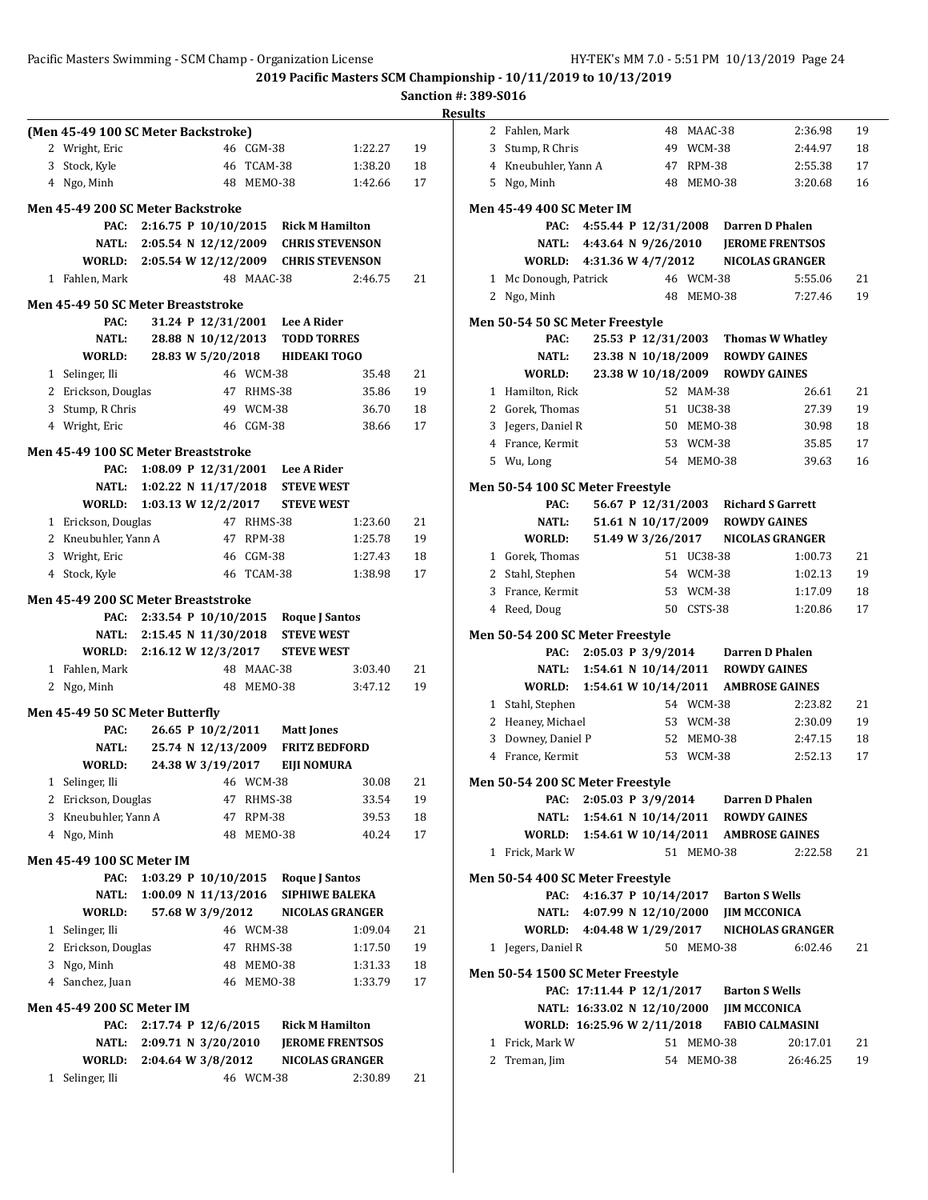2019 Pacific Masters SCM Championship - 10/11/2019 to 10/13/2019

Sanction #: 389-S016

Results

### (Men 45-49 100 SC Meter Backstroke)

| Place | Name | Age | Team | Time | Points |
|---|---|---|---|---|---|
| 2 | Wright, Eric | 46 | CGM-38 | 1:22.27 | 19 |
| 3 | Stock, Kyle | 46 | TCAM-38 | 1:38.20 | 18 |
| 4 | Ngo, Minh | 48 | MEMO-38 | 1:42.66 | 17 |

### Men 45-49 200 SC Meter Backstroke

PAC: 2:16.75 P 10/10/2015 Rick M Hamilton
NATL: 2:05.54 N 12/12/2009 CHRIS STEVENSON
WORLD: 2:05.54 W 12/12/2009 CHRIS STEVENSON

| Place | Name | Age | Team | Time | Points |
|---|---|---|---|---|---|
| 1 | Fahlen, Mark | 48 | MAAC-38 | 2:46.75 | 21 |

### Men 45-49 50 SC Meter Breaststroke

PAC: 31.24 P 12/31/2001 Lee A Rider
NATL: 28.88 N 10/12/2013 TODD TORRES
WORLD: 28.83 W 5/20/2018 HIDEAKI TOGO

| Place | Name | Age | Team | Time | Points |
|---|---|---|---|---|---|
| 1 | Selinger, Ili | 46 | WCM-38 | 35.48 | 21 |
| 2 | Erickson, Douglas | 47 | RHMS-38 | 35.86 | 19 |
| 3 | Stump, R Chris | 49 | WCM-38 | 36.70 | 18 |
| 4 | Wright, Eric | 46 | CGM-38 | 38.66 | 17 |

### Men 45-49 100 SC Meter Breaststroke

PAC: 1:08.09 P 12/31/2001 Lee A Rider
NATL: 1:02.22 N 11/17/2018 STEVE WEST
WORLD: 1:03.13 W 12/2/2017 STEVE WEST

| Place | Name | Age | Team | Time | Points |
|---|---|---|---|---|---|
| 1 | Erickson, Douglas | 47 | RHMS-38 | 1:23.60 | 21 |
| 2 | Kneubuhler, Yann A | 47 | RPM-38 | 1:25.78 | 19 |
| 3 | Wright, Eric | 46 | CGM-38 | 1:27.43 | 18 |
| 4 | Stock, Kyle | 46 | TCAM-38 | 1:38.98 | 17 |

### Men 45-49 200 SC Meter Breaststroke

PAC: 2:33.54 P 10/10/2015 Roque J Santos
NATL: 2:15.45 N 11/30/2018 STEVE WEST
WORLD: 2:16.12 W 12/3/2017 STEVE WEST

| Place | Name | Age | Team | Time | Points |
|---|---|---|---|---|---|
| 1 | Fahlen, Mark | 48 | MAAC-38 | 3:03.40 | 21 |
| 2 | Ngo, Minh | 48 | MEMO-38 | 3:47.12 | 19 |

### Men 45-49 50 SC Meter Butterfly

PAC: 26.65 P 10/2/2011 Matt Jones
NATL: 25.74 N 12/13/2009 FRITZ BEDFORD
WORLD: 24.38 W 3/19/2017 EIJI NOMURA

| Place | Name | Age | Team | Time | Points |
|---|---|---|---|---|---|
| 1 | Selinger, Ili | 46 | WCM-38 | 30.08 | 21 |
| 2 | Erickson, Douglas | 47 | RHMS-38 | 33.54 | 19 |
| 3 | Kneubuhler, Yann A | 47 | RPM-38 | 39.53 | 18 |
| 4 | Ngo, Minh | 48 | MEMO-38 | 40.24 | 17 |

### Men 45-49 100 SC Meter IM

PAC: 1:03.29 P 10/10/2015 Roque J Santos
NATL: 1:00.09 N 11/13/2016 SIPHIWE BALEKA
WORLD: 57.68 W 3/9/2012 NICOLAS GRANGER

| Place | Name | Age | Team | Time | Points |
|---|---|---|---|---|---|
| 1 | Selinger, Ili | 46 | WCM-38 | 1:09.04 | 21 |
| 2 | Erickson, Douglas | 47 | RHMS-38 | 1:17.50 | 19 |
| 3 | Ngo, Minh | 48 | MEMO-38 | 1:31.33 | 18 |
| 4 | Sanchez, Juan | 46 | MEMO-38 | 1:33.79 | 17 |

### Men 45-49 200 SC Meter IM

PAC: 2:17.74 P 12/6/2015 Rick M Hamilton
NATL: 2:09.71 N 3/20/2010 JEROME FRENTSOS
WORLD: 2:04.64 W 3/8/2012 NICOLAS GRANGER

| Place | Name | Age | Team | Time | Points |
|---|---|---|---|---|---|
| 1 | Selinger, Ili | 46 | WCM-38 | 2:30.89 | 21 |
| 2 | Fahlen, Mark | 48 | MAAC-38 | 2:36.98 | 19 |
| 3 | Stump, R Chris | 49 | WCM-38 | 2:44.97 | 18 |
| 4 | Kneubuhler, Yann A | 47 | RPM-38 | 2:55.38 | 17 |
| 5 | Ngo, Minh | 48 | MEMO-38 | 3:20.68 | 16 |

### Men 45-49 400 SC Meter IM

PAC: 4:55.44 P 12/31/2008 Darren D Phalen
NATL: 4:43.64 N 9/26/2010 JEROME FRENTSOS
WORLD: 4:31.36 W 4/7/2012 NICOLAS GRANGER

| Place | Name | Age | Team | Time | Points |
|---|---|---|---|---|---|
| 1 | Mc Donough, Patrick | 46 | WCM-38 | 5:55.06 | 21 |
| 2 | Ngo, Minh | 48 | MEMO-38 | 7:27.46 | 19 |

### Men 50-54 50 SC Meter Freestyle

PAC: 25.53 P 12/31/2003 Thomas W Whatley
NATL: 23.38 N 10/18/2009 ROWDY GAINES
WORLD: 23.38 W 10/18/2009 ROWDY GAINES

| Place | Name | Age | Team | Time | Points |
|---|---|---|---|---|---|
| 1 | Hamilton, Rick | 52 | MAM-38 | 26.61 | 21 |
| 2 | Gorek, Thomas | 51 | UC38-38 | 27.39 | 19 |
| 3 | Jegers, Daniel R | 50 | MEMO-38 | 30.98 | 18 |
| 4 | France, Kermit | 53 | WCM-38 | 35.85 | 17 |
| 5 | Wu, Long | 54 | MEMO-38 | 39.63 | 16 |

### Men 50-54 100 SC Meter Freestyle

PAC: 56.67 P 12/31/2003 Richard S Garrett
NATL: 51.61 N 10/17/2009 ROWDY GAINES
WORLD: 51.49 W 3/26/2017 NICOLAS GRANGER

| Place | Name | Age | Team | Time | Points |
|---|---|---|---|---|---|
| 1 | Gorek, Thomas | 51 | UC38-38 | 1:00.73 | 21 |
| 2 | Stahl, Stephen | 54 | WCM-38 | 1:02.13 | 19 |
| 3 | France, Kermit | 53 | WCM-38 | 1:17.09 | 18 |
| 4 | Reed, Doug | 50 | CSTS-38 | 1:20.86 | 17 |

### Men 50-54 200 SC Meter Freestyle

PAC: 2:05.03 P 3/9/2014 Darren D Phalen
NATL: 1:54.61 N 10/14/2011 ROWDY GAINES
WORLD: 1:54.61 W 10/14/2011 AMBROSE GAINES

| Place | Name | Age | Team | Time | Points |
|---|---|---|---|---|---|
| 1 | Stahl, Stephen | 54 | WCM-38 | 2:23.82 | 21 |
| 2 | Heaney, Michael | 53 | WCM-38 | 2:30.09 | 19 |
| 3 | Downey, Daniel P | 52 | MEMO-38 | 2:47.15 | 18 |
| 4 | France, Kermit | 53 | WCM-38 | 2:52.13 | 17 |

### Men 50-54 200 SC Meter Freestyle

PAC: 2:05.03 P 3/9/2014 Darren D Phalen
NATL: 1:54.61 N 10/14/2011 ROWDY GAINES
WORLD: 1:54.61 W 10/14/2011 AMBROSE GAINES

| Place | Name | Age | Team | Time | Points |
|---|---|---|---|---|---|
| 1 | Frick, Mark W | 51 | MEMO-38 | 2:22.58 | 21 |

### Men 50-54 400 SC Meter Freestyle

PAC: 4:16.37 P 10/14/2017 Barton S Wells
NATL: 4:07.99 N 12/10/2000 JIM MCCONICA
WORLD: 4:04.48 W 1/29/2017 NICHOLAS GRANGER

| Place | Name | Age | Team | Time | Points |
|---|---|---|---|---|---|
| 1 | Jegers, Daniel R | 50 | MEMO-38 | 6:02.46 | 21 |

### Men 50-54 1500 SC Meter Freestyle

PAC: 17:11.44 P 12/1/2017 Barton S Wells
NATL: 16:33.02 N 12/10/2000 JIM MCCONICA
WORLD: 16:25.96 W 2/11/2018 FABIO CALMASINI

| Place | Name | Age | Team | Time | Points |
|---|---|---|---|---|---|
| 1 | Frick, Mark W | 51 | MEMO-38 | 20:17.01 | 21 |
| 2 | Treman, Jim | 54 | MEMO-38 | 26:46.25 | 19 |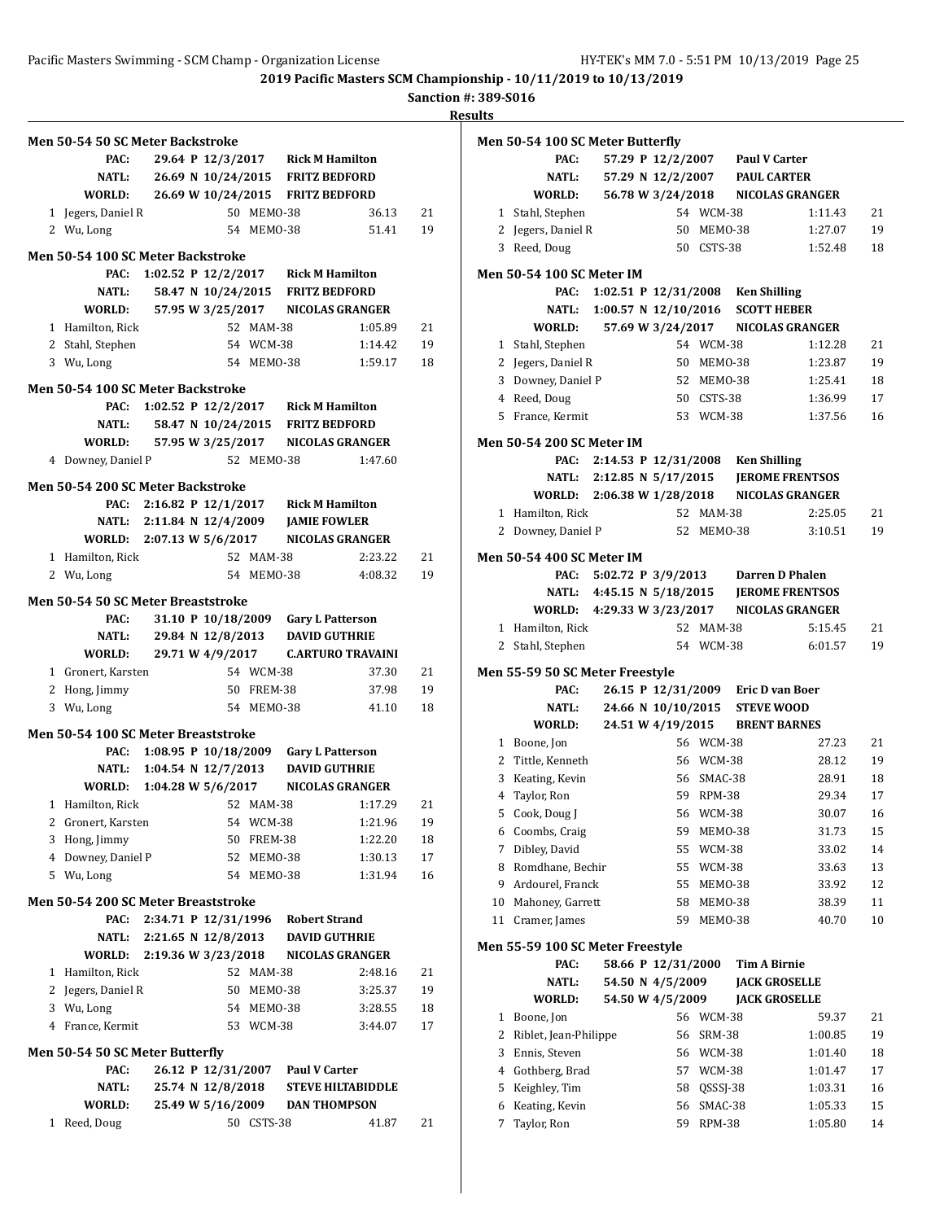**2019 Pacific Masters SCM Championship - 10/11/2019 to 10/13/2019**

**Sanction #: 389-S016**

**Results**

### Men 50-54 50 SC Meter Backstroke

| | | | | |
|---|---|---|---|---|
| PAC: | 29.64 P 12/3/2017 | Rick M Hamilton | | |
| NATL: | 26.69 N 10/24/2015 | FRITZ BEDFORD | | |
| WORLD: | 26.69 W 10/24/2015 | FRITZ BEDFORD | | |
| 1 Jegers, Daniel R | 50 | MEMO-38 | 36.13 | 21 |
| 2 Wu, Long | 54 | MEMO-38 | 51.41 | 19 |

### Men 50-54 100 SC Meter Backstroke

| | | | | |
|---|---|---|---|---|
| PAC: | 1:02.52 P 12/2/2017 | Rick M Hamilton | | |
| NATL: | 58.47 N 10/24/2015 | FRITZ BEDFORD | | |
| WORLD: | 57.95 W 3/25/2017 | NICOLAS GRANGER | | |
| 1 Hamilton, Rick | 52 | MAM-38 | 1:05.89 | 21 |
| 2 Stahl, Stephen | 54 | WCM-38 | 1:14.42 | 19 |
| 3 Wu, Long | 54 | MEMO-38 | 1:59.17 | 18 |

### Men 50-54 100 SC Meter Backstroke

| | | | | |
|---|---|---|---|---|
| PAC: | 1:02.52 P 12/2/2017 | Rick M Hamilton | | |
| NATL: | 58.47 N 10/24/2015 | FRITZ BEDFORD | | |
| WORLD: | 57.95 W 3/25/2017 | NICOLAS GRANGER | | |
| 4 Downey, Daniel P | 52 | MEMO-38 | 1:47.60 | |

### Men 50-54 200 SC Meter Backstroke

| | | | | |
|---|---|---|---|---|
| PAC: | 2:16.82 P 12/1/2017 | Rick M Hamilton | | |
| NATL: | 2:11.84 N 12/4/2009 | JAMIE FOWLER | | |
| WORLD: | 2:07.13 W 5/6/2017 | NICOLAS GRANGER | | |
| 1 Hamilton, Rick | 52 | MAM-38 | 2:23.22 | 21 |
| 2 Wu, Long | 54 | MEMO-38 | 4:08.32 | 19 |

### Men 50-54 50 SC Meter Breaststroke

| | | | | |
|---|---|---|---|---|
| PAC: | 31.10 P 10/18/2009 | Gary L Patterson | | |
| NATL: | 29.84 N 12/8/2013 | DAVID GUTHRIE | | |
| WORLD: | 29.71 W 4/9/2017 | C.ARTURO TRAVAINI | | |
| 1 Gronert, Karsten | 54 | WCM-38 | 37.30 | 21 |
| 2 Hong, Jimmy | 50 | FREM-38 | 37.98 | 19 |
| 3 Wu, Long | 54 | MEMO-38 | 41.10 | 18 |

### Men 50-54 100 SC Meter Breaststroke

| | | | | |
|---|---|---|---|---|
| PAC: | 1:08.95 P 10/18/2009 | Gary L Patterson | | |
| NATL: | 1:04.54 N 12/7/2013 | DAVID GUTHRIE | | |
| WORLD: | 1:04.28 W 5/6/2017 | NICOLAS GRANGER | | |
| 1 Hamilton, Rick | 52 | MAM-38 | 1:17.29 | 21 |
| 2 Gronert, Karsten | 54 | WCM-38 | 1:21.96 | 19 |
| 3 Hong, Jimmy | 50 | FREM-38 | 1:22.20 | 18 |
| 4 Downey, Daniel P | 52 | MEMO-38 | 1:30.13 | 17 |
| 5 Wu, Long | 54 | MEMO-38 | 1:31.94 | 16 |

### Men 50-54 200 SC Meter Breaststroke

| | | | | |
|---|---|---|---|---|
| PAC: | 2:34.71 P 12/31/1996 | Robert Strand | | |
| NATL: | 2:21.65 N 12/8/2013 | DAVID GUTHRIE | | |
| WORLD: | 2:19.36 W 3/23/2018 | NICOLAS GRANGER | | |
| 1 Hamilton, Rick | 52 | MAM-38 | 2:48.16 | 21 |
| 2 Jegers, Daniel R | 50 | MEMO-38 | 3:25.37 | 19 |
| 3 Wu, Long | 54 | MEMO-38 | 3:28.55 | 18 |
| 4 France, Kermit | 53 | WCM-38 | 3:44.07 | 17 |

### Men 50-54 50 SC Meter Butterfly

| | | | | |
|---|---|---|---|---|
| PAC: | 26.12 P 12/31/2007 | Paul V Carter | | |
| NATL: | 25.74 N 12/8/2018 | STEVE HILTABIDDLE | | |
| WORLD: | 25.49 W 5/16/2009 | DAN THOMPSON | | |
| 1 Reed, Doug | 50 | CSTS-38 | 41.87 | 21 |

### Men 50-54 100 SC Meter Butterfly

| | | | | |
|---|---|---|---|---|
| PAC: | 57.29 P 12/2/2007 | Paul V Carter | | |
| NATL: | 57.29 N 12/2/2007 | PAUL CARTER | | |
| WORLD: | 56.78 W 3/24/2018 | NICOLAS GRANGER | | |
| 1 Stahl, Stephen | 54 | WCM-38 | 1:11.43 | 21 |
| 2 Jegers, Daniel R | 50 | MEMO-38 | 1:27.07 | 19 |
| 3 Reed, Doug | 50 | CSTS-38 | 1:52.48 | 18 |

### Men 50-54 100 SC Meter IM

| | | | | |
|---|---|---|---|---|
| PAC: | 1:02.51 P 12/31/2008 | Ken Shilling | | |
| NATL: | 1:00.57 N 12/10/2016 | SCOTT HEBER | | |
| WORLD: | 57.69 W 3/24/2017 | NICOLAS GRANGER | | |
| 1 Stahl, Stephen | 54 | WCM-38 | 1:12.28 | 21 |
| 2 Jegers, Daniel R | 50 | MEMO-38 | 1:23.87 | 19 |
| 3 Downey, Daniel P | 52 | MEMO-38 | 1:25.41 | 18 |
| 4 Reed, Doug | 50 | CSTS-38 | 1:36.99 | 17 |
| 5 France, Kermit | 53 | WCM-38 | 1:37.56 | 16 |

### Men 50-54 200 SC Meter IM

| | | | | |
|---|---|---|---|---|
| PAC: | 2:14.53 P 12/31/2008 | Ken Shilling | | |
| NATL: | 2:12.85 N 5/17/2015 | JEROME FRENTSOS | | |
| WORLD: | 2:06.38 W 1/28/2018 | NICOLAS GRANGER | | |
| 1 Hamilton, Rick | 52 | MAM-38 | 2:25.05 | 21 |
| 2 Downey, Daniel P | 52 | MEMO-38 | 3:10.51 | 19 |

### Men 50-54 400 SC Meter IM

| | | | | |
|---|---|---|---|---|
| PAC: | 5:02.72 P 3/9/2013 | Darren D Phalen | | |
| NATL: | 4:45.15 N 5/18/2015 | JEROME FRENTSOS | | |
| WORLD: | 4:29.33 W 3/23/2017 | NICOLAS GRANGER | | |
| 1 Hamilton, Rick | 52 | MAM-38 | 5:15.45 | 21 |
| 2 Stahl, Stephen | 54 | WCM-38 | 6:01.57 | 19 |

### Men 55-59 50 SC Meter Freestyle

| | | | | |
|---|---|---|---|---|
| PAC: | 26.15 P 12/31/2009 | Eric D van Boer | | |
| NATL: | 24.66 N 10/10/2015 | STEVE WOOD | | |
| WORLD: | 24.51 W 4/19/2015 | BRENT BARNES | | |
| 1 Boone, Jon | 56 | WCM-38 | 27.23 | 21 |
| 2 Tittle, Kenneth | 56 | WCM-38 | 28.12 | 19 |
| 3 Keating, Kevin | 56 | SMAC-38 | 28.91 | 18 |
| 4 Taylor, Ron | 59 | RPM-38 | 29.34 | 17 |
| 5 Cook, Doug J | 56 | WCM-38 | 30.07 | 16 |
| 6 Coombs, Craig | 59 | MEMO-38 | 31.73 | 15 |
| 7 Dibley, David | 55 | WCM-38 | 33.02 | 14 |
| 8 Romdhane, Bechir | 55 | WCM-38 | 33.63 | 13 |
| 9 Ardourel, Franck | 55 | MEMO-38 | 33.92 | 12 |
| 10 Mahoney, Garrett | 58 | MEMO-38 | 38.39 | 11 |
| 11 Cramer, James | 59 | MEMO-38 | 40.70 | 10 |

### Men 55-59 100 SC Meter Freestyle

| | | | | |
|---|---|---|---|---|
| PAC: | 58.66 P 12/31/2000 | Tim A Birnie | | |
| NATL: | 54.50 N 4/5/2009 | JACK GROSELLE | | |
| WORLD: | 54.50 W 4/5/2009 | JACK GROSELLE | | |
| 1 Boone, Jon | 56 | WCM-38 | 59.37 | 21 |
| 2 Riblet, Jean-Philippe | 56 | SRM-38 | 1:00.85 | 19 |
| 3 Ennis, Steven | 56 | WCM-38 | 1:01.40 | 18 |
| 4 Gothberg, Brad | 57 | WCM-38 | 1:01.47 | 17 |
| 5 Keighley, Tim | 58 | QSSSJ-38 | 1:03.31 | 16 |
| 6 Keating, Kevin | 56 | SMAC-38 | 1:05.33 | 15 |
| 7 Taylor, Ron | 59 | RPM-38 | 1:05.80 | 14 |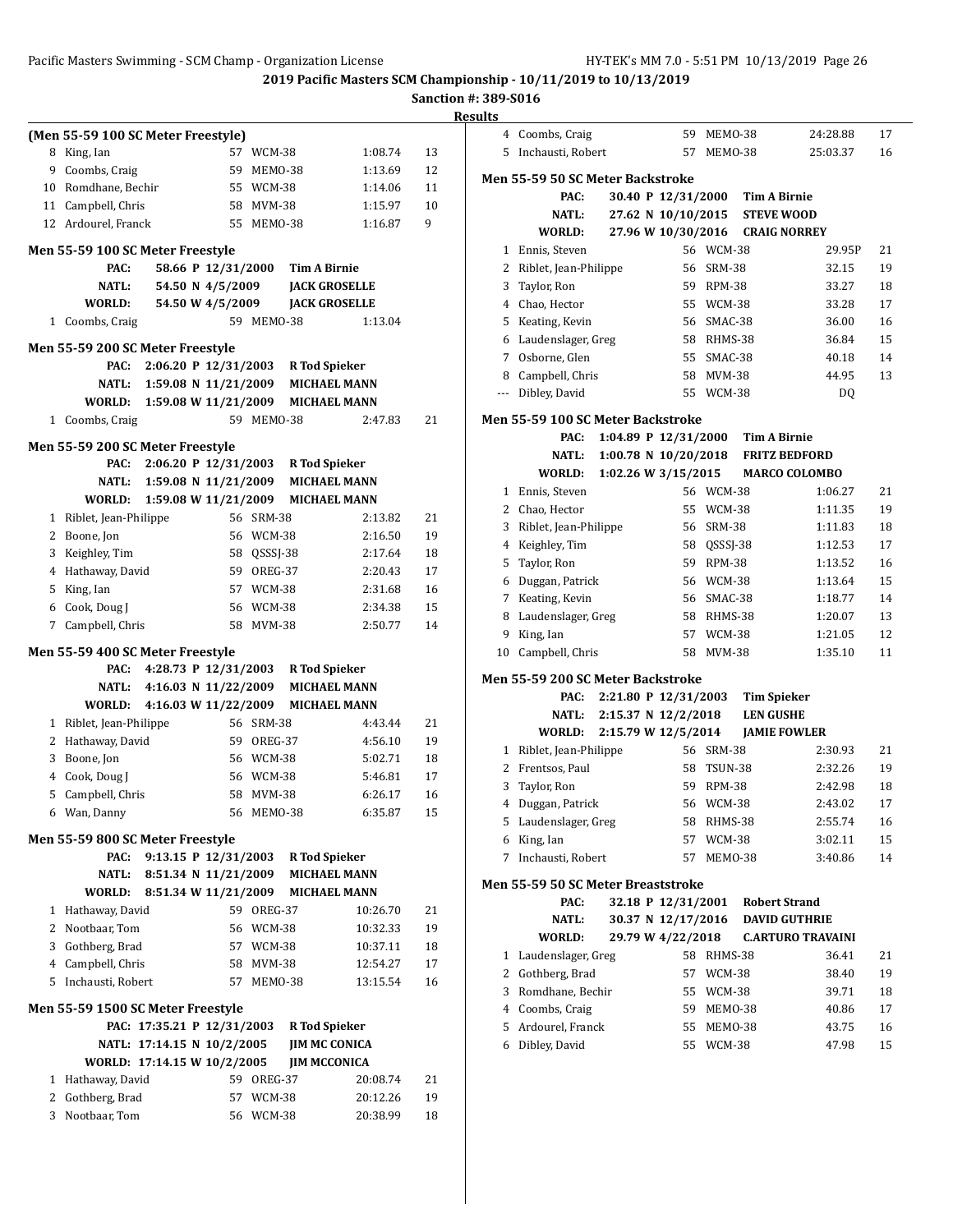2019 Pacific Masters SCM Championship - 10/11/2019 to 10/13/2019

Sanction #: 389-S016

Results

### (Men 55-59 100 SC Meter Freestyle)

| | Name | Age | Team | Time | Points |
|---|---|---|---|---|---|
| 8 | King, Ian | 57 | WCM-38 | 1:08.74 | 13 |
| 9 | Coombs, Craig | 59 | MEMO-38 | 1:13.69 | 12 |
| 10 | Romdhane, Bechir | 55 | WCM-38 | 1:14.06 | 11 |
| 11 | Campbell, Chris | 58 | MVM-38 | 1:15.97 | 10 |
| 12 | Ardourel, Franck | 55 | MEMO-38 | 1:16.87 | 9 |

### Men 55-59 100 SC Meter Freestyle

PAC: 58.66 P 12/31/2000 Tim A Birnie
NATL: 54.50 N 4/5/2009 JACK GROSELLE
WORLD: 54.50 W 4/5/2009 JACK GROSELLE

| | Name | Age | Team | Time | Points |
|---|---|---|---|---|---|
| 1 | Coombs, Craig | 59 | MEMO-38 | 1:13.04 | |

### Men 55-59 200 SC Meter Freestyle

PAC: 2:06.20 P 12/31/2003 R Tod Spieker
NATL: 1:59.08 N 11/21/2009 MICHAEL MANN
WORLD: 1:59.08 W 11/21/2009 MICHAEL MANN

| | Name | Age | Team | Time | Points |
|---|---|---|---|---|---|
| 1 | Coombs, Craig | 59 | MEMO-38 | 2:47.83 | 21 |

### Men 55-59 200 SC Meter Freestyle

PAC: 2:06.20 P 12/31/2003 R Tod Spieker
NATL: 1:59.08 N 11/21/2009 MICHAEL MANN
WORLD: 1:59.08 W 11/21/2009 MICHAEL MANN

| | Name | Age | Team | Time | Points |
|---|---|---|---|---|---|
| 1 | Riblet, Jean-Philippe | 56 | SRM-38 | 2:13.82 | 21 |
| 2 | Boone, Jon | 56 | WCM-38 | 2:16.50 | 19 |
| 3 | Keighley, Tim | 58 | QSSSJ-38 | 2:17.64 | 18 |
| 4 | Hathaway, David | 59 | OREG-37 | 2:20.43 | 17 |
| 5 | King, Ian | 57 | WCM-38 | 2:31.68 | 16 |
| 6 | Cook, Doug J | 56 | WCM-38 | 2:34.38 | 15 |
| 7 | Campbell, Chris | 58 | MVM-38 | 2:50.77 | 14 |

### Men 55-59 400 SC Meter Freestyle

PAC: 4:28.73 P 12/31/2003 R Tod Spieker
NATL: 4:16.03 N 11/22/2009 MICHAEL MANN
WORLD: 4:16.03 W 11/22/2009 MICHAEL MANN

| | Name | Age | Team | Time | Points |
|---|---|---|---|---|---|
| 1 | Riblet, Jean-Philippe | 56 | SRM-38 | 4:43.44 | 21 |
| 2 | Hathaway, David | 59 | OREG-37 | 4:56.10 | 19 |
| 3 | Boone, Jon | 56 | WCM-38 | 5:02.71 | 18 |
| 4 | Cook, Doug J | 56 | WCM-38 | 5:46.81 | 17 |
| 5 | Campbell, Chris | 58 | MVM-38 | 6:26.17 | 16 |
| 6 | Wan, Danny | 56 | MEMO-38 | 6:35.87 | 15 |

### Men 55-59 800 SC Meter Freestyle

PAC: 9:13.15 P 12/31/2003 R Tod Spieker
NATL: 8:51.34 N 11/21/2009 MICHAEL MANN
WORLD: 8:51.34 W 11/21/2009 MICHAEL MANN

| | Name | Age | Team | Time | Points |
|---|---|---|---|---|---|
| 1 | Hathaway, David | 59 | OREG-37 | 10:26.70 | 21 |
| 2 | Nootbaar, Tom | 56 | WCM-38 | 10:32.33 | 19 |
| 3 | Gothberg, Brad | 57 | WCM-38 | 10:37.11 | 18 |
| 4 | Campbell, Chris | 58 | MVM-38 | 12:54.27 | 17 |
| 5 | Inchausti, Robert | 57 | MEMO-38 | 13:15.54 | 16 |

### Men 55-59 1500 SC Meter Freestyle

PAC: 17:35.21 P 12/31/2003 R Tod Spieker
NATL: 17:14.15 N 10/2/2005 JIM MC CONICA
WORLD: 17:14.15 W 10/2/2005 JIM MCCONICA

| | Name | Age | Team | Time | Points |
|---|---|---|---|---|---|
| 1 | Hathaway, David | 59 | OREG-37 | 20:08.74 | 21 |
| 2 | Gothberg, Brad | 57 | WCM-38 | 20:12.26 | 19 |
| 3 | Nootbaar, Tom | 56 | WCM-38 | 20:38.99 | 18 |
| 4 | Coombs, Craig | 59 | MEMO-38 | 24:28.88 | 17 |
| 5 | Inchausti, Robert | 57 | MEMO-38 | 25:03.37 | 16 |

### Men 55-59 50 SC Meter Backstroke

PAC: 30.40 P 12/31/2000 Tim A Birnie
NATL: 27.62 N 10/10/2015 STEVE WOOD
WORLD: 27.96 W 10/30/2016 CRAIG NORREY

| | Name | Age | Team | Time | Points |
|---|---|---|---|---|---|
| 1 | Ennis, Steven | 56 | WCM-38 | 29.95P | 21 |
| 2 | Riblet, Jean-Philippe | 56 | SRM-38 | 32.15 | 19 |
| 3 | Taylor, Ron | 59 | RPM-38 | 33.27 | 18 |
| 4 | Chao, Hector | 55 | WCM-38 | 33.28 | 17 |
| 5 | Keating, Kevin | 56 | SMAC-38 | 36.00 | 16 |
| 6 | Laudenslager, Greg | 58 | RHMS-38 | 36.84 | 15 |
| 7 | Osborne, Glen | 55 | SMAC-38 | 40.18 | 14 |
| 8 | Campbell, Chris | 58 | MVM-38 | 44.95 | 13 |
| --- | Dibley, David | 55 | WCM-38 | DQ | |

### Men 55-59 100 SC Meter Backstroke

PAC: 1:04.89 P 12/31/2000 Tim A Birnie
NATL: 1:00.78 N 10/20/2018 FRITZ BEDFORD
WORLD: 1:02.26 W 3/15/2015 MARCO COLOMBO

| | Name | Age | Team | Time | Points |
|---|---|---|---|---|---|
| 1 | Ennis, Steven | 56 | WCM-38 | 1:06.27 | 21 |
| 2 | Chao, Hector | 55 | WCM-38 | 1:11.35 | 19 |
| 3 | Riblet, Jean-Philippe | 56 | SRM-38 | 1:11.83 | 18 |
| 4 | Keighley, Tim | 58 | QSSSJ-38 | 1:12.53 | 17 |
| 5 | Taylor, Ron | 59 | RPM-38 | 1:13.52 | 16 |
| 6 | Duggan, Patrick | 56 | WCM-38 | 1:13.64 | 15 |
| 7 | Keating, Kevin | 56 | SMAC-38 | 1:18.77 | 14 |
| 8 | Laudenslager, Greg | 58 | RHMS-38 | 1:20.07 | 13 |
| 9 | King, Ian | 57 | WCM-38 | 1:21.05 | 12 |
| 10 | Campbell, Chris | 58 | MVM-38 | 1:35.10 | 11 |

### Men 55-59 200 SC Meter Backstroke

PAC: 2:21.80 P 12/31/2003 Tim Spieker
NATL: 2:15.37 N 12/2/2018 LEN GUSHE
WORLD: 2:15.79 W 12/5/2014 JAMIE FOWLER

| | Name | Age | Team | Time | Points |
|---|---|---|---|---|---|
| 1 | Riblet, Jean-Philippe | 56 | SRM-38 | 2:30.93 | 21 |
| 2 | Frentsos, Paul | 58 | TSUN-38 | 2:32.26 | 19 |
| 3 | Taylor, Ron | 59 | RPM-38 | 2:42.98 | 18 |
| 4 | Duggan, Patrick | 56 | WCM-38 | 2:43.02 | 17 |
| 5 | Laudenslager, Greg | 58 | RHMS-38 | 2:55.74 | 16 |
| 6 | King, Ian | 57 | WCM-38 | 3:02.11 | 15 |
| 7 | Inchausti, Robert | 57 | MEMO-38 | 3:40.86 | 14 |

### Men 55-59 50 SC Meter Breaststroke

PAC: 32.18 P 12/31/2001 Robert Strand
NATL: 30.37 N 12/17/2016 DAVID GUTHRIE
WORLD: 29.79 W 4/22/2018 C.ARTURO TRAVAINI

| | Name | Age | Team | Time | Points |
|---|---|---|---|---|---|
| 1 | Laudenslager, Greg | 58 | RHMS-38 | 36.41 | 21 |
| 2 | Gothberg, Brad | 57 | WCM-38 | 38.40 | 19 |
| 3 | Romdhane, Bechir | 55 | WCM-38 | 39.71 | 18 |
| 4 | Coombs, Craig | 59 | MEMO-38 | 40.86 | 17 |
| 5 | Ardourel, Franck | 55 | MEMO-38 | 43.75 | 16 |
| 6 | Dibley, David | 55 | WCM-38 | 47.98 | 15 |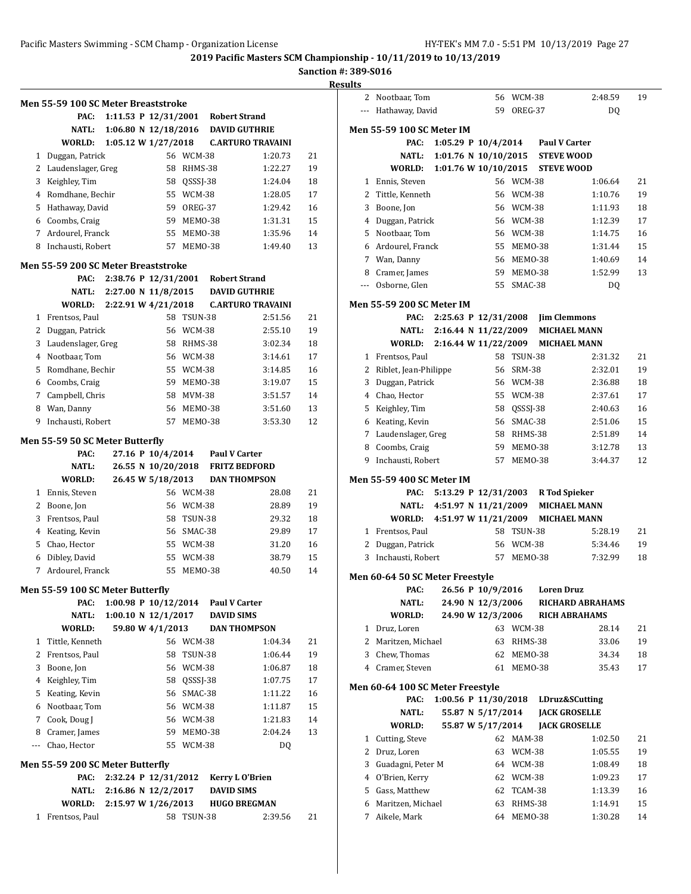**2019 Pacific Masters SCM Championship - 10/11/2019 to 10/13/2019**

**Sanction #: 389-S016**

**Results**

### Men 55-59 100 SC Meter Breaststroke

| | | | | |
|---|---|---|---|---|
| PAC: | 1:11.53 P 12/31/2001 | Robert Strand | | |
| NATL: | 1:06.80 N 12/18/2016 | DAVID GUTHRIE | | |
| WORLD: | 1:05.12 W 1/27/2018 | C.ARTURO TRAVAINI | | |

| Place | Name | Age | Team | Time | Points |
|---|---|---|---|---|---|
| 1 | Duggan, Patrick | 56 | WCM-38 | 1:20.73 | 21 |
| 2 | Laudenslager, Greg | 58 | RHMS-38 | 1:22.27 | 19 |
| 3 | Keighley, Tim | 58 | QSSSJ-38 | 1:24.04 | 18 |
| 4 | Romdhane, Bechir | 55 | WCM-38 | 1:28.05 | 17 |
| 5 | Hathaway, David | 59 | OREG-37 | 1:29.42 | 16 |
| 6 | Coombs, Craig | 59 | MEMO-38 | 1:31.31 | 15 |
| 7 | Ardourel, Franck | 55 | MEMO-38 | 1:35.96 | 14 |
| 8 | Inchausti, Robert | 57 | MEMO-38 | 1:49.40 | 13 |

### Men 55-59 200 SC Meter Breaststroke

| | | | | |
|---|---|---|---|---|
| PAC: | 2:38.76 P 12/31/2001 | Robert Strand | | |
| NATL: | 2:27.00 N 11/8/2015 | DAVID GUTHRIE | | |
| WORLD: | 2:22.91 W 4/21/2018 | C.ARTURO TRAVAINI | | |

| Place | Name | Age | Team | Time | Points |
|---|---|---|---|---|---|
| 1 | Frentsos, Paul | 58 | TSUN-38 | 2:51.56 | 21 |
| 2 | Duggan, Patrick | 56 | WCM-38 | 2:55.10 | 19 |
| 3 | Laudenslager, Greg | 58 | RHMS-38 | 3:02.34 | 18 |
| 4 | Nootbaar, Tom | 56 | WCM-38 | 3:14.61 | 17 |
| 5 | Romdhane, Bechir | 55 | WCM-38 | 3:14.85 | 16 |
| 6 | Coombs, Craig | 59 | MEMO-38 | 3:19.07 | 15 |
| 7 | Campbell, Chris | 58 | MVM-38 | 3:51.57 | 14 |
| 8 | Wan, Danny | 56 | MEMO-38 | 3:51.60 | 13 |
| 9 | Inchausti, Robert | 57 | MEMO-38 | 3:53.30 | 12 |

### Men 55-59 50 SC Meter Butterfly

| | | | | |
|---|---|---|---|---|
| PAC: | 27.16 P 10/4/2014 | Paul V Carter | | |
| NATL: | 26.55 N 10/20/2018 | FRITZ BEDFORD | | |
| WORLD: | 26.45 W 5/18/2013 | DAN THOMPSON | | |

| Place | Name | Age | Team | Time | Points |
|---|---|---|---|---|---|
| 1 | Ennis, Steven | 56 | WCM-38 | 28.08 | 21 |
| 2 | Boone, Jon | 56 | WCM-38 | 28.89 | 19 |
| 3 | Frentsos, Paul | 58 | TSUN-38 | 29.32 | 18 |
| 4 | Keating, Kevin | 56 | SMAC-38 | 29.89 | 17 |
| 5 | Chao, Hector | 55 | WCM-38 | 31.20 | 16 |
| 6 | Dibley, David | 55 | WCM-38 | 38.79 | 15 |
| 7 | Ardourel, Franck | 55 | MEMO-38 | 40.50 | 14 |

### Men 55-59 100 SC Meter Butterfly

| | | | | |
|---|---|---|---|---|
| PAC: | 1:00.98 P 10/12/2014 | Paul V Carter | | |
| NATL: | 1:00.10 N 12/1/2017 | DAVID SIMS | | |
| WORLD: | 59.80 W 4/1/2013 | DAN THOMPSON | | |

| Place | Name | Age | Team | Time | Points |
|---|---|---|---|---|---|
| 1 | Tittle, Kenneth | 56 | WCM-38 | 1:04.34 | 21 |
| 2 | Frentsos, Paul | 58 | TSUN-38 | 1:06.44 | 19 |
| 3 | Boone, Jon | 56 | WCM-38 | 1:06.87 | 18 |
| 4 | Keighley, Tim | 58 | QSSSJ-38 | 1:07.75 | 17 |
| 5 | Keating, Kevin | 56 | SMAC-38 | 1:11.22 | 16 |
| 6 | Nootbaar, Tom | 56 | WCM-38 | 1:11.87 | 15 |
| 7 | Cook, Doug J | 56 | WCM-38 | 1:21.83 | 14 |
| 8 | Cramer, James | 59 | MEMO-38 | 2:04.24 | 13 |
| --- | Chao, Hector | 55 | WCM-38 | DQ | |

### Men 55-59 200 SC Meter Butterfly

| | | | | |
|---|---|---|---|---|
| PAC: | 2:32.24 P 12/31/2012 | Kerry L O'Brien | | |
| NATL: | 2:16.86 N 12/2/2017 | DAVID SIMS | | |
| WORLD: | 2:15.97 W 1/26/2013 | HUGO BREGMAN | | |

| Place | Name | Age | Team | Time | Points |
|---|---|---|---|---|---|
| 1 | Frentsos, Paul | 58 | TSUN-38 | 2:39.56 | 21 |
| 2 | Nootbaar, Tom | 56 | WCM-38 | 2:48.59 | 19 |
| --- | Hathaway, David | 59 | OREG-37 | DQ | |

### Men 55-59 100 SC Meter IM

| | | | | |
|---|---|---|---|---|
| PAC: | 1:05.29 P 10/4/2014 | Paul V Carter | | |
| NATL: | 1:01.76 N 10/10/2015 | STEVE WOOD | | |
| WORLD: | 1:01.76 W 10/10/2015 | STEVE WOOD | | |

| Place | Name | Age | Team | Time | Points |
|---|---|---|---|---|---|
| 1 | Ennis, Steven | 56 | WCM-38 | 1:06.64 | 21 |
| 2 | Tittle, Kenneth | 56 | WCM-38 | 1:10.76 | 19 |
| 3 | Boone, Jon | 56 | WCM-38 | 1:11.93 | 18 |
| 4 | Duggan, Patrick | 56 | WCM-38 | 1:12.39 | 17 |
| 5 | Nootbaar, Tom | 56 | WCM-38 | 1:14.75 | 16 |
| 6 | Ardourel, Franck | 55 | MEMO-38 | 1:31.44 | 15 |
| 7 | Wan, Danny | 56 | MEMO-38 | 1:40.69 | 14 |
| 8 | Cramer, James | 59 | MEMO-38 | 1:52.99 | 13 |
| --- | Osborne, Glen | 55 | SMAC-38 | DQ | |

### Men 55-59 200 SC Meter IM

| | | | | |
|---|---|---|---|---|
| PAC: | 2:25.63 P 12/31/2008 | Jim Clemmons | | |
| NATL: | 2:16.44 N 11/22/2009 | MICHAEL MANN | | |
| WORLD: | 2:16.44 W 11/22/2009 | MICHAEL MANN | | |

| Place | Name | Age | Team | Time | Points |
|---|---|---|---|---|---|
| 1 | Frentsos, Paul | 58 | TSUN-38 | 2:31.32 | 21 |
| 2 | Riblet, Jean-Philippe | 56 | SRM-38 | 2:32.01 | 19 |
| 3 | Duggan, Patrick | 56 | WCM-38 | 2:36.88 | 18 |
| 4 | Chao, Hector | 55 | WCM-38 | 2:37.61 | 17 |
| 5 | Keighley, Tim | 58 | QSSSJ-38 | 2:40.63 | 16 |
| 6 | Keating, Kevin | 56 | SMAC-38 | 2:51.06 | 15 |
| 7 | Laudenslager, Greg | 58 | RHMS-38 | 2:51.89 | 14 |
| 8 | Coombs, Craig | 59 | MEMO-38 | 3:12.78 | 13 |
| 9 | Inchausti, Robert | 57 | MEMO-38 | 3:44.37 | 12 |

### Men 55-59 400 SC Meter IM

| | | | | |
|---|---|---|---|---|
| PAC: | 5:13.29 P 12/31/2003 | R Tod Spieker | | |
| NATL: | 4:51.97 N 11/21/2009 | MICHAEL MANN | | |
| WORLD: | 4:51.97 W 11/21/2009 | MICHAEL MANN | | |

| Place | Name | Age | Team | Time | Points |
|---|---|---|---|---|---|
| 1 | Frentsos, Paul | 58 | TSUN-38 | 5:28.19 | 21 |
| 2 | Duggan, Patrick | 56 | WCM-38 | 5:34.46 | 19 |
| 3 | Inchausti, Robert | 57 | MEMO-38 | 7:32.99 | 18 |

### Men 60-64 50 SC Meter Freestyle

| | | | | |
|---|---|---|---|---|
| PAC: | 26.56 P 10/9/2016 | Loren Druz | | |
| NATL: | 24.90 N 12/3/2006 | RICHARD ABRAHAMS | | |
| WORLD: | 24.90 W 12/3/2006 | RICH ABRAHAMS | | |

| Place | Name | Age | Team | Time | Points |
|---|---|---|---|---|---|
| 1 | Druz, Loren | 63 | WCM-38 | 28.14 | 21 |
| 2 | Maritzen, Michael | 63 | RHMS-38 | 33.06 | 19 |
| 3 | Chew, Thomas | 62 | MEMO-38 | 34.34 | 18 |
| 4 | Cramer, Steven | 61 | MEMO-38 | 35.43 | 17 |

### Men 60-64 100 SC Meter Freestyle

| | | | | |
|---|---|---|---|---|
| PAC: | 1:00.56 P 11/30/2018 | LDruz&SCutting | | |
| NATL: | 55.87 N 5/17/2014 | JACK GROSELLE | | |
| WORLD: | 55.87 W 5/17/2014 | JACK GROSELLE | | |

| Place | Name | Age | Team | Time | Points |
|---|---|---|---|---|---|
| 1 | Cutting, Steve | 62 | MAM-38 | 1:02.50 | 21 |
| 2 | Druz, Loren | 63 | WCM-38 | 1:05.55 | 19 |
| 3 | Guadagni, Peter M | 64 | WCM-38 | 1:08.49 | 18 |
| 4 | O'Brien, Kerry | 62 | WCM-38 | 1:09.23 | 17 |
| 5 | Gass, Matthew | 62 | TCAM-38 | 1:13.39 | 16 |
| 6 | Maritzen, Michael | 63 | RHMS-38 | 1:14.91 | 15 |
| 7 | Aikele, Mark | 64 | MEMO-38 | 1:30.28 | 14 |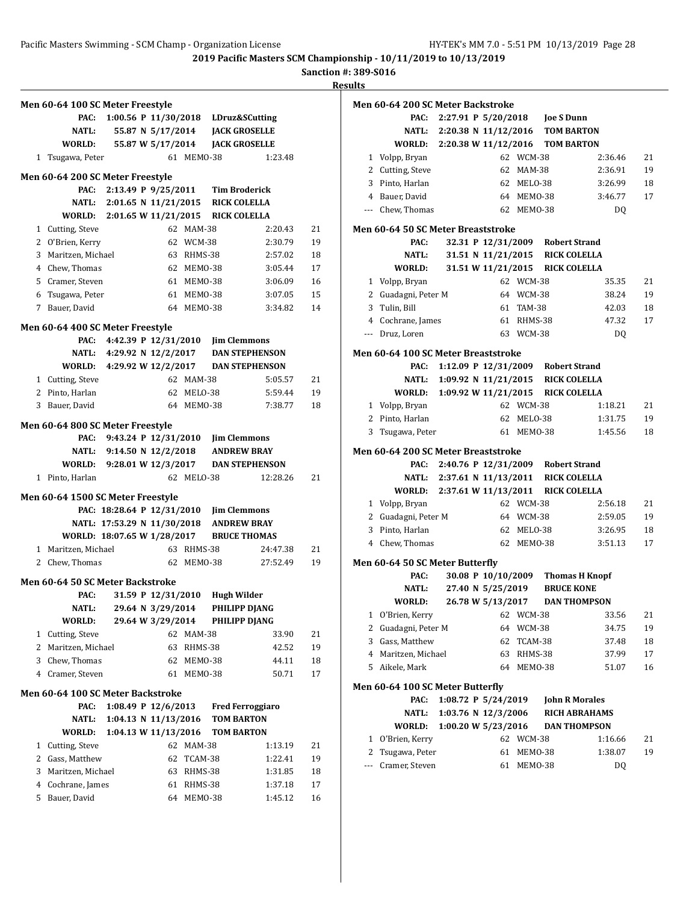2019 Pacific Masters SCM Championship - 10/11/2019 to 10/13/2019

Sanction #: 389-S016

Results

## Men 60-64 100 SC Meter Freestyle

PAC: 1:00.56 P 11/30/2018 LDruz&SCutting
NATL: 55.87 N 5/17/2014 JACK GROSELLE
WORLD: 55.87 W 5/17/2014 JACK GROSELLE

| Place | Name | Age | Team | Time | Points |
|---|---|---|---|---|---|
| 1 | Tsugawa, Peter | 61 | MEMO-38 | 1:23.48 | |

## Men 60-64 200 SC Meter Freestyle

PAC: 2:13.49 P 9/25/2011 Tim Broderick
NATL: 2:01.65 N 11/21/2015 RICK COLELLA
WORLD: 2:01.65 W 11/21/2015 RICK COLELLA

| Place | Name | Age | Team | Time | Points |
|---|---|---|---|---|---|
| 1 | Cutting, Steve | 62 | MAM-38 | 2:20.43 | 21 |
| 2 | O'Brien, Kerry | 62 | WCM-38 | 2:30.79 | 19 |
| 3 | Maritzen, Michael | 63 | RHMS-38 | 2:57.02 | 18 |
| 4 | Chew, Thomas | 62 | MEMO-38 | 3:05.44 | 17 |
| 5 | Cramer, Steven | 61 | MEMO-38 | 3:06.09 | 16 |
| 6 | Tsugawa, Peter | 61 | MEMO-38 | 3:07.05 | 15 |
| 7 | Bauer, David | 64 | MEMO-38 | 3:34.82 | 14 |

## Men 60-64 400 SC Meter Freestyle

PAC: 4:42.39 P 12/31/2010 Jim Clemmons
NATL: 4:29.92 N 12/2/2017 DAN STEPHENSON
WORLD: 4:29.92 W 12/2/2017 DAN STEPHENSON

| Place | Name | Age | Team | Time | Points |
|---|---|---|---|---|---|
| 1 | Cutting, Steve | 62 | MAM-38 | 5:05.57 | 21 |
| 2 | Pinto, Harlan | 62 | MELO-38 | 5:59.44 | 19 |
| 3 | Bauer, David | 64 | MEMO-38 | 7:38.77 | 18 |

## Men 60-64 800 SC Meter Freestyle

PAC: 9:43.24 P 12/31/2010 Jim Clemmons
NATL: 9:14.50 N 12/2/2018 ANDREW BRAY
WORLD: 9:28.01 W 12/3/2017 DAN STEPHENSON

| Place | Name | Age | Team | Time | Points |
|---|---|---|---|---|---|
| 1 | Pinto, Harlan | 62 | MELO-38 | 12:28.26 | 21 |

## Men 60-64 1500 SC Meter Freestyle

PAC: 18:28.64 P 12/31/2010 Jim Clemmons
NATL: 17:53.29 N 11/30/2018 ANDREW BRAY
WORLD: 18:07.65 W 1/28/2017 BRUCE THOMAS

| Place | Name | Age | Team | Time | Points |
|---|---|---|---|---|---|
| 1 | Maritzen, Michael | 63 | RHMS-38 | 24:47.38 | 21 |
| 2 | Chew, Thomas | 62 | MEMO-38 | 27:52.49 | 19 |

## Men 60-64 50 SC Meter Backstroke

PAC: 31.59 P 12/31/2010 Hugh Wilder
NATL: 29.64 N 3/29/2014 PHILIPP DJANG
WORLD: 29.64 W 3/29/2014 PHILIPP DJANG

| Place | Name | Age | Team | Time | Points |
|---|---|---|---|---|---|
| 1 | Cutting, Steve | 62 | MAM-38 | 33.90 | 21 |
| 2 | Maritzen, Michael | 63 | RHMS-38 | 42.52 | 19 |
| 3 | Chew, Thomas | 62 | MEMO-38 | 44.11 | 18 |
| 4 | Cramer, Steven | 61 | MEMO-38 | 50.71 | 17 |

## Men 60-64 100 SC Meter Backstroke

PAC: 1:08.49 P 12/6/2013 Fred Ferroggiaro
NATL: 1:04.13 N 11/13/2016 TOM BARTON
WORLD: 1:04.13 W 11/13/2016 TOM BARTON

| Place | Name | Age | Team | Time | Points |
|---|---|---|---|---|---|
| 1 | Cutting, Steve | 62 | MAM-38 | 1:13.19 | 21 |
| 2 | Gass, Matthew | 62 | TCAM-38 | 1:22.41 | 19 |
| 3 | Maritzen, Michael | 63 | RHMS-38 | 1:31.85 | 18 |
| 4 | Cochrane, James | 61 | RHMS-38 | 1:37.18 | 17 |
| 5 | Bauer, David | 64 | MEMO-38 | 1:45.12 | 16 |

## Men 60-64 200 SC Meter Backstroke

PAC: 2:27.91 P 5/20/2018 Joe S Dunn
NATL: 2:20.38 N 11/12/2016 TOM BARTON
WORLD: 2:20.38 W 11/12/2016 TOM BARTON

| Place | Name | Age | Team | Time | Points |
|---|---|---|---|---|---|
| 1 | Volpp, Bryan | 62 | WCM-38 | 2:36.46 | 21 |
| 2 | Cutting, Steve | 62 | MAM-38 | 2:36.91 | 19 |
| 3 | Pinto, Harlan | 62 | MELO-38 | 3:26.99 | 18 |
| 4 | Bauer, David | 64 | MEMO-38 | 3:46.77 | 17 |
| --- | Chew, Thomas | 62 | MEMO-38 | DQ | |

## Men 60-64 50 SC Meter Breaststroke

PAC: 32.31 P 12/31/2009 Robert Strand
NATL: 31.51 N 11/21/2015 RICK COLELLA
WORLD: 31.51 W 11/21/2015 RICK COLELLA

| Place | Name | Age | Team | Time | Points |
|---|---|---|---|---|---|
| 1 | Volpp, Bryan | 62 | WCM-38 | 35.35 | 21 |
| 2 | Guadagni, Peter M | 64 | WCM-38 | 38.24 | 19 |
| 3 | Tulin, Bill | 61 | TAM-38 | 42.03 | 18 |
| 4 | Cochrane, James | 61 | RHMS-38 | 47.32 | 17 |
| --- | Druz, Loren | 63 | WCM-38 | DQ | |

## Men 60-64 100 SC Meter Breaststroke

PAC: 1:12.09 P 12/31/2009 Robert Strand
NATL: 1:09.92 N 11/21/2015 RICK COLELLA
WORLD: 1:09.92 W 11/21/2015 RICK COLELLA

| Place | Name | Age | Team | Time | Points |
|---|---|---|---|---|---|
| 1 | Volpp, Bryan | 62 | WCM-38 | 1:18.21 | 21 |
| 2 | Pinto, Harlan | 62 | MELO-38 | 1:31.75 | 19 |
| 3 | Tsugawa, Peter | 61 | MEMO-38 | 1:45.56 | 18 |

## Men 60-64 200 SC Meter Breaststroke

PAC: 2:40.76 P 12/31/2009 Robert Strand
NATL: 2:37.61 N 11/13/2011 RICK COLELLA
WORLD: 2:37.61 W 11/13/2011 RICK COLELLA

| Place | Name | Age | Team | Time | Points |
|---|---|---|---|---|---|
| 1 | Volpp, Bryan | 62 | WCM-38 | 2:56.18 | 21 |
| 2 | Guadagni, Peter M | 64 | WCM-38 | 2:59.05 | 19 |
| 3 | Pinto, Harlan | 62 | MELO-38 | 3:26.95 | 18 |
| 4 | Chew, Thomas | 62 | MEMO-38 | 3:51.13 | 17 |

## Men 60-64 50 SC Meter Butterfly

PAC: 30.08 P 10/10/2009 Thomas H Knopf
NATL: 27.40 N 5/25/2019 BRUCE KONE
WORLD: 26.78 W 5/13/2017 DAN THOMPSON

| Place | Name | Age | Team | Time | Points |
|---|---|---|---|---|---|
| 1 | O'Brien, Kerry | 62 | WCM-38 | 33.56 | 21 |
| 2 | Guadagni, Peter M | 64 | WCM-38 | 34.75 | 19 |
| 3 | Gass, Matthew | 62 | TCAM-38 | 37.48 | 18 |
| 4 | Maritzen, Michael | 63 | RHMS-38 | 37.99 | 17 |
| 5 | Aikele, Mark | 64 | MEMO-38 | 51.07 | 16 |

## Men 60-64 100 SC Meter Butterfly

PAC: 1:08.72 P 5/24/2019 John R Morales
NATL: 1:03.76 N 12/3/2006 RICH ABRAHAMS
WORLD: 1:00.20 W 5/23/2016 DAN THOMPSON

| Place | Name | Age | Team | Time | Points |
|---|---|---|---|---|---|
| 1 | O'Brien, Kerry | 62 | WCM-38 | 1:16.66 | 21 |
| 2 | Tsugawa, Peter | 61 | MEMO-38 | 1:38.07 | 19 |
| --- | Cramer, Steven | 61 | MEMO-38 | DQ | |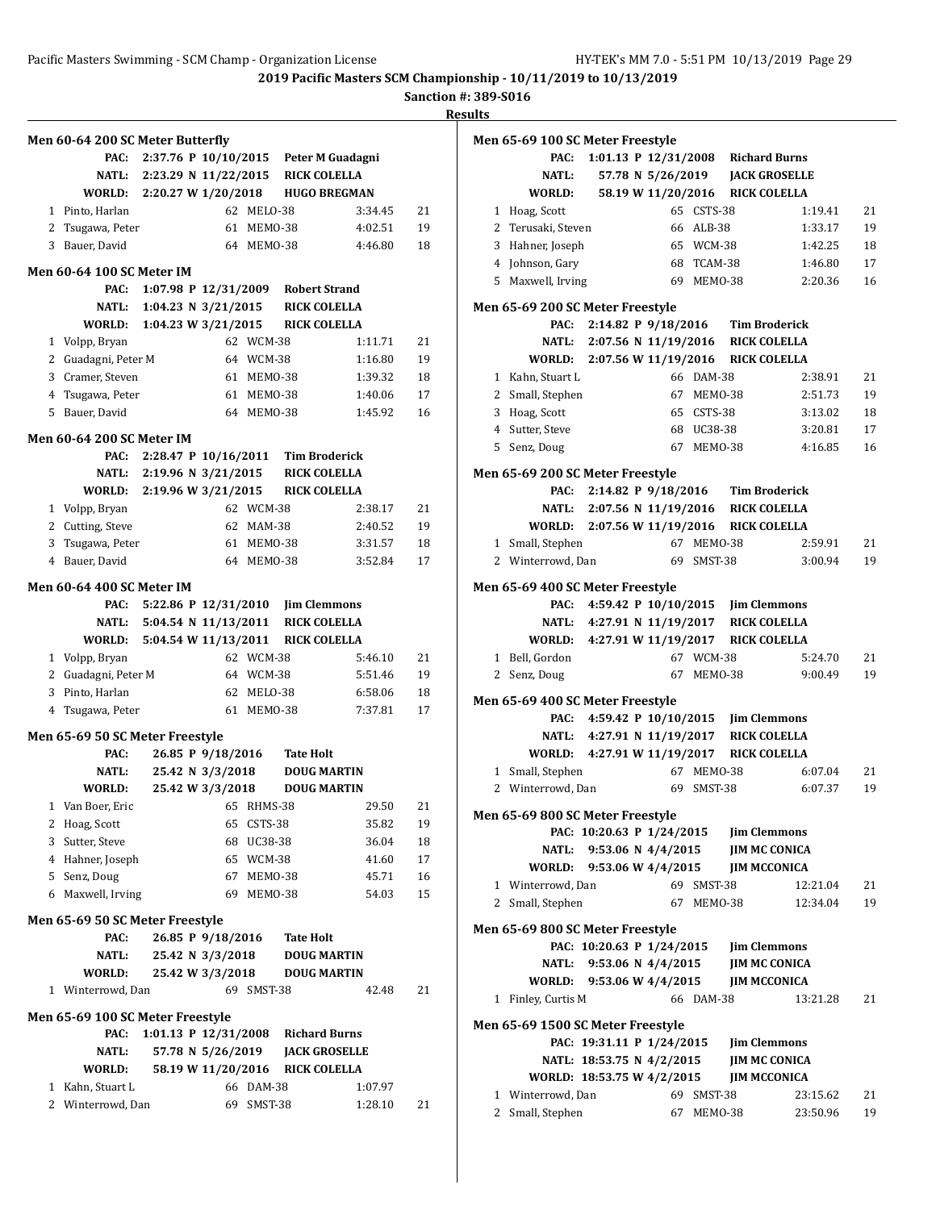## 2019 Pacific Masters SCM Championship - 10/11/2019 to 10/13/2019

**Sanction #: 389-S016**

**Results**

### Men 60-64 200 SC Meter Butterfly

| | | | |
|---|---|---|---|
| PAC: | 2:37.76 P 10/10/2015 | Peter M Guadagni | |
| NATL: | 2:23.29 N 11/22/2015 | RICK COLELLA | |
| WORLD: | 2:20.27 W 1/20/2018 | HUGO BREGMAN | |

| Place | Name | Age | Team | Time | Points |
|---|---|---|---|---|---|
| 1 | Pinto, Harlan | 62 | MELO-38 | 3:34.45 | 21 |
| 2 | Tsugawa, Peter | 61 | MEMO-38 | 4:02.51 | 19 |
| 3 | Bauer, David | 64 | MEMO-38 | 4:46.80 | 18 |

### Men 60-64 100 SC Meter IM

| | | | |
|---|---|---|---|
| PAC: | 1:07.98 P 12/31/2009 | Robert Strand | |
| NATL: | 1:04.23 N 3/21/2015 | RICK COLELLA | |
| WORLD: | 1:04.23 W 3/21/2015 | RICK COLELLA | |

| Place | Name | Age | Team | Time | Points |
|---|---|---|---|---|---|
| 1 | Volpp, Bryan | 62 | WCM-38 | 1:11.71 | 21 |
| 2 | Guadagni, Peter M | 64 | WCM-38 | 1:16.80 | 19 |
| 3 | Cramer, Steven | 61 | MEMO-38 | 1:39.32 | 18 |
| 4 | Tsugawa, Peter | 61 | MEMO-38 | 1:40.06 | 17 |
| 5 | Bauer, David | 64 | MEMO-38 | 1:45.92 | 16 |

### Men 60-64 200 SC Meter IM

| | | | |
|---|---|---|---|
| PAC: | 2:28.47 P 10/16/2011 | Tim Broderick | |
| NATL: | 2:19.96 N 3/21/2015 | RICK COLELLA | |
| WORLD: | 2:19.96 W 3/21/2015 | RICK COLELLA | |

| Place | Name | Age | Team | Time | Points |
|---|---|---|---|---|---|
| 1 | Volpp, Bryan | 62 | WCM-38 | 2:38.17 | 21 |
| 2 | Cutting, Steve | 62 | MAM-38 | 2:40.52 | 19 |
| 3 | Tsugawa, Peter | 61 | MEMO-38 | 3:31.57 | 18 |
| 4 | Bauer, David | 64 | MEMO-38 | 3:52.84 | 17 |

### Men 60-64 400 SC Meter IM

| | | | |
|---|---|---|---|
| PAC: | 5:22.86 P 12/31/2010 | Jim Clemmons | |
| NATL: | 5:04.54 N 11/13/2011 | RICK COLELLA | |
| WORLD: | 5:04.54 W 11/13/2011 | RICK COLELLA | |

| Place | Name | Age | Team | Time | Points |
|---|---|---|---|---|---|
| 1 | Volpp, Bryan | 62 | WCM-38 | 5:46.10 | 21 |
| 2 | Guadagni, Peter M | 64 | WCM-38 | 5:51.46 | 19 |
| 3 | Pinto, Harlan | 62 | MELO-38 | 6:58.06 | 18 |
| 4 | Tsugawa, Peter | 61 | MEMO-38 | 7:37.81 | 17 |

### Men 65-69 50 SC Meter Freestyle

| | | | |
|---|---|---|---|
| PAC: | 26.85 P 9/18/2016 | Tate Holt | |
| NATL: | 25.42 N 3/3/2018 | DOUG MARTIN | |
| WORLD: | 25.42 W 3/3/2018 | DOUG MARTIN | |

| Place | Name | Age | Team | Time | Points |
|---|---|---|---|---|---|
| 1 | Van Boer, Eric | 65 | RHMS-38 | 29.50 | 21 |
| 2 | Hoag, Scott | 65 | CSTS-38 | 35.82 | 19 |
| 3 | Sutter, Steve | 68 | UC38-38 | 36.04 | 18 |
| 4 | Hahner, Joseph | 65 | WCM-38 | 41.60 | 17 |
| 5 | Senz, Doug | 67 | MEMO-38 | 45.71 | 16 |
| 6 | Maxwell, Irving | 69 | MEMO-38 | 54.03 | 15 |

### Men 65-69 50 SC Meter Freestyle

| | | | |
|---|---|---|---|
| PAC: | 26.85 P 9/18/2016 | Tate Holt | |
| NATL: | 25.42 N 3/3/2018 | DOUG MARTIN | |
| WORLD: | 25.42 W 3/3/2018 | DOUG MARTIN | |

| Place | Name | Age | Team | Time | Points |
|---|---|---|---|---|---|
| 1 | Winterrowd, Dan | 69 | SMST-38 | 42.48 | 21 |

### Men 65-69 100 SC Meter Freestyle

| | | | |
|---|---|---|---|
| PAC: | 1:01.13 P 12/31/2008 | Richard Burns | |
| NATL: | 57.78 N 5/26/2019 | JACK GROSELLE | |
| WORLD: | 58.19 W 11/20/2016 | RICK COLELLA | |

| Place | Name | Age | Team | Time | Points |
|---|---|---|---|---|---|
| 1 | Kahn, Stuart L | 66 | DAM-38 | 1:07.97 | |
| 2 | Winterrowd, Dan | 69 | SMST-38 | 1:28.10 | 21 |

### Men 65-69 100 SC Meter Freestyle

| | | | |
|---|---|---|---|
| PAC: | 1:01.13 P 12/31/2008 | Richard Burns | |
| NATL: | 57.78 N 5/26/2019 | JACK GROSELLE | |
| WORLD: | 58.19 W 11/20/2016 | RICK COLELLA | |

| Place | Name | Age | Team | Time | Points |
|---|---|---|---|---|---|
| 1 | Hoag, Scott | 65 | CSTS-38 | 1:19.41 | 21 |
| 2 | Terusaki, Steven | 66 | ALB-38 | 1:33.17 | 19 |
| 3 | Hahner, Joseph | 65 | WCM-38 | 1:42.25 | 18 |
| 4 | Johnson, Gary | 68 | TCAM-38 | 1:46.80 | 17 |
| 5 | Maxwell, Irving | 69 | MEMO-38 | 2:20.36 | 16 |

### Men 65-69 200 SC Meter Freestyle

| | | | |
|---|---|---|---|
| PAC: | 2:14.82 P 9/18/2016 | Tim Broderick | |
| NATL: | 2:07.56 N 11/19/2016 | RICK COLELLA | |
| WORLD: | 2:07.56 W 11/19/2016 | RICK COLELLA | |

| Place | Name | Age | Team | Time | Points |
|---|---|---|---|---|---|
| 1 | Kahn, Stuart L | 66 | DAM-38 | 2:38.91 | 21 |
| 2 | Small, Stephen | 67 | MEMO-38 | 2:51.73 | 19 |
| 3 | Hoag, Scott | 65 | CSTS-38 | 3:13.02 | 18 |
| 4 | Sutter, Steve | 68 | UC38-38 | 3:20.81 | 17 |
| 5 | Senz, Doug | 67 | MEMO-38 | 4:16.85 | 16 |

### Men 65-69 200 SC Meter Freestyle

| | | | |
|---|---|---|---|
| PAC: | 2:14.82 P 9/18/2016 | Tim Broderick | |
| NATL: | 2:07.56 N 11/19/2016 | RICK COLELLA | |
| WORLD: | 2:07.56 W 11/19/2016 | RICK COLELLA | |

| Place | Name | Age | Team | Time | Points |
|---|---|---|---|---|---|
| 1 | Small, Stephen | 67 | MEMO-38 | 2:59.91 | 21 |
| 2 | Winterrowd, Dan | 69 | SMST-38 | 3:00.94 | 19 |

### Men 65-69 400 SC Meter Freestyle

| | | | |
|---|---|---|---|
| PAC: | 4:59.42 P 10/10/2015 | Jim Clemmons | |
| NATL: | 4:27.91 N 11/19/2017 | RICK COLELLA | |
| WORLD: | 4:27.91 W 11/19/2017 | RICK COLELLA | |

| Place | Name | Age | Team | Time | Points |
|---|---|---|---|---|---|
| 1 | Bell, Gordon | 67 | WCM-38 | 5:24.70 | 21 |
| 2 | Senz, Doug | 67 | MEMO-38 | 9:00.49 | 19 |

### Men 65-69 400 SC Meter Freestyle

| | | | |
|---|---|---|---|
| PAC: | 4:59.42 P 10/10/2015 | Jim Clemmons | |
| NATL: | 4:27.91 N 11/19/2017 | RICK COLELLA | |
| WORLD: | 4:27.91 W 11/19/2017 | RICK COLELLA | |

| Place | Name | Age | Team | Time | Points |
|---|---|---|---|---|---|
| 1 | Small, Stephen | 67 | MEMO-38 | 6:07.04 | 21 |
| 2 | Winterrowd, Dan | 69 | SMST-38 | 6:07.37 | 19 |

### Men 65-69 800 SC Meter Freestyle

| | | | |
|---|---|---|---|
| PAC: | 10:20.63 P 1/24/2015 | Jim Clemmons | |
| NATL: | 9:53.06 N 4/4/2015 | JIM MC CONICA | |
| WORLD: | 9:53.06 W 4/4/2015 | JIM MCCONICA | |

| Place | Name | Age | Team | Time | Points |
|---|---|---|---|---|---|
| 1 | Winterrowd, Dan | 69 | SMST-38 | 12:21.04 | 21 |
| 2 | Small, Stephen | 67 | MEMO-38 | 12:34.04 | 19 |

### Men 65-69 800 SC Meter Freestyle

| | | | |
|---|---|---|---|
| PAC: | 10:20.63 P 1/24/2015 | Jim Clemmons | |
| NATL: | 9:53.06 N 4/4/2015 | JIM MC CONICA | |
| WORLD: | 9:53.06 W 4/4/2015 | JIM MCCONICA | |

| Place | Name | Age | Team | Time | Points |
|---|---|---|---|---|---|
| 1 | Finley, Curtis M | 66 | DAM-38 | 13:21.28 | 21 |

### Men 65-69 1500 SC Meter Freestyle

| | | | |
|---|---|---|---|
| PAC: | 19:31.11 P 1/24/2015 | Jim Clemmons | |
| NATL: | 18:53.75 N 4/2/2015 | JIM MC CONICA | |
| WORLD: | 18:53.75 W 4/2/2015 | JIM MCCONICA | |

| Place | Name | Age | Team | Time | Points |
|---|---|---|---|---|---|
| 1 | Winterrowd, Dan | 69 | SMST-38 | 23:15.62 | 21 |
| 2 | Small, Stephen | 67 | MEMO-38 | 23:50.96 | 19 |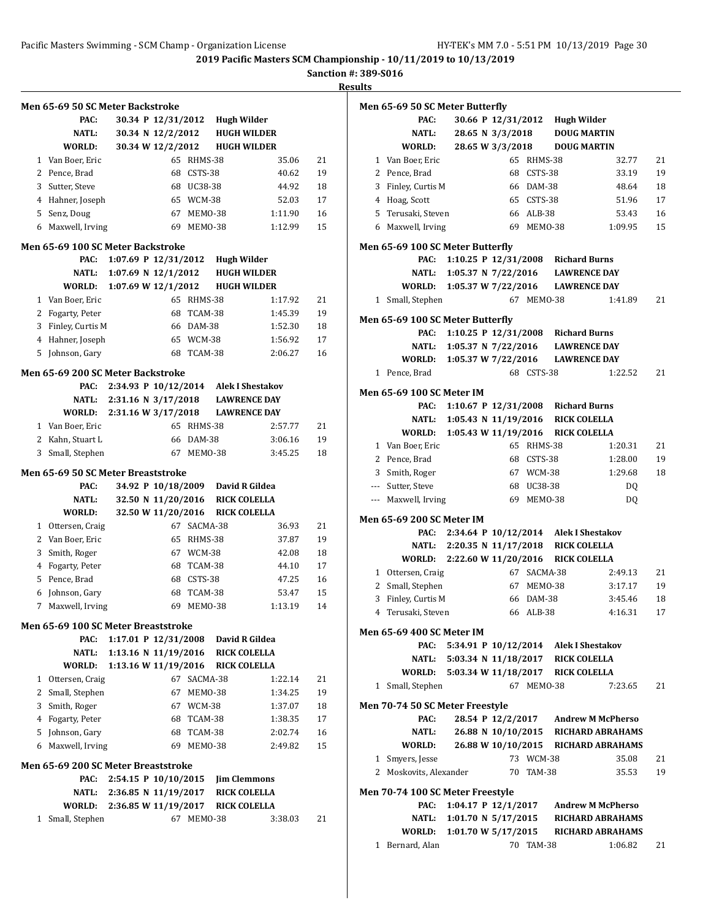2019 Pacific Masters SCM Championship - 10/11/2019 to 10/13/2019

Sanction #: 389-S016

Results

### Men 65-69 50 SC Meter Backstroke

| | | | | |
|---|---|---|---|---|
| PAC: | 30.34 P 12/31/2012 | Hugh Wilder | | |
| NATL: | 30.34 N 12/2/2012 | HUGH WILDER | | |
| WORLD: | 30.34 W 12/2/2012 | HUGH WILDER | | |

| Place | Name | Age | Team | Time | Points |
|---|---|---|---|---|---|
| 1 | Van Boer, Eric | 65 | RHMS-38 | 35.06 | 21 |
| 2 | Pence, Brad | 68 | CSTS-38 | 40.62 | 19 |
| 3 | Sutter, Steve | 68 | UC38-38 | 44.92 | 18 |
| 4 | Hahner, Joseph | 65 | WCM-38 | 52.03 | 17 |
| 5 | Senz, Doug | 67 | MEMO-38 | 1:11.90 | 16 |
| 6 | Maxwell, Irving | 69 | MEMO-38 | 1:12.99 | 15 |

### Men 65-69 100 SC Meter Backstroke

| | | | | |
|---|---|---|---|---|
| PAC: | 1:07.69 P 12/31/2012 | Hugh Wilder | | |
| NATL: | 1:07.69 N 12/1/2012 | HUGH WILDER | | |
| WORLD: | 1:07.69 W 12/1/2012 | HUGH WILDER | | |

| Place | Name | Age | Team | Time | Points |
|---|---|---|---|---|---|
| 1 | Van Boer, Eric | 65 | RHMS-38 | 1:17.92 | 21 |
| 2 | Fogarty, Peter | 68 | TCAM-38 | 1:45.39 | 19 |
| 3 | Finley, Curtis M | 66 | DAM-38 | 1:52.30 | 18 |
| 4 | Hahner, Joseph | 65 | WCM-38 | 1:56.92 | 17 |
| 5 | Johnson, Gary | 68 | TCAM-38 | 2:06.27 | 16 |

### Men 65-69 200 SC Meter Backstroke

| | | | | |
|---|---|---|---|---|
| PAC: | 2:34.93 P 10/12/2014 | Alek I Shestakov | | |
| NATL: | 2:31.16 N 3/17/2018 | LAWRENCE DAY | | |
| WORLD: | 2:31.16 W 3/17/2018 | LAWRENCE DAY | | |

| Place | Name | Age | Team | Time | Points |
|---|---|---|---|---|---|
| 1 | Van Boer, Eric | 65 | RHMS-38 | 2:57.77 | 21 |
| 2 | Kahn, Stuart L | 66 | DAM-38 | 3:06.16 | 19 |
| 3 | Small, Stephen | 67 | MEMO-38 | 3:45.25 | 18 |

### Men 65-69 50 SC Meter Breaststroke

| | | | | |
|---|---|---|---|---|
| PAC: | 34.92 P 10/18/2009 | David R Gildea | | |
| NATL: | 32.50 N 11/20/2016 | RICK COLELLA | | |
| WORLD: | 32.50 W 11/20/2016 | RICK COLELLA | | |

| Place | Name | Age | Team | Time | Points |
|---|---|---|---|---|---|
| 1 | Ottersen, Craig | 67 | SACMA-38 | 36.93 | 21 |
| 2 | Van Boer, Eric | 65 | RHMS-38 | 37.87 | 19 |
| 3 | Smith, Roger | 67 | WCM-38 | 42.08 | 18 |
| 4 | Fogarty, Peter | 68 | TCAM-38 | 44.10 | 17 |
| 5 | Pence, Brad | 68 | CSTS-38 | 47.25 | 16 |
| 6 | Johnson, Gary | 68 | TCAM-38 | 53.47 | 15 |
| 7 | Maxwell, Irving | 69 | MEMO-38 | 1:13.19 | 14 |

### Men 65-69 100 SC Meter Breaststroke

| | | | | |
|---|---|---|---|---|
| PAC: | 1:17.01 P 12/31/2008 | David R Gildea | | |
| NATL: | 1:13.16 N 11/19/2016 | RICK COLELLA | | |
| WORLD: | 1:13.16 W 11/19/2016 | RICK COLELLA | | |

| Place | Name | Age | Team | Time | Points |
|---|---|---|---|---|---|
| 1 | Ottersen, Craig | 67 | SACMA-38 | 1:22.14 | 21 |
| 2 | Small, Stephen | 67 | MEMO-38 | 1:34.25 | 19 |
| 3 | Smith, Roger | 67 | WCM-38 | 1:37.07 | 18 |
| 4 | Fogarty, Peter | 68 | TCAM-38 | 1:38.35 | 17 |
| 5 | Johnson, Gary | 68 | TCAM-38 | 2:02.74 | 16 |
| 6 | Maxwell, Irving | 69 | MEMO-38 | 2:49.82 | 15 |

### Men 65-69 200 SC Meter Breaststroke

| | | | | |
|---|---|---|---|---|
| PAC: | 2:54.15 P 10/10/2015 | Jim Clemmons | | |
| NATL: | 2:36.85 N 11/19/2017 | RICK COLELLA | | |
| WORLD: | 2:36.85 W 11/19/2017 | RICK COLELLA | | |

| Place | Name | Age | Team | Time | Points |
|---|---|---|---|---|---|
| 1 | Small, Stephen | 67 | MEMO-38 | 3:38.03 | 21 |

### Men 65-69 50 SC Meter Butterfly

| | | | | |
|---|---|---|---|---|
| PAC: | 30.66 P 12/31/2012 | Hugh Wilder | | |
| NATL: | 28.65 N 3/3/2018 | DOUG MARTIN | | |
| WORLD: | 28.65 W 3/3/2018 | DOUG MARTIN | | |

| Place | Name | Age | Team | Time | Points |
|---|---|---|---|---|---|
| 1 | Van Boer, Eric | 65 | RHMS-38 | 32.77 | 21 |
| 2 | Pence, Brad | 68 | CSTS-38 | 33.19 | 19 |
| 3 | Finley, Curtis M | 66 | DAM-38 | 48.64 | 18 |
| 4 | Hoag, Scott | 65 | CSTS-38 | 51.96 | 17 |
| 5 | Terusaki, Steven | 66 | ALB-38 | 53.43 | 16 |
| 6 | Maxwell, Irving | 69 | MEMO-38 | 1:09.95 | 15 |

### Men 65-69 100 SC Meter Butterfly

| | | | | |
|---|---|---|---|---|
| PAC: | 1:10.25 P 12/31/2008 | Richard Burns | | |
| NATL: | 1:05.37 N 7/22/2016 | LAWRENCE DAY | | |
| WORLD: | 1:05.37 W 7/22/2016 | LAWRENCE DAY | | |

| Place | Name | Age | Team | Time | Points |
|---|---|---|---|---|---|
| 1 | Small, Stephen | 67 | MEMO-38 | 1:41.89 | 21 |

### Men 65-69 100 SC Meter Butterfly

| | | | | |
|---|---|---|---|---|
| PAC: | 1:10.25 P 12/31/2008 | Richard Burns | | |
| NATL: | 1:05.37 N 7/22/2016 | LAWRENCE DAY | | |
| WORLD: | 1:05.37 W 7/22/2016 | LAWRENCE DAY | | |

| Place | Name | Age | Team | Time | Points |
|---|---|---|---|---|---|
| 1 | Pence, Brad | 68 | CSTS-38 | 1:22.52 | 21 |

### Men 65-69 100 SC Meter IM

| | | | | |
|---|---|---|---|---|
| PAC: | 1:10.67 P 12/31/2008 | Richard Burns | | |
| NATL: | 1:05.43 N 11/19/2016 | RICK COLELLA | | |
| WORLD: | 1:05.43 W 11/19/2016 | RICK COLELLA | | |

| Place | Name | Age | Team | Time | Points |
|---|---|---|---|---|---|
| 1 | Van Boer, Eric | 65 | RHMS-38 | 1:20.31 | 21 |
| 2 | Pence, Brad | 68 | CSTS-38 | 1:28.00 | 19 |
| 3 | Smith, Roger | 67 | WCM-38 | 1:29.68 | 18 |
| --- | Sutter, Steve | 68 | UC38-38 | DQ | |
| --- | Maxwell, Irving | 69 | MEMO-38 | DQ | |

### Men 65-69 200 SC Meter IM

| | | | | |
|---|---|---|---|---|
| PAC: | 2:34.64 P 10/12/2014 | Alek I Shestakov | | |
| NATL: | 2:20.35 N 11/17/2018 | RICK COLELLA | | |
| WORLD: | 2:22.60 W 11/20/2016 | RICK COLELLA | | |

| Place | Name | Age | Team | Time | Points |
|---|---|---|---|---|---|
| 1 | Ottersen, Craig | 67 | SACMA-38 | 2:49.13 | 21 |
| 2 | Small, Stephen | 67 | MEMO-38 | 3:17.17 | 19 |
| 3 | Finley, Curtis M | 66 | DAM-38 | 3:45.46 | 18 |
| 4 | Terusaki, Steven | 66 | ALB-38 | 4:16.31 | 17 |

### Men 65-69 400 SC Meter IM

| | | | | |
|---|---|---|---|---|
| PAC: | 5:34.91 P 10/12/2014 | Alek I Shestakov | | |
| NATL: | 5:03.34 N 11/18/2017 | RICK COLELLA | | |
| WORLD: | 5:03.34 W 11/18/2017 | RICK COLELLA | | |

| Place | Name | Age | Team | Time | Points |
|---|---|---|---|---|---|
| 1 | Small, Stephen | 67 | MEMO-38 | 7:23.65 | 21 |

### Men 70-74 50 SC Meter Freestyle

| | | | | |
|---|---|---|---|---|
| PAC: | 28.54 P 12/2/2017 | Andrew M McPherso | | |
| NATL: | 26.88 N 10/10/2015 | RICHARD ABRAHAMS | | |
| WORLD: | 26.88 W 10/10/2015 | RICHARD ABRAHAMS | | |

| Place | Name | Age | Team | Time | Points |
|---|---|---|---|---|---|
| 1 | Smyers, Jesse | 73 | WCM-38 | 35.08 | 21 |
| 2 | Moskovits, Alexander | 70 | TAM-38 | 35.53 | 19 |

### Men 70-74 100 SC Meter Freestyle

| | | | | |
|---|---|---|---|---|
| PAC: | 1:04.17 P 12/1/2017 | Andrew M McPherso | | |
| NATL: | 1:01.70 N 5/17/2015 | RICHARD ABRAHAMS | | |
| WORLD: | 1:01.70 W 5/17/2015 | RICHARD ABRAHAMS | | |

| Place | Name | Age | Team | Time | Points |
|---|---|---|---|---|---|
| 1 | Bernard, Alan | 70 | TAM-38 | 1:06.82 | 21 |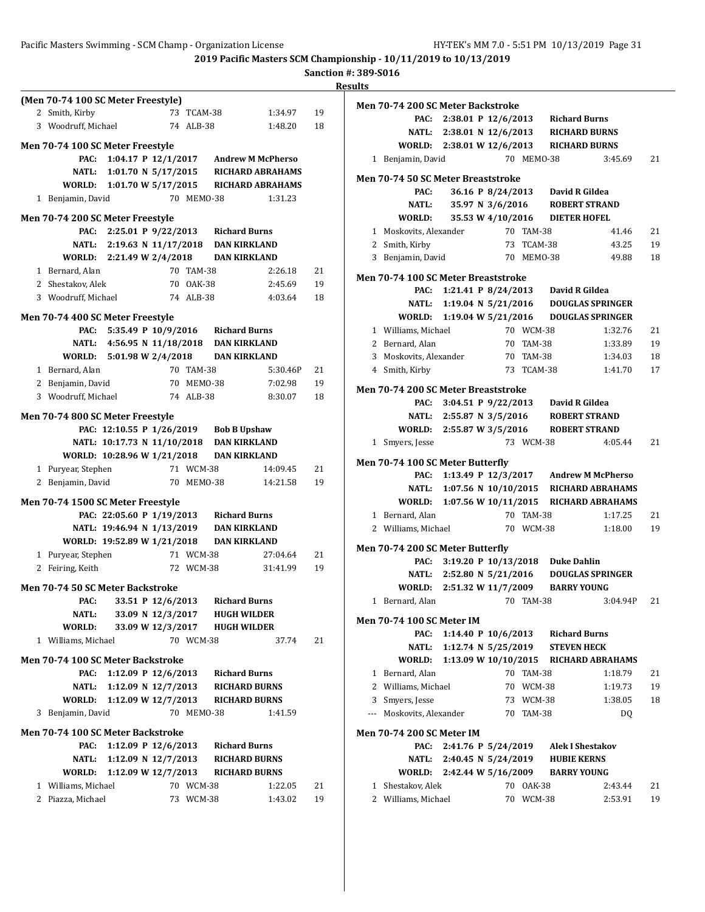## 2019 Pacific Masters SCM Championship - 10/11/2019 to 10/13/2019

**Sanction #: 389-S016**

**Results**

### (Men 70-74 100 SC Meter Freestyle)

| Place | Name | Age | Team | Time | Points |
|---|---|---|---|---|---|
| 2 | Smith, Kirby | 73 | TCAM-38 | 1:34.97 | 19 |
| 3 | Woodruff, Michael | 74 | ALB-38 | 1:48.20 | 18 |

### Men 70-74 100 SC Meter Freestyle

| | Record | | Holder |
|---|---|---|---|
| PAC: | 1:04.17 P 12/1/2017 | | Andrew M McPherso |
| NATL: | 1:01.70 N 5/17/2015 | | RICHARD ABRAHAMS |
| WORLD: | 1:01.70 W 5/17/2015 | | RICHARD ABRAHAMS |

| Place | Name | Age | Team | Time | Points |
|---|---|---|---|---|---|
| 1 | Benjamin, David | 70 | MEMO-38 | 1:31.23 | |

### Men 70-74 200 SC Meter Freestyle

| | Record | Holder |
|---|---|---|
| PAC: | 2:25.01 P 9/22/2013 | Richard Burns |
| NATL: | 2:19.63 N 11/17/2018 | DAN KIRKLAND |
| WORLD: | 2:21.49 W 2/4/2018 | DAN KIRKLAND |

| Place | Name | Age | Team | Time | Points |
|---|---|---|---|---|---|
| 1 | Bernard, Alan | 70 | TAM-38 | 2:26.18 | 21 |
| 2 | Shestakov, Alek | 70 | OAK-38 | 2:45.69 | 19 |
| 3 | Woodruff, Michael | 74 | ALB-38 | 4:03.64 | 18 |

### Men 70-74 400 SC Meter Freestyle

| | Record | Holder |
|---|---|---|
| PAC: | 5:35.49 P 10/9/2016 | Richard Burns |
| NATL: | 4:56.95 N 11/18/2018 | DAN KIRKLAND |
| WORLD: | 5:01.98 W 2/4/2018 | DAN KIRKLAND |

| Place | Name | Age | Team | Time | Points |
|---|---|---|---|---|---|
| 1 | Bernard, Alan | 70 | TAM-38 | 5:30.46P | 21 |
| 2 | Benjamin, David | 70 | MEMO-38 | 7:02.98 | 19 |
| 3 | Woodruff, Michael | 74 | ALB-38 | 8:30.07 | 18 |

### Men 70-74 800 SC Meter Freestyle

| | Record | Holder |
|---|---|---|
| PAC: | 12:10.55 P 1/26/2019 | Bob B Upshaw |
| NATL: | 10:17.73 N 11/10/2018 | DAN KIRKLAND |
| WORLD: | 10:28.96 W 1/21/2018 | DAN KIRKLAND |

| Place | Name | Age | Team | Time | Points |
|---|---|---|---|---|---|
| 1 | Puryear, Stephen | 71 | WCM-38 | 14:09.45 | 21 |
| 2 | Benjamin, David | 70 | MEMO-38 | 14:21.58 | 19 |

### Men 70-74 1500 SC Meter Freestyle

| | Record | Holder |
|---|---|---|
| PAC: | 22:05.60 P 1/19/2013 | Richard Burns |
| NATL: | 19:46.94 N 1/13/2019 | DAN KIRKLAND |
| WORLD: | 19:52.89 W 1/21/2018 | DAN KIRKLAND |

| Place | Name | Age | Team | Time | Points |
|---|---|---|---|---|---|
| 1 | Puryear, Stephen | 71 | WCM-38 | 27:04.64 | 21 |
| 2 | Feiring, Keith | 72 | WCM-38 | 31:41.99 | 19 |

### Men 70-74 50 SC Meter Backstroke

| | Record | Holder |
|---|---|---|
| PAC: | 33.51 P 12/6/2013 | Richard Burns |
| NATL: | 33.09 N 12/3/2017 | HUGH WILDER |
| WORLD: | 33.09 W 12/3/2017 | HUGH WILDER |

| Place | Name | Age | Team | Time | Points |
|---|---|---|---|---|---|
| 1 | Williams, Michael | 70 | WCM-38 | 37.74 | 21 |

### Men 70-74 100 SC Meter Backstroke

| | Record | Holder |
|---|---|---|
| PAC: | 1:12.09 P 12/6/2013 | Richard Burns |
| NATL: | 1:12.09 N 12/7/2013 | RICHARD BURNS |
| WORLD: | 1:12.09 W 12/7/2013 | RICHARD BURNS |

| Place | Name | Age | Team | Time | Points |
|---|---|---|---|---|---|
| 3 | Benjamin, David | 70 | MEMO-38 | 1:41.59 | |

### Men 70-74 100 SC Meter Backstroke

| | Record | Holder |
|---|---|---|
| PAC: | 1:12.09 P 12/6/2013 | Richard Burns |
| NATL: | 1:12.09 N 12/7/2013 | RICHARD BURNS |
| WORLD: | 1:12.09 W 12/7/2013 | RICHARD BURNS |

| Place | Name | Age | Team | Time | Points |
|---|---|---|---|---|---|
| 1 | Williams, Michael | 70 | WCM-38 | 1:22.05 | 21 |
| 2 | Piazza, Michael | 73 | WCM-38 | 1:43.02 | 19 |

### Men 70-74 200 SC Meter Backstroke

| | Record | Holder |
|---|---|---|
| PAC: | 2:38.01 P 12/6/2013 | Richard Burns |
| NATL: | 2:38.01 N 12/6/2013 | RICHARD BURNS |
| WORLD: | 2:38.01 W 12/6/2013 | RICHARD BURNS |

| Place | Name | Age | Team | Time | Points |
|---|---|---|---|---|---|
| 1 | Benjamin, David | 70 | MEMO-38 | 3:45.69 | 21 |

### Men 70-74 50 SC Meter Breaststroke

| | Record | Holder |
|---|---|---|
| PAC: | 36.16 P 8/24/2013 | David R Gildea |
| NATL: | 35.97 N 3/6/2016 | ROBERT STRAND |
| WORLD: | 35.53 W 4/10/2016 | DIETER HOFEL |

| Place | Name | Age | Team | Time | Points |
|---|---|---|---|---|---|
| 1 | Moskovits, Alexander | 70 | TAM-38 | 41.46 | 21 |
| 2 | Smith, Kirby | 73 | TCAM-38 | 43.25 | 19 |
| 3 | Benjamin, David | 70 | MEMO-38 | 49.88 | 18 |

### Men 70-74 100 SC Meter Breaststroke

| | Record | Holder |
|---|---|---|
| PAC: | 1:21.41 P 8/24/2013 | David R Gildea |
| NATL: | 1:19.04 N 5/21/2016 | DOUGLAS SPRINGER |
| WORLD: | 1:19.04 W 5/21/2016 | DOUGLAS SPRINGER |

| Place | Name | Age | Team | Time | Points |
|---|---|---|---|---|---|
| 1 | Williams, Michael | 70 | WCM-38 | 1:32.76 | 21 |
| 2 | Bernard, Alan | 70 | TAM-38 | 1:33.89 | 19 |
| 3 | Moskovits, Alexander | 70 | TAM-38 | 1:34.03 | 18 |
| 4 | Smith, Kirby | 73 | TCAM-38 | 1:41.70 | 17 |

### Men 70-74 200 SC Meter Breaststroke

| | Record | Holder |
|---|---|---|
| PAC: | 3:04.51 P 9/22/2013 | David R Gildea |
| NATL: | 2:55.87 N 3/5/2016 | ROBERT STRAND |
| WORLD: | 2:55.87 W 3/5/2016 | ROBERT STRAND |

| Place | Name | Age | Team | Time | Points |
|---|---|---|---|---|---|
| 1 | Smyers, Jesse | 73 | WCM-38 | 4:05.44 | 21 |

### Men 70-74 100 SC Meter Butterfly

| | Record | Holder |
|---|---|---|
| PAC: | 1:13.49 P 12/3/2017 | Andrew M McPherso |
| NATL: | 1:07.56 N 10/10/2015 | RICHARD ABRAHAMS |
| WORLD: | 1:07.56 W 10/11/2015 | RICHARD ABRAHAMS |

| Place | Name | Age | Team | Time | Points |
|---|---|---|---|---|---|
| 1 | Bernard, Alan | 70 | TAM-38 | 1:17.25 | 21 |
| 2 | Williams, Michael | 70 | WCM-38 | 1:18.00 | 19 |

### Men 70-74 200 SC Meter Butterfly

| | Record | Holder |
|---|---|---|
| PAC: | 3:19.20 P 10/13/2018 | Duke Dahlin |
| NATL: | 2:52.80 N 5/21/2016 | DOUGLAS SPRINGER |
| WORLD: | 2:51.32 W 11/7/2009 | BARRY YOUNG |

| Place | Name | Age | Team | Time | Points |
|---|---|---|---|---|---|
| 1 | Bernard, Alan | 70 | TAM-38 | 3:04.94P | 21 |

### Men 70-74 100 SC Meter IM

| | Record | Holder |
|---|---|---|
| PAC: | 1:14.40 P 10/6/2013 | Richard Burns |
| NATL: | 1:12.74 N 5/25/2019 | STEVEN HECK |
| WORLD: | 1:13.09 W 10/10/2015 | RICHARD ABRAHAMS |

| Place | Name | Age | Team | Time | Points |
|---|---|---|---|---|---|
| 1 | Bernard, Alan | 70 | TAM-38 | 1:18.79 | 21 |
| 2 | Williams, Michael | 70 | WCM-38 | 1:19.73 | 19 |
| 3 | Smyers, Jesse | 73 | WCM-38 | 1:38.05 | 18 |
| --- | Moskovits, Alexander | 70 | TAM-38 | DQ | |

### Men 70-74 200 SC Meter IM

| | Record | Holder |
|---|---|---|
| PAC: | 2:41.76 P 5/24/2019 | Alek I Shestakov |
| NATL: | 2:40.45 N 5/24/2019 | HUBIE KERNS |
| WORLD: | 2:42.44 W 5/16/2009 | BARRY YOUNG |

| Place | Name | Age | Team | Time | Points |
|---|---|---|---|---|---|
| 1 | Shestakov, Alek | 70 | OAK-38 | 2:43.44 | 21 |
| 2 | Williams, Michael | 70 | WCM-38 | 2:53.91 | 19 |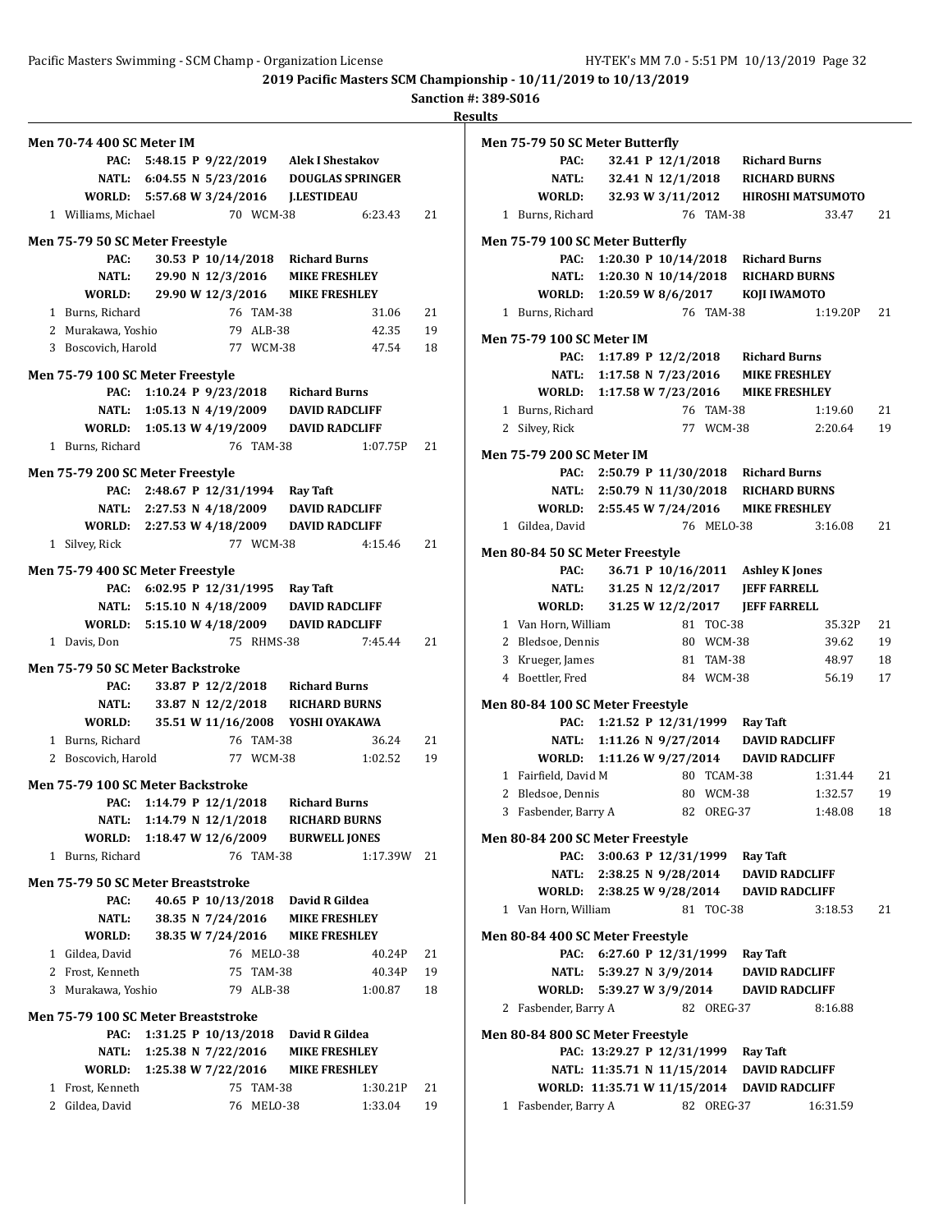**2019 Pacific Masters SCM Championship - 10/11/2019 to 10/13/2019**

**Sanction #: 389-S016**

**Results**

### Men 70-74 400 SC Meter IM

PAC: 5:48.15 P 9/22/2019 Alek I Shestakov
NATL: 6:04.55 N 5/23/2016 DOUGLAS SPRINGER
WORLD: 5:57.68 W 3/24/2016 J.LESTIEDEAU

| Place | Name | Age | Team | Time | Points |
|---|---|---|---|---|---|
| 1 | Williams, Michael | 70 | WCM-38 | 6:23.43 | 21 |

### Men 75-79 50 SC Meter Freestyle

PAC: 30.53 P 10/14/2018 Richard Burns
NATL: 29.90 N 12/3/2016 MIKE FRESHLEY
WORLD: 29.90 W 12/3/2016 MIKE FRESHLEY

| Place | Name | Age | Team | Time | Points |
|---|---|---|---|---|---|
| 1 | Burns, Richard | 76 | TAM-38 | 31.06 | 21 |
| 2 | Murakawa, Yoshio | 79 | ALB-38 | 42.35 | 19 |
| 3 | Boscovich, Harold | 77 | WCM-38 | 47.54 | 18 |

### Men 75-79 100 SC Meter Freestyle

PAC: 1:10.24 P 9/23/2018 Richard Burns
NATL: 1:05.13 N 4/19/2009 DAVID RADCLIFF
WORLD: 1:05.13 W 4/19/2009 DAVID RADCLIFF

| Place | Name | Age | Team | Time | Points |
|---|---|---|---|---|---|
| 1 | Burns, Richard | 76 | TAM-38 | 1:07.75P | 21 |

### Men 75-79 200 SC Meter Freestyle

PAC: 2:48.67 P 12/31/1994 Ray Taft
NATL: 2:27.53 N 4/18/2009 DAVID RADCLIFF
WORLD: 2:27.53 W 4/18/2009 DAVID RADCLIFF

| Place | Name | Age | Team | Time | Points |
|---|---|---|---|---|---|
| 1 | Silvey, Rick | 77 | WCM-38 | 4:15.46 | 21 |

### Men 75-79 400 SC Meter Freestyle

PAC: 6:02.95 P 12/31/1995 Ray Taft
NATL: 5:15.10 N 4/18/2009 DAVID RADCLIFF
WORLD: 5:15.10 W 4/18/2009 DAVID RADCLIFF

| Place | Name | Age | Team | Time | Points |
|---|---|---|---|---|---|
| 1 | Davis, Don | 75 | RHMS-38 | 7:45.44 | 21 |

### Men 75-79 50 SC Meter Backstroke

PAC: 33.87 P 12/2/2018 Richard Burns
NATL: 33.87 N 12/2/2018 RICHARD BURNS
WORLD: 35.51 W 11/16/2008 YOSHI OYAKAWA

| Place | Name | Age | Team | Time | Points |
|---|---|---|---|---|---|
| 1 | Burns, Richard | 76 | TAM-38 | 36.24 | 21 |
| 2 | Boscovich, Harold | 77 | WCM-38 | 1:02.52 | 19 |

### Men 75-79 100 SC Meter Backstroke

PAC: 1:14.79 P 12/1/2018 Richard Burns
NATL: 1:14.79 N 12/1/2018 RICHARD BURNS
WORLD: 1:18.47 W 12/6/2009 BURWELL JONES

| Place | Name | Age | Team | Time | Points |
|---|---|---|---|---|---|
| 1 | Burns, Richard | 76 | TAM-38 | 1:17.39W | 21 |

### Men 75-79 50 SC Meter Breaststroke

PAC: 40.65 P 10/13/2018 David R Gildea
NATL: 38.35 N 7/24/2016 MIKE FRESHLEY
WORLD: 38.35 W 7/24/2016 MIKE FRESHLEY

| Place | Name | Age | Team | Time | Points |
|---|---|---|---|---|---|
| 1 | Gildea, David | 76 | MELO-38 | 40.24P | 21 |
| 2 | Frost, Kenneth | 75 | TAM-38 | 40.34P | 19 |
| 3 | Murakawa, Yoshio | 79 | ALB-38 | 1:00.87 | 18 |

### Men 75-79 100 SC Meter Breaststroke

PAC: 1:31.25 P 10/13/2018 David R Gildea
NATL: 1:25.38 N 7/22/2016 MIKE FRESHLEY
WORLD: 1:25.38 W 7/22/2016 MIKE FRESHLEY

| Place | Name | Age | Team | Time | Points |
|---|---|---|---|---|---|
| 1 | Frost, Kenneth | 75 | TAM-38 | 1:30.21P | 21 |
| 2 | Gildea, David | 76 | MELO-38 | 1:33.04 | 19 |

### Men 75-79 50 SC Meter Butterfly

PAC: 32.41 P 12/1/2018 Richard Burns
NATL: 32.41 N 12/1/2018 RICHARD BURNS
WORLD: 32.93 W 3/11/2012 HIROSHI MATSUMOTO

| Place | Name | Age | Team | Time | Points |
|---|---|---|---|---|---|
| 1 | Burns, Richard | 76 | TAM-38 | 33.47 | 21 |

### Men 75-79 100 SC Meter Butterfly

PAC: 1:20.30 P 10/14/2018 Richard Burns
NATL: 1:20.30 N 10/14/2018 RICHARD BURNS
WORLD: 1:20.59 W 8/6/2017 KOJI IWAMOTO

| Place | Name | Age | Team | Time | Points |
|---|---|---|---|---|---|
| 1 | Burns, Richard | 76 | TAM-38 | 1:19.20P | 21 |

### Men 75-79 100 SC Meter IM

PAC: 1:17.89 P 12/2/2018 Richard Burns
NATL: 1:17.58 N 7/23/2016 MIKE FRESHLEY
WORLD: 1:17.58 W 7/23/2016 MIKE FRESHLEY

| Place | Name | Age | Team | Time | Points |
|---|---|---|---|---|---|
| 1 | Burns, Richard | 76 | TAM-38 | 1:19.60 | 21 |
| 2 | Silvey, Rick | 77 | WCM-38 | 2:20.64 | 19 |

### Men 75-79 200 SC Meter IM

PAC: 2:50.79 P 11/30/2018 Richard Burns
NATL: 2:50.79 N 11/30/2018 RICHARD BURNS
WORLD: 2:55.45 W 7/24/2016 MIKE FRESHLEY

| Place | Name | Age | Team | Time | Points |
|---|---|---|---|---|---|
| 1 | Gildea, David | 76 | MELO-38 | 3:16.08 | 21 |

### Men 80-84 50 SC Meter Freestyle

PAC: 36.71 P 10/16/2011 Ashley K Jones
NATL: 31.25 N 12/2/2017 JEFF FARRELL
WORLD: 31.25 W 12/2/2017 JEFF FARRELL

| Place | Name | Age | Team | Time | Points |
|---|---|---|---|---|---|
| 1 | Van Horn, William | 81 | TOC-38 | 35.32P | 21 |
| 2 | Bledsoe, Dennis | 80 | WCM-38 | 39.62 | 19 |
| 3 | Krueger, James | 81 | TAM-38 | 48.97 | 18 |
| 4 | Boettler, Fred | 84 | WCM-38 | 56.19 | 17 |

### Men 80-84 100 SC Meter Freestyle

PAC: 1:21.52 P 12/31/1999 Ray Taft
NATL: 1:11.26 N 9/27/2014 DAVID RADCLIFF
WORLD: 1:11.26 W 9/27/2014 DAVID RADCLIFF

| Place | Name | Age | Team | Time | Points |
|---|---|---|---|---|---|
| 1 | Fairfield, David M | 80 | TCAM-38 | 1:31.44 | 21 |
| 2 | Bledsoe, Dennis | 80 | WCM-38 | 1:32.57 | 19 |
| 3 | Fasbender, Barry A | 82 | OREG-37 | 1:48.08 | 18 |

### Men 80-84 200 SC Meter Freestyle

PAC: 3:00.63 P 12/31/1999 Ray Taft
NATL: 2:38.25 N 9/28/2014 DAVID RADCLIFF
WORLD: 2:38.25 W 9/28/2014 DAVID RADCLIFF

| Place | Name | Age | Team | Time | Points |
|---|---|---|---|---|---|
| 1 | Van Horn, William | 81 | TOC-38 | 3:18.53 | 21 |

### Men 80-84 400 SC Meter Freestyle

PAC: 6:27.60 P 12/31/1999 Ray Taft
NATL: 5:39.27 N 3/9/2014 DAVID RADCLIFF
WORLD: 5:39.27 W 3/9/2014 DAVID RADCLIFF

| Place | Name | Age | Team | Time | Points |
|---|---|---|---|---|---|
| 2 | Fasbender, Barry A | 82 | OREG-37 | 8:16.88 | |

### Men 80-84 800 SC Meter Freestyle

PAC: 13:29.27 P 12/31/1999 Ray Taft
NATL: 11:35.71 N 11/15/2014 DAVID RADCLIFF
WORLD: 11:35.71 W 11/15/2014 DAVID RADCLIFF

| Place | Name | Age | Team | Time | Points |
|---|---|---|---|---|---|
| 1 | Fasbender, Barry A | 82 | OREG-37 | 16:31.59 | |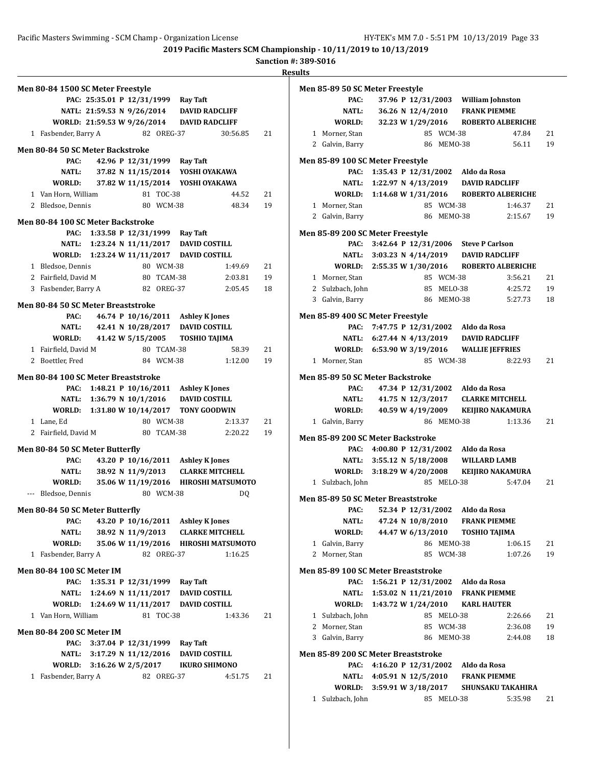**2019 Pacific Masters SCM Championship - 10/11/2019 to 10/13/2019**

**Sanction #: 389-S016**

**Results**

### Men 80-84 1500 SC Meter Freestyle

PAC: 25:35.01 P 12/31/1999 Ray Taft
NATL: 21:59.53 N 9/26/2014 DAVID RADCLIFF
WORLD: 21:59.53 W 9/26/2014 DAVID RADCLIFF

| Place | Name | Age | Team | Time | Points |
|---|---|---|---|---|---|
| 1 | Fasbender, Barry A | 82 | OREG-37 | 30:56.85 | 21 |

### Men 80-84 50 SC Meter Backstroke

PAC: 42.96 P 12/31/1999 Ray Taft
NATL: 37.82 N 11/15/2014 YOSHI OYAKAWA
WORLD: 37.82 W 11/15/2014 YOSHI OYAKAWA

| Place | Name | Age | Team | Time | Points |
|---|---|---|---|---|---|
| 1 | Van Horn, William | 81 | TOC-38 | 44.52 | 21 |
| 2 | Bledsoe, Dennis | 80 | WCM-38 | 48.34 | 19 |

### Men 80-84 100 SC Meter Backstroke

PAC: 1:33.58 P 12/31/1999 Ray Taft
NATL: 1:23.24 N 11/11/2017 DAVID COSTILL
WORLD: 1:23.24 W 11/11/2017 DAVID COSTILL

| Place | Name | Age | Team | Time | Points |
|---|---|---|---|---|---|
| 1 | Bledsoe, Dennis | 80 | WCM-38 | 1:49.69 | 21 |
| 2 | Fairfield, David M | 80 | TCAM-38 | 2:03.81 | 19 |
| 3 | Fasbender, Barry A | 82 | OREG-37 | 2:05.45 | 18 |

### Men 80-84 50 SC Meter Breaststroke

PAC: 46.74 P 10/16/2011 Ashley K Jones
NATL: 42.41 N 10/28/2017 DAVID COSTILL
WORLD: 41.42 W 5/15/2005 TOSHIO TAJIMA

| Place | Name | Age | Team | Time | Points |
|---|---|---|---|---|---|
| 1 | Fairfield, David M | 80 | TCAM-38 | 58.39 | 21 |
| 2 | Boettler, Fred | 84 | WCM-38 | 1:12.00 | 19 |

### Men 80-84 100 SC Meter Breaststroke

PAC: 1:48.21 P 10/16/2011 Ashley K Jones
NATL: 1:36.79 N 10/1/2016 DAVID COSTILL
WORLD: 1:31.80 W 10/14/2017 TONY GOODWIN

| Place | Name | Age | Team | Time | Points |
|---|---|---|---|---|---|
| 1 | Lane, Ed | 80 | WCM-38 | 2:13.37 | 21 |
| 2 | Fairfield, David M | 80 | TCAM-38 | 2:20.22 | 19 |

### Men 80-84 50 SC Meter Butterfly

PAC: 43.20 P 10/16/2011 Ashley K Jones
NATL: 38.92 N 11/9/2013 CLARKE MITCHELL
WORLD: 35.06 W 11/19/2016 HIROSHI MATSUMOTO

| Place | Name | Age | Team | Time | Points |
|---|---|---|---|---|---|
| --- | Bledsoe, Dennis | 80 | WCM-38 | DQ | |

### Men 80-84 50 SC Meter Butterfly

PAC: 43.20 P 10/16/2011 Ashley K Jones
NATL: 38.92 N 11/9/2013 CLARKE MITCHELL
WORLD: 35.06 W 11/19/2016 HIROSHI MATSUMOTO

| Place | Name | Age | Team | Time | Points |
|---|---|---|---|---|---|
| 1 | Fasbender, Barry A | 82 | OREG-37 | 1:16.25 | |

### Men 80-84 100 SC Meter IM

PAC: 1:35.31 P 12/31/1999 Ray Taft
NATL: 1:24.69 N 11/11/2017 DAVID COSTILL
WORLD: 1:24.69 W 11/11/2017 DAVID COSTILL

| Place | Name | Age | Team | Time | Points |
|---|---|---|---|---|---|
| 1 | Van Horn, William | 81 | TOC-38 | 1:43.36 | 21 |

### Men 80-84 200 SC Meter IM

PAC: 3:37.04 P 12/31/1999 Ray Taft
NATL: 3:17.29 N 11/12/2016 DAVID COSTILL
WORLD: 3:16.26 W 2/5/2017 IKURO SHIMONO

| Place | Name | Age | Team | Time | Points |
|---|---|---|---|---|---|
| 1 | Fasbender, Barry A | 82 | OREG-37 | 4:51.75 | 21 |

### Men 85-89 50 SC Meter Freestyle

PAC: 37.96 P 12/31/2003 William Johnston
NATL: 36.26 N 12/4/2010 FRANK PIEMME
WORLD: 32.23 W 1/29/2016 ROBERTO ALBERICHE

| Place | Name | Age | Team | Time | Points |
|---|---|---|---|---|---|
| 1 | Morner, Stan | 85 | WCM-38 | 47.84 | 21 |
| 2 | Galvin, Barry | 86 | MEMO-38 | 56.11 | 19 |

### Men 85-89 100 SC Meter Freestyle

PAC: 1:35.43 P 12/31/2002 Aldo da Rosa
NATL: 1:22.97 N 4/13/2019 DAVID RADCLIFF
WORLD: 1:14.68 W 1/31/2016 ROBERTO ALBERICHE

| Place | Name | Age | Team | Time | Points |
|---|---|---|---|---|---|
| 1 | Morner, Stan | 85 | WCM-38 | 1:46.37 | 21 |
| 2 | Galvin, Barry | 86 | MEMO-38 | 2:15.67 | 19 |

### Men 85-89 200 SC Meter Freestyle

PAC: 3:42.64 P 12/31/2006 Steve P Carlson
NATL: 3:03.23 N 4/14/2019 DAVID RADCLIFF
WORLD: 2:55.35 W 1/30/2016 ROBERTO ALBERICHE

| Place | Name | Age | Team | Time | Points |
|---|---|---|---|---|---|
| 1 | Morner, Stan | 85 | WCM-38 | 3:56.21 | 21 |
| 2 | Sulzbach, John | 85 | MELO-38 | 4:25.72 | 19 |
| 3 | Galvin, Barry | 86 | MEMO-38 | 5:27.73 | 18 |

### Men 85-89 400 SC Meter Freestyle

PAC: 7:47.75 P 12/31/2002 Aldo da Rosa
NATL: 6:27.44 N 4/13/2019 DAVID RADCLIFF
WORLD: 6:53.90 W 3/19/2016 WALLIE JEFFRIES

| Place | Name | Age | Team | Time | Points |
|---|---|---|---|---|---|
| 1 | Morner, Stan | 85 | WCM-38 | 8:22.93 | 21 |

### Men 85-89 50 SC Meter Backstroke

PAC: 47.34 P 12/31/2002 Aldo da Rosa
NATL: 41.75 N 12/3/2017 CLARKE MITCHELL
WORLD: 40.59 W 4/19/2009 KEIJIRO NAKAMURA

| Place | Name | Age | Team | Time | Points |
|---|---|---|---|---|---|
| 1 | Galvin, Barry | 86 | MEMO-38 | 1:13.36 | 21 |

### Men 85-89 200 SC Meter Backstroke

PAC: 4:00.80 P 12/31/2002 Aldo da Rosa
NATL: 3:55.12 N 5/18/2008 WILLARD LAMB
WORLD: 3:18.29 W 4/20/2008 KEIJIRO NAKAMURA

| Place | Name | Age | Team | Time | Points |
|---|---|---|---|---|---|
| 1 | Sulzbach, John | 85 | MELO-38 | 5:47.04 | 21 |

### Men 85-89 50 SC Meter Breaststroke

PAC: 52.34 P 12/31/2002 Aldo da Rosa
NATL: 47.24 N 10/8/2010 FRANK PIEMME
WORLD: 44.47 W 6/13/2010 TOSHIO TAJIMA

| Place | Name | Age | Team | Time | Points |
|---|---|---|---|---|---|
| 1 | Galvin, Barry | 86 | MEMO-38 | 1:06.15 | 21 |
| 2 | Morner, Stan | 85 | WCM-38 | 1:07.26 | 19 |

### Men 85-89 100 SC Meter Breaststroke

PAC: 1:56.21 P 12/31/2002 Aldo da Rosa
NATL: 1:53.02 N 11/21/2010 FRANK PIEMME
WORLD: 1:43.72 W 1/24/2010 KARL HAUTER

| Place | Name | Age | Team | Time | Points |
|---|---|---|---|---|---|
| 1 | Sulzbach, John | 85 | MELO-38 | 2:26.66 | 21 |
| 2 | Morner, Stan | 85 | WCM-38 | 2:36.08 | 19 |
| 3 | Galvin, Barry | 86 | MEMO-38 | 2:44.08 | 18 |

### Men 85-89 200 SC Meter Breaststroke

PAC: 4:16.20 P 12/31/2002 Aldo da Rosa
NATL: 4:05.91 N 12/5/2010 FRANK PIEMME
WORLD: 3:59.91 W 3/18/2017 SHUNSAKU TAKAHIRA

| Place | Name | Age | Team | Time | Points |
|---|---|---|---|---|---|
| 1 | Sulzbach, John | 85 | MELO-38 | 5:35.98 | 21 |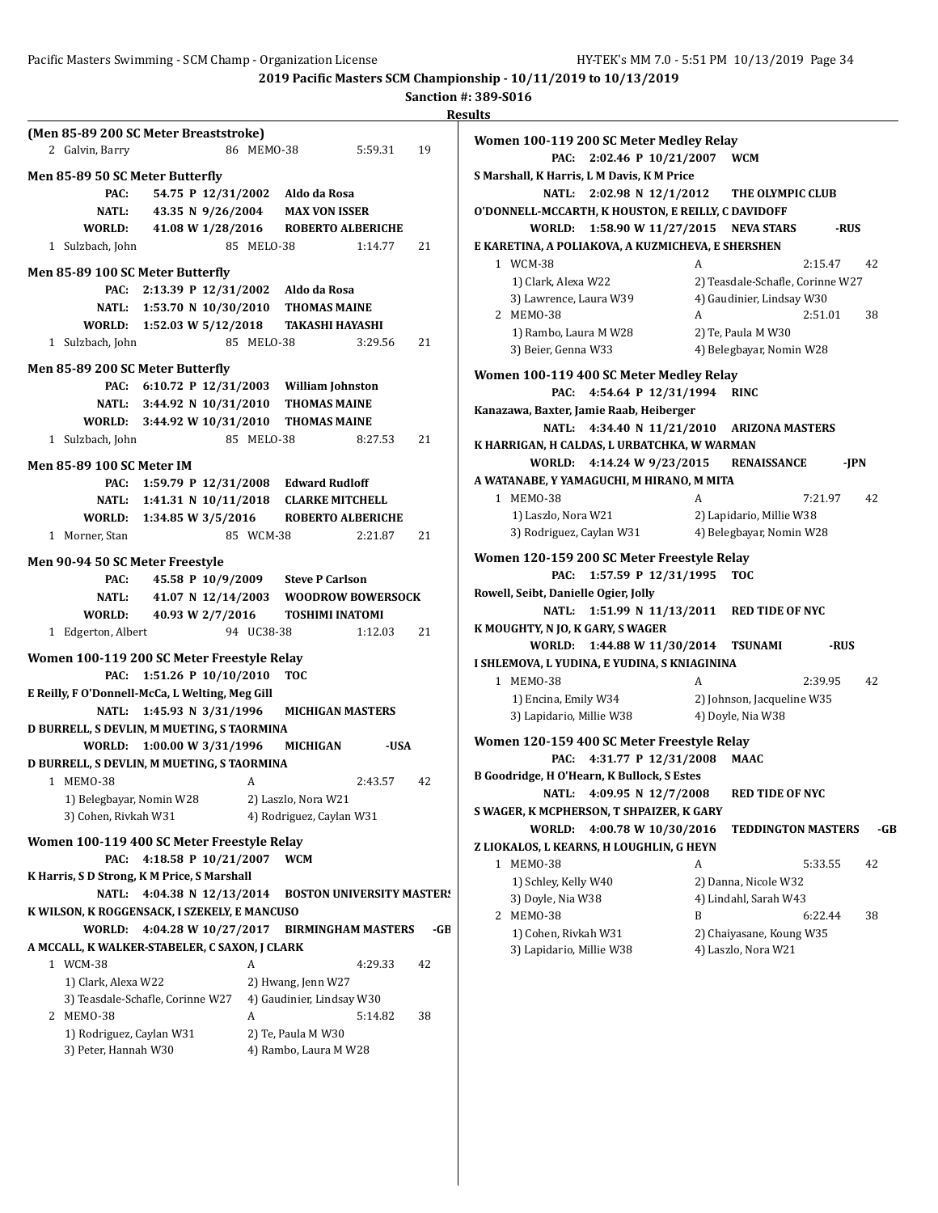2019 Pacific Masters SCM Championship - 10/11/2019 to 10/13/2019

Sanction #: 389-S016

Results

### (Men 85-89 200 SC Meter Breaststroke)

| | Name | Age | Team | Time | Points |
|---|---|---|---|---|---|
| 2 | Galvin, Barry | 86 | MEMO-38 | 5:59.31 | 19 |

### Men 85-89 50 SC Meter Butterfly

| | Record | Date | Holder |
|---|---|---|---|
| PAC: | 54.75 P | 12/31/2002 | Aldo da Rosa |
| NATL: | 43.35 N | 9/26/2004 | MAX VON ISSER |
| WORLD: | 41.08 W | 1/28/2016 | ROBERTO ALBERICHE |

| | Name | Age | Team | Time | Points |
|---|---|---|---|---|---|
| 1 | Sulzbach, John | 85 | MELO-38 | 1:14.77 | 21 |

### Men 85-89 100 SC Meter Butterfly

| | Record | Date | Holder |
|---|---|---|---|
| PAC: | 2:13.39 P | 12/31/2002 | Aldo da Rosa |
| NATL: | 1:53.70 N | 10/30/2010 | THOMAS MAINE |
| WORLD: | 1:52.03 W | 5/12/2018 | TAKASHI HAYASHI |

| | Name | Age | Team | Time | Points |
|---|---|---|---|---|---|
| 1 | Sulzbach, John | 85 | MELO-38 | 3:29.56 | 21 |

### Men 85-89 200 SC Meter Butterfly

| | Record | Date | Holder |
|---|---|---|---|
| PAC: | 6:10.72 P | 12/31/2003 | William Johnston |
| NATL: | 3:44.92 N | 10/31/2010 | THOMAS MAINE |
| WORLD: | 3:44.92 W | 10/31/2010 | THOMAS MAINE |

| | Name | Age | Team | Time | Points |
|---|---|---|---|---|---|
| 1 | Sulzbach, John | 85 | MELO-38 | 8:27.53 | 21 |

### Men 85-89 100 SC Meter IM

| | Record | Date | Holder |
|---|---|---|---|
| PAC: | 1:59.79 P | 12/31/2008 | Edward Rudloff |
| NATL: | 1:41.31 N | 10/11/2018 | CLARKE MITCHELL |
| WORLD: | 1:34.85 W | 3/5/2016 | ROBERTO ALBERICHE |

| | Name | Age | Team | Time | Points |
|---|---|---|---|---|---|
| 1 | Morner, Stan | 85 | WCM-38 | 2:21.87 | 21 |

### Men 90-94 50 SC Meter Freestyle

| | Record | Date | Holder |
|---|---|---|---|
| PAC: | 45.58 P | 10/9/2009 | Steve P Carlson |
| NATL: | 41.07 N | 12/14/2003 | WOODROW BOWERSOCK |
| WORLD: | 40.93 W | 2/7/2016 | TOSHIMI INATOMI |

| | Name | Age | Team | Time | Points |
|---|---|---|---|---|---|
| 1 | Edgerton, Albert | 94 | UC38-38 | 1:12.03 | 21 |

### Women 100-119 200 SC Meter Freestyle Relay

PAC: 1:51.26 P 10/10/2010 TOC
E Reilly, F O'Donnell-McCa, L Welting, Meg Gill

NATL: 1:45.93 N 3/31/1996 MICHIGAN MASTERS
D BURRELL, S DEVLIN, M MUETING, S TAORMINA

WORLD: 1:00.00 W 3/31/1996 MICHIGAN -USA
D BURRELL, S DEVLIN, M MUETING, S TAORMINA

| | Team | Relay | Time | Points |
|---|---|---|---|---|
| 1 | MEMO-38 | A | 2:43.57 | 42 |

1) Belegbayar, Nomin W28; 2) Laszlo, Nora W21; 3) Cohen, Rivkah W31; 4) Rodriguez, Caylan W31

### Women 100-119 400 SC Meter Freestyle Relay

PAC: 4:18.58 P 10/21/2007 WCM
K Harris, S D Strong, K M Price, S Marshall

NATL: 4:04.38 N 12/13/2014 BOSTON UNIVERSITY MASTERS
K WILSON, K ROGGENSACK, I SZEKELY, E MANCUSO

WORLD: 4:04.28 W 10/27/2017 BIRMINGHAM MASTERS -GB
A MCCALL, K WALKER-STABELER, C SAXON, J CLARK

| | Team | Relay | Time | Points |
|---|---|---|---|---|
| 1 | WCM-38 | A | 4:29.33 | 42 |

1) Clark, Alexa W22; 2) Hwang, Jenn W27; 3) Teasdale-Schafle, Corinne W27; 4) Gaudinier, Lindsay W30

| | Team | Relay | Time | Points |
|---|---|---|---|---|
| 2 | MEMO-38 | A | 5:14.82 | 38 |

1) Rodriguez, Caylan W31; 2) Te, Paula M W30; 3) Peter, Hannah W30; 4) Rambo, Laura M W28

### Women 100-119 200 SC Meter Medley Relay

PAC: 2:02.46 P 10/21/2007 WCM
S Marshall, K Harris, L M Davis, K M Price

NATL: 2:02.98 N 12/1/2012 THE OLYMPIC CLUB
O'DONNELL-MCCARTH, K HOUSTON, E REILLY, C DAVIDOFF

WORLD: 1:58.90 W 11/27/2015 NEVA STARS -RUS
E KARETINA, A POLIAKOVA, A KUZMICHEVA, E SHERSHEN

| | Team | Relay | Time | Points |
|---|---|---|---|---|
| 1 | WCM-38 | A | 2:15.47 | 42 |

1) Clark, Alexa W22; 2) Teasdale-Schafle, Corinne W27; 3) Lawrence, Laura W39; 4) Gaudinier, Lindsay W30

| | Team | Relay | Time | Points |
|---|---|---|---|---|
| 2 | MEMO-38 | A | 2:51.01 | 38 |

1) Rambo, Laura M W28; 2) Te, Paula M W30; 3) Beier, Genna W33; 4) Belegbayar, Nomin W28

### Women 100-119 400 SC Meter Medley Relay

PAC: 4:54.64 P 12/31/1994 RINC
Kanazawa, Baxter, Jamie Raab, Heiberger

NATL: 4:34.40 N 11/21/2010 ARIZONA MASTERS
K HARRIGAN, H CALDAS, L URBATCHKA, W WARMAN

WORLD: 4:14.24 W 9/23/2015 RENAISSANCE -JPN
A WATANABE, Y YAMAGUCHI, M HIRANO, M MITA

| | Team | Relay | Time | Points |
|---|---|---|---|---|
| 1 | MEMO-38 | A | 7:21.97 | 42 |

1) Laszlo, Nora W21; 2) Lapidario, Millie W38; 3) Rodriguez, Caylan W31; 4) Belegbayar, Nomin W28

### Women 120-159 200 SC Meter Freestyle Relay

PAC: 1:57.59 P 12/31/1995 TOC
Rowell, Seibt, Danielle Ogier, Jolly

NATL: 1:51.99 N 11/13/2011 RED TIDE OF NYC
K MOUGHTY, N JO, K GARY, S WAGER

WORLD: 1:44.88 W 11/30/2014 TSUNAMI -RUS
I SHLEMOVA, L YUDINA, E YUDINA, S KNIAGININA

| | Team | Relay | Time | Points |
|---|---|---|---|---|
| 1 | MEMO-38 | A | 2:39.95 | 42 |

1) Encina, Emily W34; 2) Johnson, Jacqueline W35; 3) Lapidario, Millie W38; 4) Doyle, Nia W38

### Women 120-159 400 SC Meter Freestyle Relay

PAC: 4:31.77 P 12/31/2008 MAAC
B Goodridge, H O'Hearn, K Bullock, S Estes

NATL: 4:09.95 N 12/7/2008 RED TIDE OF NYC
S WAGER, K MCPHERSON, T SHPAIZER, K GARY

WORLD: 4:00.78 W 10/30/2016 TEDDINGTON MASTERS -GB
Z LIOKALOS, L KEARNS, H LOUGHLIN, G HEYN

| | Team | Relay | Time | Points |
|---|---|---|---|---|
| 1 | MEMO-38 | A | 5:33.55 | 42 |

1) Schley, Kelly W40; 2) Danna, Nicole W32; 3) Doyle, Nia W38; 4) Lindahl, Sarah W43

| | Team | Relay | Time | Points |
|---|---|---|---|---|
| 2 | MEMO-38 | B | 6:22.44 | 38 |

1) Cohen, Rivkah W31; 2) Chaiyasane, Koung W35; 3) Lapidario, Millie W38; 4) Laszlo, Nora W21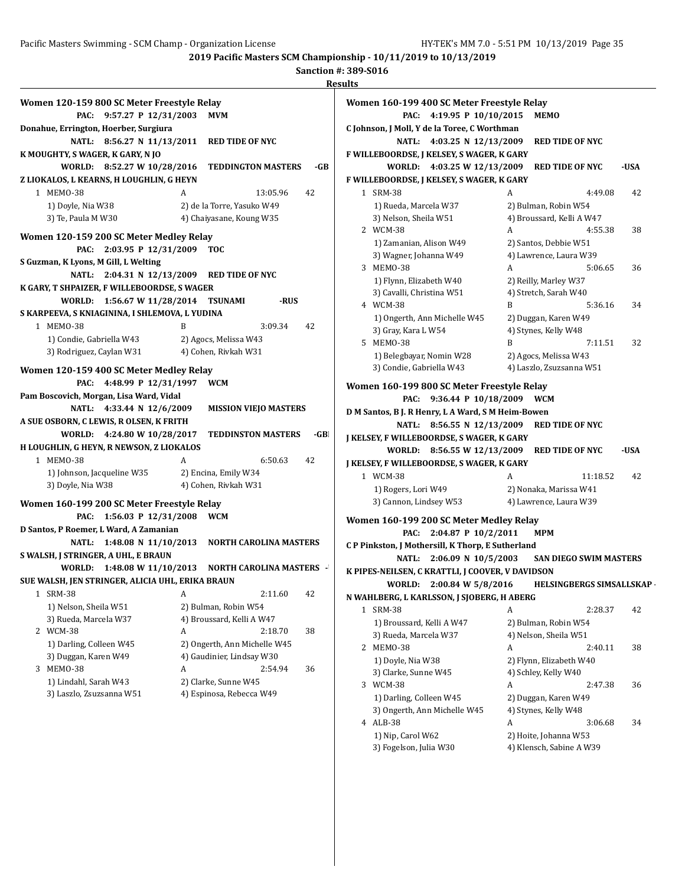## 2019 Pacific Masters SCM Championship - 10/11/2019 to 10/13/2019

**Sanction #: 389-S016**

**Results**

### Women 120-159 800 SC Meter Freestyle Relay

**PAC: 9:57.27 P 12/31/2003 MVM**
**Donahue, Errington, Hoerber, Surgiura**
**NATL: 8:56.27 N 11/13/2011 RED TIDE OF NYC**
**K MOUGHTY, S WAGER, K GARY, N JO**
**WORLD: 8:52.27 W 10/28/2016 TEDDINGTON MASTERS -GB**
**Z LIOKALOS, L KEARNS, H LOUGHLIN, G HEYN**

1 MEMO-38 A 13:05.96 42
- 1) Doyle, Nia W38
- 2) de la Torre, Yasuko W49
- 3) Te, Paula M W30
- 4) Chaiyasane, Koung W35

### Women 120-159 200 SC Meter Medley Relay

**PAC: 2:03.95 P 12/31/2009 TOC**
**S Guzman, K Lyons, M Gill, L Welting**
**NATL: 2:04.31 N 12/13/2009 RED TIDE OF NYC**
**K GARY, T SHPAIZER, F WILLEBOORDSE, S WAGER**
**WORLD: 1:56.67 W 11/28/2014 TSUNAMI -RUS**
**S KARPEEVA, S KNIAGININA, I SHLEMOVA, L YUDINA**

1 MEMO-38 B 3:09.34 42
- 1) Condie, Gabriella W43
- 2) Agocs, Melissa W43
- 3) Rodriguez, Caylan W31
- 4) Cohen, Rivkah W31

### Women 120-159 400 SC Meter Medley Relay

**PAC: 4:48.99 P 12/31/1997 WCM**
**Pam Boscovich, Morgan, Lisa Ward, Vidal**
**NATL: 4:33.44 N 12/6/2009 MISSION VIEJO MASTERS**
**A SUE OSBORN, C LEWIS, R OLSEN, K FRITH**
**WORLD: 4:24.80 W 10/28/2017 TEDDINSTON MASTERS -GB**
**H LOUGHLIN, G HEYN, R NEWSON, Z LIOKALOS**

1 MEMO-38 A 6:50.63 42
- 1) Johnson, Jacqueline W35
- 2) Encina, Emily W34
- 3) Doyle, Nia W38
- 4) Cohen, Rivkah W31

### Women 160-199 200 SC Meter Freestyle Relay

**PAC: 1:56.03 P 12/31/2008 WCM**
**D Santos, P Roemer, L Ward, A Zamanian**
**NATL: 1:48.08 N 11/10/2013 NORTH CAROLINA MASTERS**
**S WALSH, J STRINGER, A UHL, E BRAUN**
**WORLD: 1:48.08 W 11/10/2013 NORTH CAROLINA MASTERS -**
**SUE WALSH, JEN STRINGER, ALICIA UHL, ERIKA BRAUN**

1 SRM-38 A 2:11.60 42
- 1) Nelson, Sheila W51
- 2) Bulman, Robin W54
- 3) Rueda, Marcela W37
- 4) Broussard, Kelli A W47

2 WCM-38 A 2:18.70 38
- 1) Darling, Colleen W45
- 2) Ongerth, Ann Michelle W45
- 3) Duggan, Karen W49
- 4) Gaudinier, Lindsay W30

3 MEMO-38 A 2:54.94 36
- 1) Lindahl, Sarah W43
- 2) Clarke, Sunne W45
- 3) Laszlo, Zsuzsanna W51
- 4) Espinosa, Rebecca W49

### Women 160-199 400 SC Meter Freestyle Relay

**PAC: 4:19.95 P 10/10/2015 MEMO**
**C Johnson, J Moll, Y de la Toree, C Worthman**
**NATL: 4:03.25 N 12/13/2009 RED TIDE OF NYC**
**F WILLEBOORDSE, J KELSEY, S WAGER, K GARY**
**WORLD: 4:03.25 W 12/13/2009 RED TIDE OF NYC -USA**
**F WILLEBOORDSE, J KELSEY, S WAGER, K GARY**

1 SRM-38 A 4:49.08 42
- 1) Rueda, Marcela W37
- 2) Bulman, Robin W54
- 3) Nelson, Sheila W51
- 4) Broussard, Kelli A W47

2 WCM-38 A 4:55.38 38
- 1) Zamanian, Alison W49
- 2) Santos, Debbie W51
- 3) Wagner, Johanna W49
- 4) Lawrence, Laura W39

3 MEMO-38 A 5:06.65 36
- 1) Flynn, Elizabeth W40
- 2) Reilly, Marley W37
- 3) Cavalli, Christina W51
- 4) Stretch, Sarah W40

4 WCM-38 B 5:36.16 34
- 1) Ongerth, Ann Michelle W45
- 2) Duggan, Karen W49
- 3) Gray, Kara L W54
- 4) Stynes, Kelly W48

5 MEMO-38 B 7:11.51 32
- 1) Belegbayar, Nomin W28
- 2) Agocs, Melissa W43
- 3) Condie, Gabriella W43
- 4) Laszlo, Zsuzsanna W51

### Women 160-199 800 SC Meter Freestyle Relay

**PAC: 9:36.44 P 10/18/2009 WCM**
**D M Santos, B J. R Henry, L A Ward, S M Heim-Bowen**
**NATL: 8:56.55 N 12/13/2009 RED TIDE OF NYC**
**J KELSEY, F WILLEBOORDSE, S WAGER, K GARY**
**WORLD: 8:56.55 W 12/13/2009 RED TIDE OF NYC -USA**
**J KELSEY, F WILLEBOORDSE, S WAGER, K GARY**

1 WCM-38 A 11:18.52 42
- 1) Rogers, Lori W49
- 2) Nonaka, Marissa W41
- 3) Cannon, Lindsey W53
- 4) Lawrence, Laura W39

### Women 160-199 200 SC Meter Medley Relay

**PAC: 2:04.87 P 10/2/2011 MPM**
**C P Pinkston, J Mothersill, K Thorp, E Sutherland**
**NATL: 2:06.09 N 10/5/2003 SAN DIEGO SWIM MASTERS**
**K PIPES-NEILSEN, C KRATTLI, J COOVER, V DAVIDSON**
**WORLD: 2:00.84 W 5/8/2016 HELSINGBERGS SIMSALLSKAP -**
**N WAHLBERG, L KARLSSON, J SJOBERG, H ABERG**

1 SRM-38 A 2:28.37 42
- 1) Broussard, Kelli A W47
- 2) Bulman, Robin W54
- 3) Rueda, Marcela W37
- 4) Nelson, Sheila W51

2 MEMO-38 A 2:40.11 38
- 1) Doyle, Nia W38
- 2) Flynn, Elizabeth W40
- 3) Clarke, Sunne W45
- 4) Schley, Kelly W40

3 WCM-38 A 2:47.38 36
- 1) Darling, Colleen W45
- 2) Duggan, Karen W49
- 3) Ongerth, Ann Michelle W45
- 4) Stynes, Kelly W48

4 ALB-38 A 3:06.68 34
- 1) Nip, Carol W62
- 2) Hoite, Johanna W53
- 3) Fogelson, Julia W30
- 4) Klensch, Sabine A W39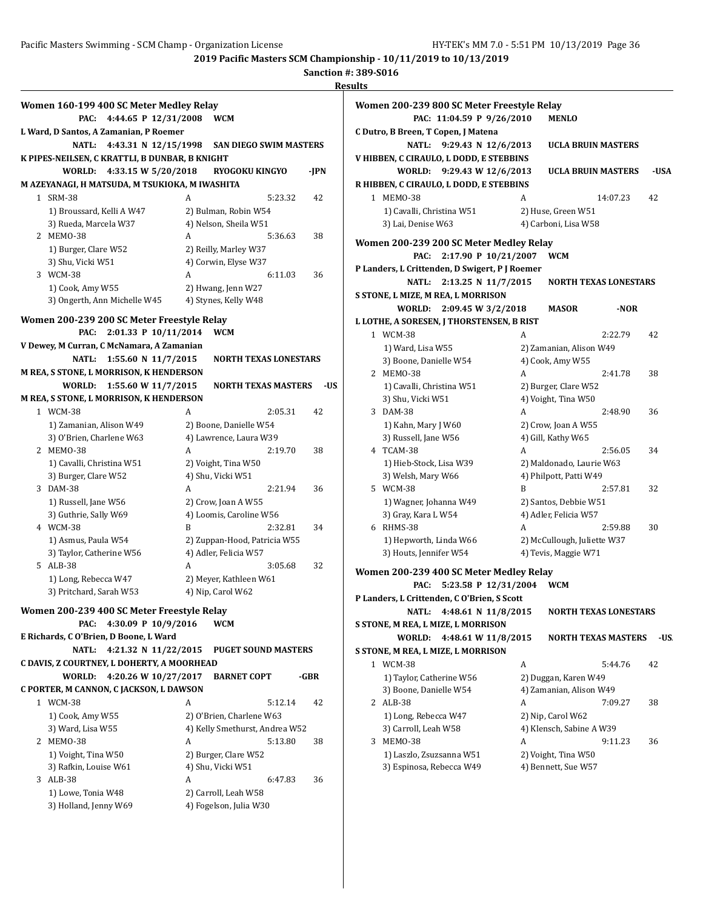## 2019 Pacific Masters SCM Championship - 10/11/2019 to 10/13/2019

**Sanction #: 389-S016**

**Results**

### Women 160-199 400 SC Meter Medley Relay

**PAC:** 4:44.65 P 12/31/2008 WCM
L Ward, D Santos, A Zamanian, P Roemer

**NATL:** 4:43.31 N 12/15/1998 SAN DIEGO SWIM MASTERS
K PIPES-NEILSEN, C KRATTLI, B DUNBAR, B KNIGHT

**WORLD:** 4:33.15 W 5/20/2018 RYOGOKU KINGYO -JPN
M AZEYANAGI, H MATSUDA, M TSUKIOKA, M IWASHITA

| Place | Team | Relay | Time | Points |
|---|---|---|---|---|
| 1 | SRM-38 | A | 5:23.32 | 42 |
| | 1) Broussard, Kelli A W47 | 2) Bulman, Robin W54 | | |
| | 3) Rueda, Marcela W37 | 4) Nelson, Sheila W51 | | |
| 2 | MEMO-38 | A | 5:36.63 | 38 |
| | 1) Burger, Clare W52 | 2) Reilly, Marley W37 | | |
| | 3) Shu, Vicki W51 | 4) Corwin, Elyse W37 | | |
| 3 | WCM-38 | A | 6:11.03 | 36 |
| | 1) Cook, Amy W55 | 2) Hwang, Jenn W27 | | |
| | 3) Ongerth, Ann Michelle W45 | 4) Stynes, Kelly W48 | | |

### Women 200-239 200 SC Meter Freestyle Relay

**PAC:** 2:01.33 P 10/11/2014 WCM
V Dewey, M Curran, C McNamara, A Zamanian

**NATL:** 1:55.60 N 11/7/2015 NORTH TEXAS LONESTARS
M REA, S STONE, L MORRISON, K HENDERSON

**WORLD:** 1:55.60 W 11/7/2015 NORTH TEXAS MASTERS -US
M REA, S STONE, L MORRISON, K HENDERSON

| Place | Team | Relay | Time | Points |
|---|---|---|---|---|
| 1 | WCM-38 | A | 2:05.31 | 42 |
| | 1) Zamanian, Alison W49 | 2) Boone, Danielle W54 | | |
| | 3) O'Brien, Charlene W63 | 4) Lawrence, Laura W39 | | |
| 2 | MEMO-38 | A | 2:19.70 | 38 |
| | 1) Cavalli, Christina W51 | 2) Voight, Tina W50 | | |
| | 3) Burger, Clare W52 | 4) Shu, Vicki W51 | | |
| 3 | DAM-38 | A | 2:21.94 | 36 |
| | 1) Russell, Jane W56 | 2) Crow, Joan A W55 | | |
| | 3) Guthrie, Sally W69 | 4) Loomis, Caroline W56 | | |
| 4 | WCM-38 | B | 2:32.81 | 34 |
| | 1) Asmus, Paula W54 | 2) Zuppan-Hood, Patricia W55 | | |
| | 3) Taylor, Catherine W56 | 4) Adler, Felicia W57 | | |
| 5 | ALB-38 | A | 3:05.68 | 32 |
| | 1) Long, Rebecca W47 | 2) Meyer, Kathleen W61 | | |
| | 3) Pritchard, Sarah W53 | 4) Nip, Carol W62 | | |

### Women 200-239 400 SC Meter Freestyle Relay

**PAC:** 4:30.09 P 10/9/2016 WCM
E Richards, C O'Brien, D Boone, L Ward

**NATL:** 4:21.32 N 11/22/2015 PUGET SOUND MASTERS
C DAVIS, Z COURTNEY, L DOHERTY, A MOORHEAD

**WORLD:** 4:20.26 W 10/27/2017 BARNET COPT -GBR
C PORTER, M CANNON, C JACKSON, L DAWSON

| Place | Team | Relay | Time | Points |
|---|---|---|---|---|
| 1 | WCM-38 | A | 5:12.14 | 42 |
| | 1) Cook, Amy W55 | 2) O'Brien, Charlene W63 | | |
| | 3) Ward, Lisa W55 | 4) Kelly Smethurst, Andrea W52 | | |
| 2 | MEMO-38 | A | 5:13.80 | 38 |
| | 1) Voight, Tina W50 | 2) Burger, Clare W52 | | |
| | 3) Rafkin, Louise W61 | 4) Shu, Vicki W51 | | |
| 3 | ALB-38 | A | 6:47.83 | 36 |
| | 1) Lowe, Tonia W48 | 2) Carroll, Leah W58 | | |
| | 3) Holland, Jenny W69 | 4) Fogelson, Julia W30 | | |

### Women 200-239 800 SC Meter Freestyle Relay

**PAC:** 11:04.59 P 9/26/2010 MENLO
C Dutro, B Breen, T Copen, J Matena

**NATL:** 9:29.43 N 12/6/2013 UCLA BRUIN MASTERS
V HIBBEN, C CIRAULO, L DODD, E STEBBINS

**WORLD:** 9:29.43 W 12/6/2013 UCLA BRUIN MASTERS -USA
R HIBBEN, C CIRAULO, L DODD, E STEBBINS

| Place | Team | Relay | Time | Points |
|---|---|---|---|---|
| 1 | MEMO-38 | A | 14:07.23 | 42 |
| | 1) Cavalli, Christina W51 | 2) Huse, Green W51 | | |
| | 3) Lai, Denise W63 | 4) Carboni, Lisa W58 | | |

### Women 200-239 200 SC Meter Medley Relay

**PAC:** 2:17.90 P 10/21/2007 WCM
P Landers, L Crittenden, D Swigert, P J Roemer

**NATL:** 2:13.25 N 11/7/2015 NORTH TEXAS LONESTARS
S STONE, L MIZE, M REA, L MORRISON

**WORLD:** 2:09.45 W 3/2/2018 MASOR -NOR
L LOTHE, A SORESEN, J THORSTENSEN, B RIST

| Place | Team | Relay | Time | Points |
|---|---|---|---|---|
| 1 | WCM-38 | A | 2:22.79 | 42 |
| | 1) Ward, Lisa W55 | 2) Zamanian, Alison W49 | | |
| | 3) Boone, Danielle W54 | 4) Cook, Amy W55 | | |
| 2 | MEMO-38 | A | 2:41.78 | 38 |
| | 1) Cavalli, Christina W51 | 2) Burger, Clare W52 | | |
| | 3) Shu, Vicki W51 | 4) Voight, Tina W50 | | |
| 3 | DAM-38 | A | 2:48.90 | 36 |
| | 1) Kahn, Mary J W60 | 2) Crow, Joan A W55 | | |
| | 3) Russell, Jane W56 | 4) Gill, Kathy W65 | | |
| 4 | TCAM-38 | A | 2:56.05 | 34 |
| | 1) Hieb-Stock, Lisa W39 | 2) Maldonado, Laurie W63 | | |
| | 3) Welsh, Mary W66 | 4) Philpott, Patti W49 | | |
| 5 | WCM-38 | B | 2:57.81 | 32 |
| | 1) Wagner, Johanna W49 | 2) Santos, Debbie W51 | | |
| | 3) Gray, Kara L W54 | 4) Adler, Felicia W57 | | |
| 6 | RHMS-38 | A | 2:59.88 | 30 |
| | 1) Hepworth, Linda W66 | 2) McCullough, Juliette W37 | | |
| | 3) Houts, Jennifer W54 | 4) Tevis, Maggie W71 | | |

### Women 200-239 400 SC Meter Medley Relay

**PAC:** 5:23.58 P 12/31/2004 WCM
P Landers, L Crittenden, C O'Brien, S Scott

**NATL:** 4:48.61 N 11/8/2015 NORTH TEXAS LONESTARS
S STONE, M REA, L MIZE, L MORRISON

**WORLD:** 4:48.61 W 11/8/2015 NORTH TEXAS MASTERS -US
S STONE, M REA, L MIZE, L MORRISON

| Place | Team | Relay | Time | Points |
|---|---|---|---|---|
| 1 | WCM-38 | A | 5:44.76 | 42 |
| | 1) Taylor, Catherine W56 | 2) Duggan, Karen W49 | | |
| | 3) Boone, Danielle W54 | 4) Zamanian, Alison W49 | | |
| 2 | ALB-38 | A | 7:09.27 | 38 |
| | 1) Long, Rebecca W47 | 2) Nip, Carol W62 | | |
| | 3) Carroll, Leah W58 | 4) Klensch, Sabine A W39 | | |
| 3 | MEMO-38 | A | 9:11.23 | 36 |
| | 1) Laszlo, Zsuzsanna W51 | 2) Voight, Tina W50 | | |
| | 3) Espinosa, Rebecca W49 | 4) Bennett, Sue W57 | | |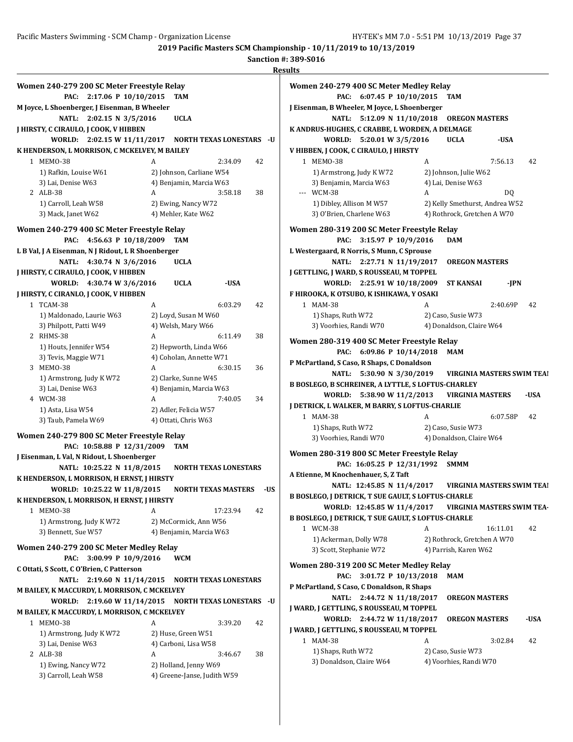2019 Pacific Masters SCM Championship - 10/11/2019 to 10/13/2019

Sanction #: 389-S016

Results

### Women 240-279 200 SC Meter Freestyle Relay

**PAC: 2:17.06 P 10/10/2015 TAM**
**M Joyce, L Shoenberger, J Eisenman, B Wheeler**
**NATL: 2:02.15 N 3/5/2016 UCLA**
**J HIRSTY, C CIRAULO, J COOK, V HIBBEN**
**WORLD: 2:02.15 W 11/11/2017 NORTH TEXAS LONESTARS -U**
**K HENDERSON, L MORRISON, C MCKELVEY, M BAILEY**

1 MEMO-38 A 2:34.09 42
1) Rafkin, Louise W61 2) Johnson, Carliane W54
3) Lai, Denise W63 4) Benjamin, Marcia W63

2 ALB-38 A 3:58.18 38
1) Carroll, Leah W58 2) Ewing, Nancy W72
3) Mack, Janet W62 4) Mehler, Kate W62

### Women 240-279 400 SC Meter Freestyle Relay

**PAC: 4:56.63 P 10/18/2009 TAM**
**L B Val, J A Eisenman, N J Ridout, L R Shoenberger**
**NATL: 4:30.74 N 3/6/2016 UCLA**
**J HIRSTY, C CIRAULO, J COOK, V HIBBEN**
**WORLD: 4:30.74 W 3/6/2016 UCLA -USA**
**J HIRSTY, C CIRANLO, J COOK, V HIBBEN**

1 TCAM-38 A 6:03.29 42
1) Maldonado, Laurie W63 2) Loyd, Susan M W60
3) Philpott, Patti W49 4) Welsh, Mary W66

2 RHMS-38 A 6:11.49 38
1) Houts, Jennifer W54 2) Hepworth, Linda W66
3) Tevis, Maggie W71 4) Coholan, Annette W71

3 MEMO-38 A 6:30.15 36
1) Armstrong, Judy K W72 2) Clarke, Sunne W45
3) Lai, Denise W63 4) Benjamin, Marcia W63

4 WCM-38 A 7:40.05 34
1) Asta, Lisa W54 2) Adler, Felicia W57
3) Taub, Pamela W69 4) Ottati, Chris W63

### Women 240-279 800 SC Meter Freestyle Relay

**PAC: 10:58.88 P 12/31/2009 TAM**
**J Eisenman, L Val, N Ridout, L Shoenberger**
**NATL: 10:25.22 N 11/8/2015 NORTH TEXAS LONESTARS**
**K HENDERSON, L MORRISON, H ERNST, J HIRSTY**
**WORLD: 10:25.22 W 11/8/2015 NORTH TEXAS MASTERS -US**
**K HENDERSON, L MORRISON, H ERNST, J HIRSTY**

1 MEMO-38 A 17:23.94 42
1) Armstrong, Judy K W72 2) McCormick, Ann W56
3) Bennett, Sue W57 4) Benjamin, Marcia W63

### Women 240-279 200 SC Meter Medley Relay

**PAC: 3:00.99 P 10/9/2016 WCM**
**C Ottati, S Scott, C O'Brien, C Patterson**
**NATL: 2:19.60 N 11/14/2015 NORTH TEXAS LONESTARS**
**M BAILEY, K MACCURDY, L MORRISON, C MCKELVEY**
**WORLD: 2:19.60 W 11/14/2015 NORTH TEXAS LONESTARS -U**
**M BAILEY, K MACCURDY, L MORRISON, C MCKELVEY**

1 MEMO-38 A 3:39.20 42
1) Armstrong, Judy K W72 2) Huse, Green W51
3) Lai, Denise W63 4) Carboni, Lisa W58

2 ALB-38 A 3:46.67 38
1) Ewing, Nancy W72 2) Holland, Jenny W69
3) Carroll, Leah W58 4) Greene-Janse, Judith W59

### Women 240-279 400 SC Meter Medley Relay

**PAC: 6:07.45 P 10/10/2015 TAM**
**J Eisenman, B Wheeler, M Joyce, L Shoenberger**
**NATL: 5:12.09 N 11/10/2018 OREGON MASTERS**
**K ANDRUS-HUGHES, C CRABBE, L WORDEN, A DELMAGE**
**WORLD: 5:20.01 W 3/5/2016 UCLA -USA**
**V HIBBEN, J COOK, C CIRAULO, J HIRSTY**

1 MEMO-38 A 7:56.13 42
1) Armstrong, Judy K W72 2) Johnson, Julie W62
3) Benjamin, Marcia W63 4) Lai, Denise W63

--- WCM-38 A DQ
1) Dibley, Allison M W57 2) Kelly Smethurst, Andrea W52
3) O'Brien, Charlene W63 4) Rothrock, Gretchen A W70

### Women 280-319 200 SC Meter Freestyle Relay

**PAC: 3:15.97 P 10/9/2016 DAM**
**L Westergaard, R Norris, S Munn, C Sprouse**
**NATL: 2:27.71 N 11/19/2017 OREGON MASTERS**
**J GETTLING, J WARD, S ROUSSEAU, M TOPPEL**
**WORLD: 2:25.91 W 10/18/2009 ST KANSAI -JPN**
**F HIROOKA, K OTSUBO, K ISHIKAWA, Y OSAKI**

1 MAM-38 A 2:40.69P 42
1) Shaps, Ruth W72 2) Caso, Susie W73
3) Voorhies, Randi W70 4) Donaldson, Claire W64

### Women 280-319 400 SC Meter Freestyle Relay

**PAC: 6:09.86 P 10/14/2018 MAM**
**P McPartland, S Caso, R Shaps, C Donaldson**
**NATL: 5:30.90 N 3/30/2019 VIRGINIA MASTERS SWIM TEAI**
**B BOSLEGO, B SCHREINER, A LYTTLE, S LOFTUS-CHARLEY**
**WORLD: 5:38.90 W 11/2/2013 VIRGINIA MASTERS -USA**
**J DETRICK, L WALKER, M BARRY, S LOFTUS-CHARLIE**

1 MAM-38 A 6:07.58P 42
1) Shaps, Ruth W72 2) Caso, Susie W73
3) Voorhies, Randi W70 4) Donaldson, Claire W64

### Women 280-319 800 SC Meter Freestyle Relay

**PAC: 16:05.25 P 12/31/1992 SMMM**
**A Etienne, M Knochenhauer, S, Z Taft**
**NATL: 12:45.85 N 11/4/2017 VIRGINIA MASTERS SWIM TEAI**
**B BOSLEGO, J DETRICK, T SUE GAULT, S LOFTUS-CHARLE**
**WORLD: 12:45.85 W 11/4/2017 VIRGINIA MASTERS SWIM TEA-**
**B BOSLEGO, J DETRICK, T SUE GAULT, S LOFTUS-CHARLE**

1 WCM-38 A 16:11.01 42
1) Ackerman, Dolly W78 2) Rothrock, Gretchen A W70
3) Scott, Stephanie W72 4) Parrish, Karen W62

### Women 280-319 200 SC Meter Medley Relay

**PAC: 3:01.72 P 10/13/2018 MAM**
**P McPartland, S Caso, C Donaldson, R Shaps**
**NATL: 2:44.72 N 11/18/2017 OREGON MASTERS**
**J WARD, J GETTLING, S ROUSSEAU, M TOPPEL**
**WORLD: 2:44.72 W 11/18/2017 OREGON MASTERS -USA**
**J WARD, J GETTLING, S ROUSSEAU, M TOPPEL**

1 MAM-38 A 3:02.84 42
1) Shaps, Ruth W72 2) Caso, Susie W73
3) Donaldson, Claire W64 4) Voorhies, Randi W70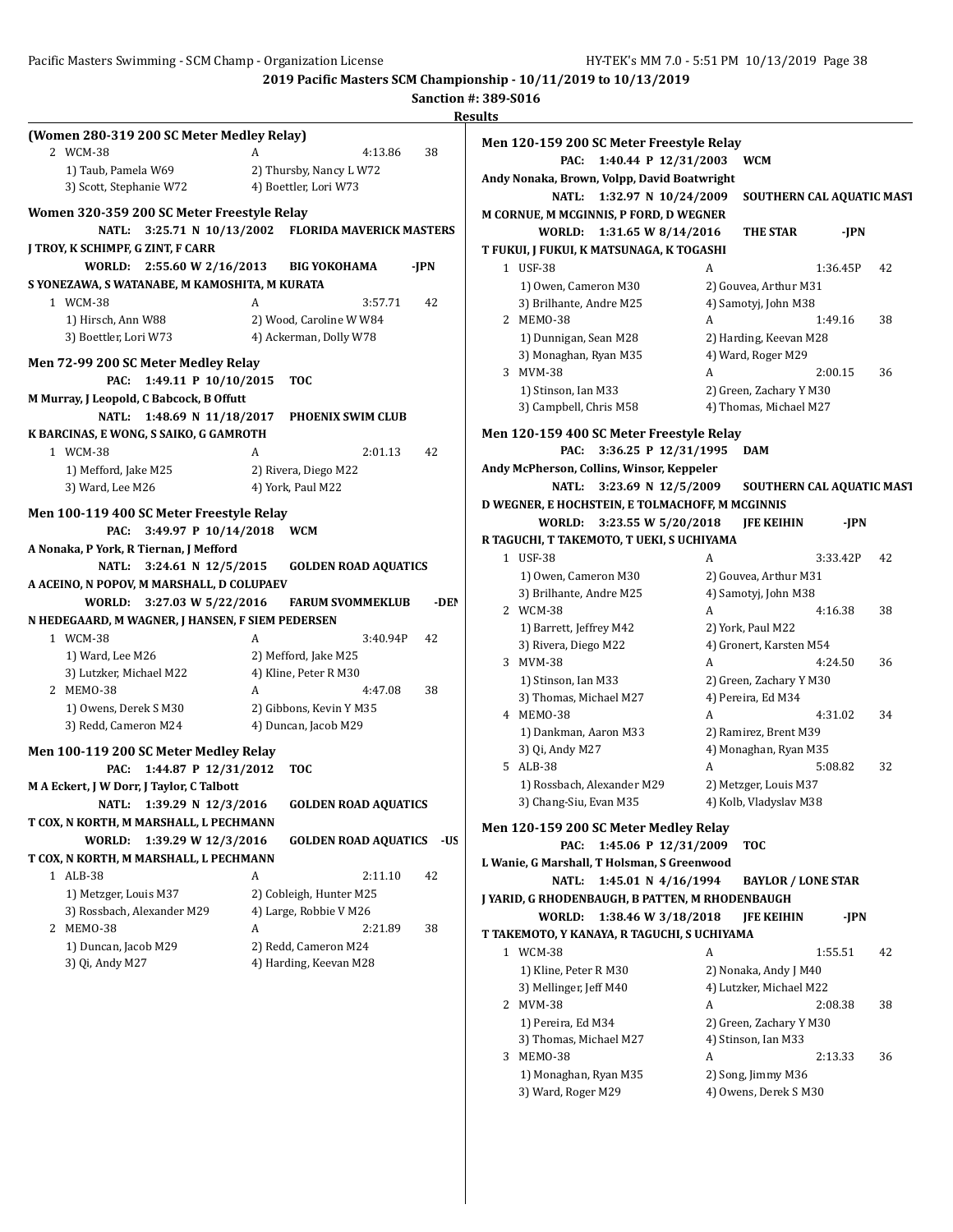**2019 Pacific Masters SCM Championship - 10/11/2019 to 10/13/2019**

**Sanction #: 389-S016**

**Results**

### (Women 280-319 200 SC Meter Medley Relay)

2 WCM-38 — A — 4:13.86 — 38
- 1) Taub, Pamela W69
- 2) Thursby, Nancy L W72
- 3) Scott, Stephanie W72
- 4) Boettler, Lori W73

### Women 320-359 200 SC Meter Freestyle Relay

**NATL: 3:25.71 N 10/13/2002 FLORIDA MAVERICK MASTERS**
J TROY, K SCHIMPF, G ZINT, F CARR

**WORLD: 2:55.60 W 2/16/2013 BIG YOKOHAMA -JPN**
S YONEZAWA, S WATANABE, M KAMOSHITA, M KURATA

1 WCM-38 — A — 3:57.71 — 42
- 1) Hirsch, Ann W88
- 2) Wood, Caroline W W84
- 3) Boettler, Lori W73
- 4) Ackerman, Dolly W78

### Men 72-99 200 SC Meter Medley Relay

**PAC: 1:49.11 P 10/10/2015 TOC**
M Murray, J Leopold, C Babcock, B Offutt

**NATL: 1:48.69 N 11/18/2017 PHOENIX SWIM CLUB**
K BARCINAS, E WONG, S SAIKO, G GAMROTH

1 WCM-38 — A — 2:01.13 — 42
- 1) Mefford, Jake M25
- 2) Rivera, Diego M22
- 3) Ward, Lee M26
- 4) York, Paul M22

### Men 100-119 400 SC Meter Freestyle Relay

**PAC: 3:49.97 P 10/14/2018 WCM**
A Nonaka, P York, R Tiernan, J Mefford

**NATL: 3:24.61 N 12/5/2015 GOLDEN ROAD AQUATICS**
A ACEINO, N POPOV, M MARSHALL, D COLUPAEV

**WORLD: 3:27.03 W 5/22/2016 FARUM SVOMMEKLUB -DEN**
N HEDEGAARD, M WAGNER, J HANSEN, F SIEM PEDERSEN

1 WCM-38 — A — 3:40.94P — 42
- 1) Ward, Lee M26
- 2) Mefford, Jake M25
- 3) Lutzker, Michael M22
- 4) Kline, Peter R M30

2 MEMO-38 — A — 4:47.08 — 38
- 1) Owens, Derek S M30
- 2) Gibbons, Kevin Y M35
- 3) Redd, Cameron M24
- 4) Duncan, Jacob M29

### Men 100-119 200 SC Meter Medley Relay

**PAC: 1:44.87 P 12/31/2012 TOC**
M A Eckert, J W Dorr, J Taylor, C Talbott

**NATL: 1:39.29 N 12/3/2016 GOLDEN ROAD AQUATICS**
T COX, N KORTH, M MARSHALL, L PECHMANN

**WORLD: 1:39.29 W 12/3/2016 GOLDEN ROAD AQUATICS -US**
T COX, N KORTH, M MARSHALL, L PECHMANN

1 ALB-38 — A — 2:11.10 — 42
- 1) Metzger, Louis M37
- 2) Cobleigh, Hunter M25
- 3) Rossbach, Alexander M29
- 4) Large, Robbie V M26

2 MEMO-38 — A — 2:21.89 — 38
- 1) Duncan, Jacob M29
- 2) Redd, Cameron M24
- 3) Qi, Andy M27
- 4) Harding, Keevan M28

### Men 120-159 200 SC Meter Freestyle Relay

**PAC: 1:40.44 P 12/31/2003 WCM**
Andy Nonaka, Brown, Volpp, David Boatwright

**NATL: 1:32.97 N 10/24/2009 SOUTHERN CAL AQUATIC MAST**
M CORNUE, M MCGINNIS, P FORD, D WEGNER

**WORLD: 1:31.65 W 8/14/2016 THE STAR -JPN**
T FUKUI, J FUKUI, K MATSUNAGA, K TOGASHI

1 USF-38 — A — 1:36.45P — 42
- 1) Owen, Cameron M30
- 2) Gouvea, Arthur M31
- 3) Brilhante, Andre M25
- 4) Samotyj, John M38

2 MEMO-38 — A — 1:49.16 — 38
- 1) Dunnigan, Sean M28
- 2) Harding, Keevan M28
- 3) Monaghan, Ryan M35
- 4) Ward, Roger M29

3 MVM-38 — A — 2:00.15 — 36
- 1) Stinson, Ian M33
- 2) Green, Zachary Y M30
- 3) Campbell, Chris M58
- 4) Thomas, Michael M27

### Men 120-159 400 SC Meter Freestyle Relay

**PAC: 3:36.25 P 12/31/1995 DAM**
Andy McPherson, Collins, Winsor, Keppeler

**NATL: 3:23.69 N 12/5/2009 SOUTHERN CAL AQUATIC MAST**
D WEGNER, E HOCHSTEIN, E TOLMACHOFF, M MCGINNIS

**WORLD: 3:23.55 W 5/20/2018 JFE KEIHIN -JPN**
R TAGUCHI, T TAKEMOTO, T UEKI, S UCHIYAMA

1 USF-38 — A — 3:33.42P — 42
- 1) Owen, Cameron M30
- 2) Gouvea, Arthur M31
- 3) Brilhante, Andre M25
- 4) Samotyj, John M38

2 WCM-38 — A — 4:16.38 — 38
- 1) Barrett, Jeffrey M42
- 2) York, Paul M22
- 3) Rivera, Diego M22
- 4) Gronert, Karsten M54

3 MVM-38 — A — 4:24.50 — 36
- 1) Stinson, Ian M33
- 2) Green, Zachary Y M30
- 3) Thomas, Michael M27
- 4) Pereira, Ed M34

4 MEMO-38 — A — 4:31.02 — 34
- 1) Dankman, Aaron M33
- 2) Ramirez, Brent M39
- 3) Qi, Andy M27
- 4) Monaghan, Ryan M35

5 ALB-38 — A — 5:08.82 — 32
- 1) Rossbach, Alexander M29
- 2) Metzger, Louis M37
- 3) Chang-Siu, Evan M35
- 4) Kolb, Vladyslav M38

### Men 120-159 200 SC Meter Medley Relay

**PAC: 1:45.06 P 12/31/2009 TOC**
L Wanie, G Marshall, T Holsman, S Greenwood

**NATL: 1:45.01 N 4/16/1994 BAYLOR / LONE STAR**
J YARID, G RHODENBAUGH, B PATTEN, M RHODENBAUGH

**WORLD: 1:38.46 W 3/18/2018 JFE KEIHIN -JPN**
T TAKEMOTO, Y KANAYA, R TAGUCHI, S UCHIYAMA

1 WCM-38 — A — 1:55.51 — 42
- 1) Kline, Peter R M30
- 2) Nonaka, Andy J M40
- 3) Mellinger, Jeff M40
- 4) Lutzker, Michael M22

2 MVM-38 — A — 2:08.38 — 38
- 1) Pereira, Ed M34
- 2) Green, Zachary Y M30
- 3) Thomas, Michael M27
- 4) Stinson, Ian M33

3 MEMO-38 — A — 2:13.33 — 36
- 1) Monaghan, Ryan M35
- 2) Song, Jimmy M36
- 3) Ward, Roger M29
- 4) Owens, Derek S M30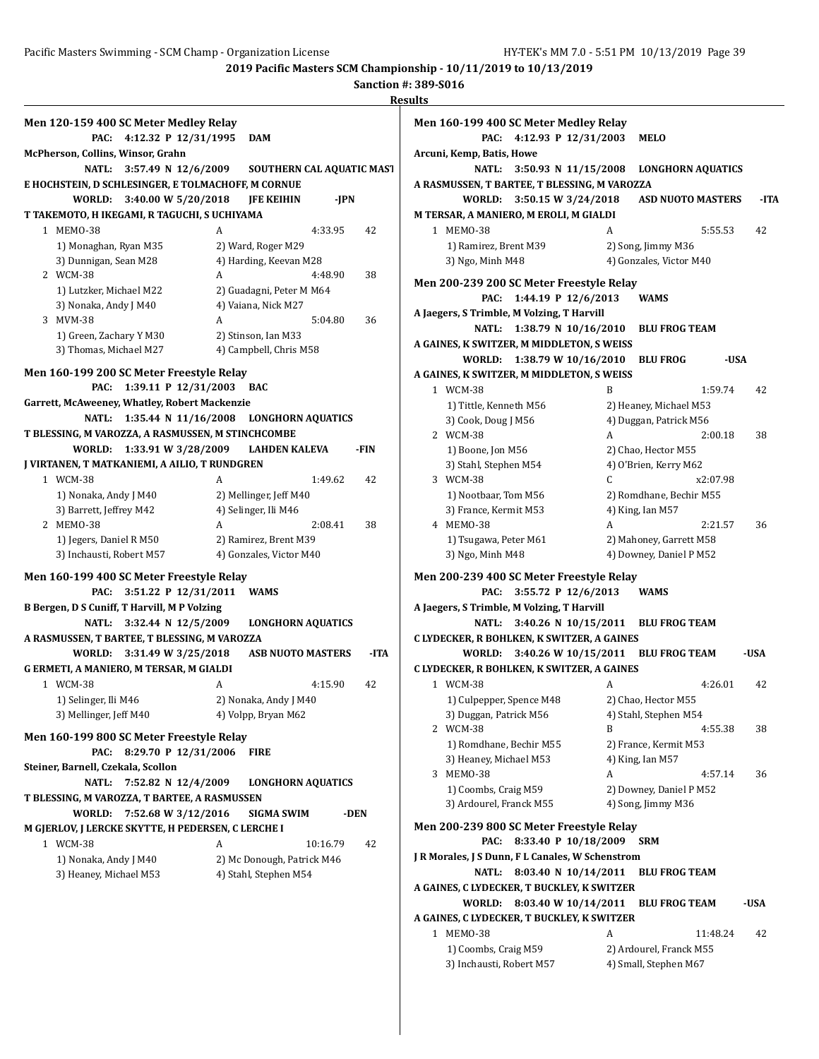## 2019 Pacific Masters SCM Championship - 10/11/2019 to 10/13/2019

**Sanction #: 389-S016**

**Results**

### Men 120-159 400 SC Meter Medley Relay

PAC: 4:12.32 P 12/31/1995 DAM
McPherson, Collins, Winsor, Grahn

NATL: 3:57.49 N 12/6/2009 SOUTHERN CAL AQUATIC MAST
E HOCHSTEIN, D SCHLESINGER, E TOLMACHOFF, M CORNUE

WORLD: 3:40.00 W 5/20/2018 JFE KEIHIN -JPN
T TAKEMOTO, H IKEGAMI, R TAGUCHI, S UCHIYAMA

1 MEMO-38 A 4:33.95 42
1) Monaghan, Ryan M35 2) Ward, Roger M29
3) Dunnigan, Sean M28 4) Harding, Keevan M28

2 WCM-38 A 4:48.90 38
1) Lutzker, Michael M22 2) Guadagni, Peter M M64
3) Nonaka, Andy J M40 4) Vaiana, Nick M27

3 MVM-38 A 5:04.80 36
1) Green, Zachary Y M30 2) Stinson, Ian M33
3) Thomas, Michael M27 4) Campbell, Chris M58

### Men 160-199 200 SC Meter Freestyle Relay

PAC: 1:39.11 P 12/31/2003 BAC
Garrett, McAweeney, Whatley, Robert Mackenzie

NATL: 1:35.44 N 11/16/2008 LONGHORN AQUATICS
T BLESSING, M VAROZZA, A RASMUSSEN, M STINCHCOMBE

WORLD: 1:33.91 W 3/28/2009 LAHDEN KALEVA -FIN
J VIRTANEN, T MATKANIEMI, A AILIO, T RUNDGREN

1 WCM-38 A 1:49.62 42
1) Nonaka, Andy J M40 2) Mellinger, Jeff M40
3) Barrett, Jeffrey M42 4) Selinger, Ili M46

2 MEMO-38 A 2:08.41 38
1) Jegers, Daniel R M50 2) Ramirez, Brent M39
3) Inchausti, Robert M57 4) Gonzales, Victor M40

### Men 160-199 400 SC Meter Freestyle Relay

PAC: 3:51.22 P 12/31/2011 WAMS
B Bergen, D S Cuniff, T Harvill, M P Volzing

NATL: 3:32.44 N 12/5/2009 LONGHORN AQUATICS
A RASMUSSEN, T BARTEE, T BLESSING, M VAROZZA

WORLD: 3:31.49 W 3/25/2018 ASB NUOTO MASTERS -ITA
G ERMETI, A MANIERO, M TERSAR, M GIALDI

1 WCM-38 A 4:15.90 42
1) Selinger, Ili M46 2) Nonaka, Andy J M40
3) Mellinger, Jeff M40 4) Volpp, Bryan M62

### Men 160-199 800 SC Meter Freestyle Relay

PAC: 8:29.70 P 12/31/2006 FIRE
Steiner, Barnell, Czekala, Scollon

NATL: 7:52.82 N 12/4/2009 LONGHORN AQUATICS
T BLESSING, M VAROZZA, T BARTEE, A RASMUSSEN

WORLD: 7:52.68 W 3/12/2016 SIGMA SWIM -DEN
M GJERLOV, J LERCKE SKYTTE, H PEDERSEN, C LERCHE I

1 WCM-38 A 10:16.79 42
1) Nonaka, Andy J M40 2) Mc Donough, Patrick M46
3) Heaney, Michael M53 4) Stahl, Stephen M54

### Men 160-199 400 SC Meter Medley Relay

PAC: 4:12.93 P 12/31/2003 MELO
Arcuni, Kemp, Batis, Howe

NATL: 3:50.93 N 11/15/2008 LONGHORN AQUATICS
A RASMUSSEN, T BARTEE, T BLESSING, M VAROZZA

WORLD: 3:50.15 W 3/24/2018 ASD NUOTO MASTERS -ITA
M TERSAR, A MANIERO, M EROLI, M GIALDI

1 MEMO-38 A 5:55.53 42
1) Ramirez, Brent M39 2) Song, Jimmy M36
3) Ngo, Minh M48 4) Gonzales, Victor M40

### Men 200-239 200 SC Meter Freestyle Relay

PAC: 1:44.19 P 12/6/2013 WAMS
A Jaegers, S Trimble, M Volzing, T Harvill

NATL: 1:38.79 N 10/16/2010 BLU FROG TEAM
A GAINES, K SWITZER, M MIDDLETON, S WEISS

WORLD: 1:38.79 W 10/16/2010 BLU FROG -USA
A GAINES, K SWITZER, M MIDDLETON, S WEISS

1 WCM-38 B 1:59.74 42
1) Tittle, Kenneth M56 2) Heaney, Michael M53
3) Cook, Doug J M56 4) Duggan, Patrick M56

2 WCM-38 A 2:00.18 38
1) Boone, Jon M56 2) Chao, Hector M55
3) Stahl, Stephen M54 4) O'Brien, Kerry M62

3 WCM-38 C x2:07.98
1) Nootbaar, Tom M56 2) Romdhane, Bechir M55
3) France, Kermit M53 4) King, Ian M57

4 MEMO-38 A 2:21.57 36
1) Tsugawa, Peter M61 2) Mahoney, Garrett M58
3) Ngo, Minh M48 4) Downey, Daniel P M52

### Men 200-239 400 SC Meter Freestyle Relay

PAC: 3:55.72 P 12/6/2013 WAMS
A Jaegers, S Trimble, M Volzing, T Harvill

NATL: 3:40.26 N 10/15/2011 BLU FROG TEAM
C LYDECKER, R BOHLKEN, K SWITZER, A GAINES

WORLD: 3:40.26 W 10/15/2011 BLU FROG TEAM -USA
C LYDECKER, R BOHLKEN, K SWITZER, A GAINES

1 WCM-38 A 4:26.01 42
1) Culpepper, Spence M48 2) Chao, Hector M55
3) Duggan, Patrick M56 4) Stahl, Stephen M54

2 WCM-38 B 4:55.38 38
1) Romdhane, Bechir M55 2) France, Kermit M53
3) Heaney, Michael M53 4) King, Ian M57

3 MEMO-38 A 4:57.14 36
1) Coombs, Craig M59 2) Downey, Daniel P M52
3) Ardourel, Franck M55 4) Song, Jimmy M36

### Men 200-239 800 SC Meter Freestyle Relay

PAC: 8:33.40 P 10/18/2009 SRM
J R Morales, J S Dunn, F L Canales, W Schenstrom

NATL: 8:03.40 N 10/14/2011 BLU FROG TEAM
A GAINES, C LYDECKER, T BUCKLEY, K SWITZER

WORLD: 8:03.40 W 10/14/2011 BLU FROG TEAM -USA
A GAINES, C LYDECKER, T BUCKLEY, K SWITZER

1 MEMO-38 A 11:48.24 42
1) Coombs, Craig M59 2) Ardourel, Franck M55
3) Inchausti, Robert M57 4) Small, Stephen M67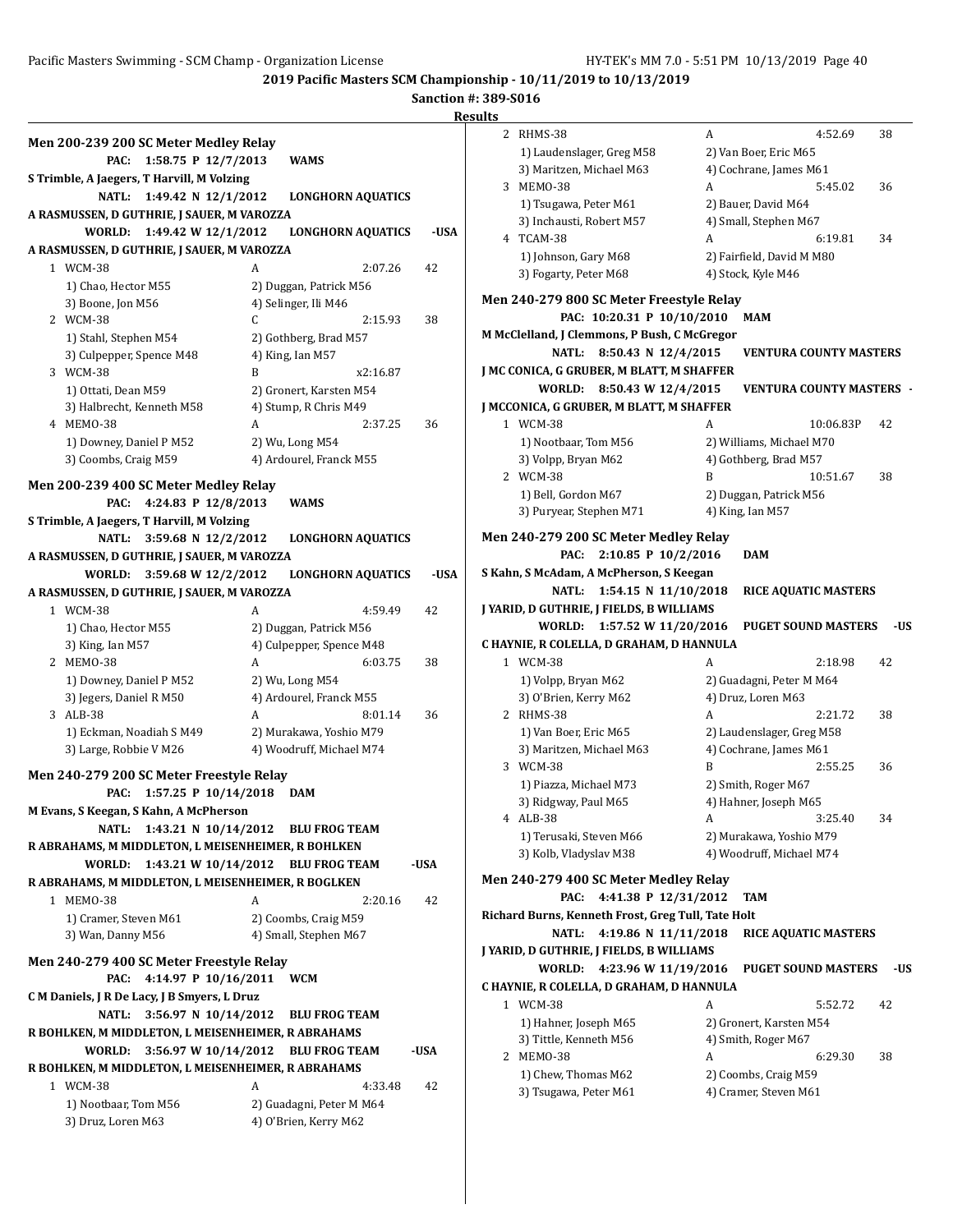**2019 Pacific Masters SCM Championship - 10/11/2019 to 10/13/2019**

**Sanction #: 389-S016**

**Results**

### Men 200-239 200 SC Meter Medley Relay

PAC: 1:58.75 P 12/7/2013 WAMS
S Trimble, A Jaegers, T Harvill, M Volzing

NATL: 1:49.42 N 12/1/2012 LONGHORN AQUATICS
A RASMUSSEN, D GUTHRIE, J SAUER, M VAROZZA

WORLD: 1:49.42 W 12/1/2012 LONGHORN AQUATICS -USA
A RASMUSSEN, D GUTHRIE, J SAUER, M VAROZZA

1 WCM-38 A 2:07.26 42
1) Chao, Hector M55 2) Duggan, Patrick M56
3) Boone, Jon M56 4) Selinger, Ili M46

2 WCM-38 C 2:15.93 38
1) Stahl, Stephen M54 2) Gothberg, Brad M57
3) Culpepper, Spence M48 4) King, Ian M57

3 WCM-38 B x2:16.87
1) Ottati, Dean M59 2) Gronert, Karsten M54
3) Halbrecht, Kenneth M58 4) Stump, R Chris M49

4 MEMO-38 A 2:37.25 36
1) Downey, Daniel P M52 2) Wu, Long M54
3) Coombs, Craig M59 4) Ardourel, Franck M55

### Men 200-239 400 SC Meter Medley Relay

PAC: 4:24.83 P 12/8/2013 WAMS
S Trimble, A Jaegers, T Harvill, M Volzing

NATL: 3:59.68 N 12/2/2012 LONGHORN AQUATICS
A RASMUSSEN, D GUTHRIE, J SAUER, M VAROZZA

WORLD: 3:59.68 W 12/2/2012 LONGHORN AQUATICS -USA
A RASMUSSEN, D GUTHRIE, J SAUER, M VAROZZA

1 WCM-38 A 4:59.49 42
1) Chao, Hector M55 2) Duggan, Patrick M56
3) King, Ian M57 4) Culpepper, Spence M48

2 MEMO-38 A 6:03.75 38
1) Downey, Daniel P M52 2) Wu, Long M54
3) Jegers, Daniel R M50 4) Ardourel, Franck M55

3 ALB-38 A 8:01.14 36
1) Eckman, Noadiah S M49 2) Murakawa, Yoshio M79
3) Large, Robbie V M26 4) Woodruff, Michael M74

### Men 240-279 200 SC Meter Freestyle Relay

PAC: 1:57.25 P 10/14/2018 DAM
M Evans, S Keegan, S Kahn, A McPherson

NATL: 1:43.21 N 10/14/2012 BLU FROG TEAM
R ABRAHAMS, M MIDDLETON, L MEISENHEIMER, R BOHLKEN

WORLD: 1:43.21 W 10/14/2012 BLU FROG TEAM -USA
R ABRAHAMS, M MIDDLETON, L MEISENHEIMER, R BOGLKEN

1 MEMO-38 A 2:20.16 42
1) Cramer, Steven M61 2) Coombs, Craig M59
3) Wan, Danny M56 4) Small, Stephen M67

### Men 240-279 400 SC Meter Freestyle Relay

PAC: 4:14.97 P 10/16/2011 WCM
C M Daniels, J R De Lacy, J B Smyers, L Druz

NATL: 3:56.97 N 10/14/2012 BLU FROG TEAM
R BOHLKEN, M MIDDLETON, L MEISENHEIMER, R ABRAHAMS

WORLD: 3:56.97 W 10/14/2012 BLU FROG TEAM -USA
R BOHLKEN, M MIDDLETON, L MEISENHEIMER, R ABRAHAMS

1 WCM-38 A 4:33.48 42
1) Nootbaar, Tom M56 2) Guadagni, Peter M M64
3) Druz, Loren M63 4) O'Brien, Kerry M62

2 RHMS-38 A 4:52.69 38
1) Laudenslager, Greg M58 2) Van Boer, Eric M65
3) Maritzen, Michael M63 4) Cochrane, James M61

3 MEMO-38 A 5:45.02 36
1) Tsugawa, Peter M61 2) Bauer, David M64
3) Inchausti, Robert M57 4) Small, Stephen M67

4 TCAM-38 A 6:19.81 34
1) Johnson, Gary M68 2) Fairfield, David M M80
3) Fogarty, Peter M68 4) Stock, Kyle M46

### Men 240-279 800 SC Meter Freestyle Relay

PAC: 10:20.31 P 10/10/2010 MAM
M McClelland, J Clemmons, P Bush, C McGregor

NATL: 8:50.43 N 12/4/2015 VENTURA COUNTY MASTERS
J MC CONICA, G GRUBER, M BLATT, M SHAFFER

WORLD: 8:50.43 W 12/4/2015 VENTURA COUNTY MASTERS -
J MCCONICA, G GRUBER, M BLATT, M SHAFFER

1 WCM-38 A 10:06.83P 42
1) Nootbaar, Tom M56 2) Williams, Michael M70
3) Volpp, Bryan M62 4) Gothberg, Brad M57

2 WCM-38 B 10:51.67 38
1) Bell, Gordon M67 2) Duggan, Patrick M56
3) Puryear, Stephen M71 4) King, Ian M57

### Men 240-279 200 SC Meter Medley Relay

PAC: 2:10.85 P 10/2/2016 DAM
S Kahn, S McAdam, A McPherson, S Keegan

NATL: 1:54.15 N 11/10/2018 RICE AQUATIC MASTERS
J YARID, D GUTHRIE, J FIELDS, B WILLIAMS

WORLD: 1:57.52 W 11/20/2016 PUGET SOUND MASTERS -US
C HAYNIE, R COLELLA, D GRAHAM, D HANNULA

1 WCM-38 A 2:18.98 42
1) Volpp, Bryan M62 2) Guadagni, Peter M M64
3) O'Brien, Kerry M62 4) Druz, Loren M63

2 RHMS-38 A 2:21.72 38
1) Van Boer, Eric M65 2) Laudenslager, Greg M58
3) Maritzen, Michael M63 4) Cochrane, James M61

3 WCM-38 B 2:55.25 36
1) Piazza, Michael M73 2) Smith, Roger M67
3) Ridgway, Paul M65 4) Hahner, Joseph M65

4 ALB-38 A 3:25.40 34
1) Terusaki, Steven M66 2) Murakawa, Yoshio M79
3) Kolb, Vladyslav M38 4) Woodruff, Michael M74

### Men 240-279 400 SC Meter Medley Relay

PAC: 4:41.38 P 12/31/2012 TAM
Richard Burns, Kenneth Frost, Greg Tull, Tate Holt

NATL: 4:19.86 N 11/11/2018 RICE AQUATIC MASTERS
J YARID, D GUTHRIE, J FIELDS, B WILLIAMS

WORLD: 4:23.96 W 11/19/2016 PUGET SOUND MASTERS -US
C HAYNIE, R COLELLA, D GRAHAM, D HANNULA

1 WCM-38 A 5:52.72 42
1) Hahner, Joseph M65 2) Gronert, Karsten M54
3) Tittle, Kenneth M56 4) Smith, Roger M67

2 MEMO-38 A 6:29.30 38
1) Chew, Thomas M62 2) Coombs, Craig M59
3) Tsugawa, Peter M61 4) Cramer, Steven M61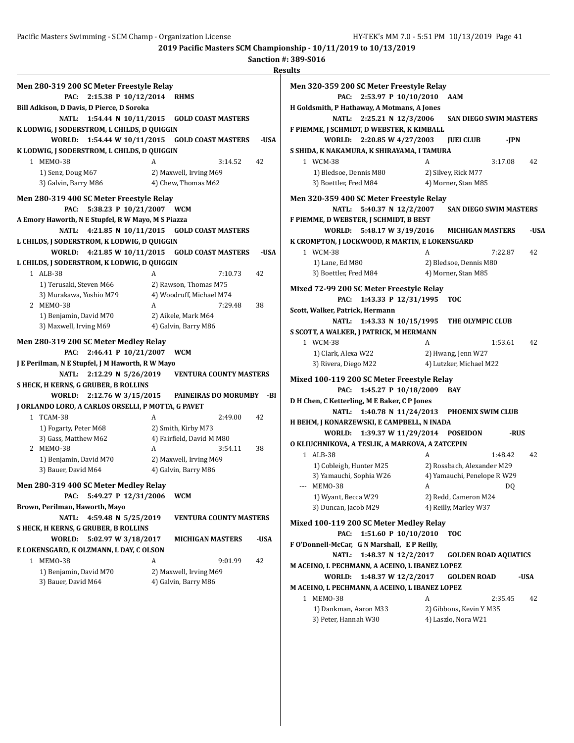**2019 Pacific Masters SCM Championship - 10/11/2019 to 10/13/2019**

**Sanction #: 389-S016**

**Results**

### Men 280-319 200 SC Meter Freestyle Relay

PAC: 2:15.38 P 10/12/2014 RHMS
Bill Adkison, D Davis, D Pierce, D Soroka

NATL: 1:54.44 N 10/11/2015 GOLD COAST MASTERS
K LODWIG, J SODERSTROM, L CHILDS, D QUIGGIN

WORLD: 1:54.44 W 10/11/2015 GOLD COAST MASTERS -USA
K LODWIG, J SODERSTROM, L CHILDS, D QUIGGIN

1 MEMO-38 A 3:14.52 42
1) Senz, Doug M67 2) Maxwell, Irving M69
3) Galvin, Barry M86 4) Chew, Thomas M62

### Men 280-319 400 SC Meter Freestyle Relay

PAC: 5:38.23 P 10/21/2007 WCM
A Emory Haworth, N E Stupfel, R W Mayo, M S Piazza

NATL: 4:21.85 N 10/11/2015 GOLD COAST MASTERS
L CHILDS, J SODERSTROM, K LODWIG, D QUIGGIN

WORLD: 4:21.85 W 10/11/2015 GOLD COAST MASTERS -USA
L CHILDS, J SODERSTROM, K LODWIG, D QUIGGIN

1 ALB-38 A 7:10.73 42
1) Terusaki, Steven M66 2) Rawson, Thomas M75
3) Murakawa, Yoshio M79 4) Woodruff, Michael M74

2 MEMO-38 A 7:29.48 38
1) Benjamin, David M70 2) Aikele, Mark M64
3) Maxwell, Irving M69 4) Galvin, Barry M86

### Men 280-319 200 SC Meter Medley Relay

PAC: 2:46.41 P 10/21/2007 WCM
J E Perilman, N E Stupfel, J M Haworth, R W Mayo

NATL: 2:12.29 N 5/26/2019 VENTURA COUNTY MASTERS
S HECK, H KERNS, G GRUBER, B ROLLINS

WORLD: 2:12.76 W 3/15/2015 PAINEIRAS DO MORUMBY -BI
J ORLANDO LORO, A CARLOS ORSELLI, P MOTTA, G PAVET

1 TCAM-38 A 2:49.00 42
1) Fogarty, Peter M68 2) Smith, Kirby M73
3) Gass, Matthew M62 4) Fairfield, David M M80

2 MEMO-38 A 3:54.11 38
1) Benjamin, David M70 2) Maxwell, Irving M69
3) Bauer, David M64 4) Galvin, Barry M86

### Men 280-319 400 SC Meter Medley Relay

PAC: 5:49.27 P 12/31/2006 WCM
Brown, Perilman, Haworth, Mayo

NATL: 4:59.48 N 5/25/2019 VENTURA COUNTY MASTERS
S HECK, H KERNS, G GRUBER, B ROLLINS

WORLD: 5:02.97 W 3/18/2017 MICHIGAN MASTERS -USA
E LOKENSGARD, K OLZMANN, L DAY, C OLSON

1 MEMO-38 A 9:01.99 42
1) Benjamin, David M70 2) Maxwell, Irving M69
3) Bauer, David M64 4) Galvin, Barry M86

### Men 320-359 200 SC Meter Freestyle Relay

PAC: 2:53.97 P 10/10/2010 AAM
H Goldsmith, P Hathaway, A Motmans, A Jones

NATL: 2:25.21 N 12/3/2006 SAN DIEGO SWIM MASTERS
F PIEMME, J SCHMIDT, D WEBSTER, K KIMBALL

WORLD: 2:20.85 W 4/27/2003 JUEI CLUB -JPN
S SHIDA, K NAKAMURA, K SHIRAYAMA, I TAMURA

1 WCM-38 A 3:17.08 42
1) Bledsoe, Dennis M80 2) Silvey, Rick M77
3) Boettler, Fred M84 4) Morner, Stan M85

### Men 320-359 400 SC Meter Freestyle Relay

NATL: 5:40.37 N 12/2/2007 SAN DIEGO SWIM MASTERS
F PIEMME, D WEBSTER, J SCHMIDT, B BEST

WORLD: 5:48.17 W 3/19/2016 MICHIGAN MASTERS -USA
K CROMPTON, J LOCKWOOD, R MARTIN, E LOKENSGARD

1 WCM-38 A 7:22.87 42
1) Lane, Ed M80 2) Bledsoe, Dennis M80
3) Boettler, Fred M84 4) Morner, Stan M85

### Mixed 72-99 200 SC Meter Freestyle Relay

PAC: 1:43.33 P 12/31/1995 TOC
Scott, Walker, Patrick, Hermann

NATL: 1:43.33 N 10/15/1995 THE OLYMPIC CLUB
S SCOTT, A WALKER, J PATRICK, M HERMANN

1 WCM-38 A 1:53.61 42
1) Clark, Alexa W22 2) Hwang, Jenn W27
3) Rivera, Diego M22 4) Lutzker, Michael M22

### Mixed 100-119 200 SC Meter Freestyle Relay

PAC: 1:45.27 P 10/18/2009 BAY
D H Chen, C Ketterling, M E Baker, C P Jones

NATL: 1:40.78 N 11/24/2013 PHOENIX SWIM CLUB
H BEHM, J KONARZEWSKI, E CAMPBELL, N INADA

WORLD: 1:39.37 W 11/29/2014 POSEIDON -RUS
O KLIUCHNIKOVA, A TESLIK, A MARKOVA, A ZATCEPIN

1 ALB-38 A 1:48.42 42
1) Cobleigh, Hunter M25 2) Rossbach, Alexander M29
3) Yamauchi, Sophia W26 4) Yamauchi, Penelope R W29

--- MEMO-38 A DQ
1) Wyant, Becca W29 2) Redd, Cameron M24
3) Duncan, Jacob M29 4) Reilly, Marley W37

### Mixed 100-119 200 SC Meter Medley Relay

PAC: 1:51.60 P 10/10/2010 TOC
F O'Donnell-McCar, G N Marshall, E P Reilly,

NATL: 1:48.37 N 12/2/2017 GOLDEN ROAD AQUATICS
M ACEINO, L PECHMANN, A ACEINO, L IBANEZ LOPEZ

WORLD: 1:48.37 W 12/2/2017 GOLDEN ROAD -USA
M ACEINO, L PECHMANN, A ACEINO, L IBANEZ LOPEZ

1 MEMO-38 A 2:35.45 42
1) Dankman, Aaron M33 2) Gibbons, Kevin Y M35
3) Peter, Hannah W30 4) Laszlo, Nora W21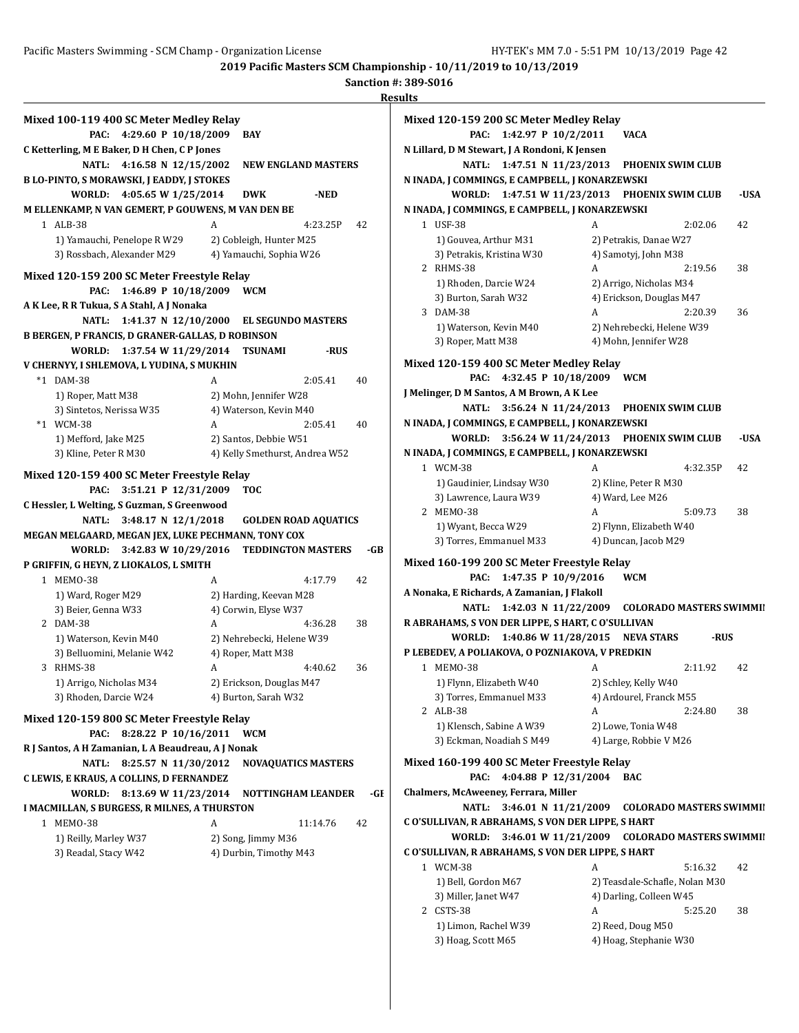**2019 Pacific Masters SCM Championship - 10/11/2019 to 10/13/2019**

**Sanction #: 389-S016**

**Results**

### Mixed 100-119 400 SC Meter Medley Relay

**PAC: 4:29.60 P 10/18/2009 BAY**
C Ketterling, M E Baker, D H Chen, C P Jones

**NATL: 4:16.58 N 12/15/2002 NEW ENGLAND MASTERS**
B LO-PINTO, S MORAWSKI, J EADDY, J STOKES

**WORLD: 4:05.65 W 1/25/2014 DWK -NED**
M ELLENKAMP, N VAN GEMERT, P GOUWENS, M VAN DEN BE

| Place | Team | Relay | Time | Points |
|---|---|---|---|---|
| 1 | ALB-38 | A | 4:23.25P | 42 |
| | 1) Yamauchi, Penelope R W29 | 2) Cobleigh, Hunter M25 | | |
| | 3) Rossbach, Alexander M29 | 4) Yamauchi, Sophia W26 | | |

### Mixed 120-159 200 SC Meter Freestyle Relay

**PAC: 1:46.89 P 10/18/2009 WCM**
A K Lee, R R Tukua, S A Stahl, A J Nonaka

**NATL: 1:41.37 N 12/10/2000 EL SEGUNDO MASTERS**
B BERGEN, P FRANCIS, D GRANER-GALLAS, D ROBINSON

**WORLD: 1:37.54 W 11/29/2014 TSUNAMI -RUS**
V CHERNYY, I SHLEMOVA, L YUDINA, S MUKHIN

| Place | Team | Relay | Time | Points |
|---|---|---|---|---|
| *1 | DAM-38 | A | 2:05.41 | 40 |
| | 1) Roper, Matt M38 | 2) Mohn, Jennifer W28 | | |
| | 3) Sintetos, Nerissa W35 | 4) Waterson, Kevin M40 | | |
| *1 | WCM-38 | A | 2:05.41 | 40 |
| | 1) Mefford, Jake M25 | 2) Santos, Debbie W51 | | |
| | 3) Kline, Peter R M30 | 4) Kelly Smethurst, Andrea W52 | | |

### Mixed 120-159 400 SC Meter Freestyle Relay

**PAC: 3:51.21 P 12/31/2009 TOC**
C Hessler, L Welting, S Guzman, S Greenwood

**NATL: 3:48.17 N 12/1/2018 GOLDEN ROAD AQUATICS**
MEGAN MELGAARD, MEGAN JEX, LUKE PECHMANN, TONY COX

**WORLD: 3:42.83 W 10/29/2016 TEDDINGTON MASTERS -GB**
P GRIFFIN, G HEYN, Z LIOKALOS, L SMITH

| Place | Team | Relay | Time | Points |
|---|---|---|---|---|
| 1 | MEMO-38 | A | 4:17.79 | 42 |
| | 1) Ward, Roger M29 | 2) Harding, Keevan M28 | | |
| | 3) Beier, Genna W33 | 4) Corwin, Elyse W37 | | |
| 2 | DAM-38 | A | 4:36.28 | 38 |
| | 1) Waterson, Kevin M40 | 2) Nehrebecki, Helene W39 | | |
| | 3) Belluomini, Melanie W42 | 4) Roper, Matt M38 | | |
| 3 | RHMS-38 | A | 4:40.62 | 36 |
| | 1) Arrigo, Nicholas M34 | 2) Erickson, Douglas M47 | | |
| | 3) Rhoden, Darcie W24 | 4) Burton, Sarah W32 | | |

### Mixed 120-159 800 SC Meter Freestyle Relay

**PAC: 8:28.22 P 10/16/2011 WCM**
R J Santos, A H Zamanian, L A Beaudreau, A J Nonak

**NATL: 8:25.57 N 11/30/2012 NOVAQUATICS MASTERS**
C LEWIS, E KRAUS, A COLLINS, D FERNANDEZ

**WORLD: 8:13.69 W 11/23/2014 NOTTINGHAM LEANDER -GI**
I MACMILLAN, S BURGESS, R MILNES, A THURSTON

| Place | Team | Relay | Time | Points |
|---|---|---|---|---|
| 1 | MEMO-38 | A | 11:14.76 | 42 |
| | 1) Reilly, Marley W37 | 2) Song, Jimmy M36 | | |
| | 3) Readal, Stacy W42 | 4) Durbin, Timothy M43 | | |

### Mixed 120-159 200 SC Meter Medley Relay

**PAC: 1:42.97 P 10/2/2011 VACA**
N Lillard, D M Stewart, J A Rondoni, K Jensen

**NATL: 1:47.51 N 11/23/2013 PHOENIX SWIM CLUB**
N INADA, J COMMINGS, E CAMPBELL, J KONARZEWSKI

**WORLD: 1:47.51 W 11/23/2013 PHOENIX SWIM CLUB -USA**
N INADA, J COMMINGS, E CAMPBELL, J KONARZEWSKI

| Place | Team | Relay | Time | Points |
|---|---|---|---|---|
| 1 | USF-38 | A | 2:02.06 | 42 |
| | 1) Gouvea, Arthur M31 | 2) Petrakis, Danae W27 | | |
| | 3) Petrakis, Kristina W30 | 4) Samotyj, John M38 | | |
| 2 | RHMS-38 | A | 2:19.56 | 38 |
| | 1) Rhoden, Darcie W24 | 2) Arrigo, Nicholas M34 | | |
| | 3) Burton, Sarah W32 | 4) Erickson, Douglas M47 | | |
| 3 | DAM-38 | A | 2:20.39 | 36 |
| | 1) Waterson, Kevin M40 | 2) Nehrebecki, Helene W39 | | |
| | 3) Roper, Matt M38 | 4) Mohn, Jennifer W28 | | |

### Mixed 120-159 400 SC Meter Medley Relay

**PAC: 4:32.45 P 10/18/2009 WCM**
J Melinger, D M Santos, A M Brown, A K Lee

**NATL: 3:56.24 N 11/24/2013 PHOENIX SWIM CLUB**
N INADA, J COMMINGS, E CAMPBELL, J KONARZEWSKI

**WORLD: 3:56.24 W 11/24/2013 PHOENIX SWIM CLUB -USA**
N INADA, J COMMINGS, E CAMPBELL, J KONARZEWSKI

| Place | Team | Relay | Time | Points |
|---|---|---|---|---|
| 1 | WCM-38 | A | 4:32.35P | 42 |
| | 1) Gaudinier, Lindsay W30 | 2) Kline, Peter R M30 | | |
| | 3) Lawrence, Laura W39 | 4) Ward, Lee M26 | | |
| 2 | MEMO-38 | A | 5:09.73 | 38 |
| | 1) Wyant, Becca W29 | 2) Flynn, Elizabeth W40 | | |
| | 3) Torres, Emmanuel M33 | 4) Duncan, Jacob M29 | | |

### Mixed 160-199 200 SC Meter Freestyle Relay

**PAC: 1:47.35 P 10/9/2016 WCM**
A Nonaka, E Richards, A Zamanian, J Flakoll

**NATL: 1:42.03 N 11/22/2009 COLORADO MASTERS SWIMMI**
R ABRAHAMS, S VON DER LIPPE, S HART, C O'SULLIVAN

**WORLD: 1:40.86 W 11/28/2015 NEVA STARS -RUS**
P LEBEDEV, A POLIAKOVA, O POZNIAKOVA, V PREDKIN

| Place | Team | Relay | Time | Points |
|---|---|---|---|---|
| 1 | MEMO-38 | A | 2:11.92 | 42 |
| | 1) Flynn, Elizabeth W40 | 2) Schley, Kelly W40 | | |
| | 3) Torres, Emmanuel M33 | 4) Ardourel, Franck M55 | | |
| 2 | ALB-38 | A | 2:24.80 | 38 |
| | 1) Klensch, Sabine A W39 | 2) Lowe, Tonia W48 | | |
| | 3) Eckman, Noadiah S M49 | 4) Large, Robbie V M26 | | |

### Mixed 160-199 400 SC Meter Freestyle Relay

**PAC: 4:04.88 P 12/31/2004 BAC**
Chalmers, McAweeney, Ferrara, Miller

**NATL: 3:46.01 N 11/21/2009 COLORADO MASTERS SWIMMI**
C O'SULLIVAN, R ABRAHAMS, S VON DER LIPPE, S HART

**WORLD: 3:46.01 W 11/21/2009 COLORADO MASTERS SWIMMI**
C O'SULLIVAN, R ABRAHAMS, S VON DER LIPPE, S HART

| Place | Team | Relay | Time | Points |
|---|---|---|---|---|
| 1 | WCM-38 | A | 5:16.32 | 42 |
| | 1) Bell, Gordon M67 | 2) Teasdale-Schafle, Nolan M30 | | |
| | 3) Miller, Janet W47 | 4) Darling, Colleen W45 | | |
| 2 | CSTS-38 | A | 5:25.20 | 38 |
| | 1) Limon, Rachel W39 | 2) Reed, Doug M50 | | |
| | 3) Hoag, Scott M65 | 4) Hoag, Stephanie W30 | | |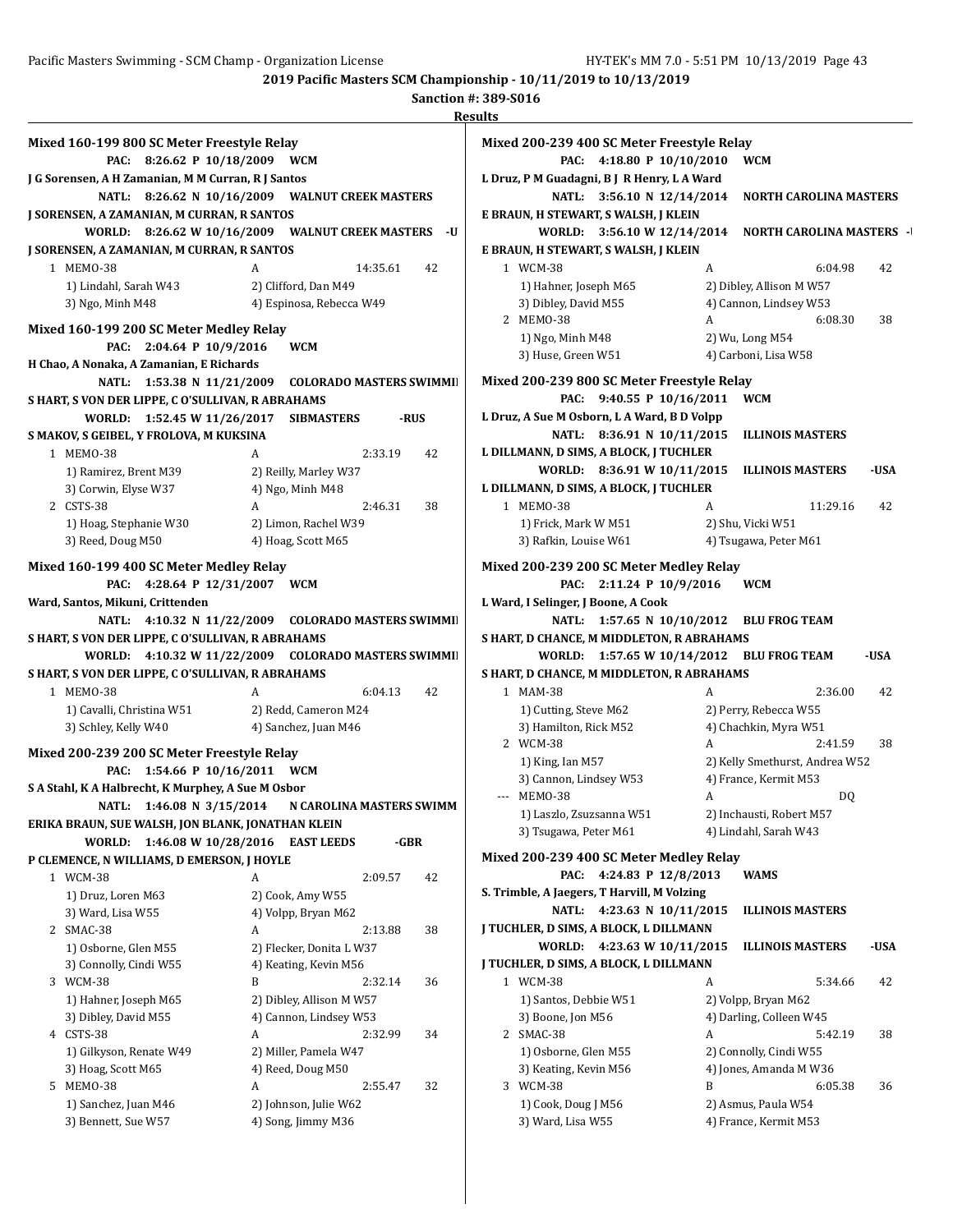2019 Pacific Masters SCM Championship - 10/11/2019 to 10/13/2019

Sanction #: 389-S016

**Results**

### Mixed 160-199 800 SC Meter Freestyle Relay

PAC: 8:26.62 P 10/18/2009 WCM
J G Sorensen, A H Zamanian, M M Curran, R J Santos

NATL: 8:26.62 N 10/16/2009 WALNUT CREEK MASTERS
J SORENSEN, A ZAMANIAN, M CURRAN, R SANTOS

WORLD: 8:26.62 W 10/16/2009 WALNUT CREEK MASTERS -U
J SORENSEN, A ZAMANIAN, M CURRAN, R SANTOS

1 MEMO-38 A 14:35.61 42
1) Lindahl, Sarah W43 2) Clifford, Dan M49
3) Ngo, Minh M48 4) Espinosa, Rebecca W49

### Mixed 160-199 200 SC Meter Medley Relay

PAC: 2:04.64 P 10/9/2016 WCM
H Chao, A Nonaka, A Zamanian, E Richards

NATL: 1:53.38 N 11/21/2009 COLORADO MASTERS SWIMMI
S HART, S VON DER LIPPE, C O'SULLIVAN, R ABRAHAMS

WORLD: 1:52.45 W 11/26/2017 SIBMASTERS -RUS
S MAKOV, S GEIBEL, Y FROLOVA, M KUKSINA

1 MEMO-38 A 2:33.19 42
1) Ramirez, Brent M39 2) Reilly, Marley W37
3) Corwin, Elyse W37 4) Ngo, Minh M48

2 CSTS-38 A 2:46.31 38
1) Hoag, Stephanie W30 2) Limon, Rachel W39
3) Reed, Doug M50 4) Hoag, Scott M65

### Mixed 160-199 400 SC Meter Medley Relay

PAC: 4:28.64 P 12/31/2007 WCM
Ward, Santos, Mikuni, Crittenden

NATL: 4:10.32 N 11/22/2009 COLORADO MASTERS SWIMMI
S HART, S VON DER LIPPE, C O'SULLIVAN, R ABRAHAMS

WORLD: 4:10.32 W 11/22/2009 COLORADO MASTERS SWIMMI
S HART, S VON DER LIPPE, C O'SULLIVAN, R ABRAHAMS

1 MEMO-38 A 6:04.13 42
1) Cavalli, Christina W51 2) Redd, Cameron M24
3) Schley, Kelly W40 4) Sanchez, Juan M46

### Mixed 200-239 200 SC Meter Freestyle Relay

PAC: 1:54.66 P 10/16/2011 WCM
S A Stahl, K A Halbrecht, K Murphey, A Sue M Osbor

NATL: 1:46.08 N 3/15/2014 N CAROLINA MASTERS SWIMM
ERIKA BRAUN, SUE WALSH, JON BLANK, JONATHAN KLEIN

WORLD: 1:46.08 W 10/28/2016 EAST LEEDS -GBR
P CLEMENCE, N WILLIAMS, D EMERSON, J HOYLE

1 WCM-38 A 2:09.57 42
1) Druz, Loren M63 2) Cook, Amy W55
3) Ward, Lisa W55 4) Volpp, Bryan M62

2 SMAC-38 A 2:13.88 38
1) Osborne, Glen M55 2) Flecker, Donita L W37
3) Connolly, Cindi W55 4) Keating, Kevin M56

3 WCM-38 B 2:32.14 36
1) Hahner, Joseph M65 2) Dibley, Allison M W57
3) Dibley, David M55 4) Cannon, Lindsey W53

4 CSTS-38 A 2:32.99 34
1) Gilkyson, Renate W49 2) Miller, Pamela W47
3) Hoag, Scott M65 4) Reed, Doug M50

5 MEMO-38 A 2:55.47 32
1) Sanchez, Juan M46 2) Johnson, Julie W62
3) Bennett, Sue W57 4) Song, Jimmy M36

### Mixed 200-239 400 SC Meter Freestyle Relay

PAC: 4:18.80 P 10/10/2010 WCM
L Druz, P M Guadagni, B J R Henry, L A Ward

NATL: 3:56.10 N 12/14/2014 NORTH CAROLINA MASTERS
E BRAUN, H STEWART, S WALSH, J KLEIN

WORLD: 3:56.10 W 12/14/2014 NORTH CAROLINA MASTERS -
E BRAUN, H STEWART, S WALSH, J KLEIN

1 WCM-38 A 6:04.98 42
1) Hahner, Joseph M65 2) Dibley, Allison M W57
3) Dibley, David M55 4) Cannon, Lindsey W53

2 MEMO-38 A 6:08.30 38
1) Ngo, Minh M48 2) Wu, Long M54
3) Huse, Green W51 4) Carboni, Lisa W58

### Mixed 200-239 800 SC Meter Freestyle Relay

PAC: 9:40.55 P 10/16/2011 WCM
L Druz, A Sue M Osborn, L A Ward, B D Volpp

NATL: 8:36.91 N 10/11/2015 ILLINOIS MASTERS
L DILLMANN, D SIMS, A BLOCK, J TUCHLER

WORLD: 8:36.91 W 10/11/2015 ILLINOIS MASTERS -USA
L DILLMANN, D SIMS, A BLOCK, J TUCHLER

1 MEMO-38 A 11:29.16 42
1) Frick, Mark W M51 2) Shu, Vicki W51
3) Rafkin, Louise W61 4) Tsugawa, Peter M61

### Mixed 200-239 200 SC Meter Medley Relay

PAC: 2:11.24 P 10/9/2016 WCM
L Ward, I Selinger, J Boone, A Cook

NATL: 1:57.65 N 10/10/2012 BLU FROG TEAM
S HART, D CHANCE, M MIDDLETON, R ABRAHAMS

WORLD: 1:57.65 W 10/14/2012 BLU FROG TEAM -USA
S HART, D CHANCE, M MIDDLETON, R ABRAHAMS

1 MAM-38 A 2:36.00 42
1) Cutting, Steve M62 2) Perry, Rebecca W55
3) Hamilton, Rick M52 4) Chachkin, Myra W51

2 WCM-38 A 2:41.59 38
1) King, Ian M57 2) Kelly Smethurst, Andrea W52
3) Cannon, Lindsey W53 4) France, Kermit M53

--- MEMO-38 A DQ
1) Laszlo, Zsuzsanna W51 2) Inchausti, Robert M57
3) Tsugawa, Peter M61 4) Lindahl, Sarah W43

### Mixed 200-239 400 SC Meter Medley Relay

PAC: 4:24.83 P 12/8/2013 WAMS
S. Trimble, A Jaegers, T Harvill, M Volzing

NATL: 4:23.63 N 10/11/2015 ILLINOIS MASTERS
J TUCHLER, D SIMS, A BLOCK, L DILLMANN

WORLD: 4:23.63 W 10/11/2015 ILLINOIS MASTERS -USA
J TUCHLER, D SIMS, A BLOCK, L DILLMANN

1 WCM-38 A 5:34.66 42
1) Santos, Debbie W51 2) Volpp, Bryan M62
3) Boone, Jon M56 4) Darling, Colleen W45

2 SMAC-38 A 5:42.19 38
1) Osborne, Glen M55 2) Connolly, Cindi W55
3) Keating, Kevin M56 4) Jones, Amanda M W36

3 WCM-38 B 6:05.38 36
1) Cook, Doug J M56 2) Asmus, Paula W54
3) Ward, Lisa W55 4) France, Kermit M53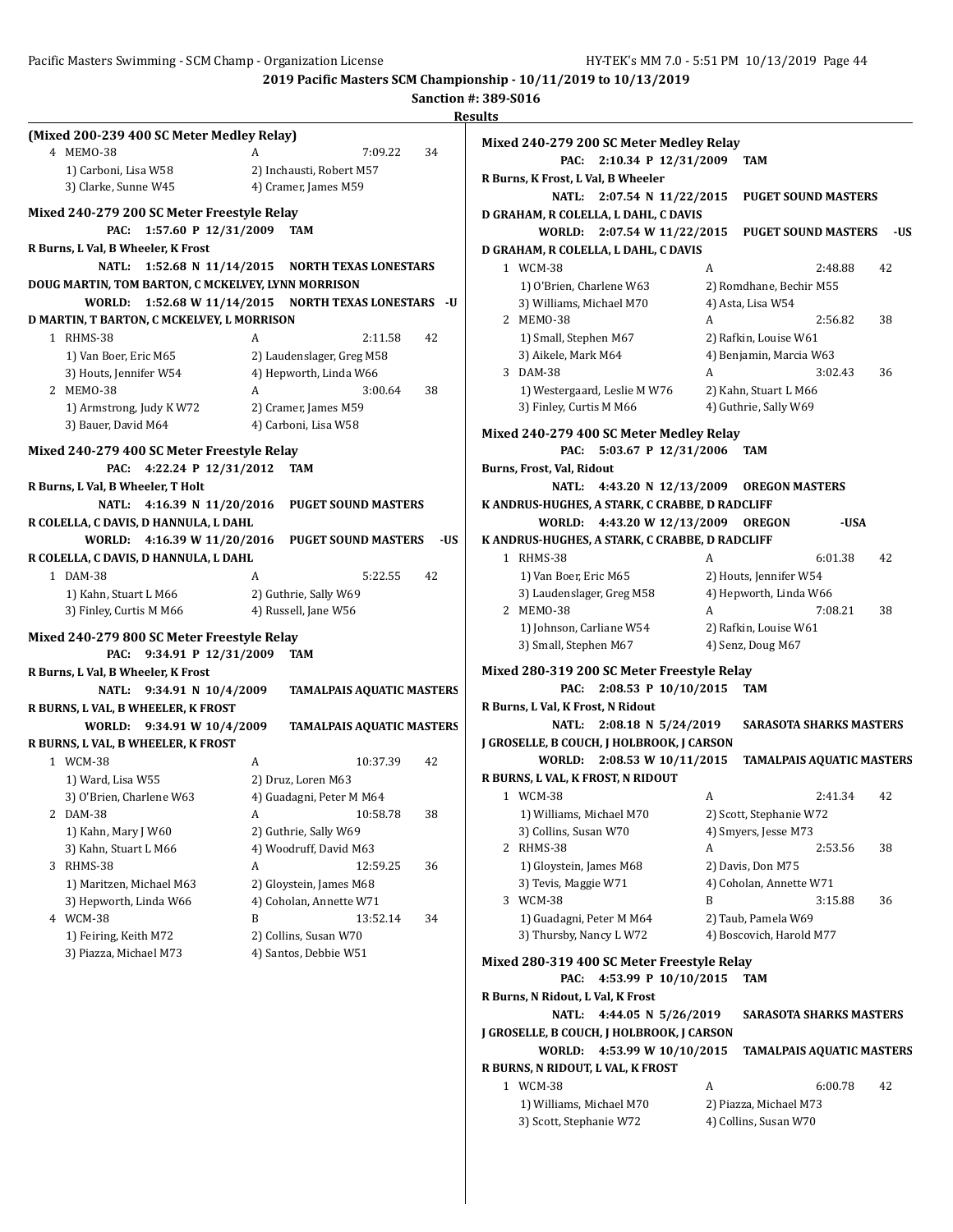**2019 Pacific Masters SCM Championship - 10/11/2019 to 10/13/2019**

**Sanction #: 389-S016**

**Results**

### (Mixed 200-239 400 SC Meter Medley Relay)

4 MEMO-38 A 7:09.22 34
1) Carboni, Lisa W58 2) Inchausti, Robert M57
3) Clarke, Sunne W45 4) Cramer, James M59

### Mixed 240-279 200 SC Meter Freestyle Relay

PAC: 1:57.60 P 12/31/2009 TAM
R Burns, L Val, B Wheeler, K Frost
NATL: 1:52.68 N 11/14/2015 NORTH TEXAS LONESTARS
DOUG MARTIN, TOM BARTON, C MCKELVEY, LYNN MORRISON
WORLD: 1:52.68 W 11/14/2015 NORTH TEXAS LONESTARS -U
D MARTIN, T BARTON, C MCKELVEY, L MORRISON

1 RHMS-38 A 2:11.58 42
1) Van Boer, Eric M65 2) Laudenslager, Greg M58
3) Houts, Jennifer W54 4) Hepworth, Linda W66

2 MEMO-38 A 3:00.64 38
1) Armstrong, Judy K W72 2) Cramer, James M59
3) Bauer, David M64 4) Carboni, Lisa W58

### Mixed 240-279 400 SC Meter Freestyle Relay

PAC: 4:22.24 P 12/31/2012 TAM
R Burns, L Val, B Wheeler, T Holt
NATL: 4:16.39 N 11/20/2016 PUGET SOUND MASTERS
R COLELLA, C DAVIS, D HANNULA, L DAHL
WORLD: 4:16.39 W 11/20/2016 PUGET SOUND MASTERS -US
R COLELLA, C DAVIS, D HANNULA, L DAHL

1 DAM-38 A 5:22.55 42
1) Kahn, Stuart L M66 2) Guthrie, Sally W69
3) Finley, Curtis M M66 4) Russell, Jane W56

### Mixed 240-279 800 SC Meter Freestyle Relay

PAC: 9:34.91 P 12/31/2009 TAM
R Burns, L Val, B Wheeler, K Frost
NATL: 9:34.91 N 10/4/2009 TAMALPAIS AQUATIC MASTERS
R BURNS, L VAL, B WHEELER, K FROST
WORLD: 9:34.91 W 10/4/2009 TAMALPAIS AQUATIC MASTERS
R BURNS, L VAL, B WHEELER, K FROST

1 WCM-38 A 10:37.39 42
1) Ward, Lisa W55 2) Druz, Loren M63
3) O'Brien, Charlene W63 4) Guadagni, Peter M M64

2 DAM-38 A 10:58.78 38
1) Kahn, Mary J W60 2) Guthrie, Sally W69
3) Kahn, Stuart L M66 4) Woodruff, David M63

3 RHMS-38 A 12:59.25 36
1) Maritzen, Michael M63 2) Gloystein, James M68
3) Hepworth, Linda W66 4) Coholan, Annette W71

4 WCM-38 B 13:52.14 34
1) Feiring, Keith M72 2) Collins, Susan W70
3) Piazza, Michael M73 4) Santos, Debbie W51

### Mixed 240-279 200 SC Meter Medley Relay

PAC: 2:10.34 P 12/31/2009 TAM
R Burns, K Frost, L Val, B Wheeler
NATL: 2:07.54 N 11/22/2015 PUGET SOUND MASTERS
D GRAHAM, R COLELLA, L DAHL, C DAVIS
WORLD: 2:07.54 W 11/22/2015 PUGET SOUND MASTERS -US
D GRAHAM, R COLELLA, L DAHL, C DAVIS

1 WCM-38 A 2:48.88 42
1) O'Brien, Charlene W63 2) Romdhane, Bechir M55
3) Williams, Michael M70 4) Asta, Lisa W54

2 MEMO-38 A 2:56.82 38
1) Small, Stephen M67 2) Rafkin, Louise W61
3) Aikele, Mark M64 4) Benjamin, Marcia W63

3 DAM-38 A 3:02.43 36
1) Westergaard, Leslie M W76 2) Kahn, Stuart L M66
3) Finley, Curtis M M66 4) Guthrie, Sally W69

### Mixed 240-279 400 SC Meter Medley Relay

PAC: 5:03.67 P 12/31/2006 TAM
Burns, Frost, Val, Ridout
NATL: 4:43.20 N 12/13/2009 OREGON MASTERS
K ANDRUS-HUGHES, A STARK, C CRABBE, D RADCLIFF
WORLD: 4:43.20 W 12/13/2009 OREGON -USA
K ANDRUS-HUGHES, A STARK, C CRABBE, D RADCLIFF

1 RHMS-38 A 6:01.38 42
1) Van Boer, Eric M65 2) Houts, Jennifer W54
3) Laudenslager, Greg M58 4) Hepworth, Linda W66

2 MEMO-38 A 7:08.21 38
1) Johnson, Carliane W54 2) Rafkin, Louise W61
3) Small, Stephen M67 4) Senz, Doug M67

### Mixed 280-319 200 SC Meter Freestyle Relay

PAC: 2:08.53 P 10/10/2015 TAM
R Burns, L Val, K Frost, N Ridout
NATL: 2:08.18 N 5/24/2019 SARASOTA SHARKS MASTERS
J GROSELLE, B COUCH, J HOLBROOK, J CARSON
WORLD: 2:08.53 W 10/11/2015 TAMALPAIS AQUATIC MASTERS
R BURNS, L VAL, K FROST, N RIDOUT

1 WCM-38 A 2:41.34 42
1) Williams, Michael M70 2) Scott, Stephanie W72
3) Collins, Susan W70 4) Smyers, Jesse M73

2 RHMS-38 A 2:53.56 38
1) Gloystein, James M68 2) Davis, Don M75
3) Tevis, Maggie W71 4) Coholan, Annette W71

3 WCM-38 B 3:15.88 36
1) Guadagni, Peter M M64 2) Taub, Pamela W69
3) Thursby, Nancy L W72 4) Boscovich, Harold M77

### Mixed 280-319 400 SC Meter Freestyle Relay

PAC: 4:53.99 P 10/10/2015 TAM
R Burns, N Ridout, L Val, K Frost
NATL: 4:44.05 N 5/26/2019 SARASOTA SHARKS MASTERS
J GROSELLE, B COUCH, J HOLBROOK, J CARSON
WORLD: 4:53.99 W 10/10/2015 TAMALPAIS AQUATIC MASTERS
R BURNS, N RIDOUT, L VAL, K FROST

1 WCM-38 A 6:00.78 42
1) Williams, Michael M70 2) Piazza, Michael M73
3) Scott, Stephanie W72 4) Collins, Susan W70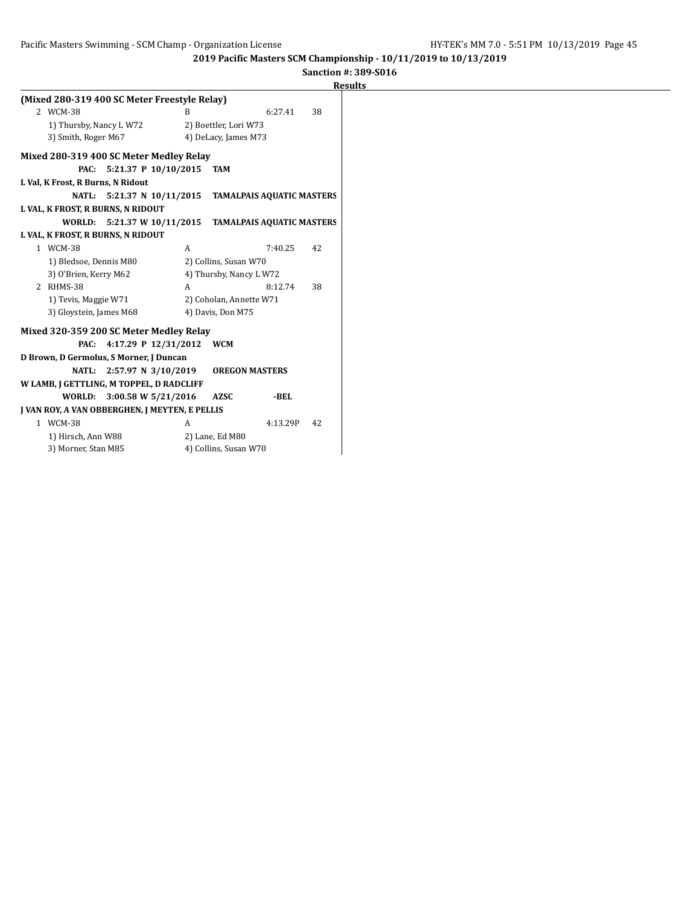**2019 Pacific Masters SCM Championship - 10/11/2019 to 10/13/2019**

**Sanction #: 389-S016**

**Results**

**(Mixed 280-319 400 SC Meter Freestyle Relay)**

| | | | | |
|---|---|---|---|---|
| 2 | WCM-38 | B | 6:27.41 | 38 |
| | 1) Thursby, Nancy L W72 | 2) Boettler, Lori W73 | | |
| | 3) Smith, Roger M67 | 4) DeLacy, James M73 | | |

**Mixed 280-319 400 SC Meter Medley Relay**

**PAC: 5:21.37 P 10/10/2015 TAM**
**L Val, K Frost, R Burns, N Ridout**
**NATL: 5:21.37 N 10/11/2015 TAMALPAIS AQUATIC MASTERS**
**L VAL, K FROST, R BURNS, N RIDOUT**
**WORLD: 5:21.37 W 10/11/2015 TAMALPAIS AQUATIC MASTERS**
**L VAL, K FROST, R BURNS, N RIDOUT**

| | | | | |
|---|---|---|---|---|
| 1 | WCM-38 | A | 7:40.25 | 42 |
| | 1) Bledsoe, Dennis M80 | 2) Collins, Susan W70 | | |
| | 3) O'Brien, Kerry M62 | 4) Thursby, Nancy L W72 | | |
| 2 | RHMS-38 | A | 8:12.74 | 38 |
| | 1) Tevis, Maggie W71 | 2) Coholan, Annette W71 | | |
| | 3) Gloystein, James M68 | 4) Davis, Don M75 | | |

**Mixed 320-359 200 SC Meter Medley Relay**

**PAC: 4:17.29 P 12/31/2012 WCM**
**D Brown, D Germolus, S Morner, J Duncan**
**NATL: 2:57.97 N 3/10/2019 OREGON MASTERS**
**W LAMB, J GETTLING, M TOPPEL, D RADCLIFF**
**WORLD: 3:00.58 W 5/21/2016 AZSC -BEL**
**J VAN ROY, A VAN OBBERGHEN, J MEYTEN, E PELLIS**

| | | | | |
|---|---|---|---|---|
| 1 | WCM-38 | A | 4:13.29P | 42 |
| | 1) Hirsch, Ann W88 | 2) Lane, Ed M80 | | |
| | 3) Morner, Stan M85 | 4) Collins, Susan W70 | | |